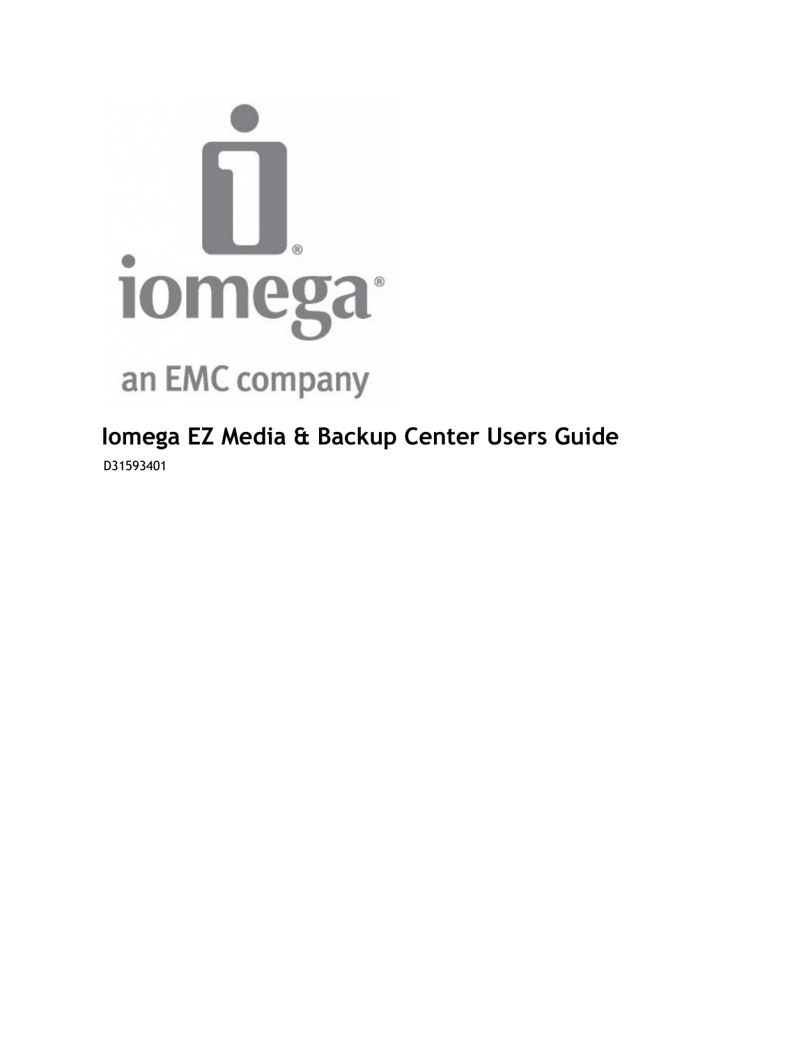# Iomega EZ Media & Backup Center Users Guide

D31593401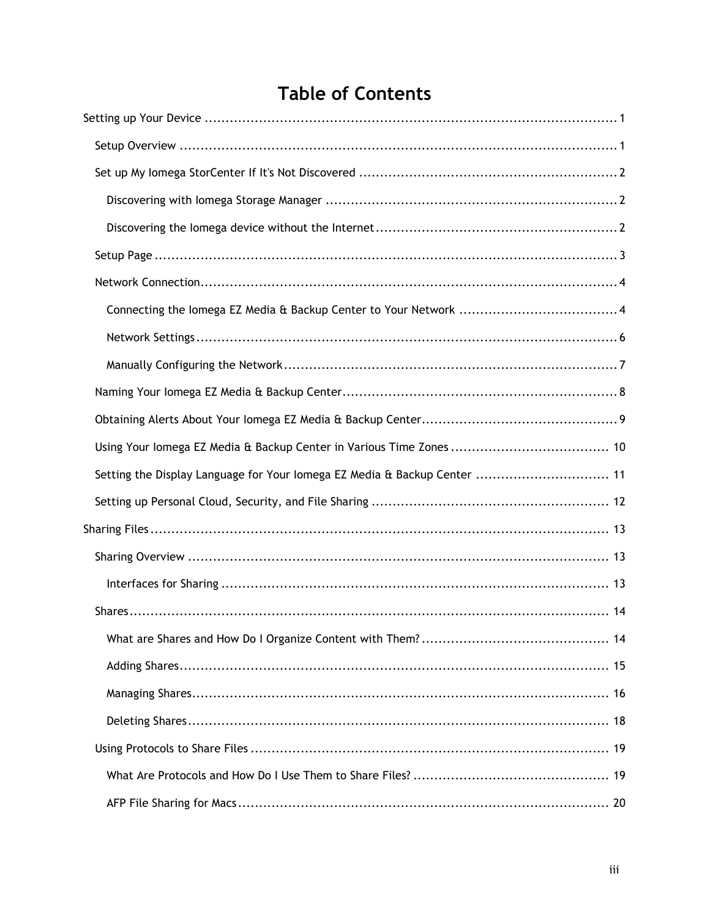# Table of Contents

- Setting up Your Device ... 1
  - Setup Overview ... 1
  - Set up My Iomega StorCenter If It's Not Discovered ... 2
    - Discovering with Iomega Storage Manager ... 2
    - Discovering the Iomega device without the Internet ... 2
  - Setup Page ... 3
  - Network Connection ... 4
    - Connecting the Iomega EZ Media & Backup Center to Your Network ... 4
    - Network Settings ... 6
    - Manually Configuring the Network ... 7
  - Naming Your Iomega EZ Media & Backup Center ... 8
  - Obtaining Alerts About Your Iomega EZ Media & Backup Center ... 9
  - Using Your Iomega EZ Media & Backup Center in Various Time Zones ... 10
  - Setting the Display Language for Your Iomega EZ Media & Backup Center ... 11
  - Setting up Personal Cloud, Security, and File Sharing ... 12
- Sharing Files ... 13
  - Sharing Overview ... 13
    - Interfaces for Sharing ... 13
  - Shares ... 14
    - What are Shares and How Do I Organize Content with Them? ... 14
    - Adding Shares ... 15
    - Managing Shares ... 16
    - Deleting Shares ... 18
  - Using Protocols to Share Files ... 19
    - What Are Protocols and How Do I Use Them to Share Files? ... 19
    - AFP File Sharing for Macs ... 20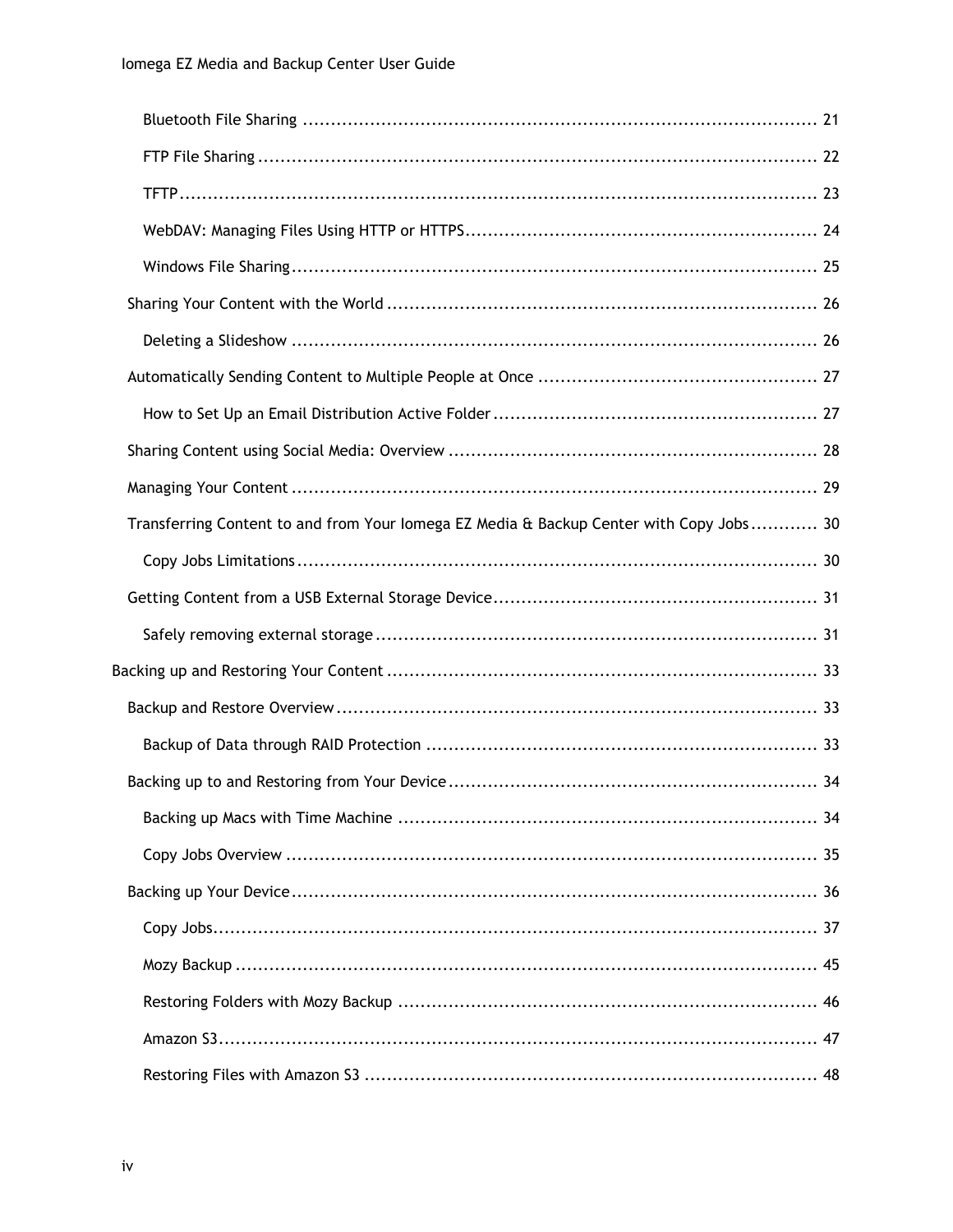- Bluetooth File Sharing ........................................................................................ 21
- FTP File Sharing .................................................................................................. 22
- TFTP ................................................................................................................... 23
- WebDAV: Managing Files Using HTTP or HTTPS ................................................ 24
- Windows File Sharing .......................................................................................... 25

Sharing Your Content with the World ........................................................................ 26

- Deleting a Slideshow ........................................................................................... 26

Automatically Sending Content to Multiple People at Once ...................................... 27

- How to Set Up an Email Distribution Active Folder ............................................ 27

Sharing Content using Social Media: Overview ......................................................... 28

Managing Your Content ............................................................................................. 29

Transferring Content to and from Your Iomega EZ Media & Backup Center with Copy Jobs ............ 30

- Copy Jobs Limitations .......................................................................................... 30

Getting Content from a USB External Storage Device ............................................... 31

- Safely removing external storage ........................................................................ 31

Backing up and Restoring Your Content ........................................................................ 33

Backup and Restore Overview ................................................................................... 33

- Backup of Data through RAID Protection ............................................................ 33

Backing up to and Restoring from Your Device .......................................................... 34

- Backing up Macs with Time Machine ................................................................... 34
- Copy Jobs Overview ............................................................................................. 35

Backing up Your Device ............................................................................................. 36

- Copy Jobs ............................................................................................................ 37
- Mozy Backup ........................................................................................................ 45
- Restoring Folders with Mozy Backup .................................................................. 46
- Amazon S3 ........................................................................................................... 47
- Restoring Files with Amazon S3 .......................................................................... 48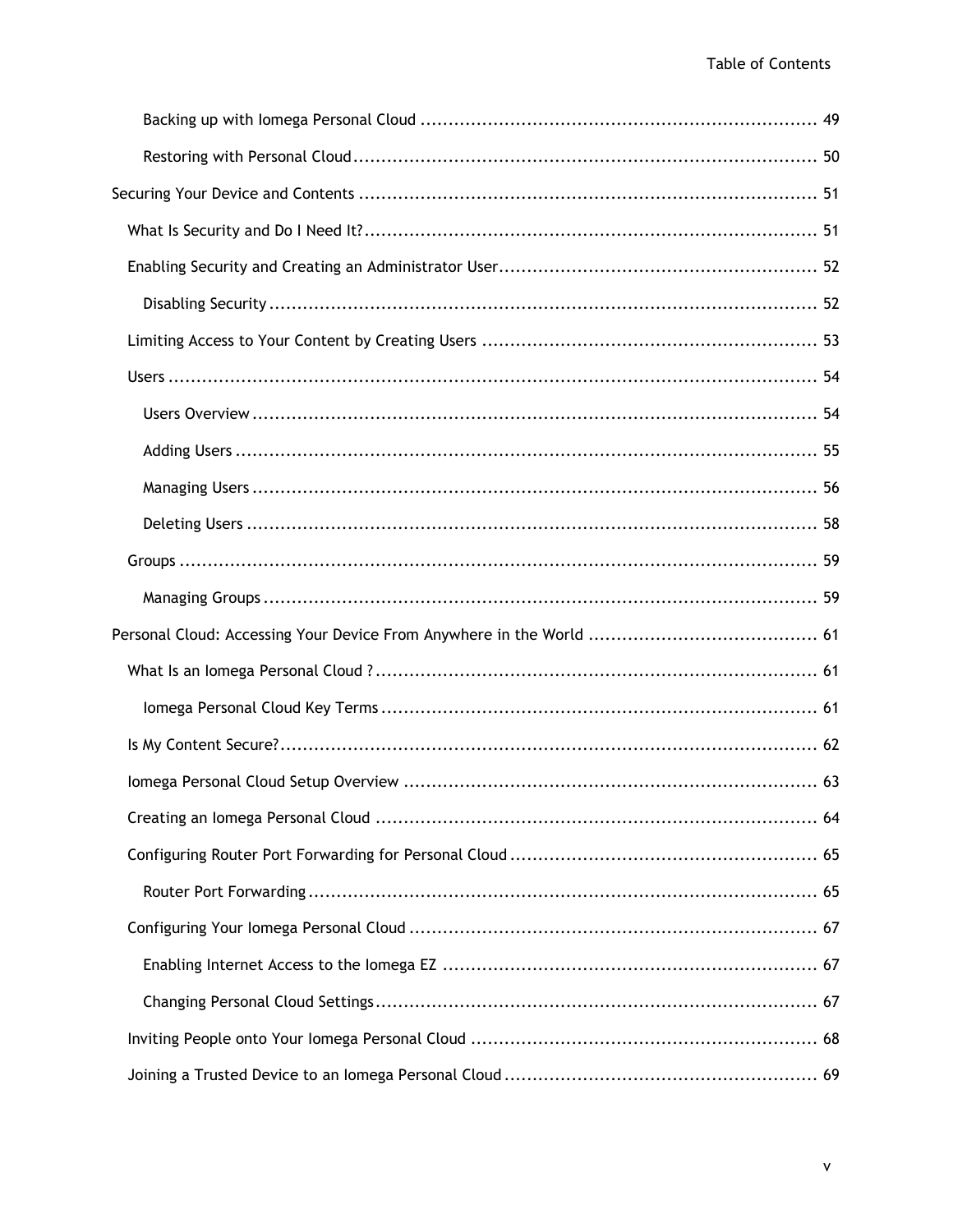Backing up with Iomega Personal Cloud ........................................................................ 49

Restoring with Personal Cloud .................................................................................... 50

Securing Your Device and Contents .................................................................................. 51

What Is Security and Do I Need It? ................................................................................. 51

Enabling Security and Creating an Administrator User ......................................................... 52

Disabling Security .................................................................................................. 52

Limiting Access to Your Content by Creating Users ............................................................ 53

Users ....................................................................................................................... 54

Users Overview ..................................................................................................... 54

Adding Users ......................................................................................................... 55

Managing Users ..................................................................................................... 56

Deleting Users ....................................................................................................... 58

Groups ...................................................................................................................... 59

Managing Groups ................................................................................................... 59

Personal Cloud: Accessing Your Device From Anywhere in the World ......................................... 61

What Is an Iomega Personal Cloud ? ................................................................................ 61

Iomega Personal Cloud Key Terms ............................................................................. 61

Is My Content Secure? ................................................................................................. 62

Iomega Personal Cloud Setup Overview ........................................................................... 63

Creating an Iomega Personal Cloud ................................................................................ 64

Configuring Router Port Forwarding for Personal Cloud ....................................................... 65

Router Port Forwarding ........................................................................................... 65

Configuring Your Iomega Personal Cloud ......................................................................... 67

Enabling Internet Access to the Iomega EZ ................................................................... 67

Changing Personal Cloud Settings ............................................................................... 67

Inviting People onto Your Iomega Personal Cloud .............................................................. 68

Joining a Trusted Device to an Iomega Personal Cloud ........................................................ 69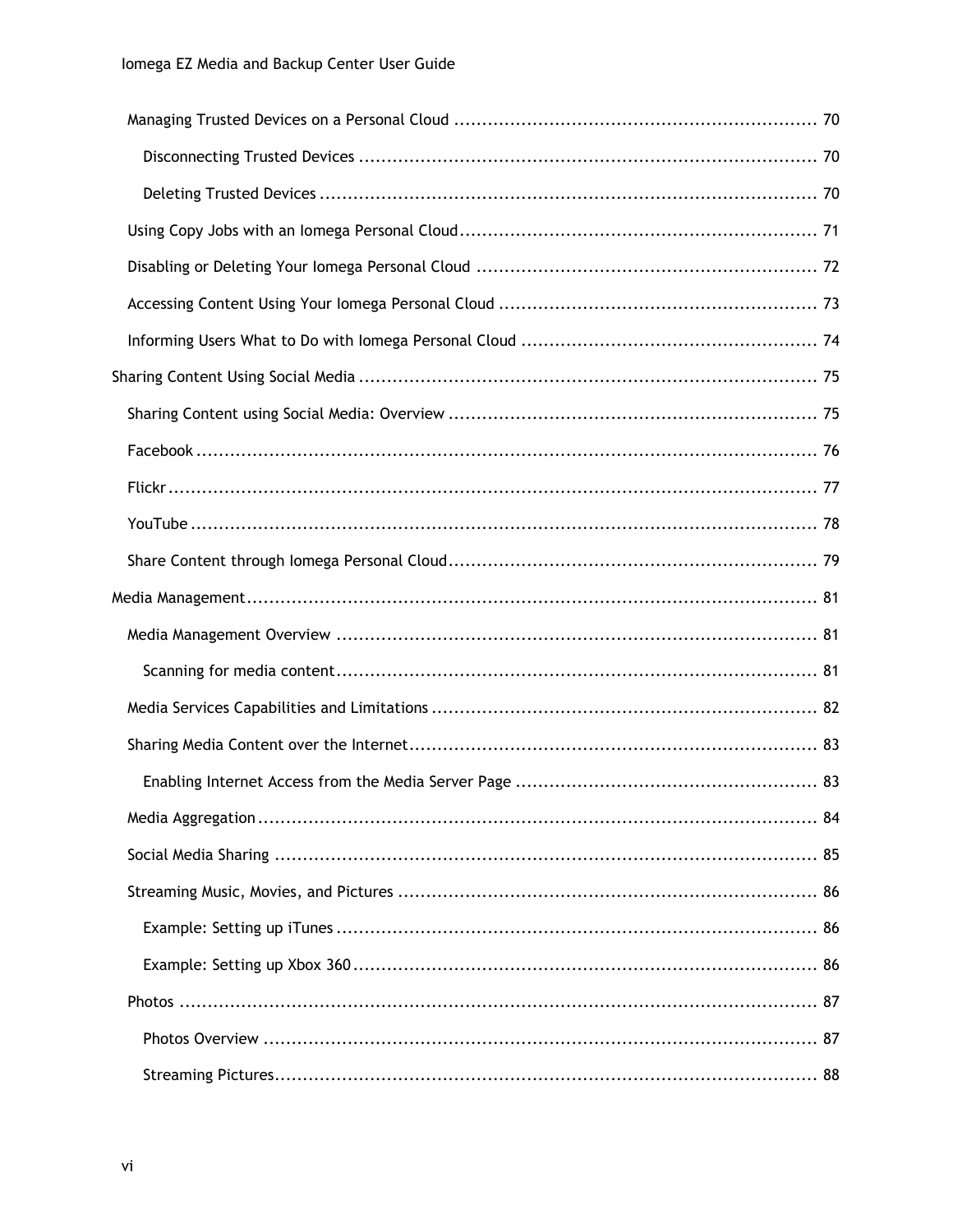Managing Trusted Devices on a Personal Cloud ..... 70

Disconnecting Trusted Devices ..... 70

Deleting Trusted Devices ..... 70

Using Copy Jobs with an Iomega Personal Cloud ..... 71

Disabling or Deleting Your Iomega Personal Cloud ..... 72

Accessing Content Using Your Iomega Personal Cloud ..... 73

Informing Users What to Do with Iomega Personal Cloud ..... 74

Sharing Content Using Social Media ..... 75

Sharing Content using Social Media: Overview ..... 75

Facebook ..... 76

Flickr ..... 77

YouTube ..... 78

Share Content through Iomega Personal Cloud ..... 79

Media Management ..... 81

Media Management Overview ..... 81

Scanning for media content ..... 81

Media Services Capabilities and Limitations ..... 82

Sharing Media Content over the Internet ..... 83

Enabling Internet Access from the Media Server Page ..... 83

Media Aggregation ..... 84

Social Media Sharing ..... 85

Streaming Music, Movies, and Pictures ..... 86

Example: Setting up iTunes ..... 86

Example: Setting up Xbox 360 ..... 86

Photos ..... 87

Photos Overview ..... 87

Streaming Pictures ..... 88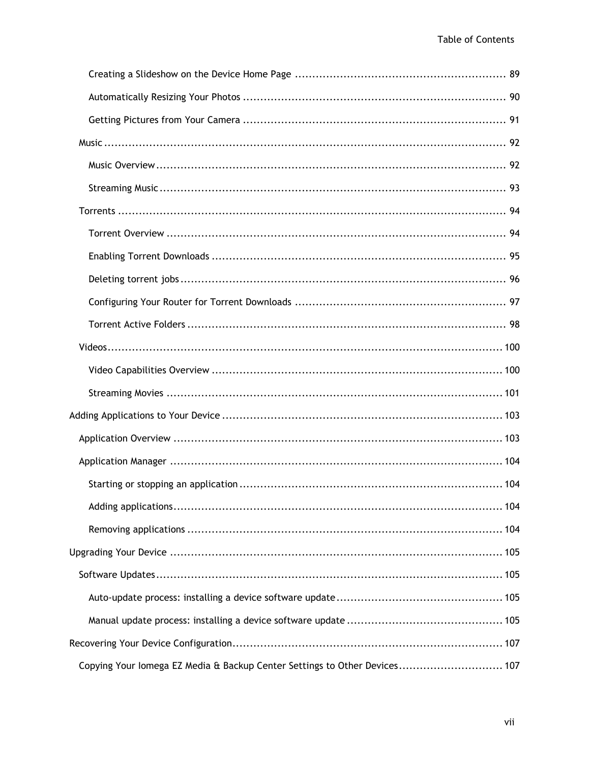Creating a Slideshow on the Device Home Page ............................................................ 89

Automatically Resizing Your Photos ........................................................................... 90

Getting Pictures from Your Camera ........................................................................... 91

Music ......................................................................................................................... 92

Music Overview ....................................................................................................... 92

Streaming Music ...................................................................................................... 93

Torrents ..................................................................................................................... 94

Torrent Overview ..................................................................................................... 94

Enabling Torrent Downloads ..................................................................................... 95

Deleting torrent jobs ................................................................................................ 96

Configuring Your Router for Torrent Downloads ............................................................ 97

Torrent Active Folders .............................................................................................. 98

Videos ...................................................................................................................... 100

Video Capabilities Overview ..................................................................................... 100

Streaming Movies ................................................................................................... 101

Adding Applications to Your Device ................................................................................ 103

Application Overview .............................................................................................. 103

Application Manager ............................................................................................... 104

Starting or stopping an application ............................................................................ 104

Adding applications ................................................................................................ 104

Removing applications ............................................................................................ 104

Upgrading Your Device ................................................................................................ 105

Software Updates .................................................................................................... 105

Auto-update process: installing a device software update ............................................... 105

Manual update process: installing a device software update ............................................ 105

Recovering Your Device Configuration ............................................................................. 107

Copying Your Iomega EZ Media & Backup Center Settings to Other Devices ............................. 107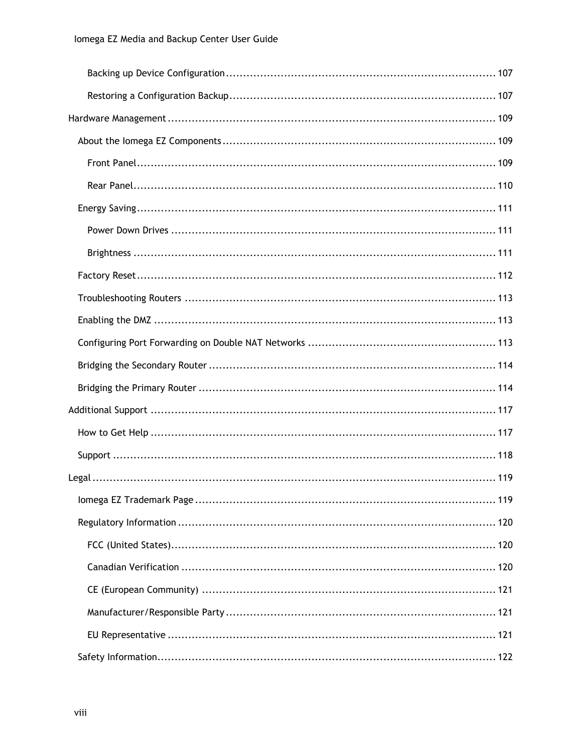Backing up Device Configuration ..... 107

Restoring a Configuration Backup ..... 107

Hardware Management ..... 109

About the Iomega EZ Components ..... 109

Front Panel ..... 109

Rear Panel ..... 110

Energy Saving ..... 111

Power Down Drives ..... 111

Brightness ..... 111

Factory Reset ..... 112

Troubleshooting Routers ..... 113

Enabling the DMZ ..... 113

Configuring Port Forwarding on Double NAT Networks ..... 113

Bridging the Secondary Router ..... 114

Bridging the Primary Router ..... 114

Additional Support ..... 117

How to Get Help ..... 117

Support ..... 118

Legal ..... 119

Iomega EZ Trademark Page ..... 119

Regulatory Information ..... 120

FCC (United States) ..... 120

Canadian Verification ..... 120

CE (European Community) ..... 121

Manufacturer/Responsible Party ..... 121

EU Representative ..... 121

Safety Information ..... 122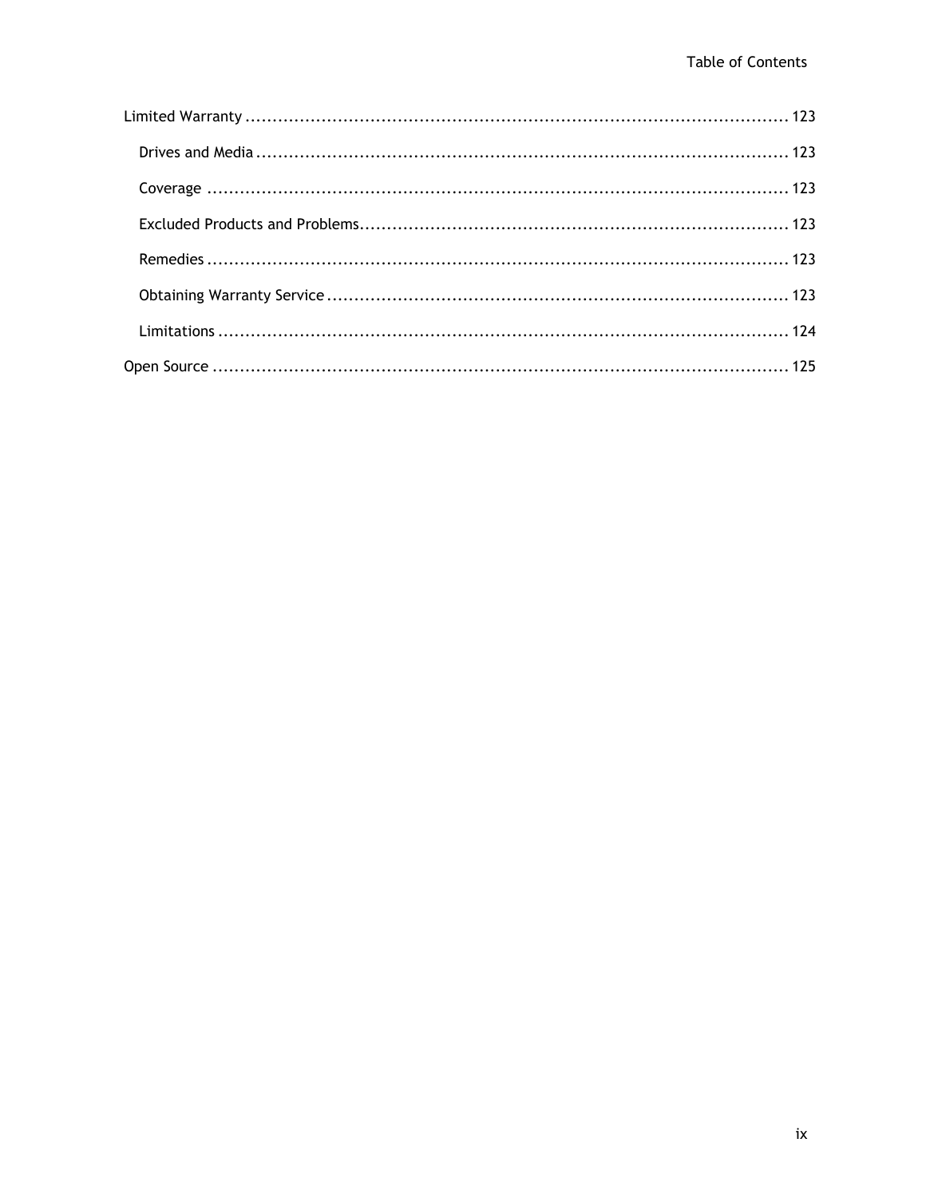Limited Warranty ........................................................................................................ 123

- Drives and Media ................................................................................................ 123
- Coverage ............................................................................................................ 123
- Excluded Products and Problems.......................................................................... 123
- Remedies ............................................................................................................ 123
- Obtaining Warranty Service .................................................................................. 123
- Limitations .......................................................................................................... 124

Open Source .............................................................................................................. 125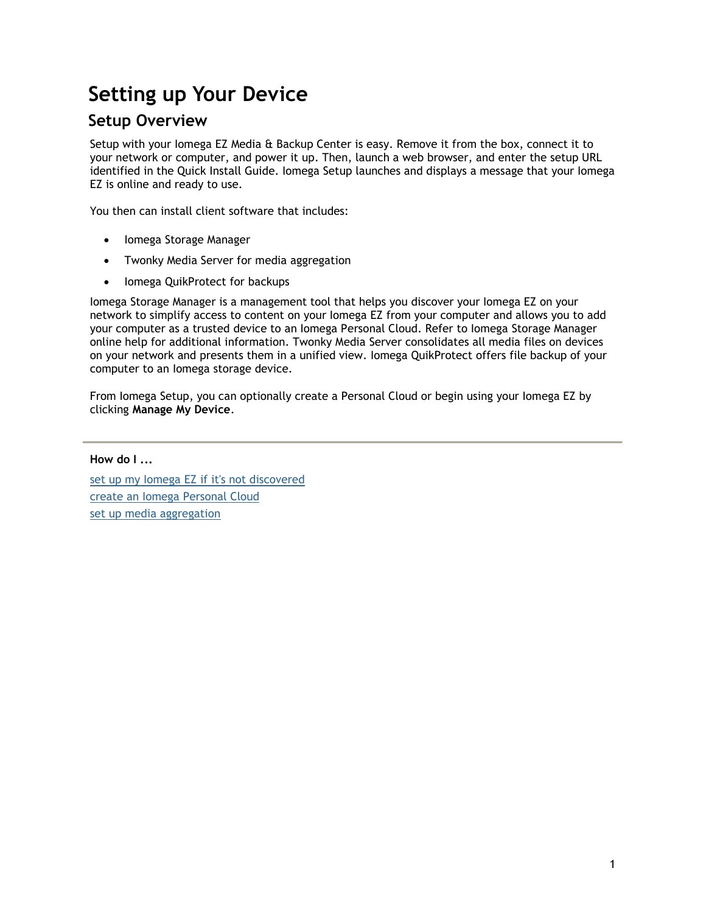# Setting up Your Device

## Setup Overview

Setup with your Iomega EZ Media & Backup Center is easy. Remove it from the box, connect it to your network or computer, and power it up. Then, launch a web browser, and enter the setup URL identified in the Quick Install Guide. Iomega Setup launches and displays a message that your Iomega EZ is online and ready to use.

You then can install client software that includes:

- Iomega Storage Manager
- Twonky Media Server for media aggregation
- Iomega QuikProtect for backups

Iomega Storage Manager is a management tool that helps you discover your Iomega EZ on your network to simplify access to content on your Iomega EZ from your computer and allows you to add your computer as a trusted device to an Iomega Personal Cloud. Refer to Iomega Storage Manager online help for additional information. Twonky Media Server consolidates all media files on devices on your network and presents them in a unified view. Iomega QuikProtect offers file backup of your computer to an Iomega storage device.

From Iomega Setup, you can optionally create a Personal Cloud or begin using your Iomega EZ by clicking **Manage My Device**.

---

**How do I ...**

set up my Iomega EZ if it's not discovered
create an Iomega Personal Cloud
set up media aggregation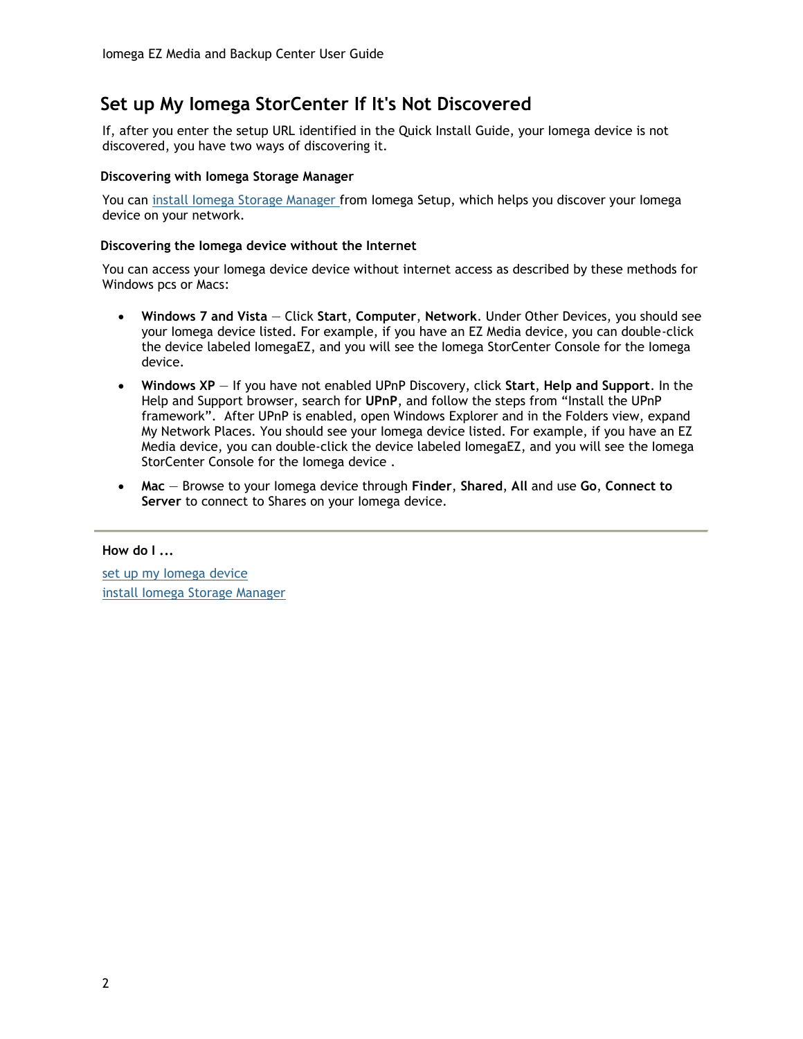## Set up My Iomega StorCenter If It's Not Discovered

If, after you enter the setup URL identified in the Quick Install Guide, your Iomega device is not discovered, you have two ways of discovering it.

#### Discovering with Iomega Storage Manager

You can install Iomega Storage Manager from Iomega Setup, which helps you discover your Iomega device on your network.

#### Discovering the Iomega device without the Internet

You can access your Iomega device device without internet access as described by these methods for Windows pcs or Macs:

- **Windows 7 and Vista** — Click **Start**, **Computer**, **Network**. Under Other Devices, you should see your Iomega device listed. For example, if you have an EZ Media device, you can double-click the device labeled IomegaEZ, and you will see the Iomega StorCenter Console for the Iomega device.
- **Windows XP** — If you have not enabled UPnP Discovery, click **Start**, **Help and Support**. In the Help and Support browser, search for **UPnP**, and follow the steps from “Install the UPnP framework”. After UPnP is enabled, open Windows Explorer and in the Folders view, expand My Network Places. You should see your Iomega device listed. For example, if you have an EZ Media device, you can double-click the device labeled IomegaEZ, and you will see the Iomega StorCenter Console for the Iomega device .
- **Mac** — Browse to your Iomega device through **Finder**, **Shared**, **All** and use **Go**, **Connect to Server** to connect to Shares on your Iomega device.

---

**How do I ...**

set up my Iomega device
install Iomega Storage Manager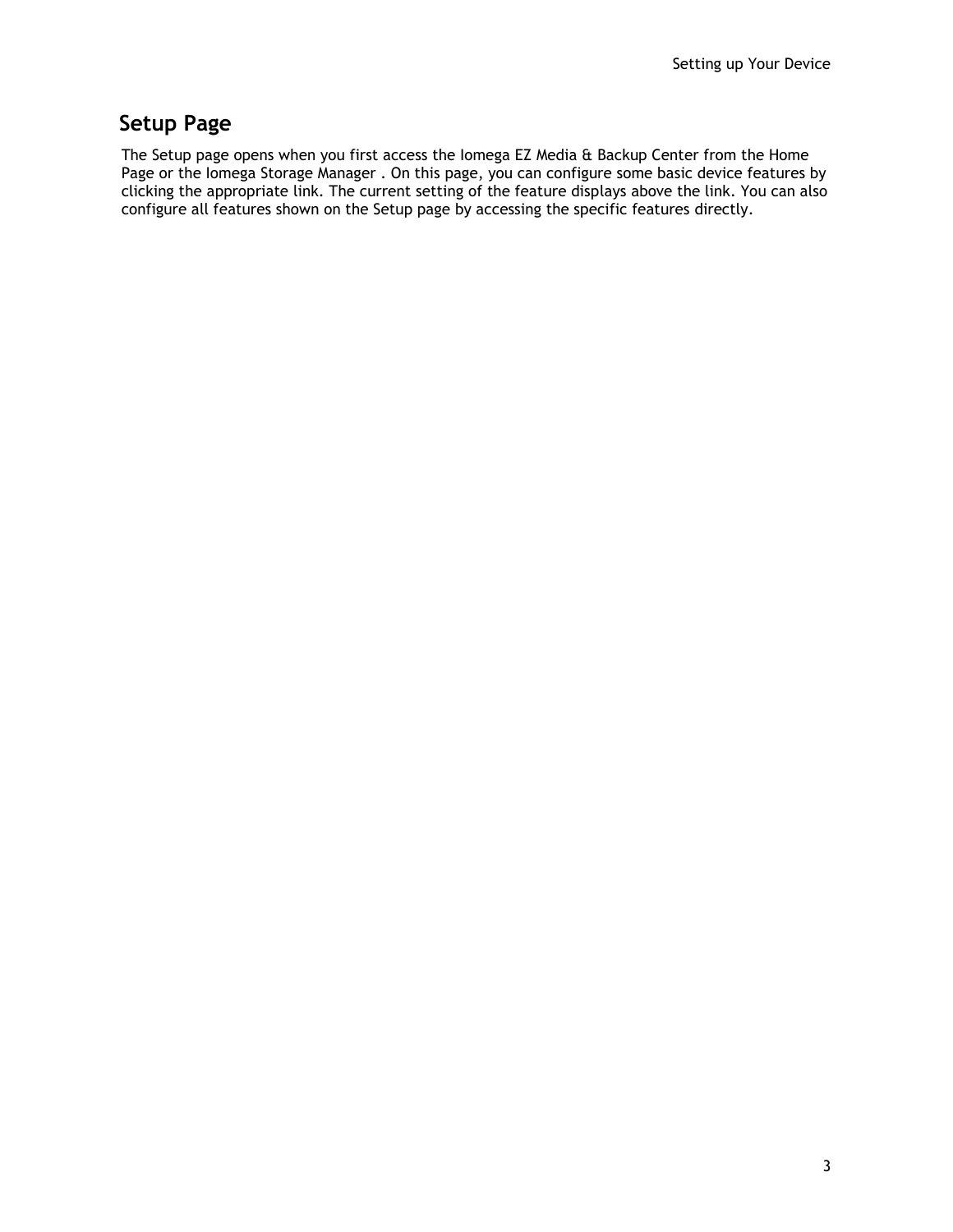## Setup Page

The Setup page opens when you first access the Iomega EZ Media & Backup Center from the Home Page or the Iomega Storage Manager . On this page, you can configure some basic device features by clicking the appropriate link. The current setting of the feature displays above the link. You can also configure all features shown on the Setup page by accessing the specific features directly.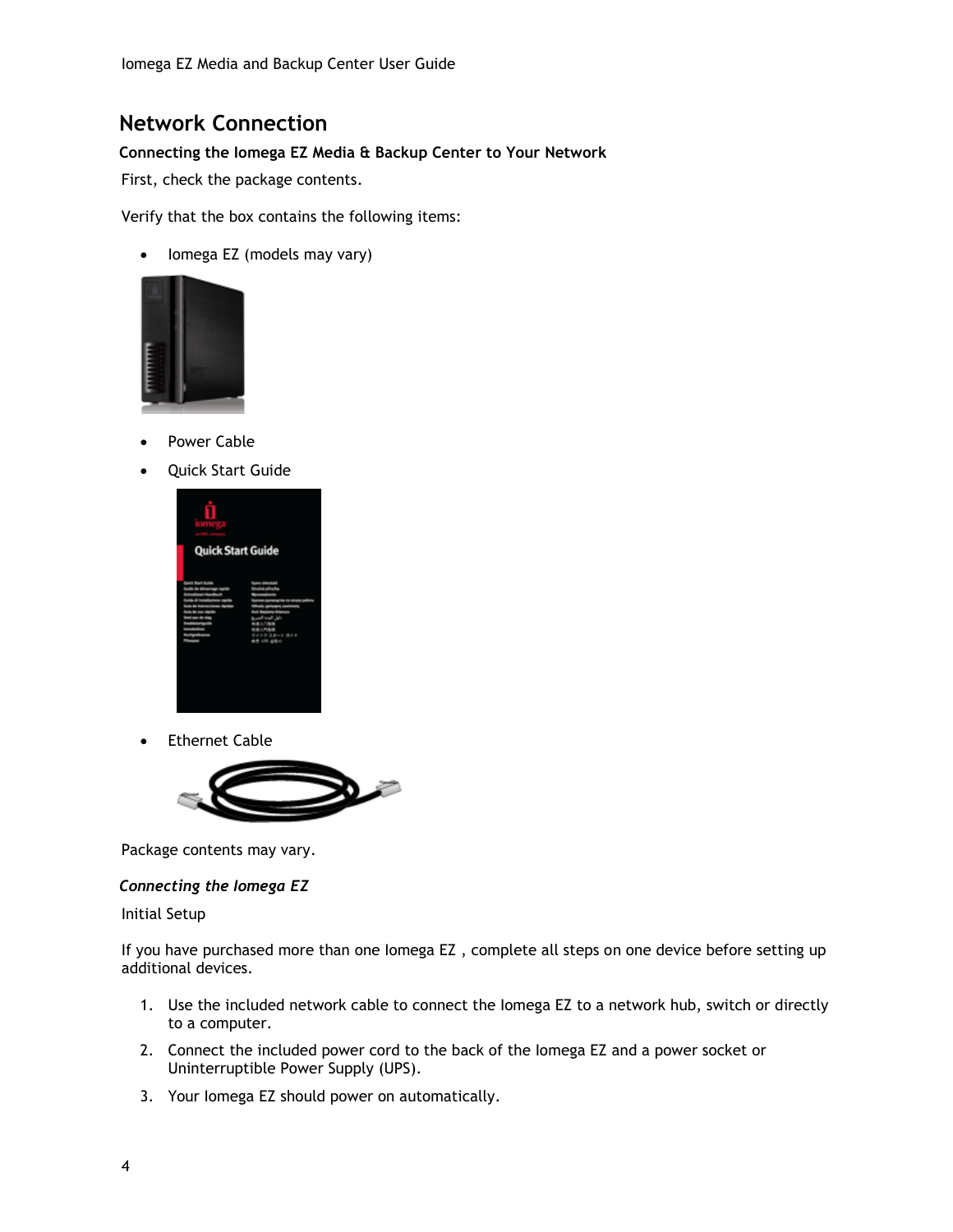# Network Connection

**Connecting the Iomega EZ Media & Backup Center to Your Network**

First, check the package contents.

Verify that the box contains the following items:

- Iomega EZ (models may vary)
- Power Cable
- Quick Start Guide
- Ethernet Cable

Package contents may vary.

***Connecting the Iomega EZ***

Initial Setup

If you have purchased more than one Iomega EZ , complete all steps on one device before setting up additional devices.

1. Use the included network cable to connect the Iomega EZ to a network hub, switch or directly to a computer.
2. Connect the included power cord to the back of the Iomega EZ and a power socket or Uninterruptible Power Supply (UPS).
3. Your Iomega EZ should power on automatically.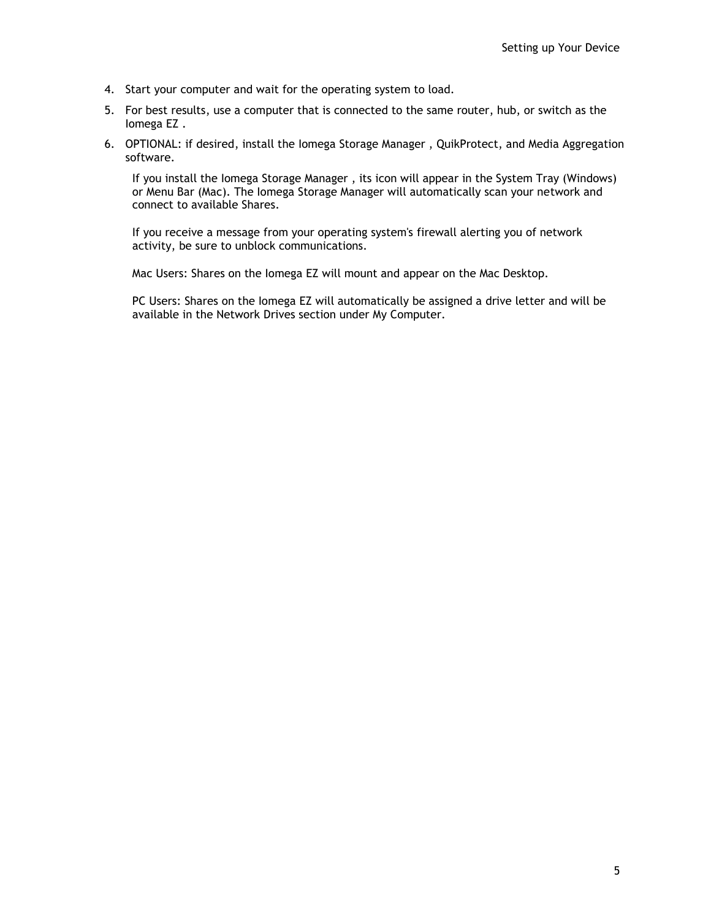4. Start your computer and wait for the operating system to load.
5. For best results, use a computer that is connected to the same router, hub, or switch as the Iomega EZ .
6. OPTIONAL: if desired, install the Iomega Storage Manager , QuikProtect, and Media Aggregation software.

   If you install the Iomega Storage Manager , its icon will appear in the System Tray (Windows) or Menu Bar (Mac). The Iomega Storage Manager will automatically scan your network and connect to available Shares.

   If you receive a message from your operating system's firewall alerting you of network activity, be sure to unblock communications.

   Mac Users: Shares on the Iomega EZ will mount and appear on the Mac Desktop.

   PC Users: Shares on the Iomega EZ will automatically be assigned a drive letter and will be available in the Network Drives section under My Computer.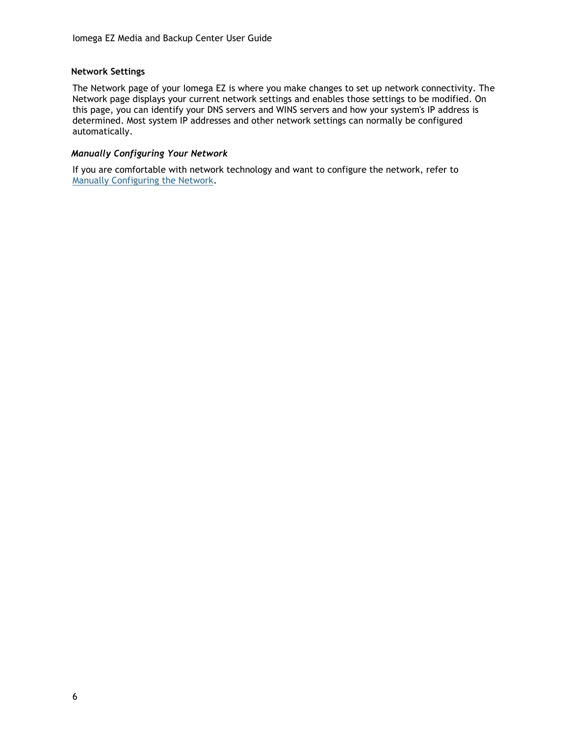## Network Settings

The Network page of your Iomega EZ is where you make changes to set up network connectivity. The Network page displays your current network settings and enables those settings to be modified. On this page, you can identify your DNS servers and WINS servers and how your system's IP address is determined. Most system IP addresses and other network settings can normally be configured automatically.

### *Manually Configuring Your Network*

If you are comfortable with network technology and want to configure the network, refer to Manually Configuring the Network.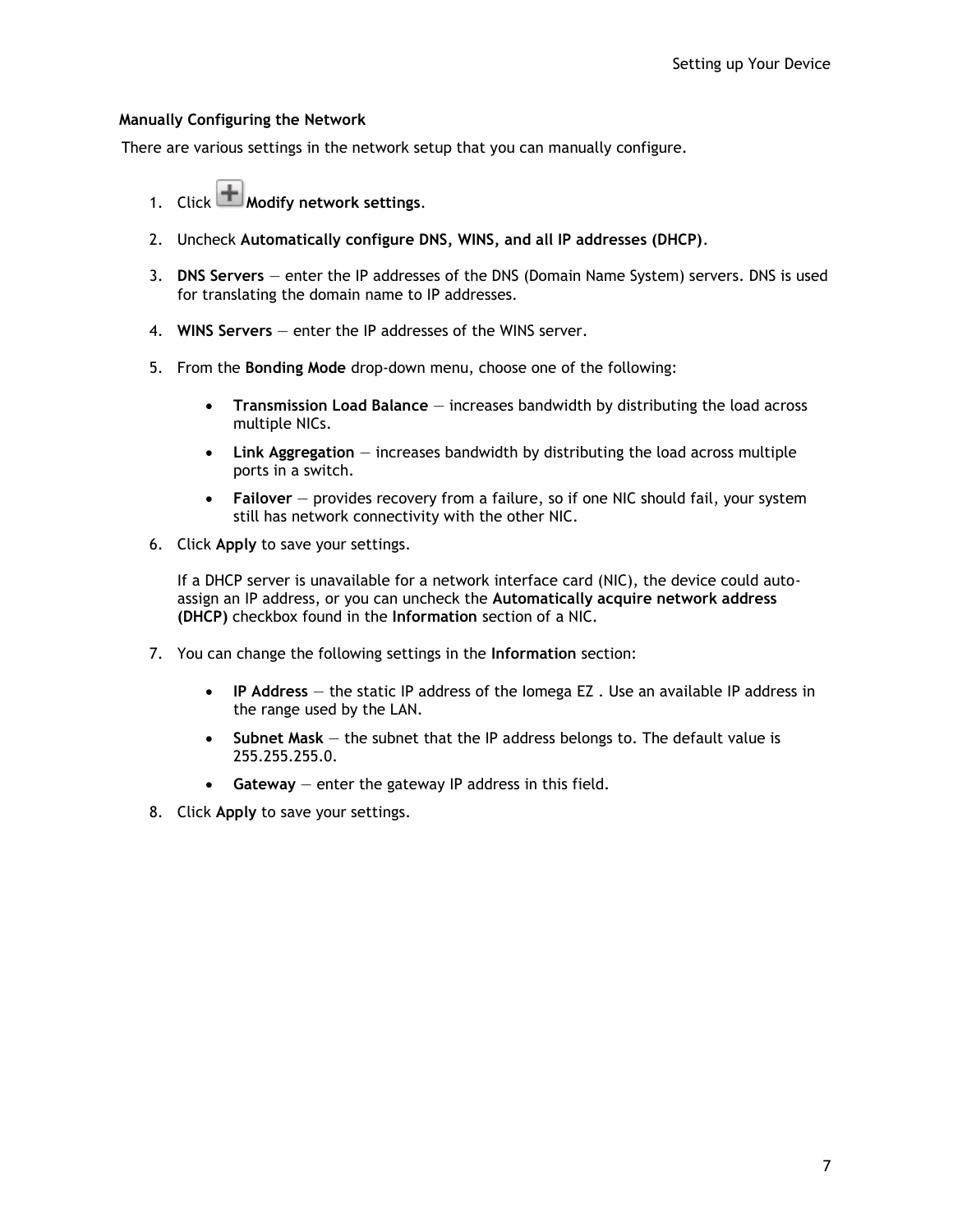### Manually Configuring the Network

There are various settings in the network setup that you can manually configure.

1. Click **Modify network settings**.
2. Uncheck **Automatically configure DNS, WINS, and all IP addresses (DHCP)**.
3. **DNS Servers** — enter the IP addresses of the DNS (Domain Name System) servers. DNS is used for translating the domain name to IP addresses.
4. **WINS Servers** — enter the IP addresses of the WINS server.
5. From the **Bonding Mode** drop-down menu, choose one of the following:
   - **Transmission Load Balance** — increases bandwidth by distributing the load across multiple NICs.
   - **Link Aggregation** — increases bandwidth by distributing the load across multiple ports in a switch.
   - **Failover** — provides recovery from a failure, so if one NIC should fail, your system still has network connectivity with the other NIC.
6. Click **Apply** to save your settings.

   If a DHCP server is unavailable for a network interface card (NIC), the device could auto-assign an IP address, or you can uncheck the **Automatically acquire network address (DHCP)** checkbox found in the **Information** section of a NIC.

7. You can change the following settings in the **Information** section:
   - **IP Address** — the static IP address of the Iomega EZ . Use an available IP address in the range used by the LAN.
   - **Subnet Mask** — the subnet that the IP address belongs to. The default value is 255.255.255.0.
   - **Gateway** — enter the gateway IP address in this field.
8. Click **Apply** to save your settings.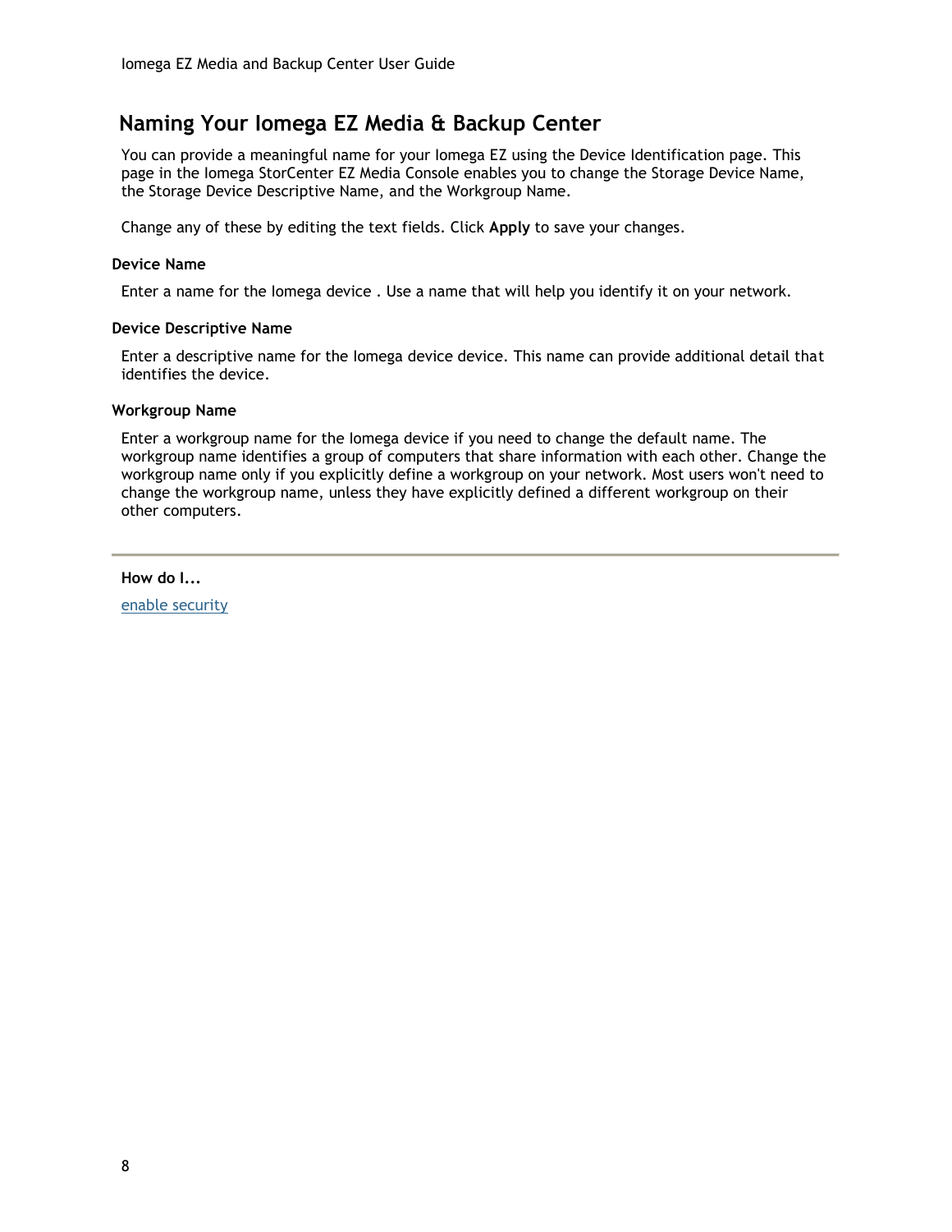## Naming Your Iomega EZ Media & Backup Center

You can provide a meaningful name for your Iomega EZ using the Device Identification page. This page in the Iomega StorCenter EZ Media Console enables you to change the Storage Device Name, the Storage Device Descriptive Name, and the Workgroup Name.

Change any of these by editing the text fields. Click **Apply** to save your changes.

### Device Name

Enter a name for the Iomega device . Use a name that will help you identify it on your network.

### Device Descriptive Name

Enter a descriptive name for the Iomega device device. This name can provide additional detail that identifies the device.

### Workgroup Name

Enter a workgroup name for the Iomega device if you need to change the default name. The workgroup name identifies a group of computers that share information with each other. Change the workgroup name only if you explicitly define a workgroup on your network. Most users won't need to change the workgroup name, unless they have explicitly defined a different workgroup on their other computers.

---

**How do I...**

enable security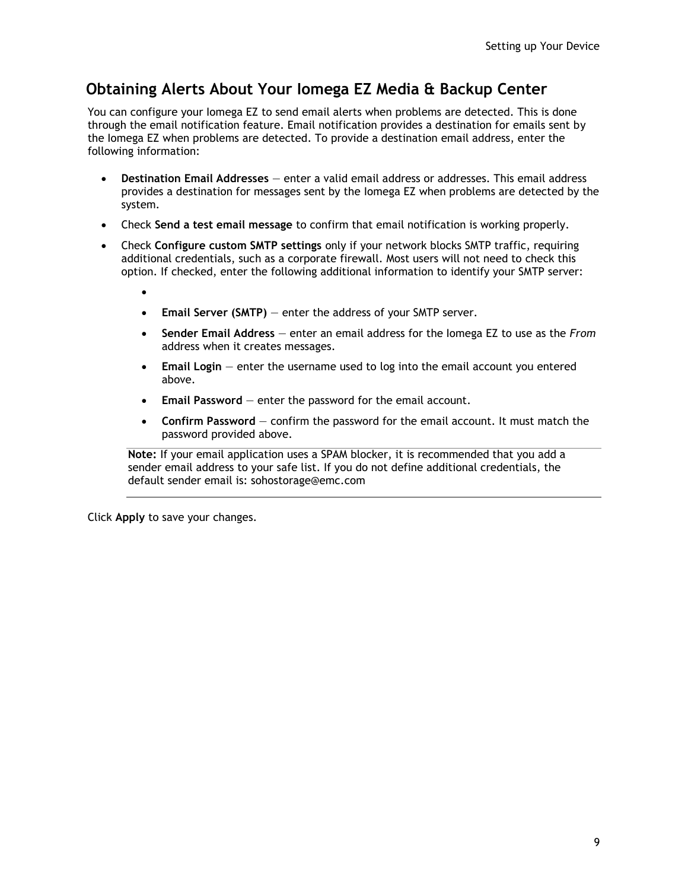## Obtaining Alerts About Your Iomega EZ Media & Backup Center

You can configure your Iomega EZ to send email alerts when problems are detected. This is done through the email notification feature. Email notification provides a destination for emails sent by the Iomega EZ when problems are detected. To provide a destination email address, enter the following information:

- **Destination Email Addresses** — enter a valid email address or addresses. This email address provides a destination for messages sent by the Iomega EZ when problems are detected by the system.
- Check **Send a test email message** to confirm that email notification is working properly.
- Check **Configure custom SMTP settings** only if your network blocks SMTP traffic, requiring additional credentials, such as a corporate firewall. Most users will not need to check this option. If checked, enter the following additional information to identify your SMTP server:
  - 
  - **Email Server (SMTP)** — enter the address of your SMTP server.
  - **Sender Email Address** — enter an email address for the Iomega EZ to use as the *From* address when it creates messages.
  - **Email Login** — enter the username used to log into the email account you entered above.
  - **Email Password** — enter the password for the email account.
  - **Confirm Password** — confirm the password for the email account. It must match the password provided above.

**Note:** If your email application uses a SPAM blocker, it is recommended that you add a sender email address to your safe list. If you do not define additional credentials, the default sender email is: sohostorage@emc.com

Click **Apply** to save your changes.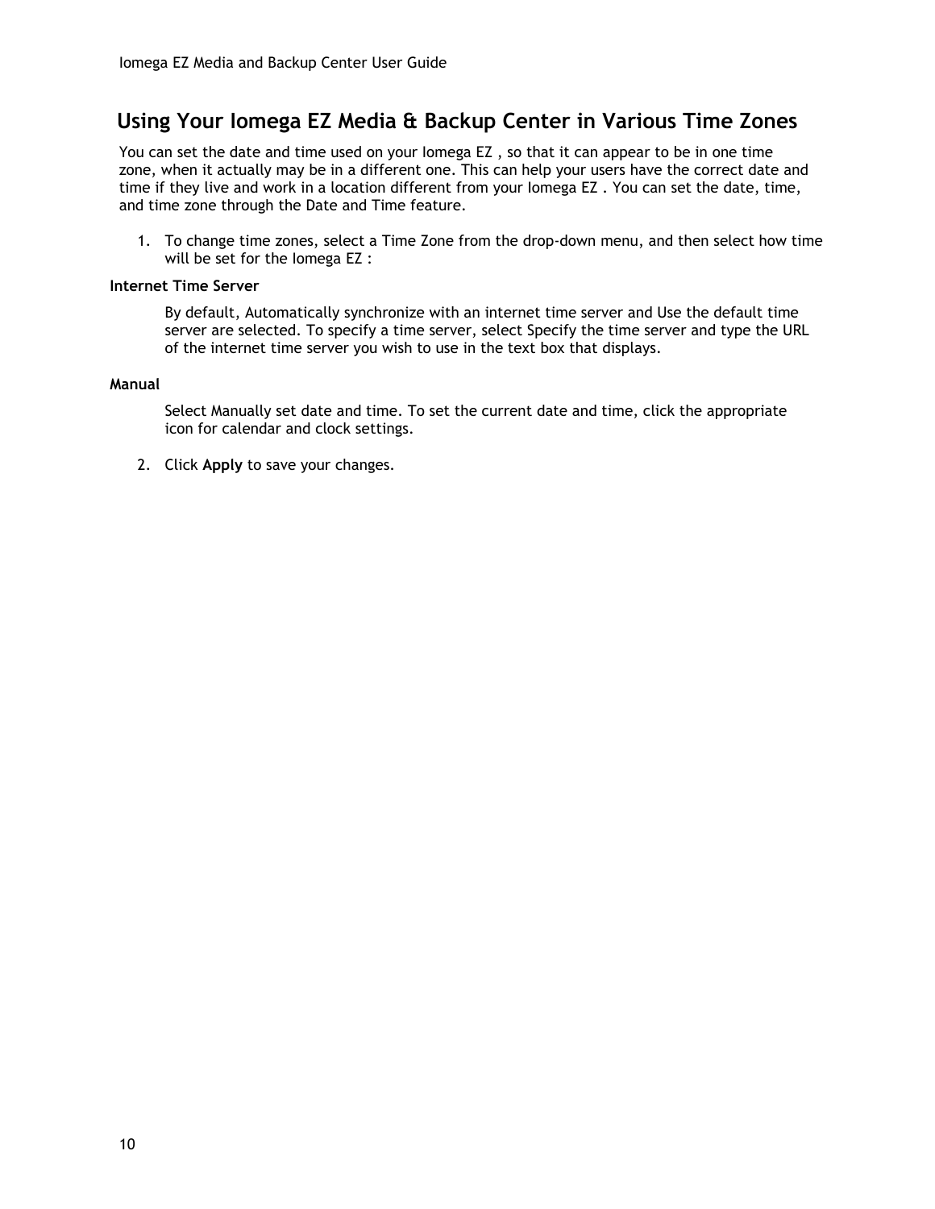## Using Your Iomega EZ Media & Backup Center in Various Time Zones

You can set the date and time used on your Iomega EZ , so that it can appear to be in one time zone, when it actually may be in a different one. This can help your users have the correct date and time if they live and work in a location different from your Iomega EZ . You can set the date, time, and time zone through the Date and Time feature.

1. To change time zones, select a Time Zone from the drop-down menu, and then select how time will be set for the Iomega EZ :

**Internet Time Server**

By default, Automatically synchronize with an internet time server and Use the default time server are selected. To specify a time server, select Specify the time server and type the URL of the internet time server you wish to use in the text box that displays.

**Manual**

Select Manually set date and time. To set the current date and time, click the appropriate icon for calendar and clock settings.

2. Click **Apply** to save your changes.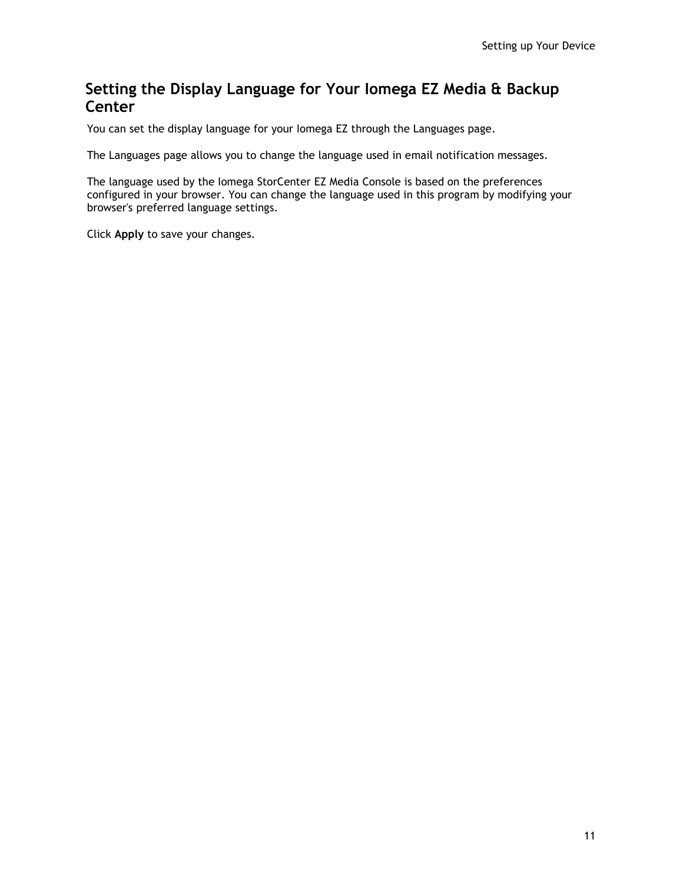## Setting the Display Language for Your Iomega EZ Media & Backup Center

You can set the display language for your Iomega EZ through the Languages page.

The Languages page allows you to change the language used in email notification messages.

The language used by the Iomega StorCenter EZ Media Console is based on the preferences configured in your browser. You can change the language used in this program by modifying your browser's preferred language settings.

Click **Apply** to save your changes.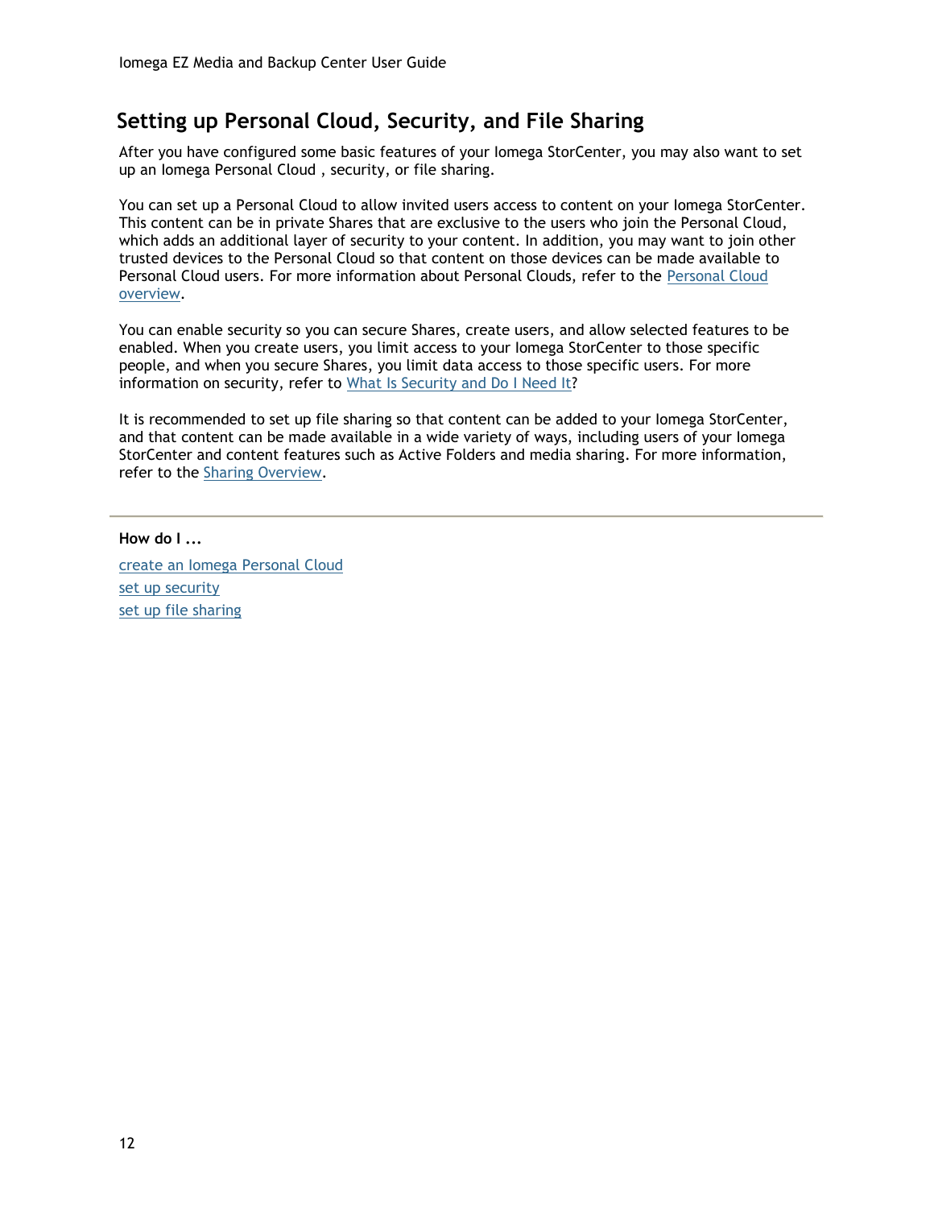## Setting up Personal Cloud, Security, and File Sharing

After you have configured some basic features of your Iomega StorCenter, you may also want to set up an Iomega Personal Cloud , security, or file sharing.

You can set up a Personal Cloud to allow invited users access to content on your Iomega StorCenter. This content can be in private Shares that are exclusive to the users who join the Personal Cloud, which adds an additional layer of security to your content. In addition, you may want to join other trusted devices to the Personal Cloud so that content on those devices can be made available to Personal Cloud users. For more information about Personal Clouds, refer to the Personal Cloud overview.

You can enable security so you can secure Shares, create users, and allow selected features to be enabled. When you create users, you limit access to your Iomega StorCenter to those specific people, and when you secure Shares, you limit data access to those specific users. For more information on security, refer to What Is Security and Do I Need It?

It is recommended to set up file sharing so that content can be added to your Iomega StorCenter, and that content can be made available in a wide variety of ways, including users of your Iomega StorCenter and content features such as Active Folders and media sharing. For more information, refer to the Sharing Overview.

---

**How do I ...**

create an Iomega Personal Cloud

set up security

set up file sharing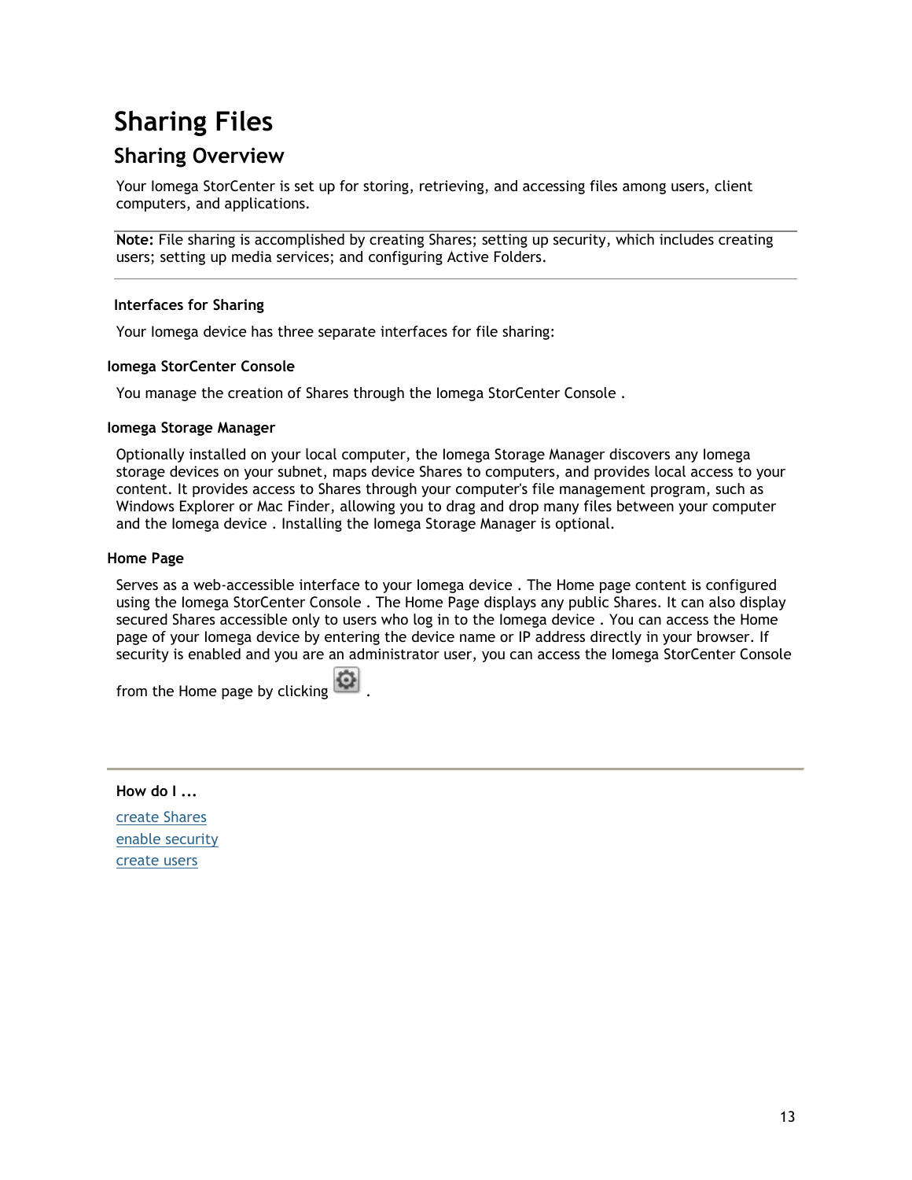# Sharing Files

## Sharing Overview

Your Iomega StorCenter is set up for storing, retrieving, and accessing files among users, client computers, and applications.

**Note:** File sharing is accomplished by creating Shares; setting up security, which includes creating users; setting up media services; and configuring Active Folders.

### Interfaces for Sharing

Your Iomega device has three separate interfaces for file sharing:

#### Iomega StorCenter Console

You manage the creation of Shares through the Iomega StorCenter Console .

#### Iomega Storage Manager

Optionally installed on your local computer, the Iomega Storage Manager discovers any Iomega storage devices on your subnet, maps device Shares to computers, and provides local access to your content. It provides access to Shares through your computer's file management program, such as Windows Explorer or Mac Finder, allowing you to drag and drop many files between your computer and the Iomega device . Installing the Iomega Storage Manager is optional.

#### Home Page

Serves as a web-accessible interface to your Iomega device . The Home page content is configured using the Iomega StorCenter Console . The Home Page displays any public Shares. It can also display secured Shares accessible only to users who log in to the Iomega device . You can access the Home page of your Iomega device by entering the device name or IP address directly in your browser. If security is enabled and you are an administrator user, you can access the Iomega StorCenter Console from the Home page by clicking .

---

**How do I ...**

create Shares
enable security
create users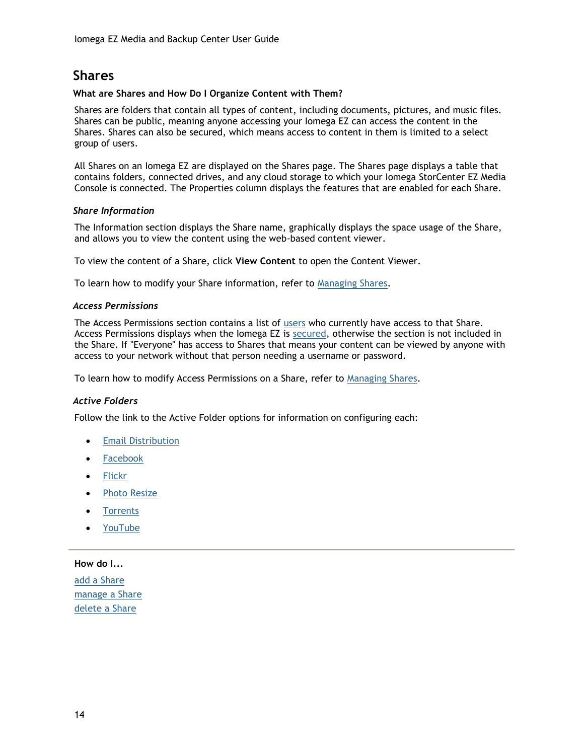# Shares

**What are Shares and How Do I Organize Content with Them?**

Shares are folders that contain all types of content, including documents, pictures, and music files. Shares can be public, meaning anyone accessing your Iomega EZ can access the content in the Shares. Shares can also be secured, which means access to content in them is limited to a select group of users.

All Shares on an Iomega EZ are displayed on the Shares page. The Shares page displays a table that contains folders, connected drives, and any cloud storage to which your Iomega StorCenter EZ Media Console is connected. The Properties column displays the features that are enabled for each Share.

### *Share Information*

The Information section displays the Share name, graphically displays the space usage of the Share, and allows you to view the content using the web-based content viewer.

To view the content of a Share, click **View Content** to open the Content Viewer.

To learn how to modify your Share information, refer to Managing Shares.

### *Access Permissions*

The Access Permissions section contains a list of users who currently have access to that Share. Access Permissions displays when the Iomega EZ is secured, otherwise the section is not included in the Share. If "Everyone" has access to Shares that means your content can be viewed by anyone with access to your network without that person needing a username or password.

To learn how to modify Access Permissions on a Share, refer to Managing Shares.

### *Active Folders*

Follow the link to the Active Folder options for information on configuring each:

- Email Distribution
- Facebook
- Flickr
- Photo Resize
- Torrents
- YouTube

---

**How do I...**

add a Share
manage a Share
delete a Share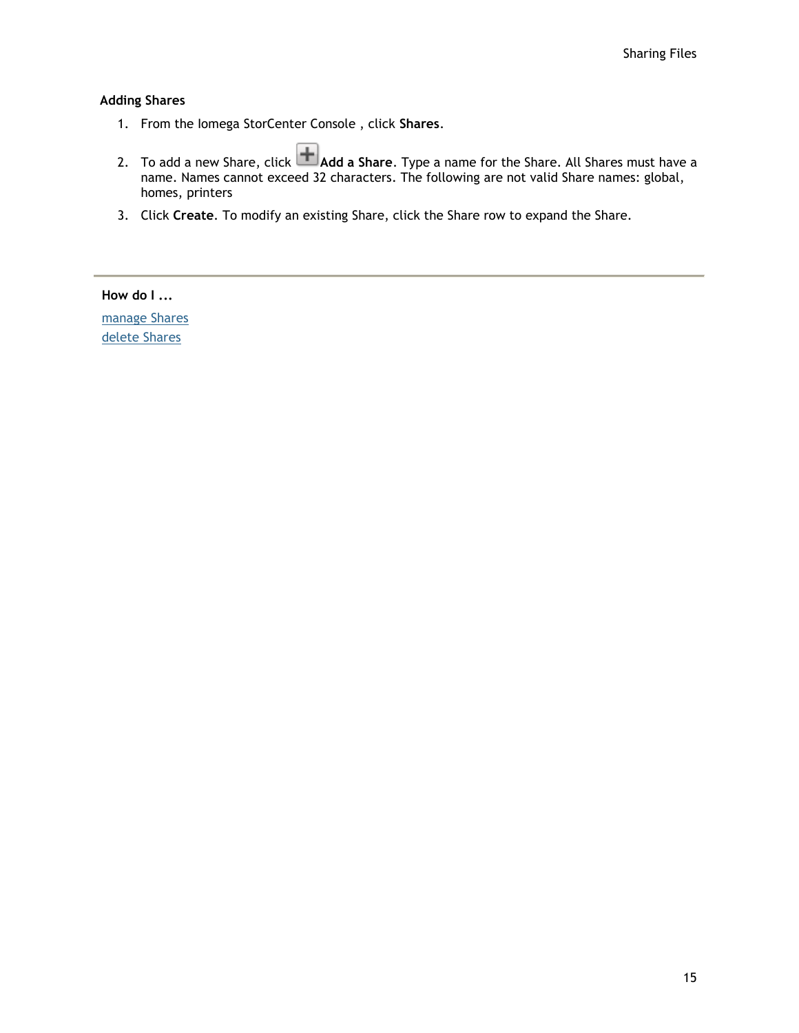### Adding Shares

1. From the Iomega StorCenter Console , click **Shares**.
2. To add a new Share, click **Add a Share**. Type a name for the Share. All Shares must have a name. Names cannot exceed 32 characters. The following are not valid Share names: global, homes, printers
3. Click **Create**. To modify an existing Share, click the Share row to expand the Share.

---

**How do I ...**

manage Shares
delete Shares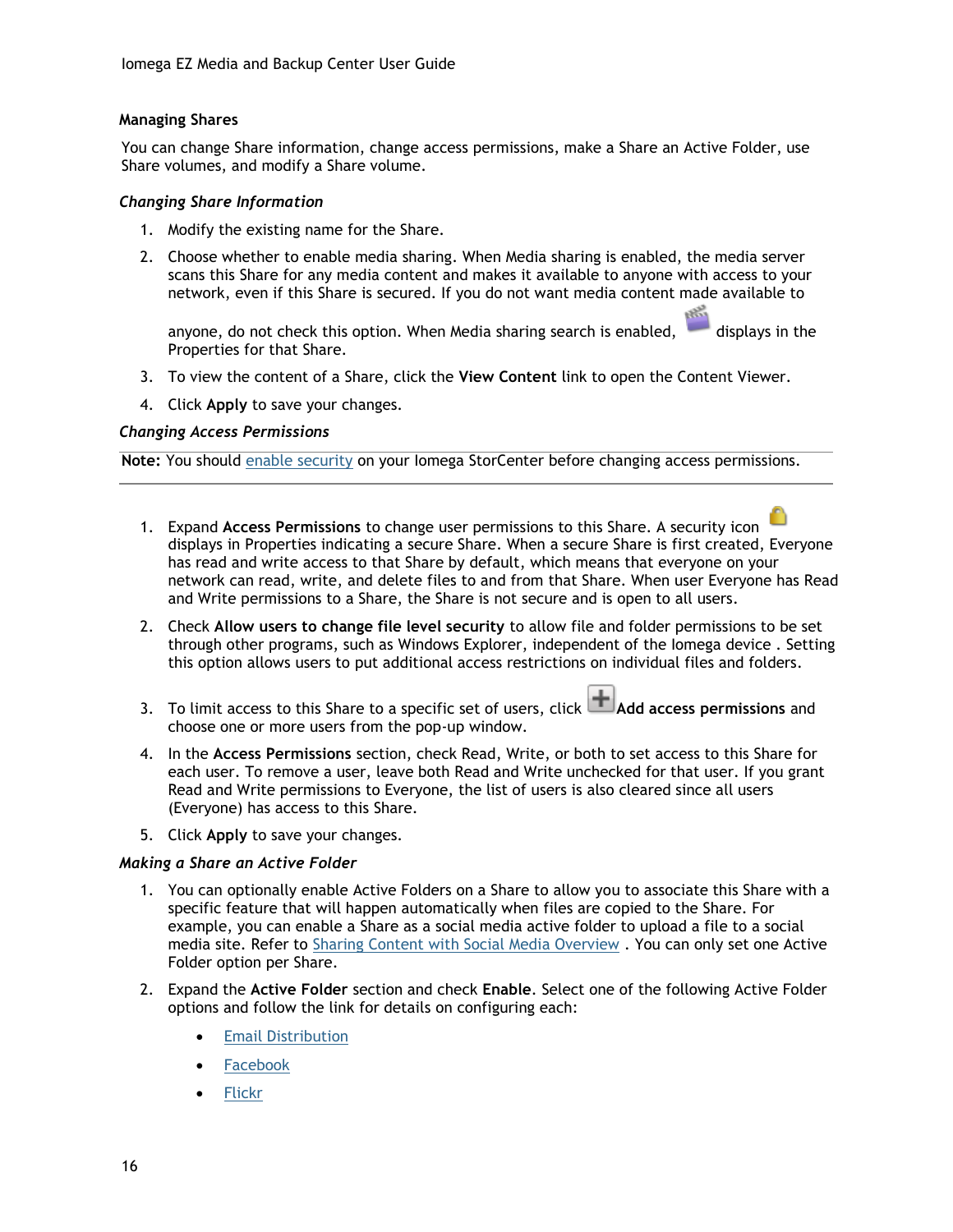### Managing Shares

You can change Share information, change access permissions, make a Share an Active Folder, use Share volumes, and modify a Share volume.

#### *Changing Share Information*

1. Modify the existing name for the Share.
2. Choose whether to enable media sharing. When Media sharing is enabled, the media server scans this Share for any media content and makes it available to anyone with access to your network, even if this Share is secured. If you do not want media content made available to anyone, do not check this option. When Media sharing search is enabled, displays in the Properties for that Share.
3. To view the content of a Share, click the **View Content** link to open the Content Viewer.
4. Click **Apply** to save your changes.

#### *Changing Access Permissions*

---

**Note:** You should enable security on your Iomega StorCenter before changing access permissions.

---

1. Expand **Access Permissions** to change user permissions to this Share. A security icon displays in Properties indicating a secure Share. When a secure Share is first created, Everyone has read and write access to that Share by default, which means that everyone on your network can read, write, and delete files to and from that Share. When user Everyone has Read and Write permissions to a Share, the Share is not secure and is open to all users.
2. Check **Allow users to change file level security** to allow file and folder permissions to be set through other programs, such as Windows Explorer, independent of the Iomega device . Setting this option allows users to put additional access restrictions on individual files and folders.
3. To limit access to this Share to a specific set of users, click **Add access permissions** and choose one or more users from the pop-up window.
4. In the **Access Permissions** section, check Read, Write, or both to set access to this Share for each user. To remove a user, leave both Read and Write unchecked for that user. If you grant Read and Write permissions to Everyone, the list of users is also cleared since all users (Everyone) has access to this Share.
5. Click **Apply** to save your changes.

#### *Making a Share an Active Folder*

1. You can optionally enable Active Folders on a Share to allow you to associate this Share with a specific feature that will happen automatically when files are copied to the Share. For example, you can enable a Share as a social media active folder to upload a file to a social media site. Refer to Sharing Content with Social Media Overview . You can only set one Active Folder option per Share.
2. Expand the **Active Folder** section and check **Enable**. Select one of the following Active Folder options and follow the link for details on configuring each:
   - Email Distribution
   - Facebook
   - Flickr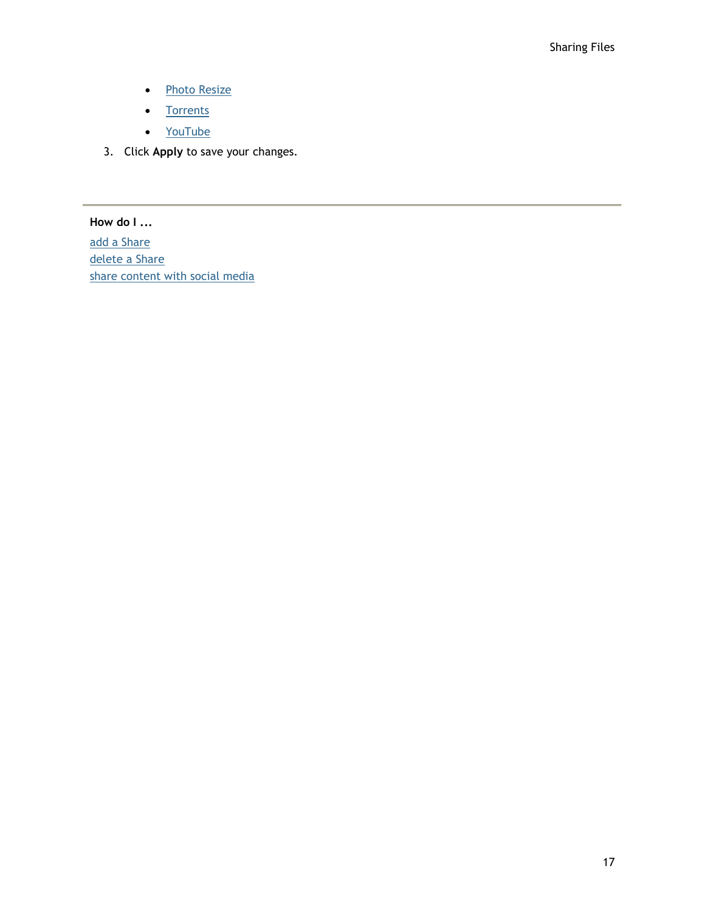- Photo Resize
- Torrents
- YouTube

3. Click **Apply** to save your changes.

---

**How do I ...**

add a Share
delete a Share
share content with social media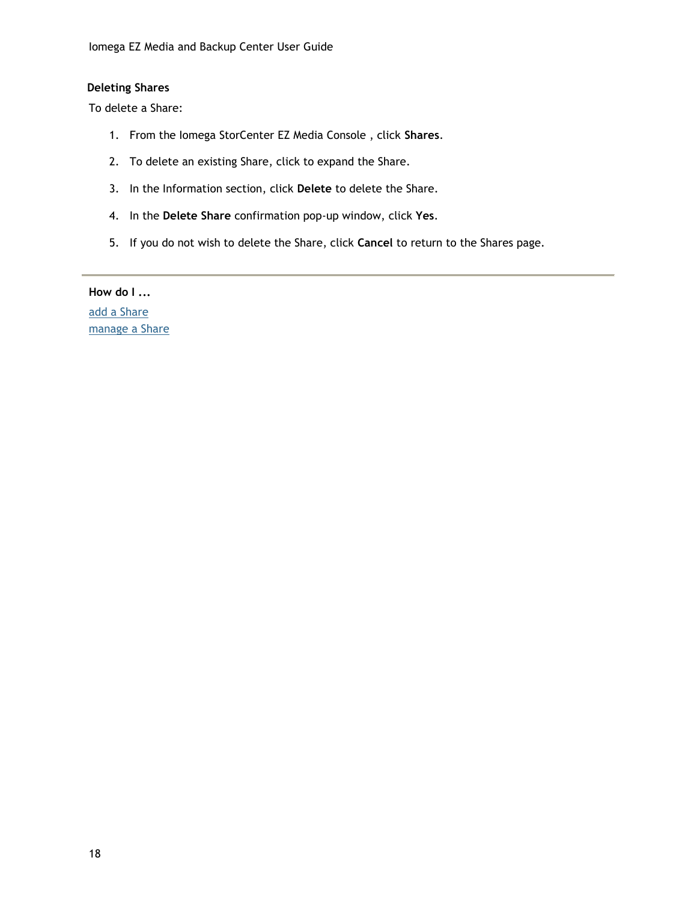### Deleting Shares

To delete a Share:

1. From the Iomega StorCenter EZ Media Console , click **Shares**.
2. To delete an existing Share, click to expand the Share.
3. In the Information section, click **Delete** to delete the Share.
4. In the **Delete Share** confirmation pop-up window, click **Yes**.
5. If you do not wish to delete the Share, click **Cancel** to return to the Shares page.

---

**How do I ...**

add a Share
manage a Share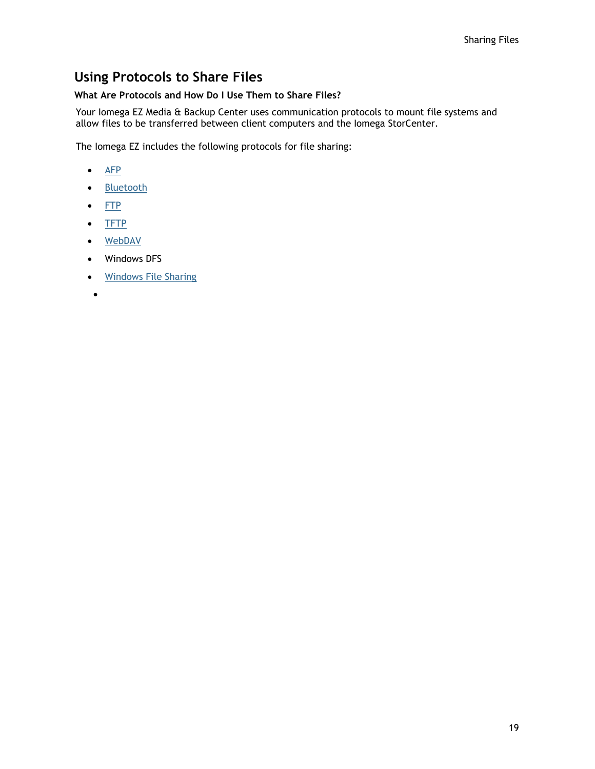## Using Protocols to Share Files

**What Are Protocols and How Do I Use Them to Share Files?**

Your Iomega EZ Media & Backup Center uses communication protocols to mount file systems and allow files to be transferred between client computers and the Iomega StorCenter.

The Iomega EZ includes the following protocols for file sharing:

- AFP
- Bluetooth
- FTP
- TFTP
- WebDAV
- Windows DFS
- Windows File Sharing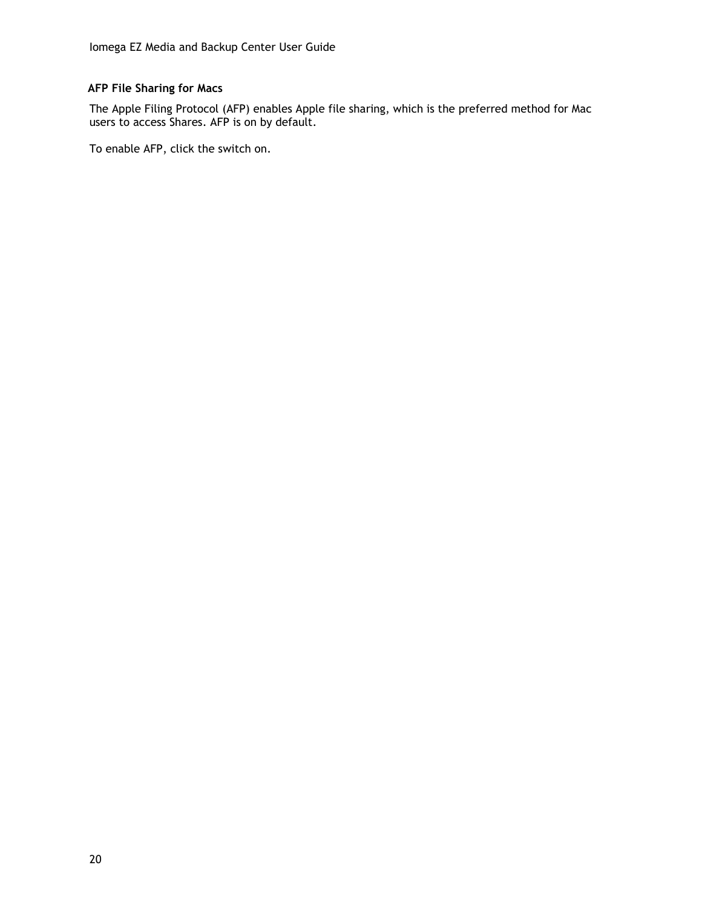## AFP File Sharing for Macs

The Apple Filing Protocol (AFP) enables Apple file sharing, which is the preferred method for Mac users to access Shares. AFP is on by default.

To enable AFP, click the switch on.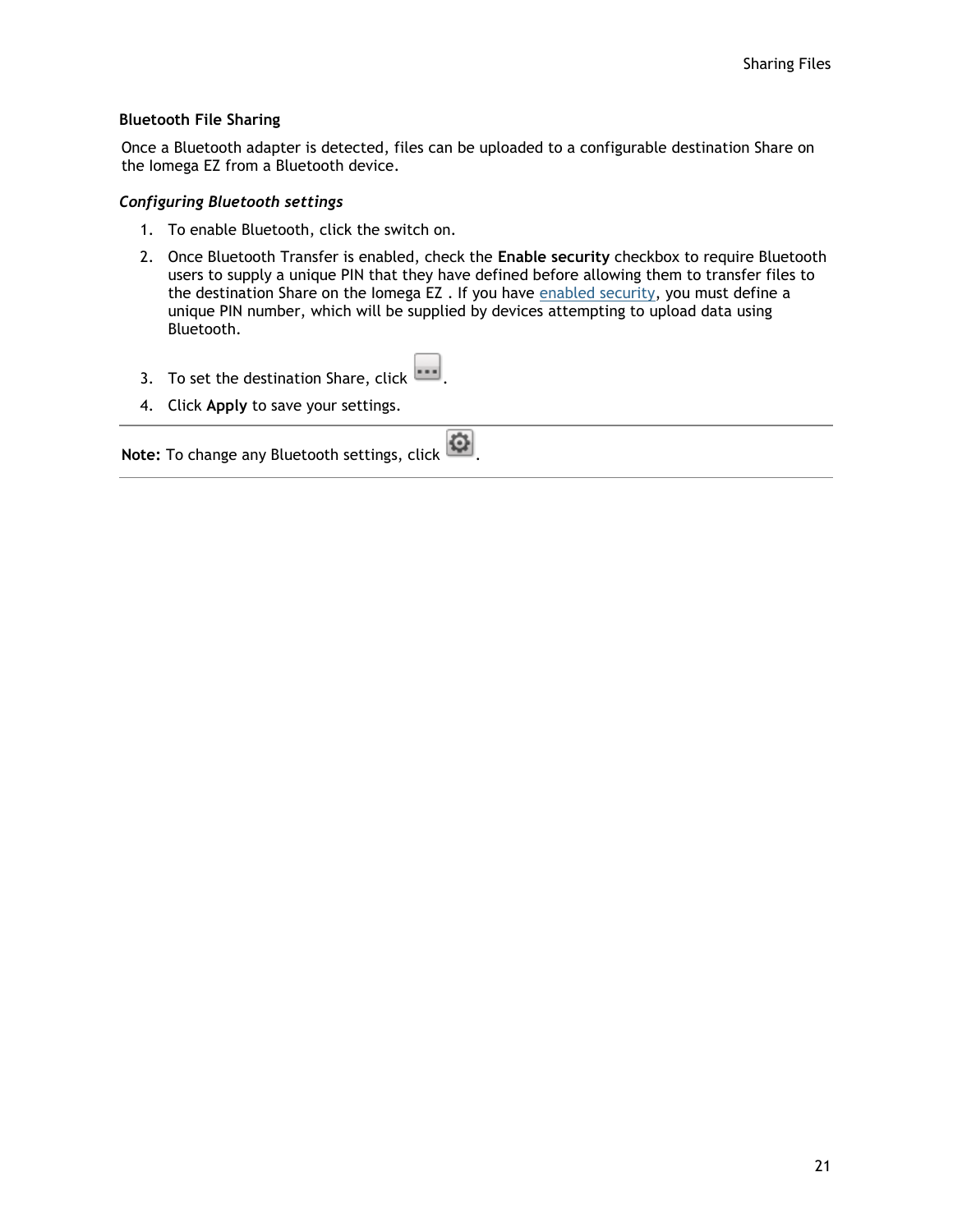## Bluetooth File Sharing

Once a Bluetooth adapter is detected, files can be uploaded to a configurable destination Share on the Iomega EZ from a Bluetooth device.

### *Configuring Bluetooth settings*

1. To enable Bluetooth, click the switch on.
2. Once Bluetooth Transfer is enabled, check the **Enable security** checkbox to require Bluetooth users to supply a unique PIN that they have defined before allowing them to transfer files to the destination Share on the Iomega EZ . If you have enabled security, you must define a unique PIN number, which will be supplied by devices attempting to upload data using Bluetooth.
3. To set the destination Share, click .
4. Click **Apply** to save your settings.

---

**Note:** To change any Bluetooth settings, click .

---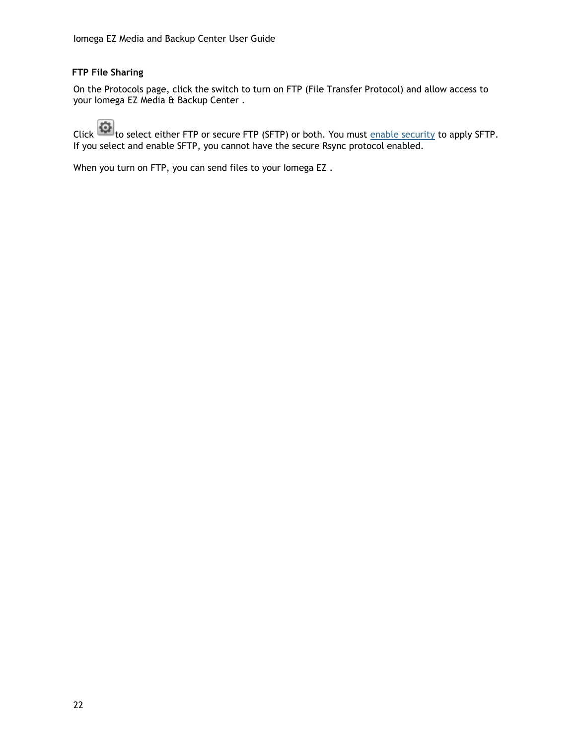### FTP File Sharing

On the Protocols page, click the switch to turn on FTP (File Transfer Protocol) and allow access to your Iomega EZ Media & Backup Center .

Click to select either FTP or secure FTP (SFTP) or both. You must enable security to apply SFTP. If you select and enable SFTP, you cannot have the secure Rsync protocol enabled.

When you turn on FTP, you can send files to your Iomega EZ .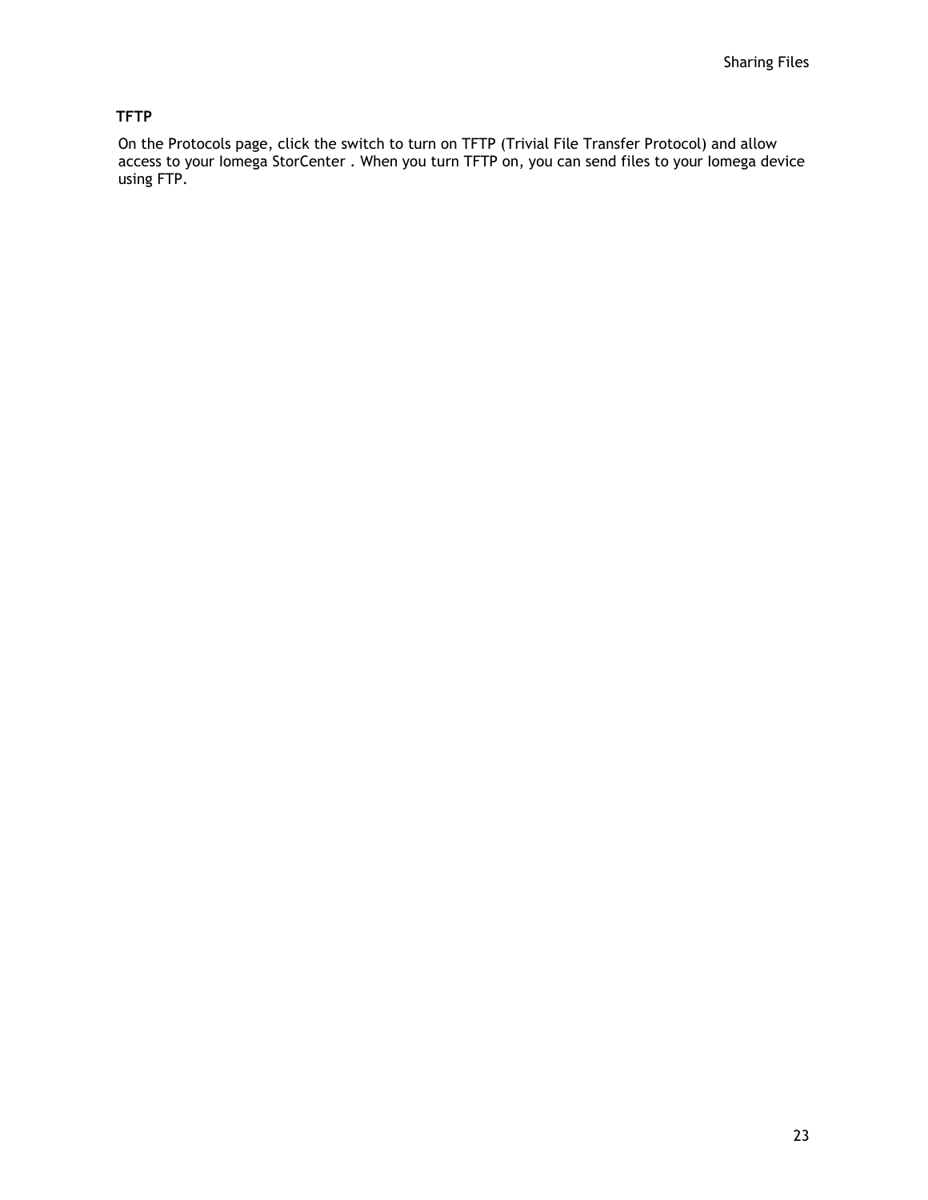### TFTP

On the Protocols page, click the switch to turn on TFTP (Trivial File Transfer Protocol) and allow access to your Iomega StorCenter . When you turn TFTP on, you can send files to your Iomega device using FTP.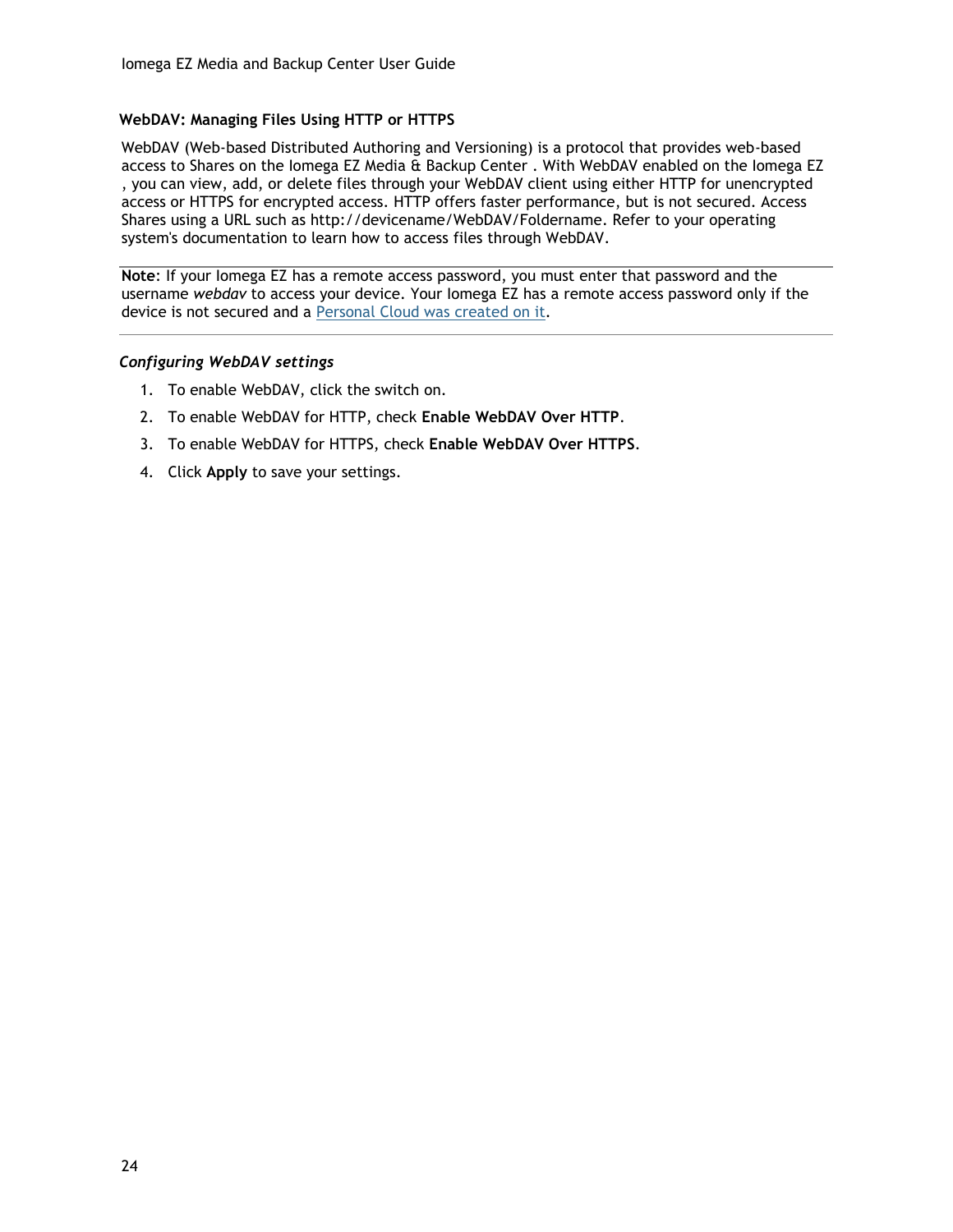### WebDAV: Managing Files Using HTTP or HTTPS

WebDAV (Web-based Distributed Authoring and Versioning) is a protocol that provides web-based access to Shares on the Iomega EZ Media & Backup Center . With WebDAV enabled on the Iomega EZ , you can view, add, or delete files through your WebDAV client using either HTTP for unencrypted access or HTTPS for encrypted access. HTTP offers faster performance, but is not secured. Access Shares using a URL such as http://devicename/WebDAV/Foldername. Refer to your operating system's documentation to learn how to access files through WebDAV.

---

**Note**: If your Iomega EZ has a remote access password, you must enter that password and the username *webdav* to access your device. Your Iomega EZ has a remote access password only if the device is not secured and a Personal Cloud was created on it.

---

#### *Configuring WebDAV settings*

1. To enable WebDAV, click the switch on.
2. To enable WebDAV for HTTP, check **Enable WebDAV Over HTTP**.
3. To enable WebDAV for HTTPS, check **Enable WebDAV Over HTTPS**.
4. Click **Apply** to save your settings.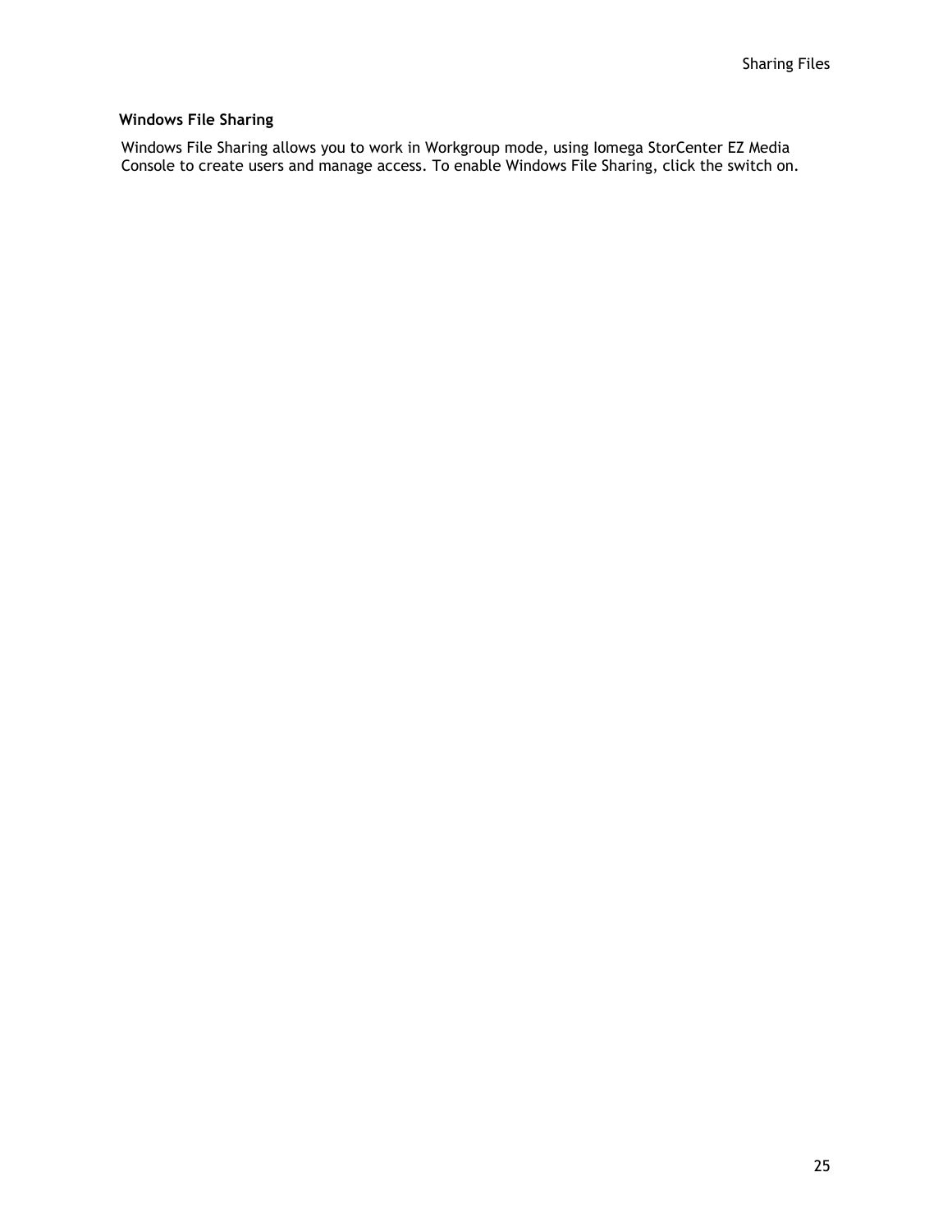### Windows File Sharing

Windows File Sharing allows you to work in Workgroup mode, using Iomega StorCenter EZ Media Console to create users and manage access. To enable Windows File Sharing, click the switch on.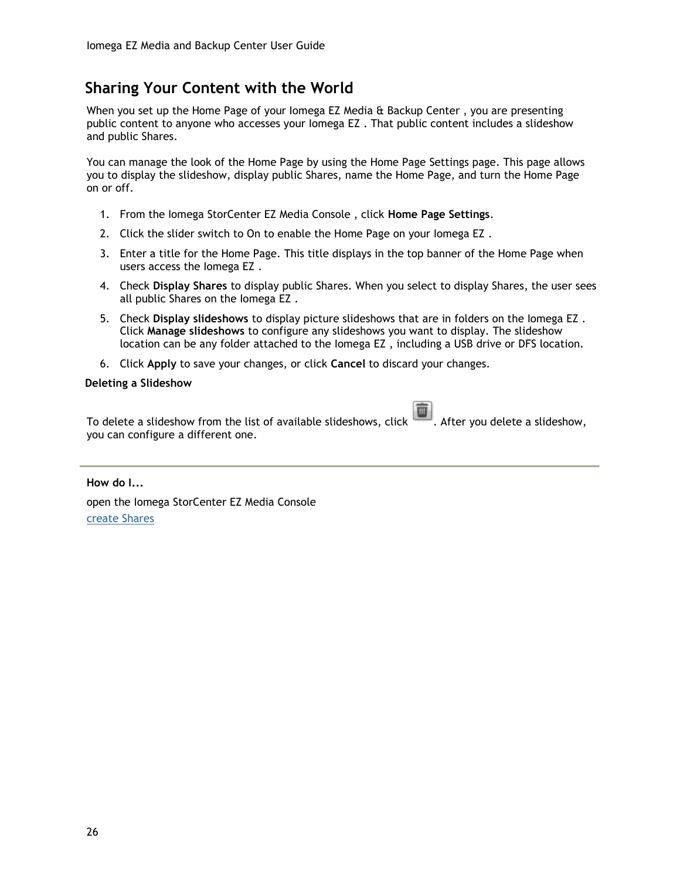## Sharing Your Content with the World

When you set up the Home Page of your Iomega EZ Media & Backup Center , you are presenting public content to anyone who accesses your Iomega EZ . That public content includes a slideshow and public Shares.

You can manage the look of the Home Page by using the Home Page Settings page. This page allows you to display the slideshow, display public Shares, name the Home Page, and turn the Home Page on or off.

1. From the Iomega StorCenter EZ Media Console , click **Home Page Settings**.
2. Click the slider switch to On to enable the Home Page on your Iomega EZ .
3. Enter a title for the Home Page. This title displays in the top banner of the Home Page when users access the Iomega EZ .
4. Check **Display Shares** to display public Shares. When you select to display Shares, the user sees all public Shares on the Iomega EZ .
5. Check **Display slideshows** to display picture slideshows that are in folders on the Iomega EZ . Click **Manage slideshows** to configure any slideshows you want to display. The slideshow location can be any folder attached to the Iomega EZ , including a USB drive or DFS location.
6. Click **Apply** to save your changes, or click **Cancel** to discard your changes.

**Deleting a Slideshow**

To delete a slideshow from the list of available slideshows, click . After you delete a slideshow, you can configure a different one.

---

**How do I...**

open the Iomega StorCenter EZ Media Console
create Shares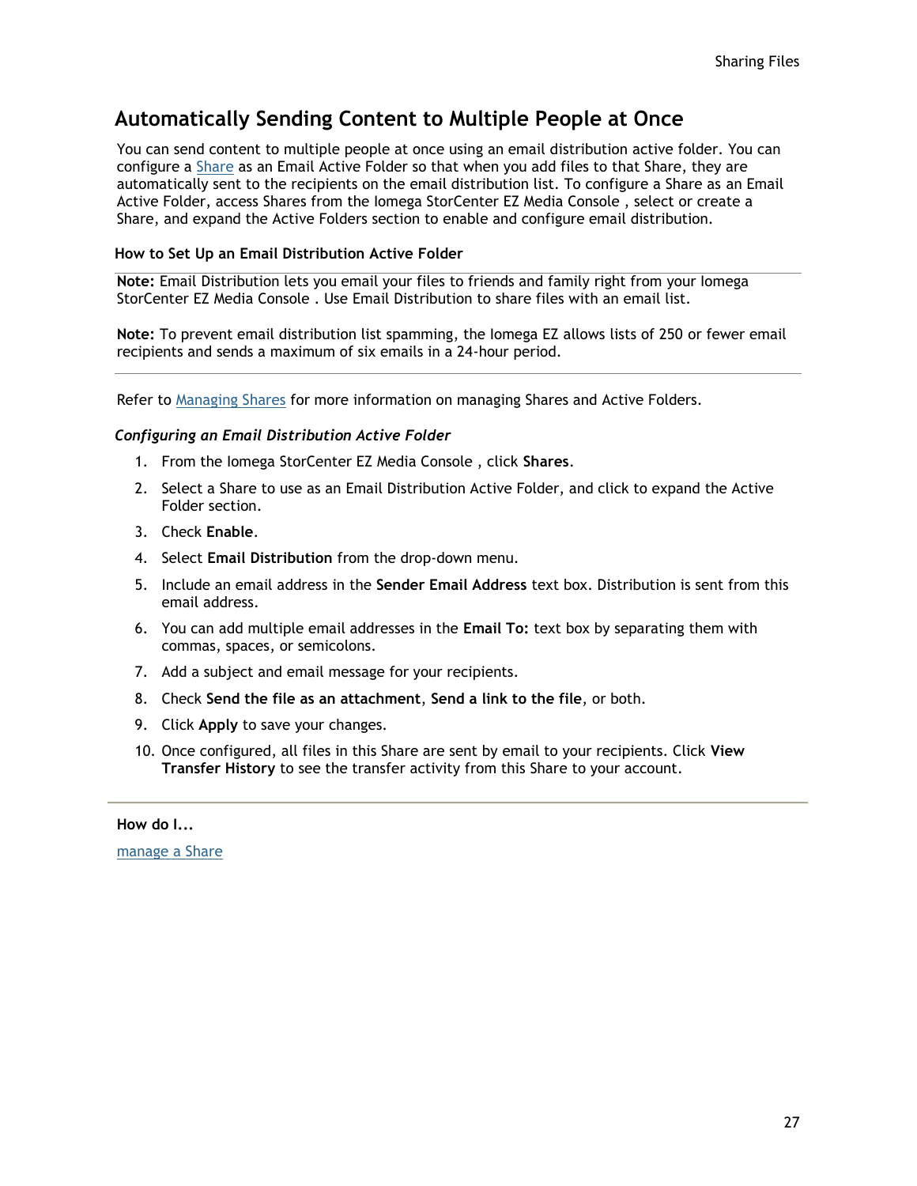# Automatically Sending Content to Multiple People at Once

You can send content to multiple people at once using an email distribution active folder. You can configure a Share as an Email Active Folder so that when you add files to that Share, they are automatically sent to the recipients on the email distribution list. To configure a Share as an Email Active Folder, access Shares from the Iomega StorCenter EZ Media Console , select or create a Share, and expand the Active Folders section to enable and configure email distribution.

### How to Set Up an Email Distribution Active Folder

**Note:** Email Distribution lets you email your files to friends and family right from your Iomega StorCenter EZ Media Console . Use Email Distribution to share files with an email list.

**Note:** To prevent email distribution list spamming, the Iomega EZ allows lists of 250 or fewer email recipients and sends a maximum of six emails in a 24-hour period.

Refer to Managing Shares for more information on managing Shares and Active Folders.

#### *Configuring an Email Distribution Active Folder*

1. From the Iomega StorCenter EZ Media Console , click **Shares**.
2. Select a Share to use as an Email Distribution Active Folder, and click to expand the Active Folder section.
3. Check **Enable**.
4. Select **Email Distribution** from the drop-down menu.
5. Include an email address in the **Sender Email Address** text box. Distribution is sent from this email address.
6. You can add multiple email addresses in the **Email To:** text box by separating them with commas, spaces, or semicolons.
7. Add a subject and email message for your recipients.
8. Check **Send the file as an attachment**, **Send a link to the file**, or both.
9. Click **Apply** to save your changes.
10. Once configured, all files in this Share are sent by email to your recipients. Click **View Transfer History** to see the transfer activity from this Share to your account.

**How do I...**

manage a Share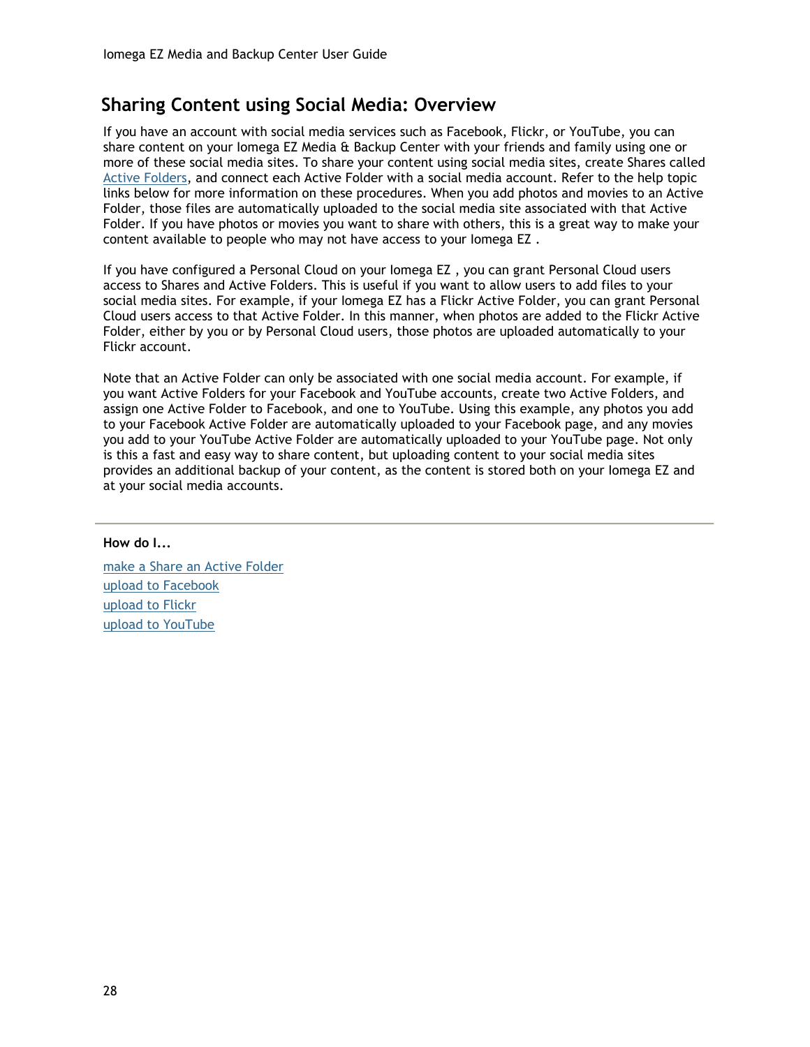## Sharing Content using Social Media: Overview

If you have an account with social media services such as Facebook, Flickr, or YouTube, you can share content on your Iomega EZ Media & Backup Center with your friends and family using one or more of these social media sites. To share your content using social media sites, create Shares called Active Folders, and connect each Active Folder with a social media account. Refer to the help topic links below for more information on these procedures. When you add photos and movies to an Active Folder, those files are automatically uploaded to the social media site associated with that Active Folder. If you have photos or movies you want to share with others, this is a great way to make your content available to people who may not have access to your Iomega EZ .

If you have configured a Personal Cloud on your Iomega EZ , you can grant Personal Cloud users access to Shares and Active Folders. This is useful if you want to allow users to add files to your social media sites. For example, if your Iomega EZ has a Flickr Active Folder, you can grant Personal Cloud users access to that Active Folder. In this manner, when photos are added to the Flickr Active Folder, either by you or by Personal Cloud users, those photos are uploaded automatically to your Flickr account.

Note that an Active Folder can only be associated with one social media account. For example, if you want Active Folders for your Facebook and YouTube accounts, create two Active Folders, and assign one Active Folder to Facebook, and one to YouTube. Using this example, any photos you add to your Facebook Active Folder are automatically uploaded to your Facebook page, and any movies you add to your YouTube Active Folder are automatically uploaded to your YouTube page. Not only is this a fast and easy way to share content, but uploading content to your social media sites provides an additional backup of your content, as the content is stored both on your Iomega EZ and at your social media accounts.

---

**How do I...**

make a Share an Active Folder
upload to Facebook
upload to Flickr
upload to YouTube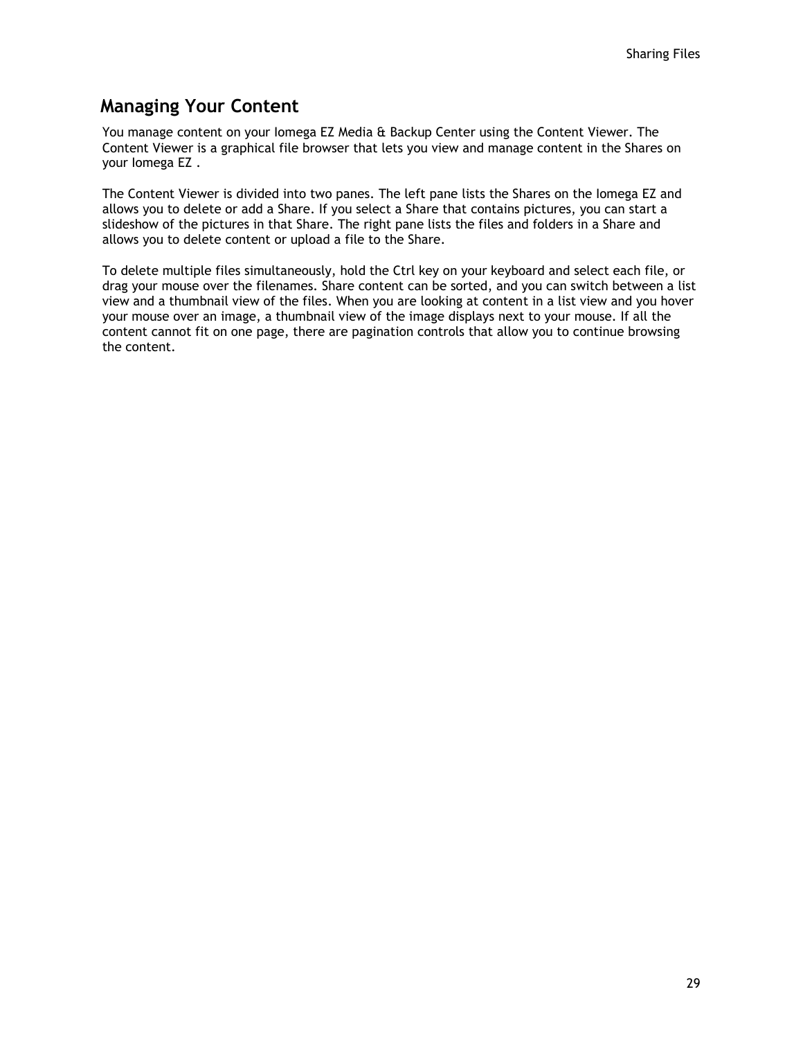## Managing Your Content

You manage content on your Iomega EZ Media & Backup Center using the Content Viewer. The Content Viewer is a graphical file browser that lets you view and manage content in the Shares on your Iomega EZ .

The Content Viewer is divided into two panes. The left pane lists the Shares on the Iomega EZ and allows you to delete or add a Share. If you select a Share that contains pictures, you can start a slideshow of the pictures in that Share. The right pane lists the files and folders in a Share and allows you to delete content or upload a file to the Share.

To delete multiple files simultaneously, hold the Ctrl key on your keyboard and select each file, or drag your mouse over the filenames. Share content can be sorted, and you can switch between a list view and a thumbnail view of the files. When you are looking at content in a list view and you hover your mouse over an image, a thumbnail view of the image displays next to your mouse. If all the content cannot fit on one page, there are pagination controls that allow you to continue browsing the content.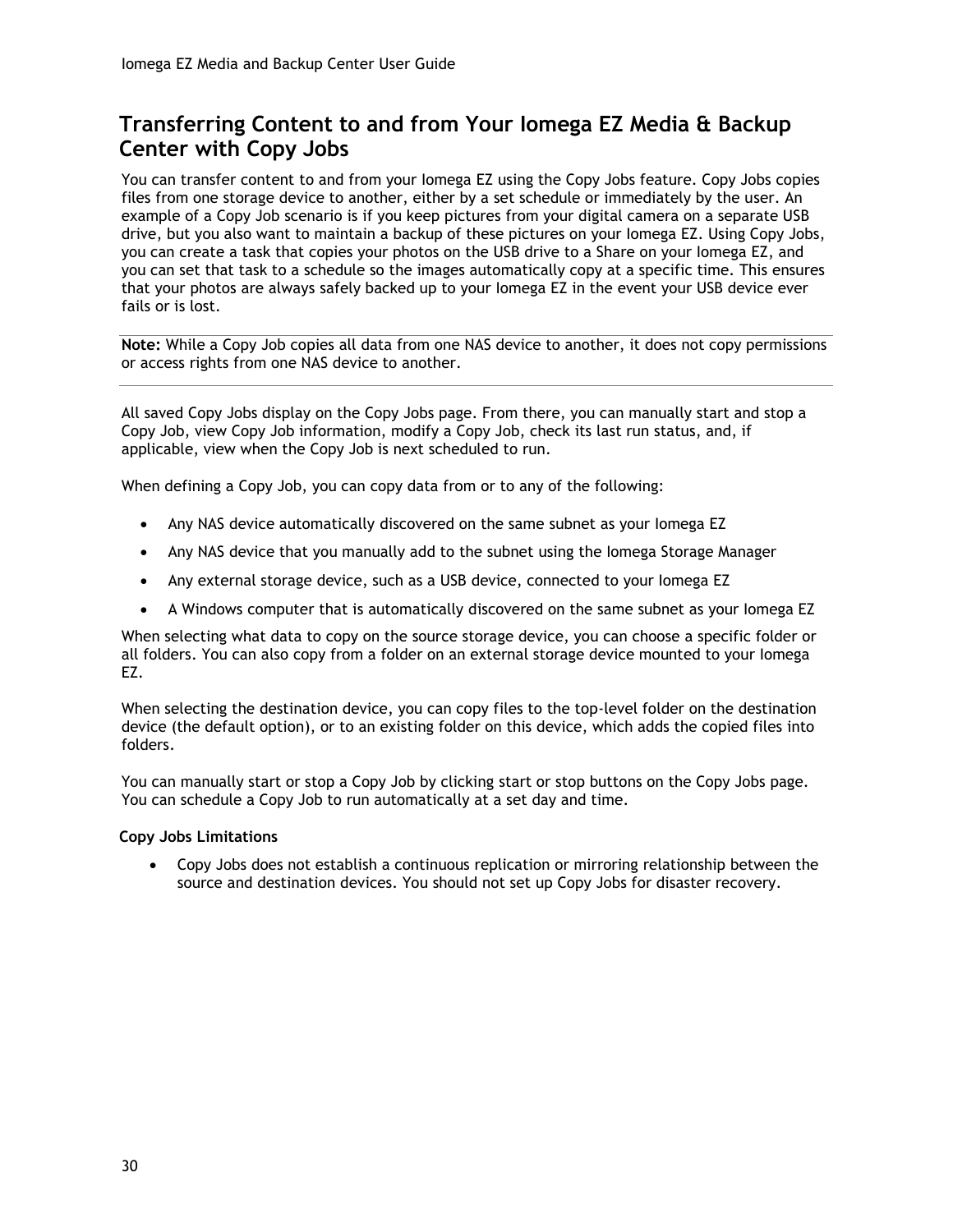## Transferring Content to and from Your Iomega EZ Media & Backup Center with Copy Jobs

You can transfer content to and from your Iomega EZ using the Copy Jobs feature. Copy Jobs copies files from one storage device to another, either by a set schedule or immediately by the user. An example of a Copy Job scenario is if you keep pictures from your digital camera on a separate USB drive, but you also want to maintain a backup of these pictures on your Iomega EZ. Using Copy Jobs, you can create a task that copies your photos on the USB drive to a Share on your Iomega EZ, and you can set that task to a schedule so the images automatically copy at a specific time. This ensures that your photos are always safely backed up to your Iomega EZ in the event your USB device ever fails or is lost.

---

**Note:** While a Copy Job copies all data from one NAS device to another, it does not copy permissions or access rights from one NAS device to another.

---

All saved Copy Jobs display on the Copy Jobs page. From there, you can manually start and stop a Copy Job, view Copy Job information, modify a Copy Job, check its last run status, and, if applicable, view when the Copy Job is next scheduled to run.

When defining a Copy Job, you can copy data from or to any of the following:

- Any NAS device automatically discovered on the same subnet as your Iomega EZ
- Any NAS device that you manually add to the subnet using the Iomega Storage Manager
- Any external storage device, such as a USB device, connected to your Iomega EZ
- A Windows computer that is automatically discovered on the same subnet as your Iomega EZ

When selecting what data to copy on the source storage device, you can choose a specific folder or all folders. You can also copy from a folder on an external storage device mounted to your Iomega EZ.

When selecting the destination device, you can copy files to the top-level folder on the destination device (the default option), or to an existing folder on this device, which adds the copied files into folders.

You can manually start or stop a Copy Job by clicking start or stop buttons on the Copy Jobs page. You can schedule a Copy Job to run automatically at a set day and time.

**Copy Jobs Limitations**

- Copy Jobs does not establish a continuous replication or mirroring relationship between the source and destination devices. You should not set up Copy Jobs for disaster recovery.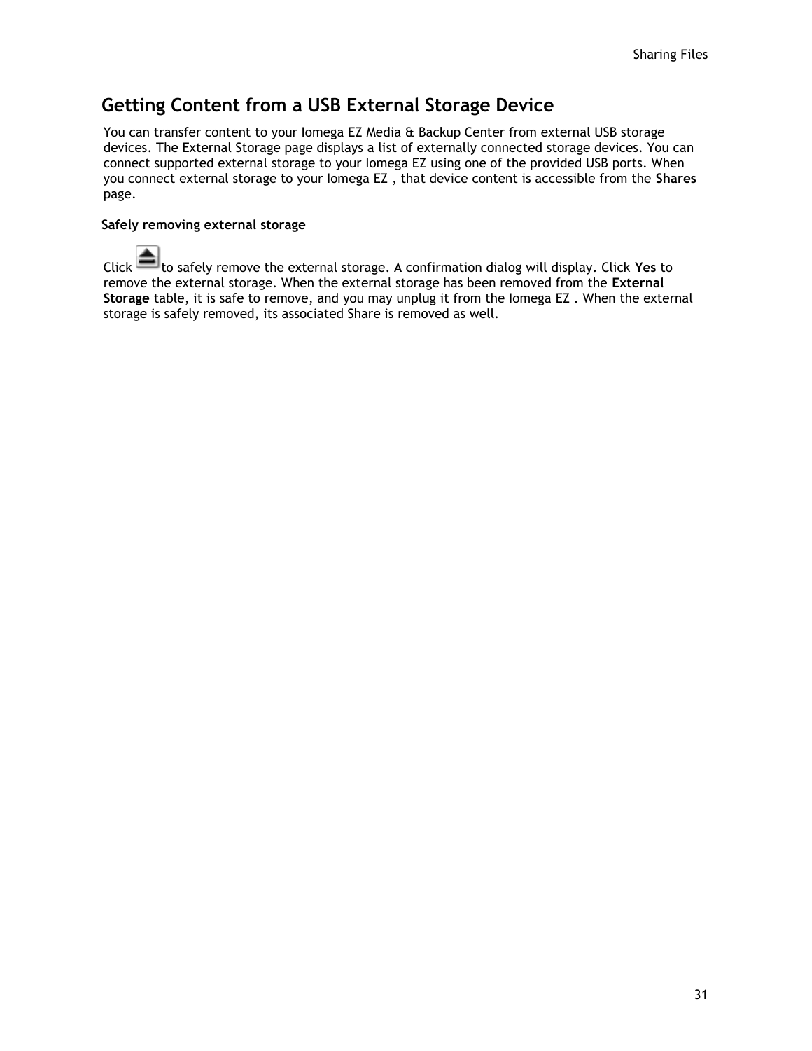## Getting Content from a USB External Storage Device

You can transfer content to your Iomega EZ Media & Backup Center from external USB storage devices. The External Storage page displays a list of externally connected storage devices. You can connect supported external storage to your Iomega EZ using one of the provided USB ports. When you connect external storage to your Iomega EZ , that device content is accessible from the **Shares** page.

### Safely removing external storage

Click to safely remove the external storage. A confirmation dialog will display. Click **Yes** to remove the external storage. When the external storage has been removed from the **External Storage** table, it is safe to remove, and you may unplug it from the Iomega EZ . When the external storage is safely removed, its associated Share is removed as well.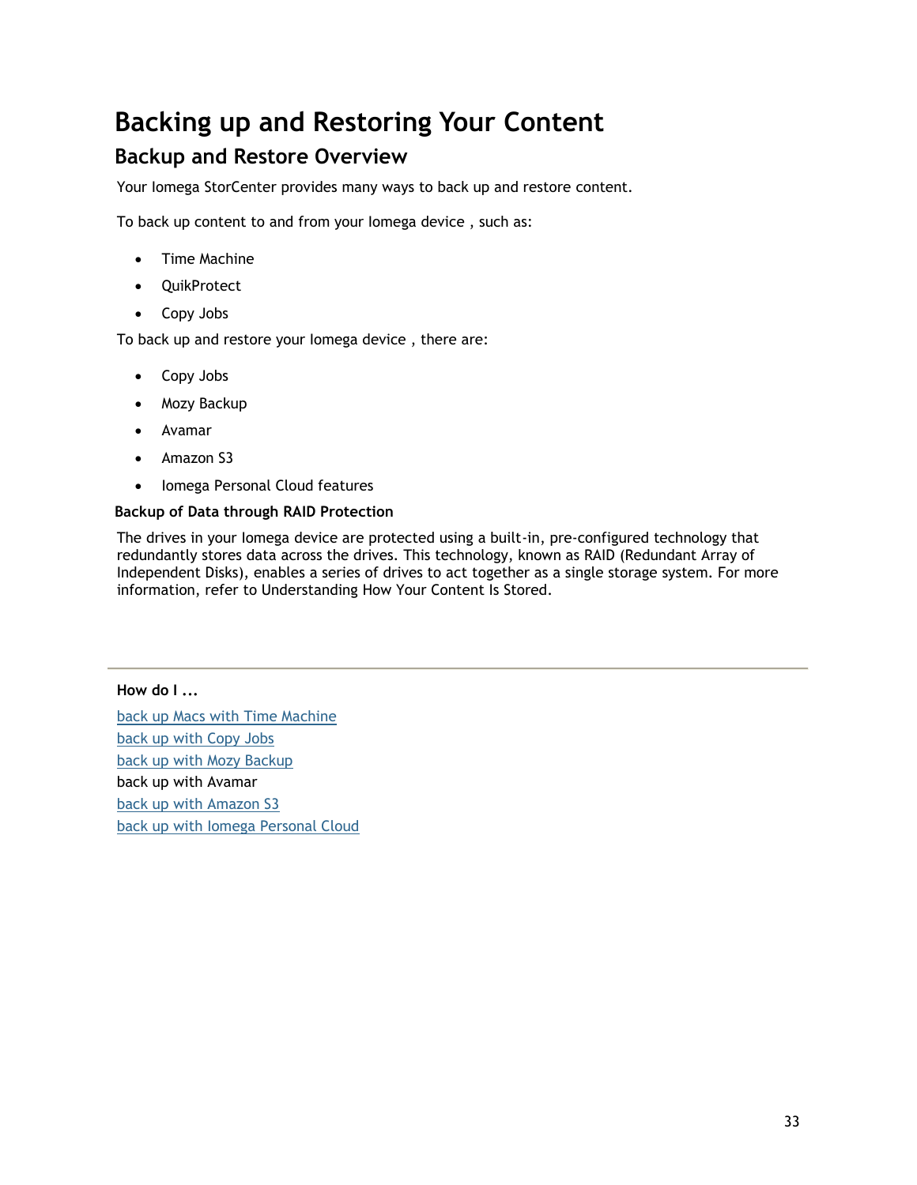# Backing up and Restoring Your Content

## Backup and Restore Overview

Your Iomega StorCenter provides many ways to back up and restore content.

To back up content to and from your Iomega device , such as:

- Time Machine
- QuikProtect
- Copy Jobs

To back up and restore your Iomega device , there are:

- Copy Jobs
- Mozy Backup
- Avamar
- Amazon S3
- Iomega Personal Cloud features

**Backup of Data through RAID Protection**

The drives in your Iomega device are protected using a built-in, pre-configured technology that redundantly stores data across the drives. This technology, known as RAID (Redundant Array of Independent Disks), enables a series of drives to act together as a single storage system. For more information, refer to Understanding How Your Content Is Stored.

---

**How do I ...**

back up Macs with Time Machine
back up with Copy Jobs
back up with Mozy Backup
back up with Avamar
back up with Amazon S3
back up with Iomega Personal Cloud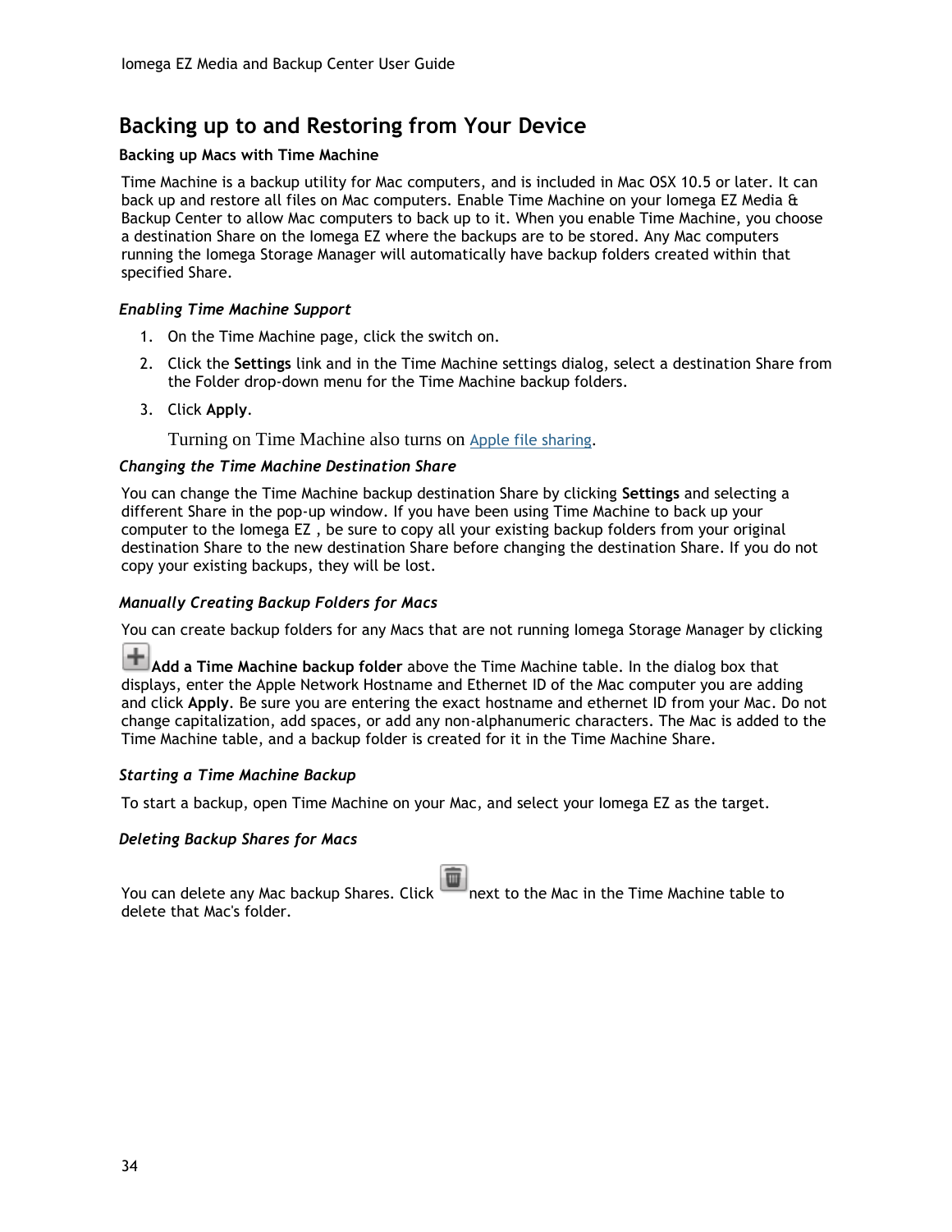## Backing up to and Restoring from Your Device

**Backing up Macs with Time Machine**

Time Machine is a backup utility for Mac computers, and is included in Mac OSX 10.5 or later. It can back up and restore all files on Mac computers. Enable Time Machine on your Iomega EZ Media & Backup Center to allow Mac computers to back up to it. When you enable Time Machine, you choose a destination Share on the Iomega EZ where the backups are to be stored. Any Mac computers running the Iomega Storage Manager will automatically have backup folders created within that specified Share.

### *Enabling Time Machine Support*

1. On the Time Machine page, click the switch on.
2. Click the **Settings** link and in the Time Machine settings dialog, select a destination Share from the Folder drop-down menu for the Time Machine backup folders.
3. Click **Apply**.

Turning on Time Machine also turns on Apple file sharing.

### *Changing the Time Machine Destination Share*

You can change the Time Machine backup destination Share by clicking **Settings** and selecting a different Share in the pop-up window. If you have been using Time Machine to back up your computer to the Iomega EZ , be sure to copy all your existing backup folders from your original destination Share to the new destination Share before changing the destination Share. If you do not copy your existing backups, they will be lost.

### *Manually Creating Backup Folders for Macs*

You can create backup folders for any Macs that are not running Iomega Storage Manager by clicking **Add a Time Machine backup folder** above the Time Machine table. In the dialog box that displays, enter the Apple Network Hostname and Ethernet ID of the Mac computer you are adding and click **Apply**. Be sure you are entering the exact hostname and ethernet ID from your Mac. Do not change capitalization, add spaces, or add any non-alphanumeric characters. The Mac is added to the Time Machine table, and a backup folder is created for it in the Time Machine Share.

### *Starting a Time Machine Backup*

To start a backup, open Time Machine on your Mac, and select your Iomega EZ as the target.

### *Deleting Backup Shares for Macs*

You can delete any Mac backup Shares. Click next to the Mac in the Time Machine table to delete that Mac's folder.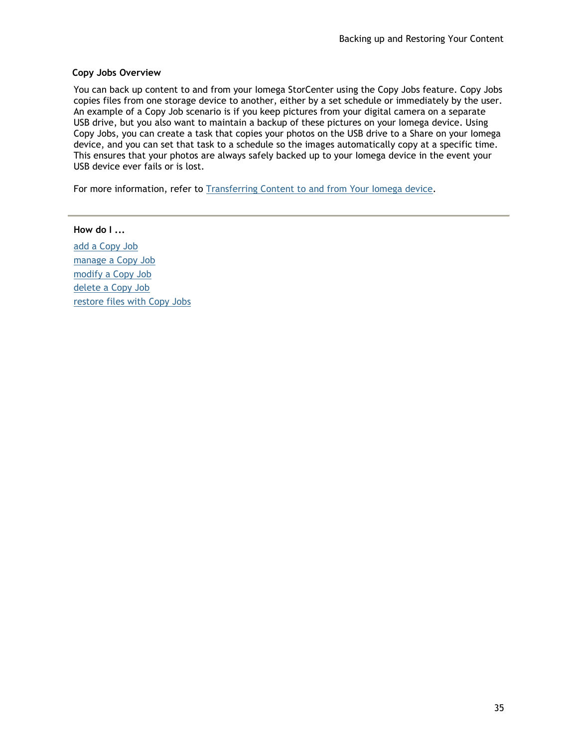## Copy Jobs Overview

You can back up content to and from your Iomega StorCenter using the Copy Jobs feature. Copy Jobs copies files from one storage device to another, either by a set schedule or immediately by the user. An example of a Copy Job scenario is if you keep pictures from your digital camera on a separate USB drive, but you also want to maintain a backup of these pictures on your Iomega device. Using Copy Jobs, you can create a task that copies your photos on the USB drive to a Share on your Iomega device, and you can set that task to a schedule so the images automatically copy at a specific time. This ensures that your photos are always safely backed up to your Iomega device in the event your USB device ever fails or is lost.

For more information, refer to Transferring Content to and from Your Iomega device.

---

**How do I ...**

add a Copy Job
manage a Copy Job
modify a Copy Job
delete a Copy Job
restore files with Copy Jobs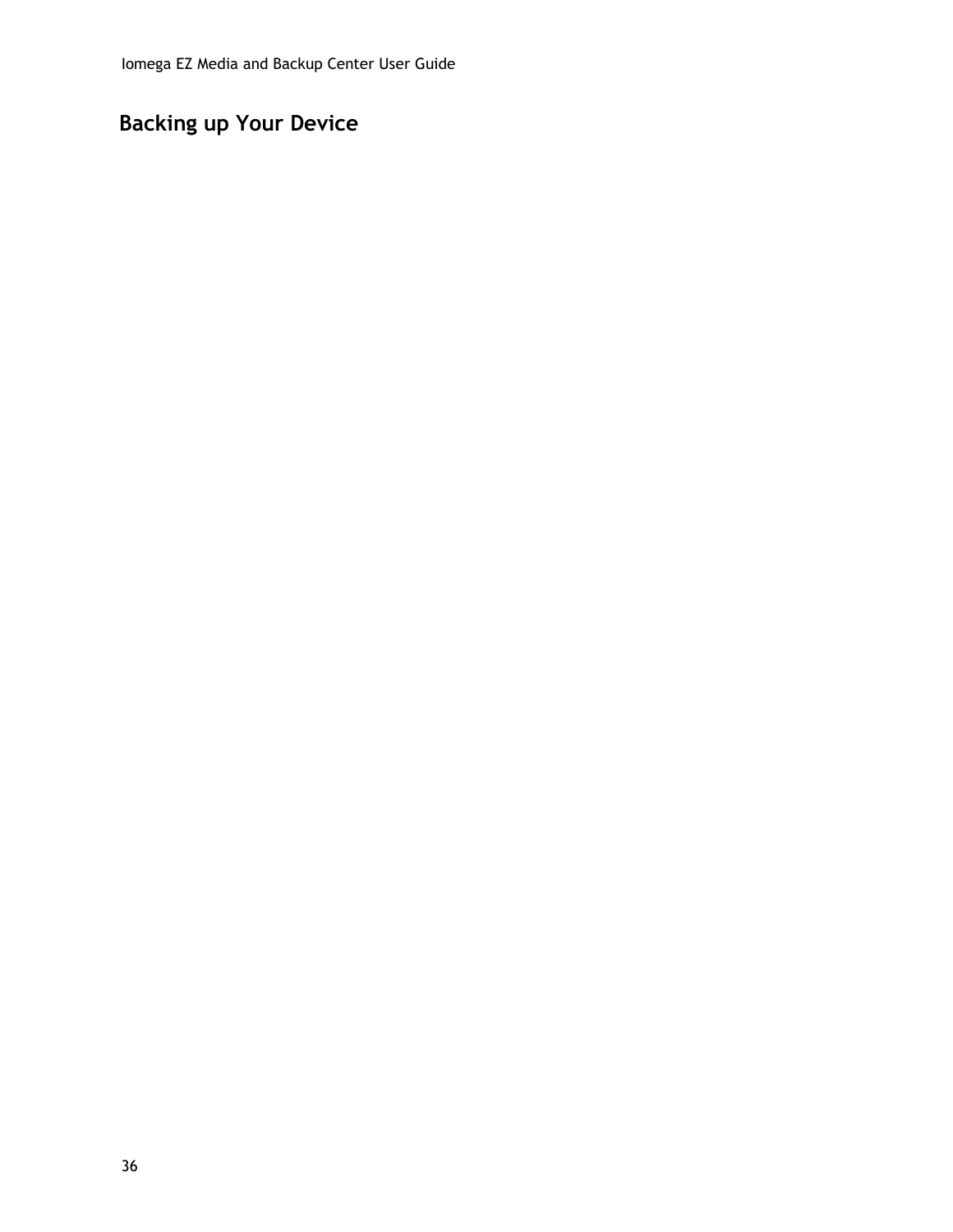# Backing up Your Device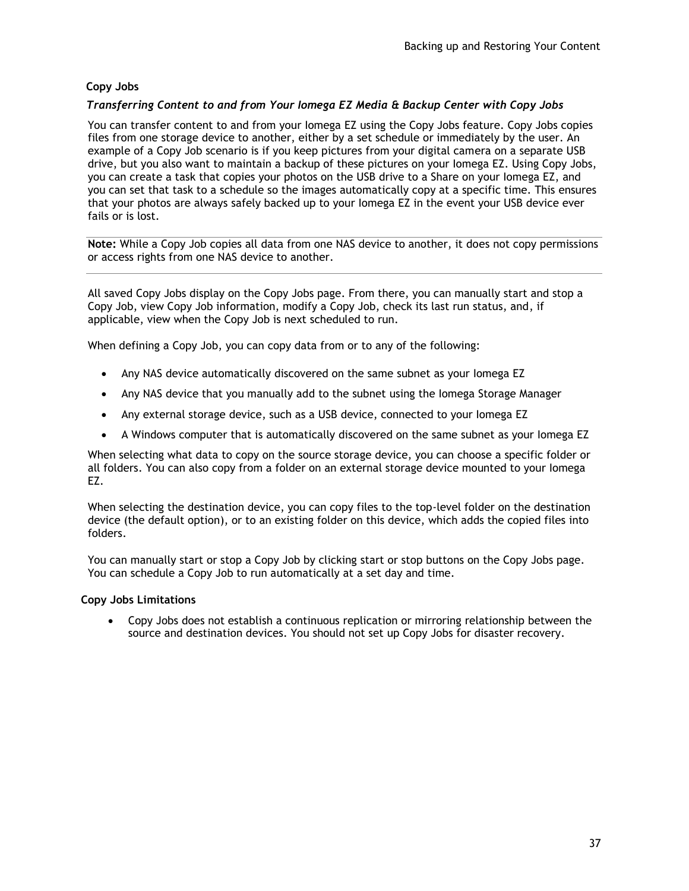## Copy Jobs

### *Transferring Content to and from Your Iomega EZ Media & Backup Center with Copy Jobs*

You can transfer content to and from your Iomega EZ using the Copy Jobs feature. Copy Jobs copies files from one storage device to another, either by a set schedule or immediately by the user. An example of a Copy Job scenario is if you keep pictures from your digital camera on a separate USB drive, but you also want to maintain a backup of these pictures on your Iomega EZ. Using Copy Jobs, you can create a task that copies your photos on the USB drive to a Share on your Iomega EZ, and you can set that task to a schedule so the images automatically copy at a specific time. This ensures that your photos are always safely backed up to your Iomega EZ in the event your USB device ever fails or is lost.

---

**Note:** While a Copy Job copies all data from one NAS device to another, it does not copy permissions or access rights from one NAS device to another.

---

All saved Copy Jobs display on the Copy Jobs page. From there, you can manually start and stop a Copy Job, view Copy Job information, modify a Copy Job, check its last run status, and, if applicable, view when the Copy Job is next scheduled to run.

When defining a Copy Job, you can copy data from or to any of the following:

- Any NAS device automatically discovered on the same subnet as your Iomega EZ
- Any NAS device that you manually add to the subnet using the Iomega Storage Manager
- Any external storage device, such as a USB device, connected to your Iomega EZ
- A Windows computer that is automatically discovered on the same subnet as your Iomega EZ

When selecting what data to copy on the source storage device, you can choose a specific folder or all folders. You can also copy from a folder on an external storage device mounted to your Iomega EZ.

When selecting the destination device, you can copy files to the top-level folder on the destination device (the default option), or to an existing folder on this device, which adds the copied files into folders.

You can manually start or stop a Copy Job by clicking start or stop buttons on the Copy Jobs page. You can schedule a Copy Job to run automatically at a set day and time.

### Copy Jobs Limitations

- Copy Jobs does not establish a continuous replication or mirroring relationship between the source and destination devices. You should not set up Copy Jobs for disaster recovery.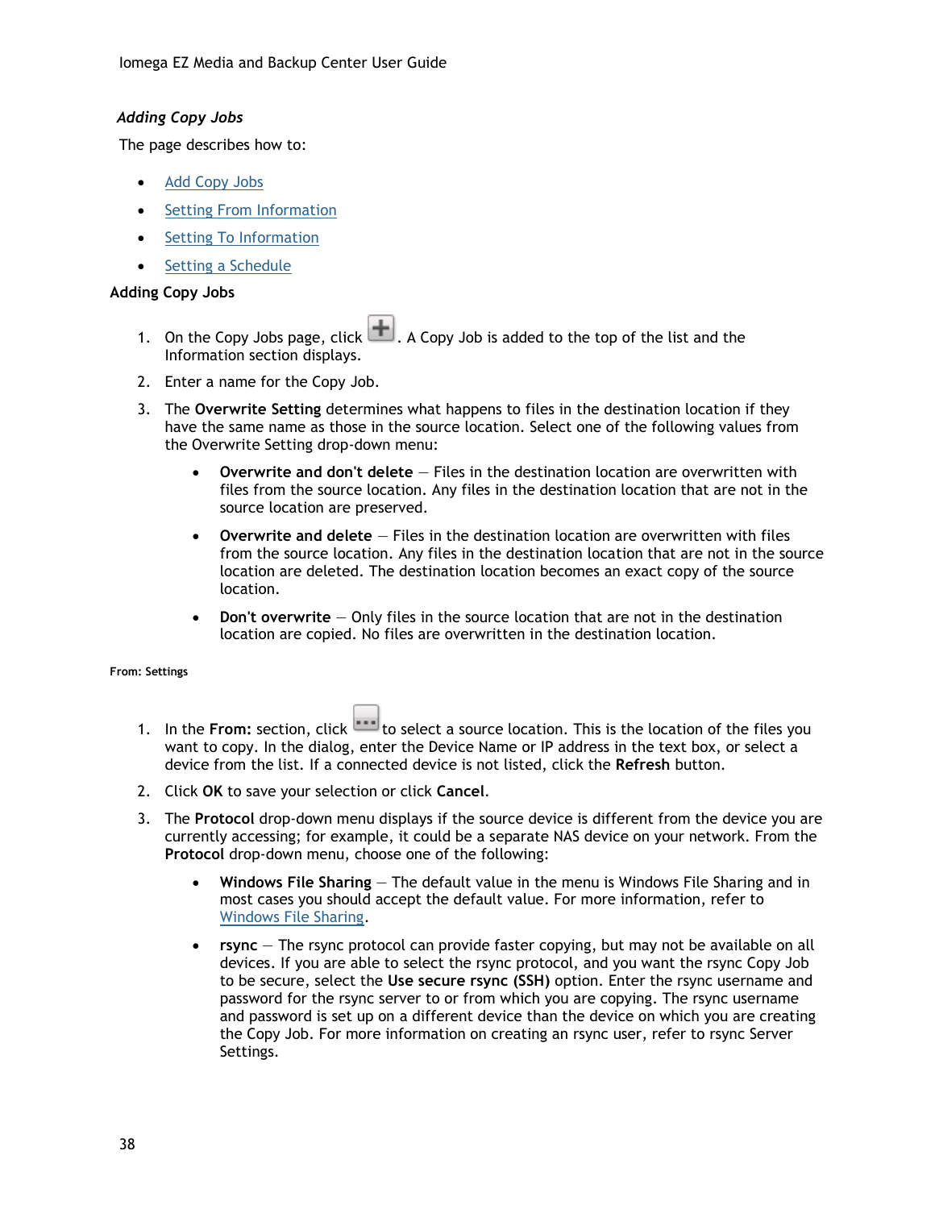### *Adding Copy Jobs*

The page describes how to:

- Add Copy Jobs
- Setting From Information
- Setting To Information
- Setting a Schedule

**Adding Copy Jobs**

1. On the Copy Jobs page, click . A Copy Job is added to the top of the list and the Information section displays.
2. Enter a name for the Copy Job.
3. The **Overwrite Setting** determines what happens to files in the destination location if they have the same name as those in the source location. Select one of the following values from the Overwrite Setting drop-down menu:
   - **Overwrite and don't delete** — Files in the destination location are overwritten with files from the source location. Any files in the destination location that are not in the source location are preserved.
   - **Overwrite and delete** — Files in the destination location are overwritten with files from the source location. Any files in the destination location that are not in the source location are deleted. The destination location becomes an exact copy of the source location.
   - **Don't overwrite** — Only files in the source location that are not in the destination location are copied. No files are overwritten in the destination location.

**From: Settings**

1. In the **From:** section, click to select a source location. This is the location of the files you want to copy. In the dialog, enter the Device Name or IP address in the text box, or select a device from the list. If a connected device is not listed, click the **Refresh** button.
2. Click **OK** to save your selection or click **Cancel**.
3. The **Protocol** drop-down menu displays if the source device is different from the device you are currently accessing; for example, it could be a separate NAS device on your network. From the **Protocol** drop-down menu, choose one of the following:
   - **Windows File Sharing** — The default value in the menu is Windows File Sharing and in most cases you should accept the default value. For more information, refer to Windows File Sharing.
   - **rsync** — The rsync protocol can provide faster copying, but may not be available on all devices. If you are able to select the rsync protocol, and you want the rsync Copy Job to be secure, select the **Use secure rsync (SSH)** option. Enter the rsync username and password for the rsync server to or from which you are copying. The rsync username and password is set up on a different device than the device on which you are creating the Copy Job. For more information on creating an rsync user, refer to rsync Server Settings.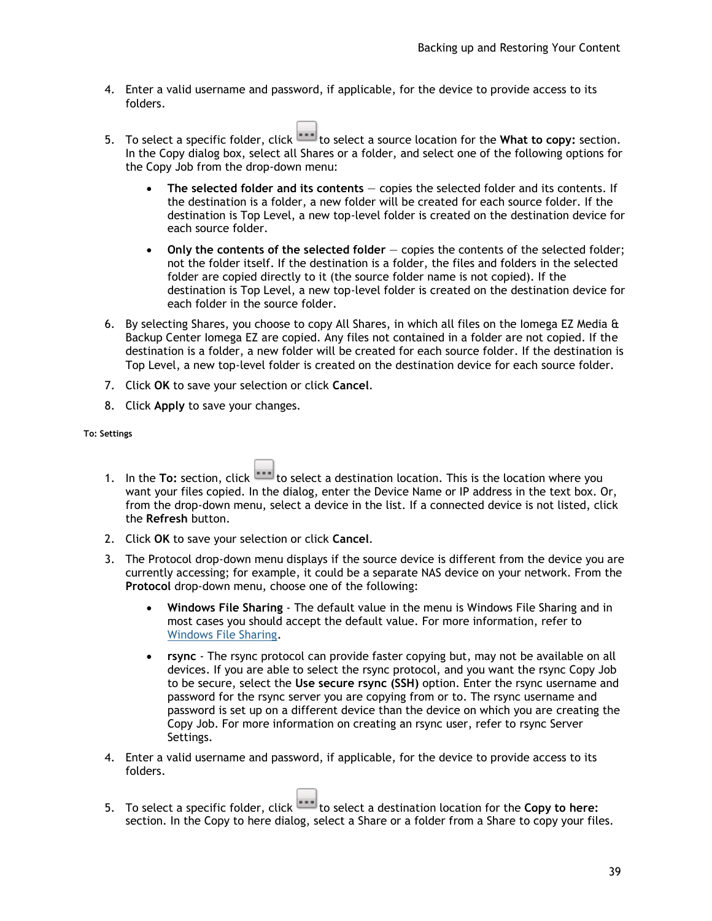4. Enter a valid username and password, if applicable, for the device to provide access to its folders.

5. To select a specific folder, click ... to select a source location for the **What to copy:** section. In the Copy dialog box, select all Shares or a folder, and select one of the following options for the Copy Job from the drop-down menu:

   - **The selected folder and its contents** — copies the selected folder and its contents. If the destination is a folder, a new folder will be created for each source folder. If the destination is Top Level, a new top-level folder is created on the destination device for each source folder.

   - **Only the contents of the selected folder** — copies the contents of the selected folder; not the folder itself. If the destination is a folder, the files and folders in the selected folder are copied directly to it (the source folder name is not copied). If the destination is Top Level, a new top-level folder is created on the destination device for each folder in the source folder.

6. By selecting Shares, you choose to copy All Shares, in which all files on the Iomega EZ Media & Backup Center Iomega EZ are copied. Any files not contained in a folder are not copied. If the destination is a folder, a new folder will be created for each source folder. If the destination is Top Level, a new top-level folder is created on the destination device for each source folder.

7. Click **OK** to save your selection or click **Cancel**.

8. Click **Apply** to save your changes.

#### To: Settings

1. In the **To:** section, click ... to select a destination location. This is the location where you want your files copied. In the dialog, enter the Device Name or IP address in the text box. Or, from the drop-down menu, select a device in the list. If a connected device is not listed, click the **Refresh** button.

2. Click **OK** to save your selection or click **Cancel**.

3. The Protocol drop-down menu displays if the source device is different from the device you are currently accessing; for example, it could be a separate NAS device on your network. From the **Protocol** drop-down menu, choose one of the following:

   - **Windows File Sharing** - The default value in the menu is Windows File Sharing and in most cases you should accept the default value. For more information, refer to Windows File Sharing.

   - **rsync** - The rsync protocol can provide faster copying but, may not be available on all devices. If you are able to select the rsync protocol, and you want the rsync Copy Job to be secure, select the **Use secure rsync (SSH)** option. Enter the rsync username and password for the rsync server you are copying from or to. The rsync username and password is set up on a different device than the device on which you are creating the Copy Job. For more information on creating an rsync user, refer to rsync Server Settings.

4. Enter a valid username and password, if applicable, for the device to provide access to its folders.

5. To select a specific folder, click ... to select a destination location for the **Copy to here:** section. In the Copy to here dialog, select a Share or a folder from a Share to copy your files.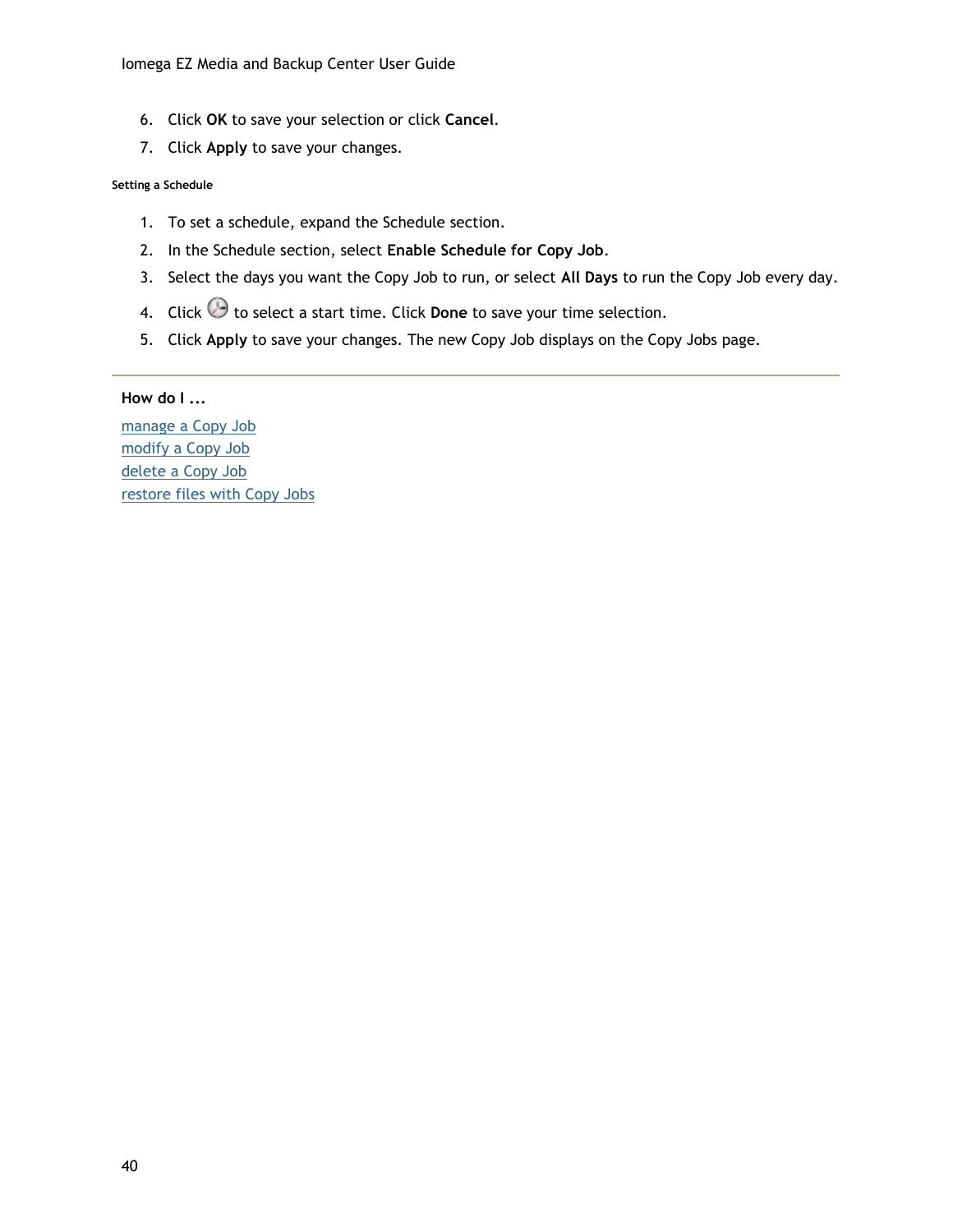6. Click **OK** to save your selection or click **Cancel**.
7. Click **Apply** to save your changes.

#### Setting a Schedule

1. To set a schedule, expand the Schedule section.
2. In the Schedule section, select **Enable Schedule for Copy Job**.
3. Select the days you want the Copy Job to run, or select **All Days** to run the Copy Job every day.
4. Click to select a start time. Click **Done** to save your time selection.
5. Click **Apply** to save your changes. The new Copy Job displays on the Copy Jobs page.

---

**How do I ...**

manage a Copy Job
modify a Copy Job
delete a Copy Job
restore files with Copy Jobs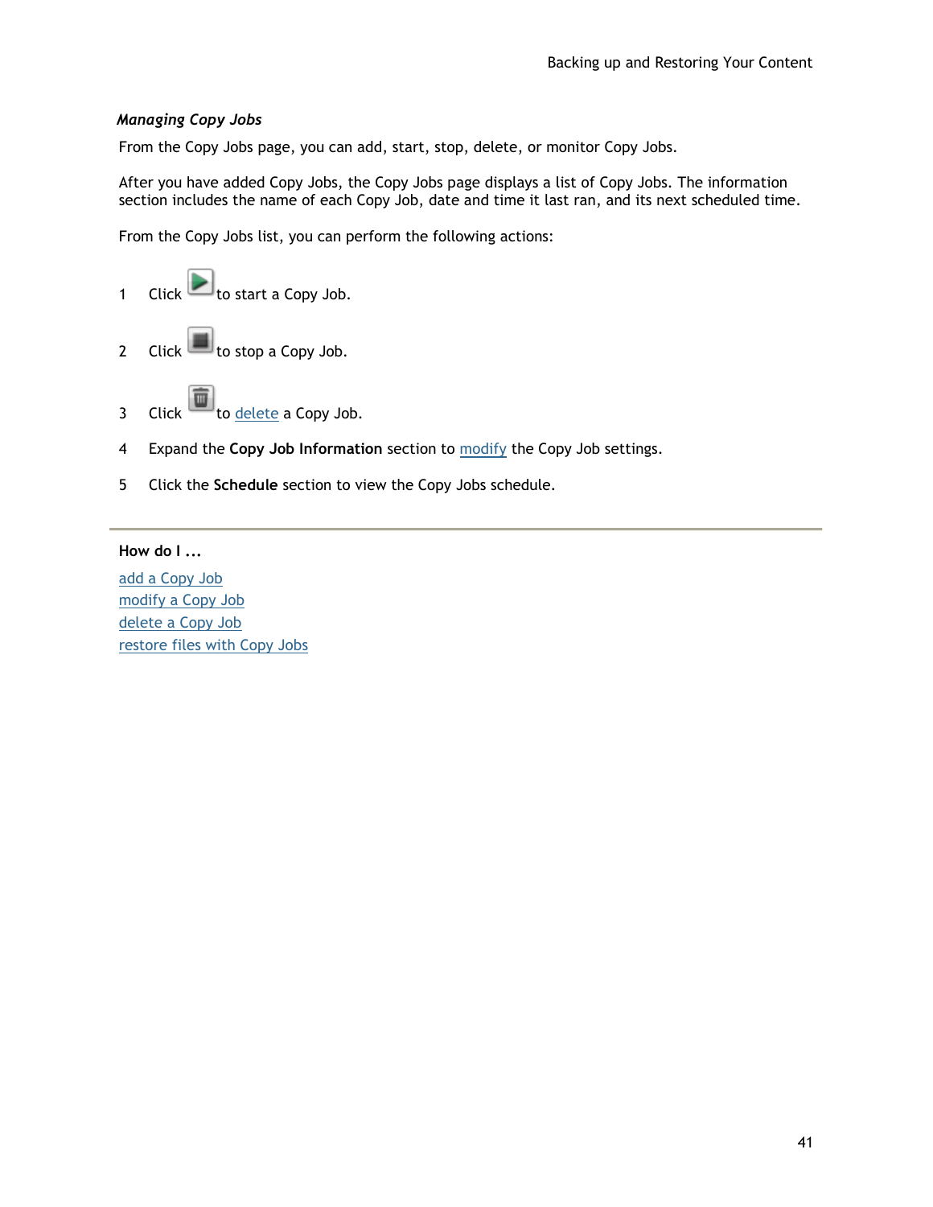### *Managing Copy Jobs*

From the Copy Jobs page, you can add, start, stop, delete, or monitor Copy Jobs.

After you have added Copy Jobs, the Copy Jobs page displays a list of Copy Jobs. The information section includes the name of each Copy Job, date and time it last ran, and its next scheduled time.

From the Copy Jobs list, you can perform the following actions:

1. Click to start a Copy Job.
2. Click to stop a Copy Job.
3. Click to delete a Copy Job.
4. Expand the **Copy Job Information** section to modify the Copy Job settings.
5. Click the **Schedule** section to view the Copy Jobs schedule.

---

**How do I ...**

add a Copy Job
modify a Copy Job
delete a Copy Job
restore files with Copy Jobs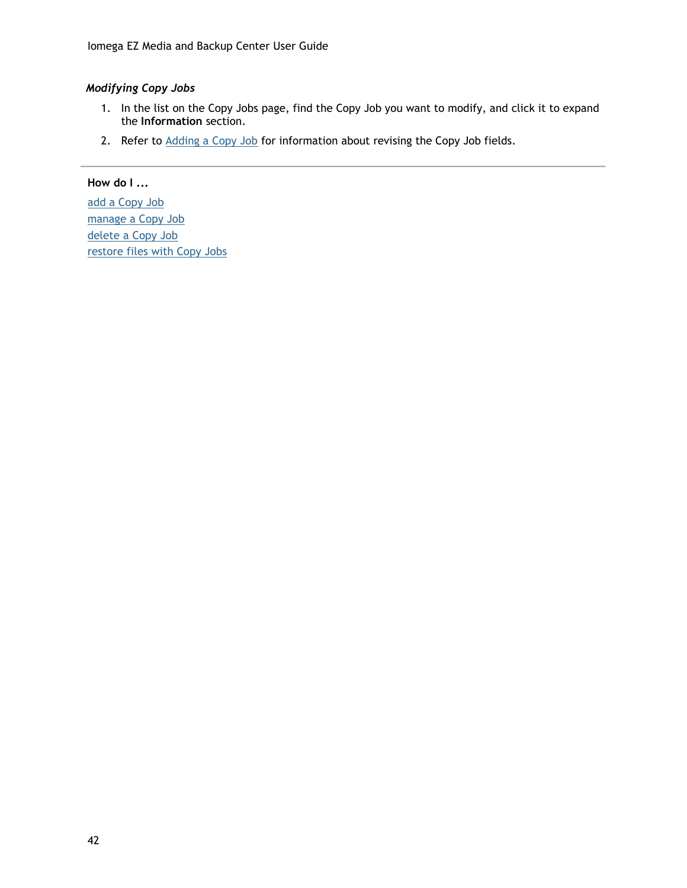### *Modifying Copy Jobs*

1. In the list on the Copy Jobs page, find the Copy Job you want to modify, and click it to expand the **Information** section.
2. Refer to Adding a Copy Job for information about revising the Copy Job fields.

---

**How do I ...**

add a Copy Job
manage a Copy Job
delete a Copy Job
restore files with Copy Jobs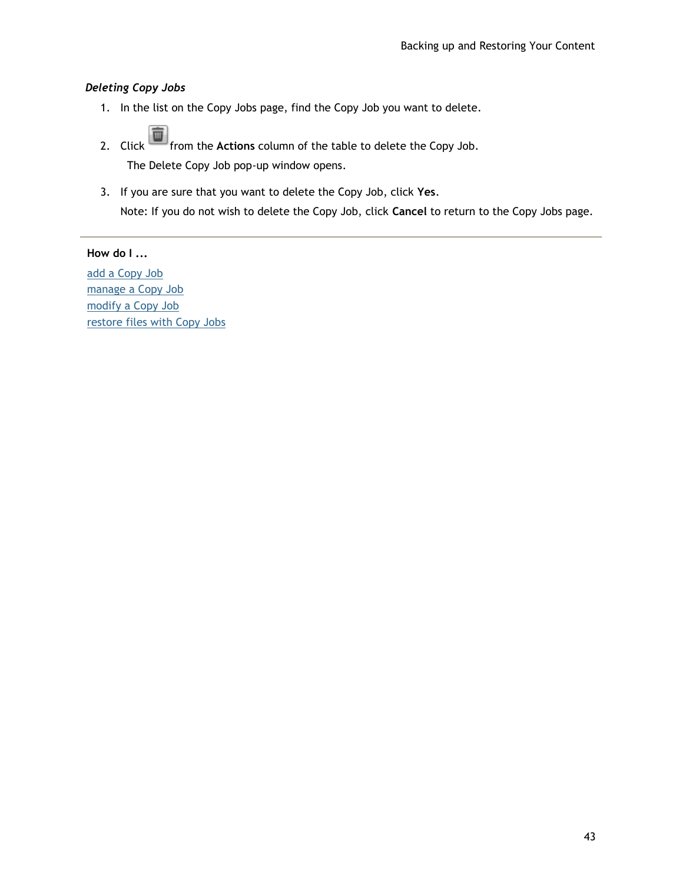### *Deleting Copy Jobs*

1. In the list on the Copy Jobs page, find the Copy Job you want to delete.
2. Click from the **Actions** column of the table to delete the Copy Job.

   The Delete Copy Job pop-up window opens.
3. If you are sure that you want to delete the Copy Job, click **Yes**.

   Note: If you do not wish to delete the Copy Job, click **Cancel** to return to the Copy Jobs page.

---

**How do I ...**

add a Copy Job
manage a Copy Job
modify a Copy Job
restore files with Copy Jobs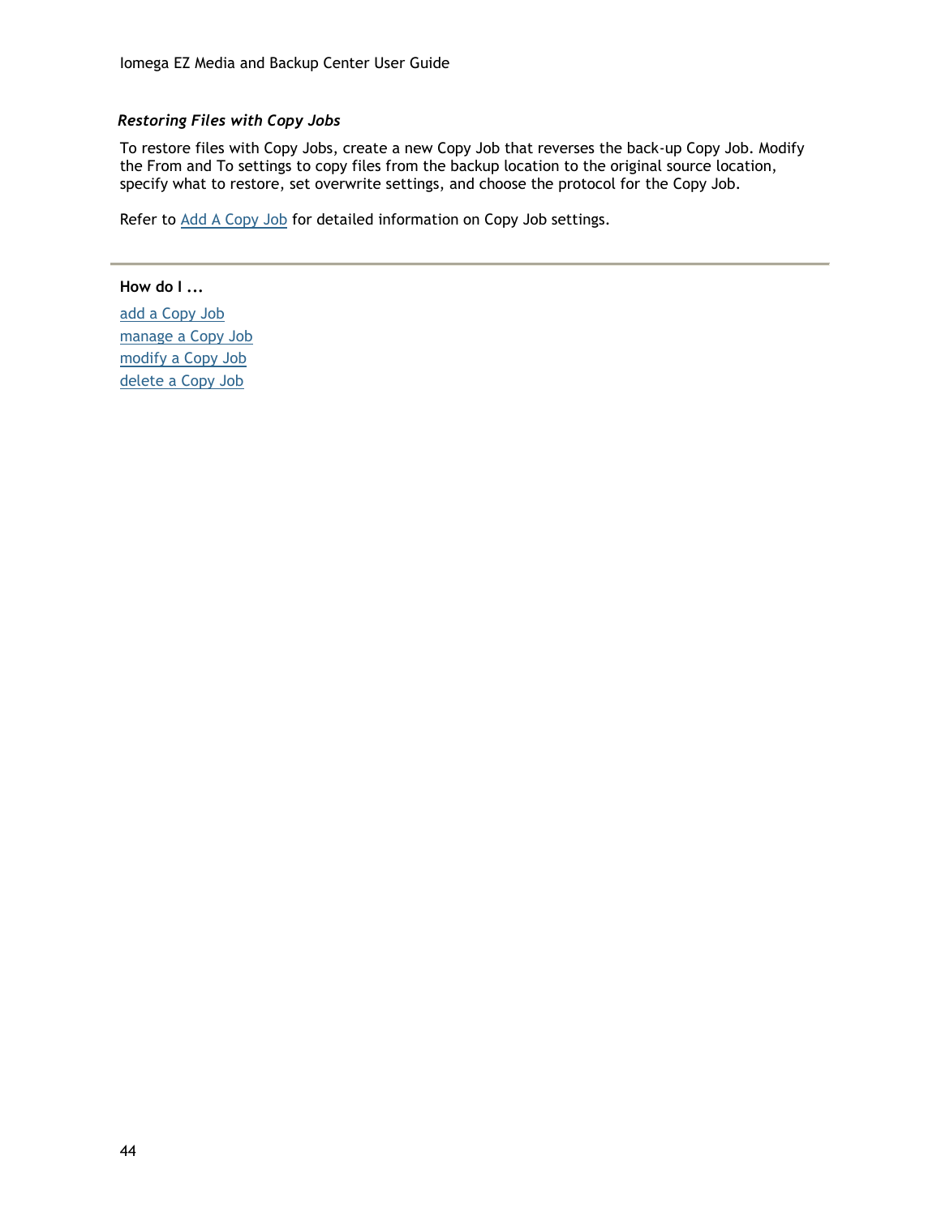### *Restoring Files with Copy Jobs*

To restore files with Copy Jobs, create a new Copy Job that reverses the back-up Copy Job. Modify the From and To settings to copy files from the backup location to the original source location, specify what to restore, set overwrite settings, and choose the protocol for the Copy Job.

Refer to Add A Copy Job for detailed information on Copy Job settings.

---

**How do I ...**

add a Copy Job
manage a Copy Job
modify a Copy Job
delete a Copy Job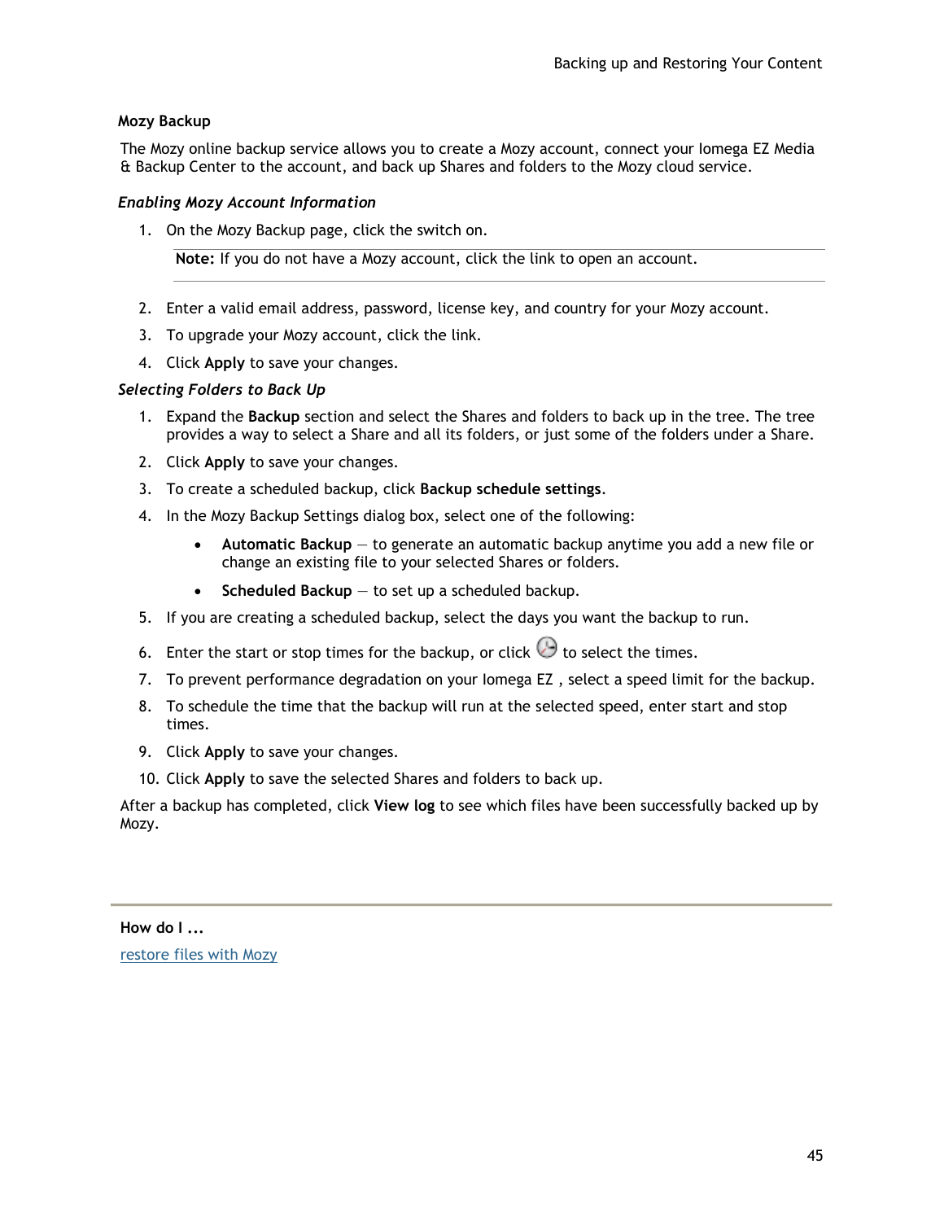### Mozy Backup

The Mozy online backup service allows you to create a Mozy account, connect your Iomega EZ Media & Backup Center to the account, and back up Shares and folders to the Mozy cloud service.

#### *Enabling Mozy Account Information*

1. On the Mozy Backup page, click the switch on.

   **Note:** If you do not have a Mozy account, click the link to open an account.

2. Enter a valid email address, password, license key, and country for your Mozy account.
3. To upgrade your Mozy account, click the link.
4. Click **Apply** to save your changes.

#### *Selecting Folders to Back Up*

1. Expand the **Backup** section and select the Shares and folders to back up in the tree. The tree provides a way to select a Share and all its folders, or just some of the folders under a Share.
2. Click **Apply** to save your changes.
3. To create a scheduled backup, click **Backup schedule settings**.
4. In the Mozy Backup Settings dialog box, select one of the following:
   - **Automatic Backup** — to generate an automatic backup anytime you add a new file or change an existing file to your selected Shares or folders.
   - **Scheduled Backup** — to set up a scheduled backup.
5. If you are creating a scheduled backup, select the days you want the backup to run.
6. Enter the start or stop times for the backup, or click to select the times.
7. To prevent performance degradation on your Iomega EZ , select a speed limit for the backup.
8. To schedule the time that the backup will run at the selected speed, enter start and stop times.
9. Click **Apply** to save your changes.
10. Click **Apply** to save the selected Shares and folders to back up.

After a backup has completed, click **View log** to see which files have been successfully backed up by Mozy.

**How do I ...**

restore files with Mozy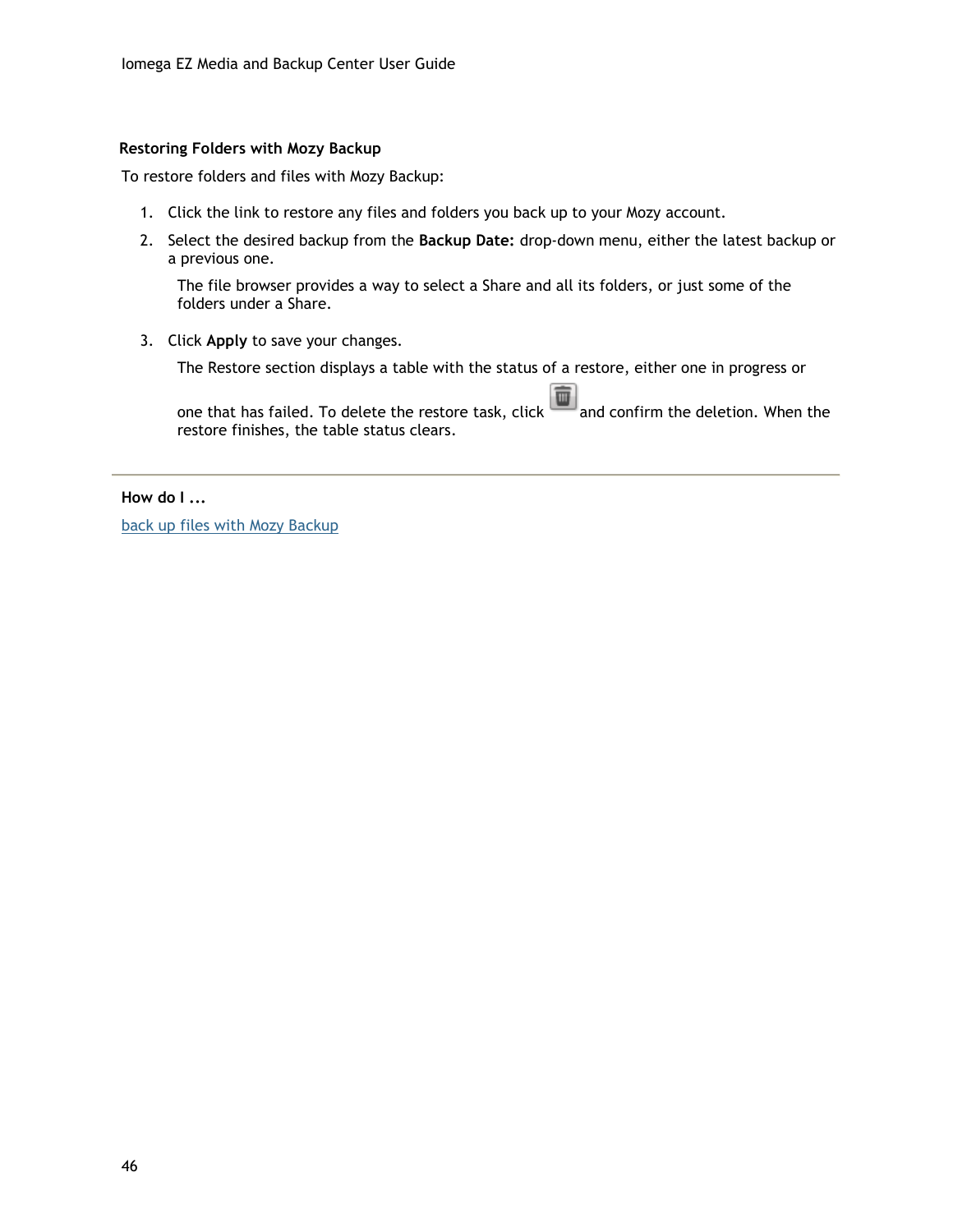### Restoring Folders with Mozy Backup

To restore folders and files with Mozy Backup:

1. Click the link to restore any files and folders you back up to your Mozy account.
2. Select the desired backup from the **Backup Date:** drop-down menu, either the latest backup or a previous one.

   The file browser provides a way to select a Share and all its folders, or just some of the folders under a Share.

3. Click **Apply** to save your changes.

   The Restore section displays a table with the status of a restore, either one in progress or one that has failed. To delete the restore task, click and confirm the deletion. When the restore finishes, the table status clears.

---

**How do I ...**

back up files with Mozy Backup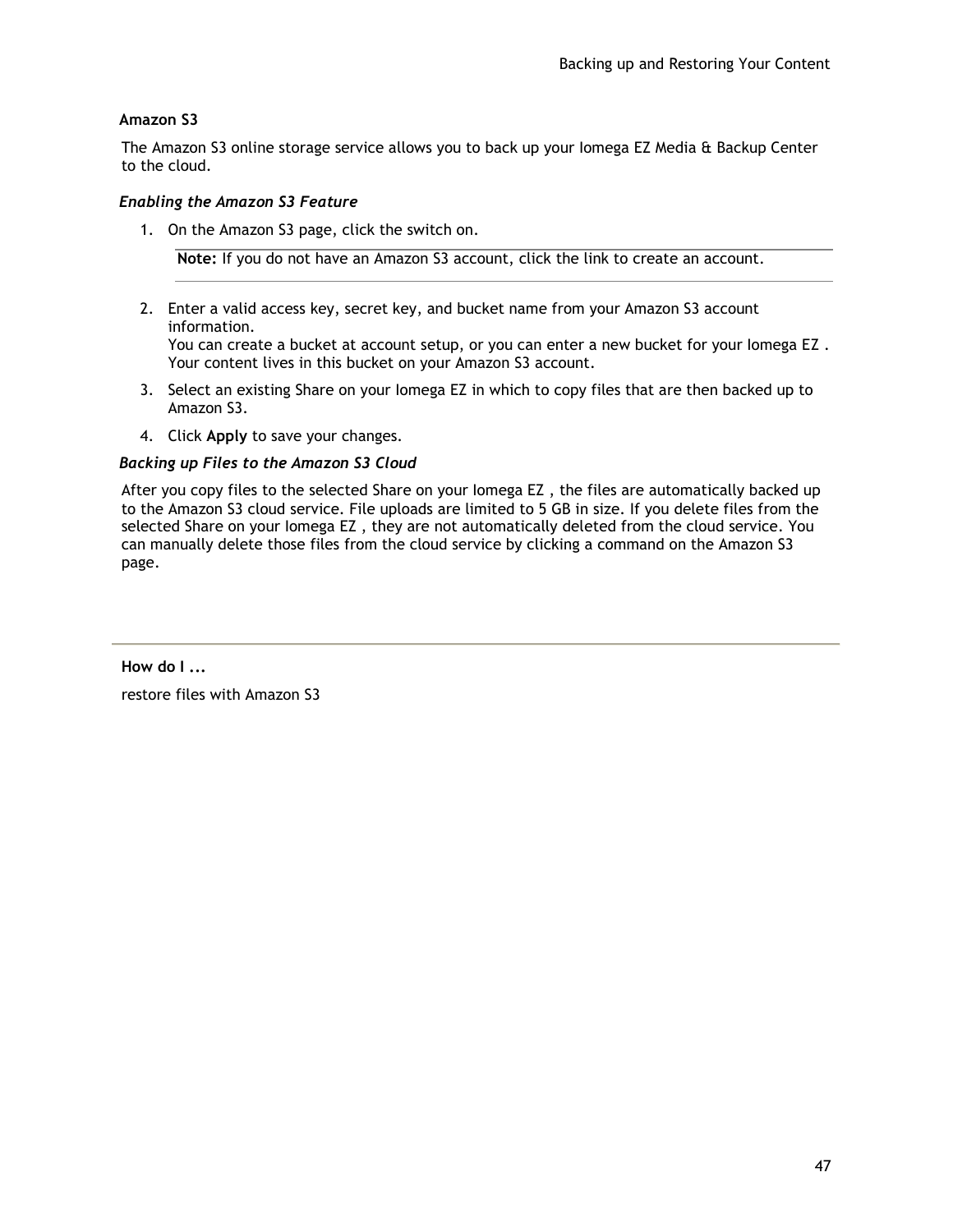## Amazon S3

The Amazon S3 online storage service allows you to back up your Iomega EZ Media & Backup Center to the cloud.

### *Enabling the Amazon S3 Feature*

1. On the Amazon S3 page, click the switch on.

   **Note:** If you do not have an Amazon S3 account, click the link to create an account.

2. Enter a valid access key, secret key, and bucket name from your Amazon S3 account information.
   You can create a bucket at account setup, or you can enter a new bucket for your Iomega EZ . Your content lives in this bucket on your Amazon S3 account.
3. Select an existing Share on your Iomega EZ in which to copy files that are then backed up to Amazon S3.
4. Click **Apply** to save your changes.

### *Backing up Files to the Amazon S3 Cloud*

After you copy files to the selected Share on your Iomega EZ , the files are automatically backed up to the Amazon S3 cloud service. File uploads are limited to 5 GB in size. If you delete files from the selected Share on your Iomega EZ , they are not automatically deleted from the cloud service. You can manually delete those files from the cloud service by clicking a command on the Amazon S3 page.

---

**How do I ...**

restore files with Amazon S3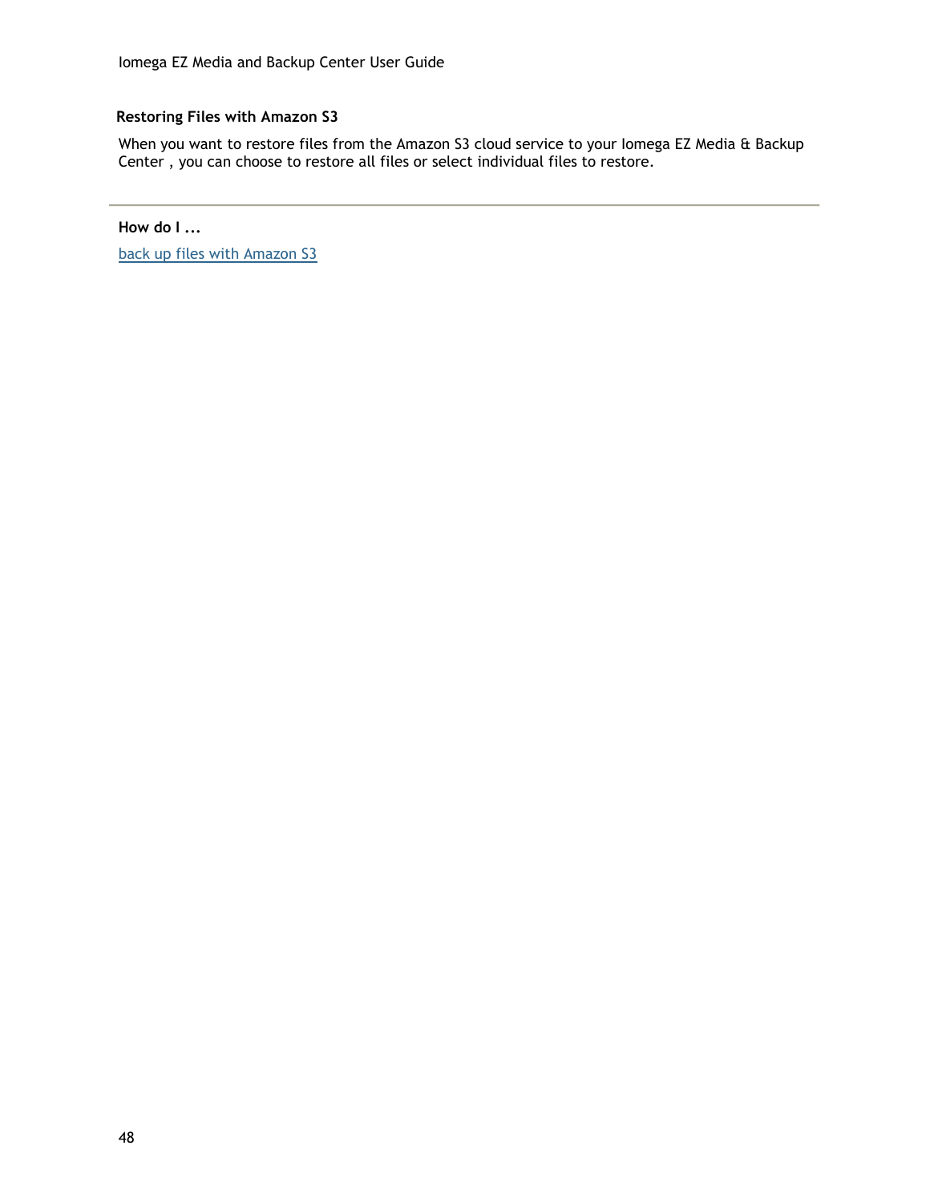## Restoring Files with Amazon S3

When you want to restore files from the Amazon S3 cloud service to your Iomega EZ Media & Backup Center , you can choose to restore all files or select individual files to restore.

---

**How do I ...**

back up files with Amazon S3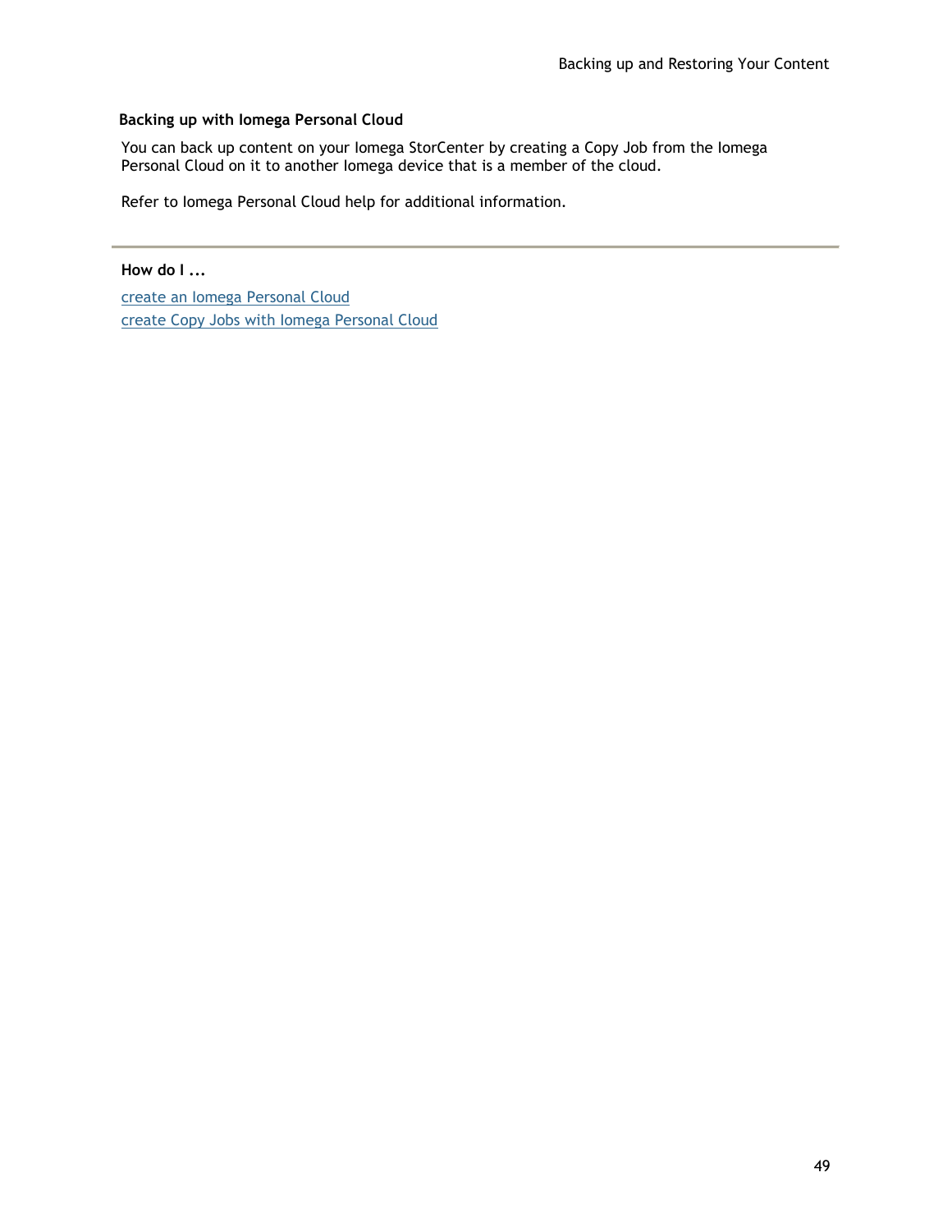### Backing up with Iomega Personal Cloud

You can back up content on your Iomega StorCenter by creating a Copy Job from the Iomega Personal Cloud on it to another Iomega device that is a member of the cloud.

Refer to Iomega Personal Cloud help for additional information.

---

**How do I ...**

create an Iomega Personal Cloud
create Copy Jobs with Iomega Personal Cloud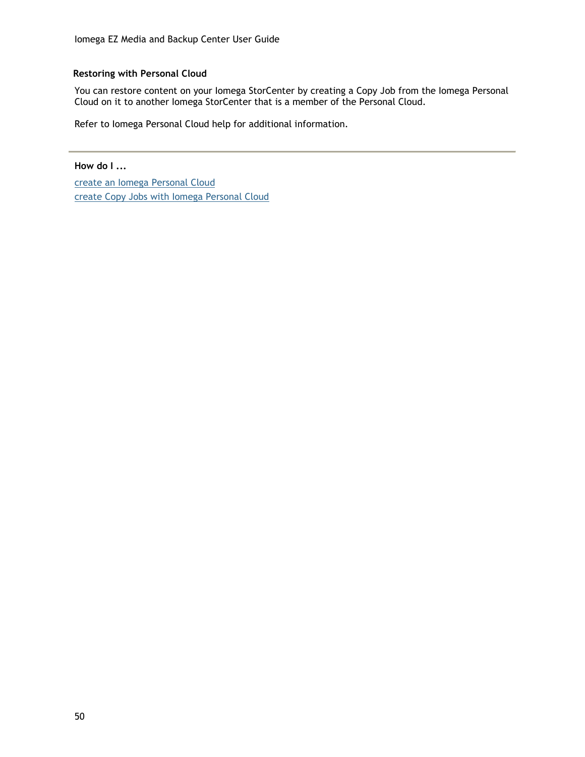### Restoring with Personal Cloud

You can restore content on your Iomega StorCenter by creating a Copy Job from the Iomega Personal Cloud on it to another Iomega StorCenter that is a member of the Personal Cloud.

Refer to Iomega Personal Cloud help for additional information.

---

**How do I ...**

create an Iomega Personal Cloud
create Copy Jobs with Iomega Personal Cloud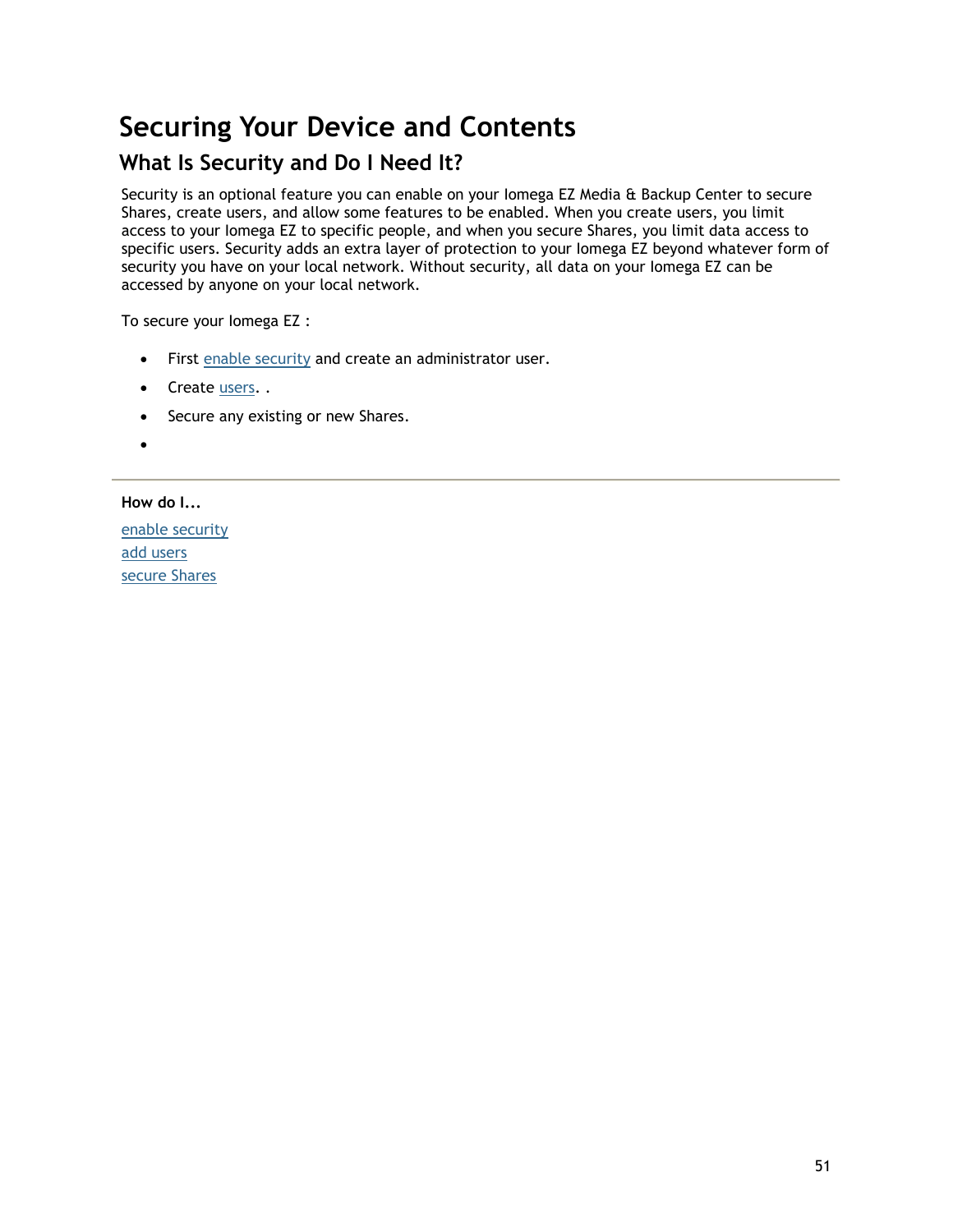# Securing Your Device and Contents

## What Is Security and Do I Need It?

Security is an optional feature you can enable on your Iomega EZ Media & Backup Center to secure Shares, create users, and allow some features to be enabled. When you create users, you limit access to your Iomega EZ to specific people, and when you secure Shares, you limit data access to specific users. Security adds an extra layer of protection to your Iomega EZ beyond whatever form of security you have on your local network. Without security, all data on your Iomega EZ can be accessed by anyone on your local network.

To secure your Iomega EZ :

- First enable security and create an administrator user.
- Create users. .
- Secure any existing or new Shares.
-

---

**How do I...**

enable security
add users
secure Shares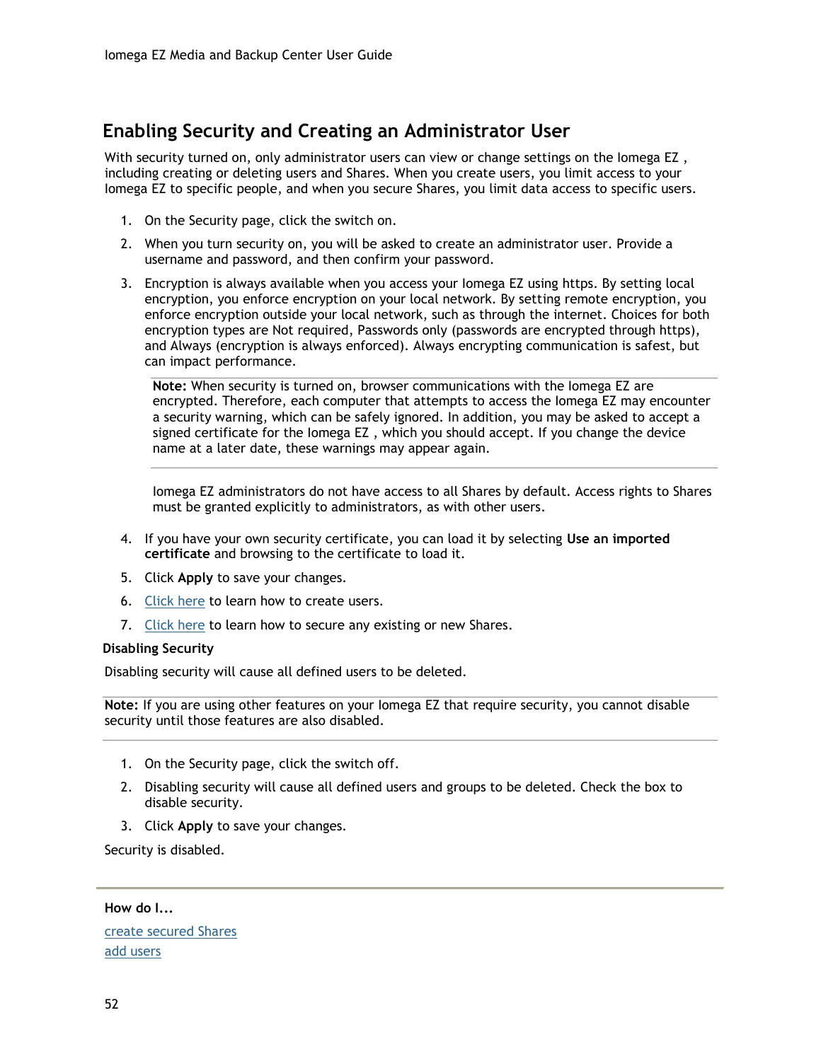## Enabling Security and Creating an Administrator User

With security turned on, only administrator users can view or change settings on the Iomega EZ , including creating or deleting users and Shares. When you create users, you limit access to your Iomega EZ to specific people, and when you secure Shares, you limit data access to specific users.

1. On the Security page, click the switch on.
2. When you turn security on, you will be asked to create an administrator user. Provide a username and password, and then confirm your password.
3. Encryption is always available when you access your Iomega EZ using https. By setting local encryption, you enforce encryption on your local network. By setting remote encryption, you enforce encryption outside your local network, such as through the internet. Choices for both encryption types are Not required, Passwords only (passwords are encrypted through https), and Always (encryption is always enforced). Always encrypting communication is safest, but can impact performance.

   **Note:** When security is turned on, browser communications with the Iomega EZ are encrypted. Therefore, each computer that attempts to access the Iomega EZ may encounter a security warning, which can be safely ignored. In addition, you may be asked to accept a signed certificate for the Iomega EZ , which you should accept. If you change the device name at a later date, these warnings may appear again.

   Iomega EZ administrators do not have access to all Shares by default. Access rights to Shares must be granted explicitly to administrators, as with other users.

4. If you have your own security certificate, you can load it by selecting **Use an imported certificate** and browsing to the certificate to load it.
5. Click **Apply** to save your changes.
6. Click here to learn how to create users.
7. Click here to learn how to secure any existing or new Shares.

**Disabling Security**

Disabling security will cause all defined users to be deleted.

**Note:** If you are using other features on your Iomega EZ that require security, you cannot disable security until those features are also disabled.

1. On the Security page, click the switch off.
2. Disabling security will cause all defined users and groups to be deleted. Check the box to disable security.
3. Click **Apply** to save your changes.

Security is disabled.

**How do I...**

create secured Shares
add users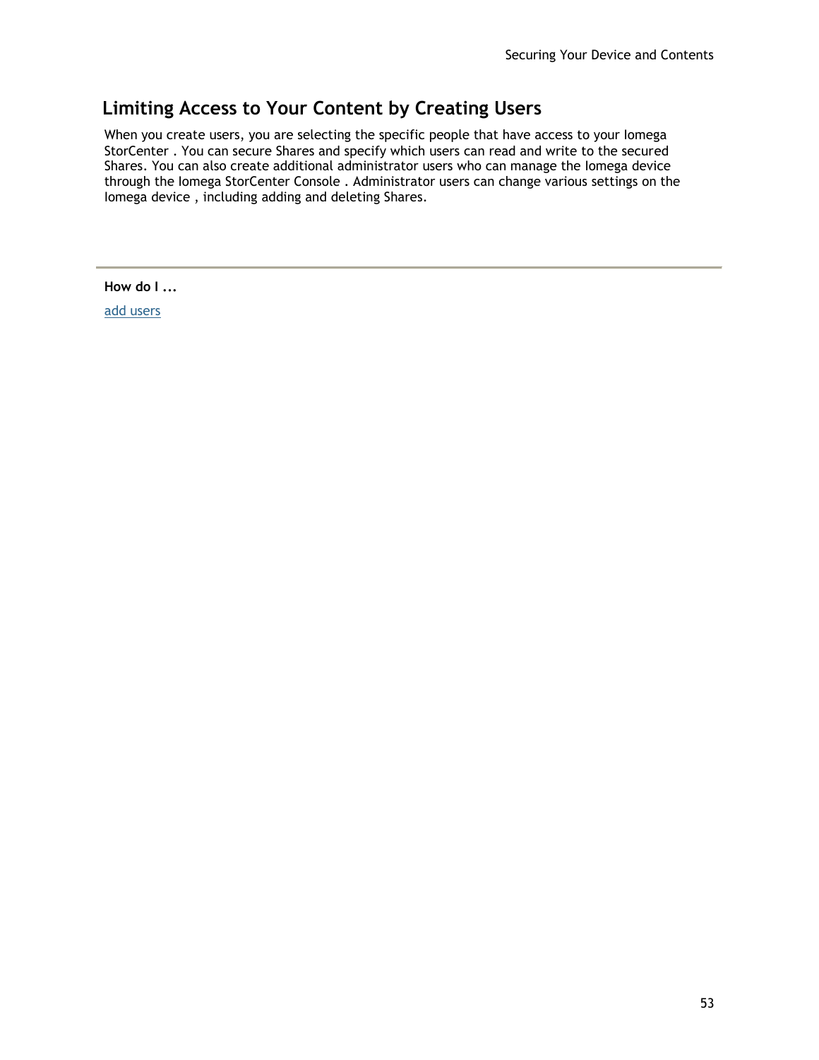# Limiting Access to Your Content by Creating Users

When you create users, you are selecting the specific people that have access to your Iomega StorCenter . You can secure Shares and specify which users can read and write to the secured Shares. You can also create additional administrator users who can manage the Iomega device through the Iomega StorCenter Console . Administrator users can change various settings on the Iomega device , including adding and deleting Shares.

---

**How do I ...**

add users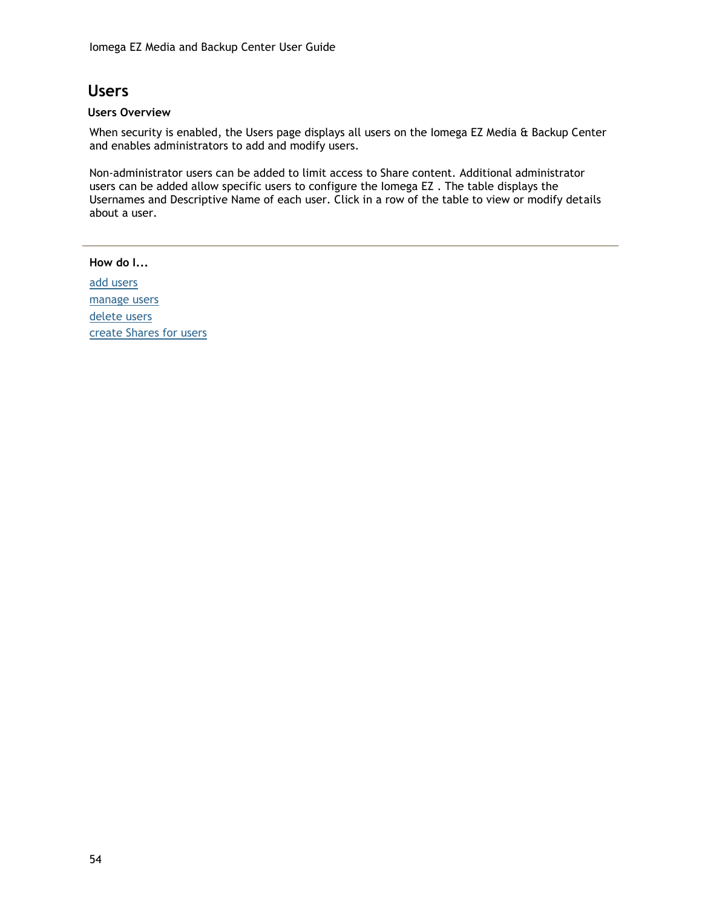# Users

### Users Overview

When security is enabled, the Users page displays all users on the Iomega EZ Media & Backup Center and enables administrators to add and modify users.

Non-administrator users can be added to limit access to Share content. Additional administrator users can be added allow specific users to configure the Iomega EZ . The table displays the Usernames and Descriptive Name of each user. Click in a row of the table to view or modify details about a user.

---

**How do I...**

add users
manage users
delete users
create Shares for users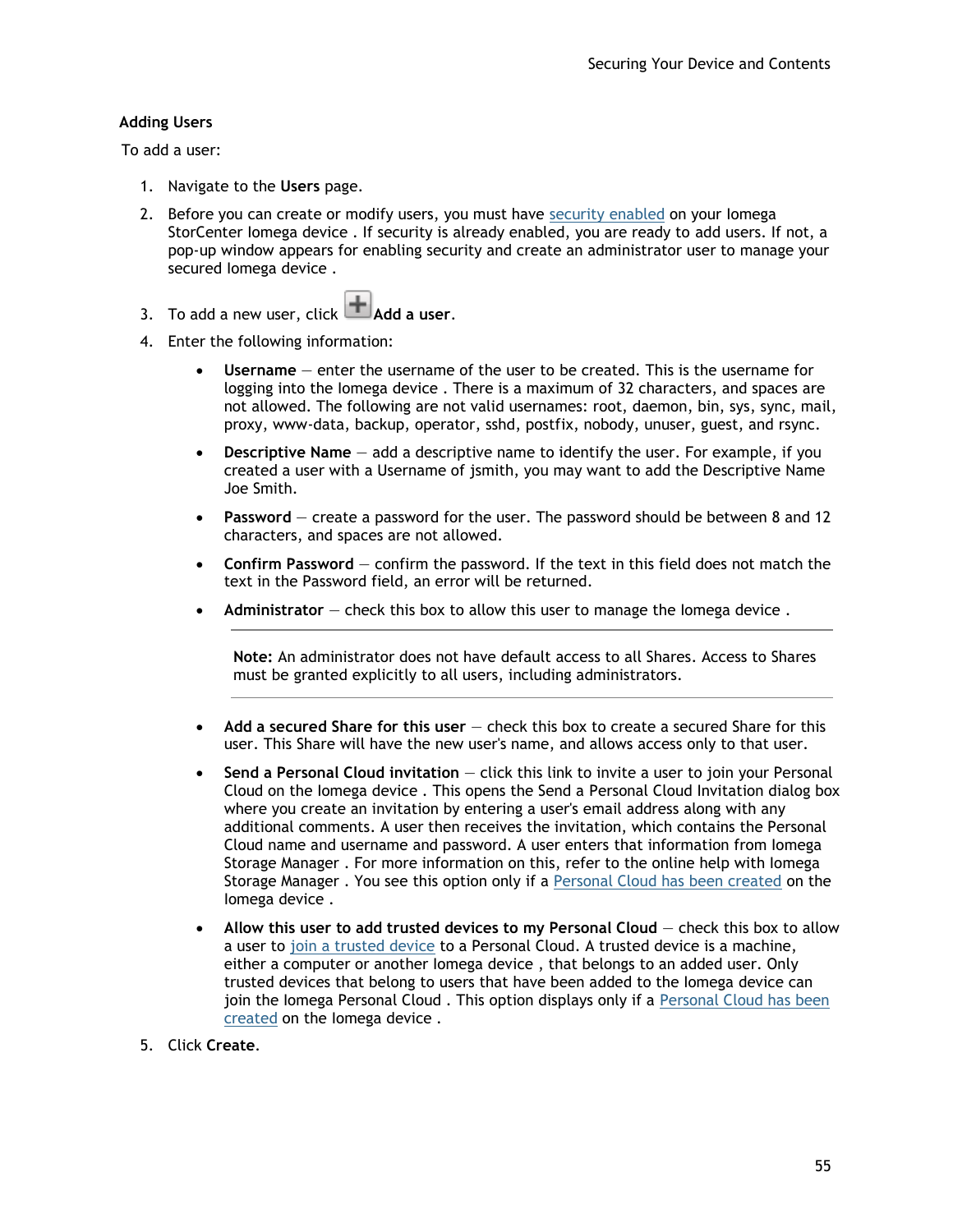### Adding Users

To add a user:

1. Navigate to the **Users** page.
2. Before you can create or modify users, you must have security enabled on your Iomega StorCenter Iomega device . If security is already enabled, you are ready to add users. If not, a pop-up window appears for enabling security and create an administrator user to manage your secured Iomega device .
3. To add a new user, click **Add a user**.
4. Enter the following information:
   - **Username** — enter the username of the user to be created. This is the username for logging into the Iomega device . There is a maximum of 32 characters, and spaces are not allowed. The following are not valid usernames: root, daemon, bin, sys, sync, mail, proxy, www-data, backup, operator, sshd, postfix, nobody, unuser, guest, and rsync.
   - **Descriptive Name** — add a descriptive name to identify the user. For example, if you created a user with a Username of jsmith, you may want to add the Descriptive Name Joe Smith.
   - **Password** — create a password for the user. The password should be between 8 and 12 characters, and spaces are not allowed.
   - **Confirm Password** — confirm the password. If the text in this field does not match the text in the Password field, an error will be returned.
   - **Administrator** — check this box to allow this user to manage the Iomega device .

     **Note:** An administrator does not have default access to all Shares. Access to Shares must be granted explicitly to all users, including administrators.

   - **Add a secured Share for this user** — check this box to create a secured Share for this user. This Share will have the new user's name, and allows access only to that user.
   - **Send a Personal Cloud invitation** — click this link to invite a user to join your Personal Cloud on the Iomega device . This opens the Send a Personal Cloud Invitation dialog box where you create an invitation by entering a user's email address along with any additional comments. A user then receives the invitation, which contains the Personal Cloud name and username and password. A user enters that information from Iomega Storage Manager . For more information on this, refer to the online help with Iomega Storage Manager . You see this option only if a Personal Cloud has been created on the Iomega device .
   - **Allow this user to add trusted devices to my Personal Cloud** — check this box to allow a user to join a trusted device to a Personal Cloud. A trusted device is a machine, either a computer or another Iomega device , that belongs to an added user. Only trusted devices that belong to users that have been added to the Iomega device can join the Iomega Personal Cloud . This option displays only if a Personal Cloud has been created on the Iomega device .
5. Click **Create**.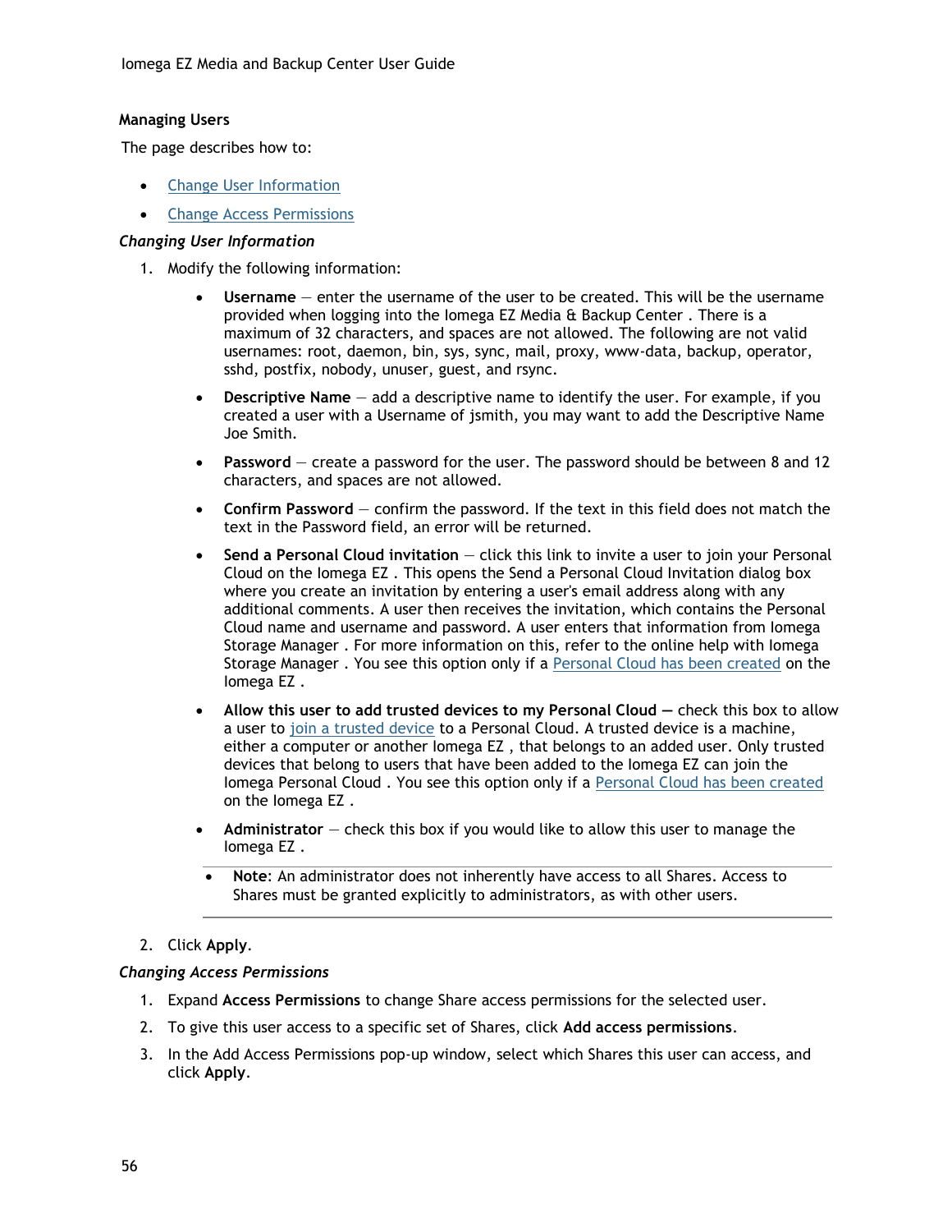## Managing Users

The page describes how to:

- [Change User Information]
- [Change Access Permissions]

### *Changing User Information*

1. Modify the following information:
   - **Username** — enter the username of the user to be created. This will be the username provided when logging into the Iomega EZ Media & Backup Center . There is a maximum of 32 characters, and spaces are not allowed. The following are not valid usernames: root, daemon, bin, sys, sync, mail, proxy, www-data, backup, operator, sshd, postfix, nobody, unuser, guest, and rsync.
   - **Descriptive Name** — add a descriptive name to identify the user. For example, if you created a user with a Username of jsmith, you may want to add the Descriptive Name Joe Smith.
   - **Password** — create a password for the user. The password should be between 8 and 12 characters, and spaces are not allowed.
   - **Confirm Password** — confirm the password. If the text in this field does not match the text in the Password field, an error will be returned.
   - **Send a Personal Cloud invitation** — click this link to invite a user to join your Personal Cloud on the Iomega EZ . This opens the Send a Personal Cloud Invitation dialog box where you create an invitation by entering a user's email address along with any additional comments. A user then receives the invitation, which contains the Personal Cloud name and username and password. A user enters that information from Iomega Storage Manager . For more information on this, refer to the online help with Iomega Storage Manager . You see this option only if a [Personal Cloud has been created] on the Iomega EZ .
   - **Allow this user to add trusted devices to my Personal Cloud —** check this box to allow a user to [join a trusted device] to a Personal Cloud. A trusted device is a machine, either a computer or another Iomega EZ , that belongs to an added user. Only trusted devices that belong to users that have been added to the Iomega EZ can join the Iomega Personal Cloud . You see this option only if a [Personal Cloud has been created] on the Iomega EZ .
   - **Administrator** — check this box if you would like to allow this user to manage the Iomega EZ .

   - **Note**: An administrator does not inherently have access to all Shares. Access to Shares must be granted explicitly to administrators, as with other users.

2. Click **Apply**.

### *Changing Access Permissions*

1. Expand **Access Permissions** to change Share access permissions for the selected user.
2. To give this user access to a specific set of Shares, click **Add access permissions**.
3. In the Add Access Permissions pop-up window, select which Shares this user can access, and click **Apply**.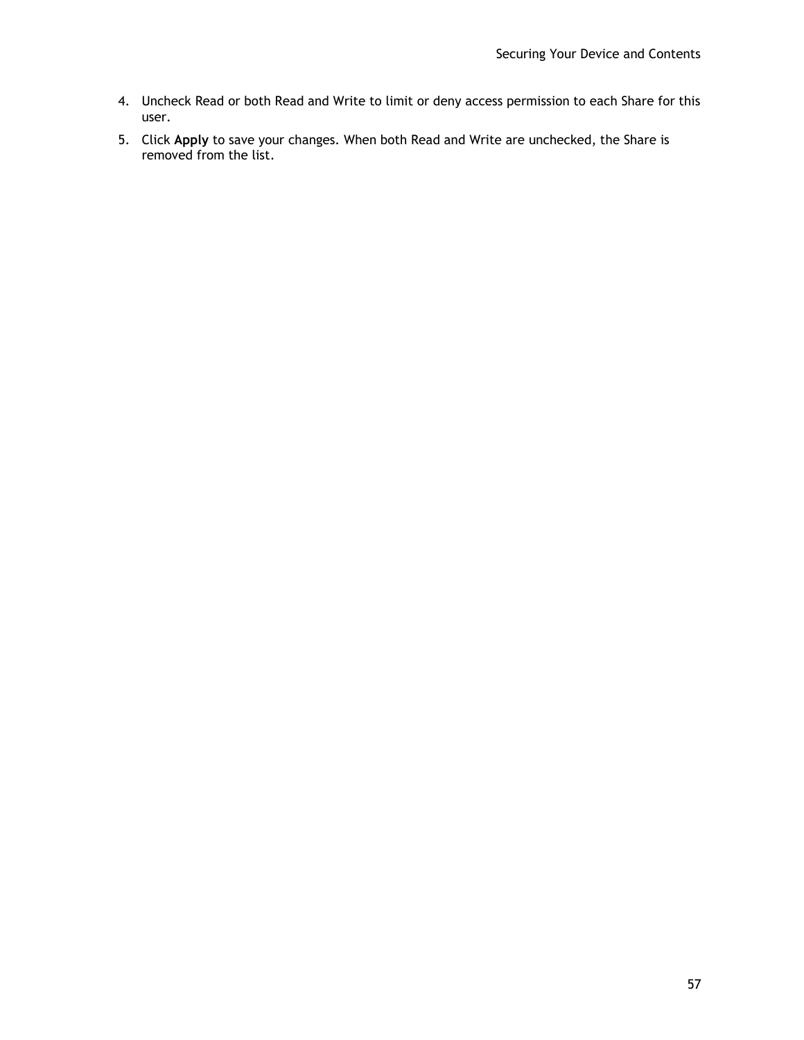4. Uncheck Read or both Read and Write to limit or deny access permission to each Share for this user.
5. Click **Apply** to save your changes. When both Read and Write are unchecked, the Share is removed from the list.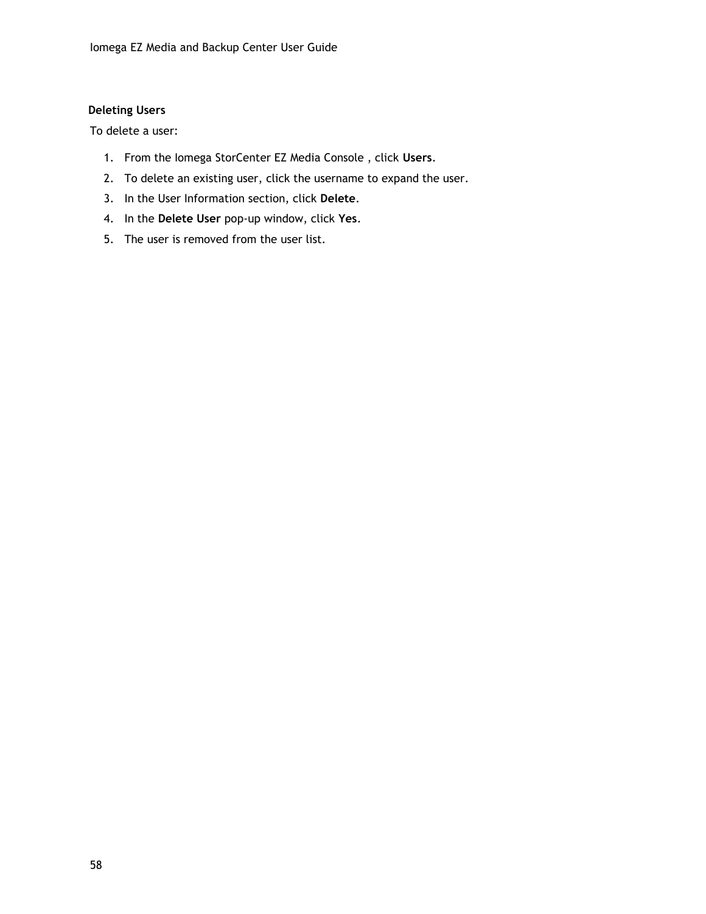### Deleting Users

To delete a user:

1. From the Iomega StorCenter EZ Media Console , click **Users**.
2. To delete an existing user, click the username to expand the user.
3. In the User Information section, click **Delete**.
4. In the **Delete User** pop-up window, click **Yes**.
5. The user is removed from the user list.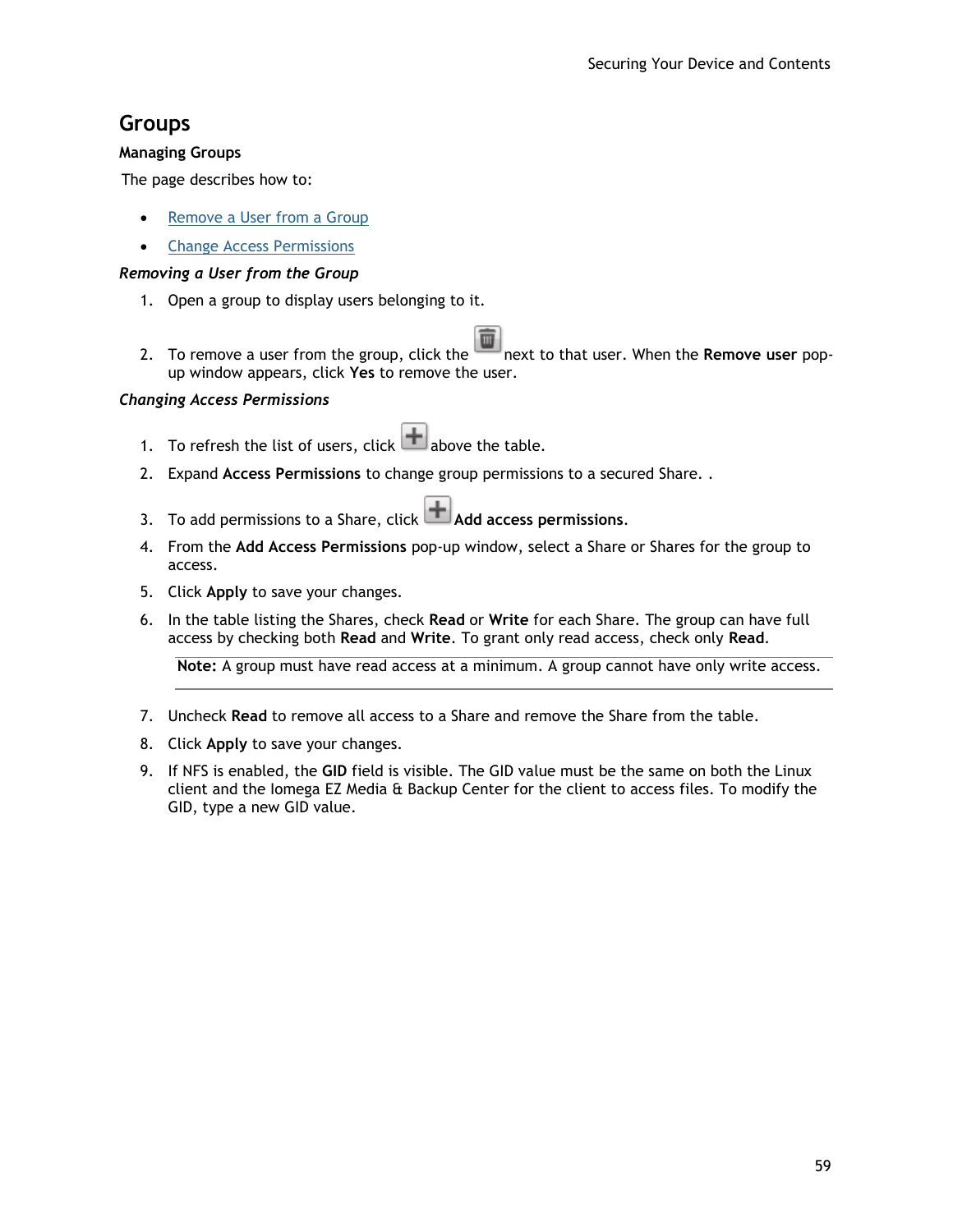## Groups

### Managing Groups

The page describes how to:

- Remove a User from a Group
- Change Access Permissions

***Removing a User from the Group***

1. Open a group to display users belonging to it.
2. To remove a user from the group, click the next to that user. When the **Remove user** pop-up window appears, click **Yes** to remove the user.

***Changing Access Permissions***

1. To refresh the list of users, click above the table.
2. Expand **Access Permissions** to change group permissions to a secured Share. .
3. To add permissions to a Share, click **Add access permissions**.
4. From the **Add Access Permissions** pop-up window, select a Share or Shares for the group to access.
5. Click **Apply** to save your changes.
6. In the table listing the Shares, check **Read** or **Write** for each Share. The group can have full access by checking both **Read** and **Write**. To grant only read access, check only **Read**.

   **Note:** A group must have read access at a minimum. A group cannot have only write access.

7. Uncheck **Read** to remove all access to a Share and remove the Share from the table.
8. Click **Apply** to save your changes.
9. If NFS is enabled, the **GID** field is visible. The GID value must be the same on both the Linux client and the Iomega EZ Media & Backup Center for the client to access files. To modify the GID, type a new GID value.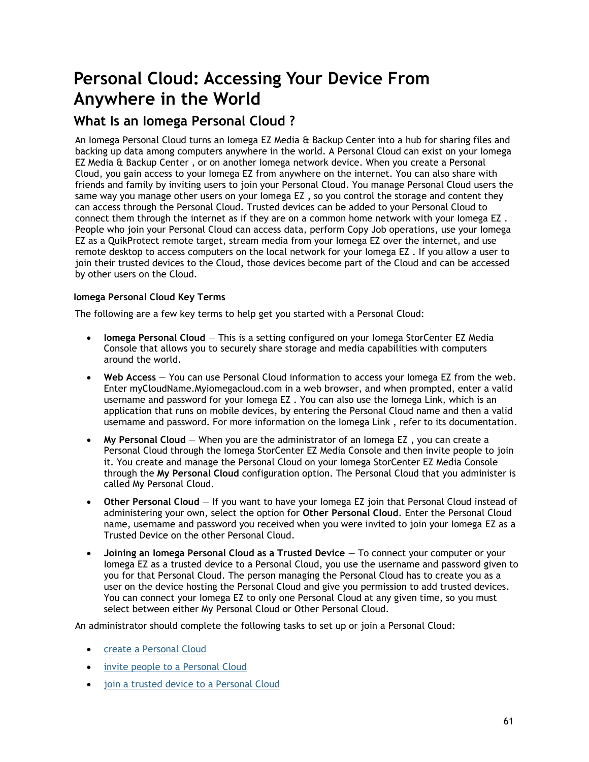# Personal Cloud: Accessing Your Device From Anywhere in the World

## What Is an Iomega Personal Cloud ?

An Iomega Personal Cloud turns an Iomega EZ Media & Backup Center into a hub for sharing files and backing up data among computers anywhere in the world. A Personal Cloud can exist on your Iomega EZ Media & Backup Center , or on another Iomega network device. When you create a Personal Cloud, you gain access to your Iomega EZ from anywhere on the internet. You can also share with friends and family by inviting users to join your Personal Cloud. You manage Personal Cloud users the same way you manage other users on your Iomega EZ , so you control the storage and content they can access through the Personal Cloud. Trusted devices can be added to your Personal Cloud to connect them through the internet as if they are on a common home network with your Iomega EZ . People who join your Personal Cloud can access data, perform Copy Job operations, use your Iomega EZ as a QuikProtect remote target, stream media from your Iomega EZ over the internet, and use remote desktop to access computers on the local network for your Iomega EZ . If you allow a user to join their trusted devices to the Cloud, those devices become part of the Cloud and can be accessed by other users on the Cloud.

#### Iomega Personal Cloud Key Terms

The following are a few key terms to help get you started with a Personal Cloud:

- **Iomega Personal Cloud** — This is a setting configured on your Iomega StorCenter EZ Media Console that allows you to securely share storage and media capabilities with computers around the world.
- **Web Access** — You can use Personal Cloud information to access your Iomega EZ from the web. Enter myCloudName.Myiomegacloud.com in a web browser, and when prompted, enter a valid username and password for your Iomega EZ . You can also use the Iomega Link, which is an application that runs on mobile devices, by entering the Personal Cloud name and then a valid username and password. For more information on the Iomega Link , refer to its documentation.
- **My Personal Cloud** — When you are the administrator of an Iomega EZ , you can create a Personal Cloud through the Iomega StorCenter EZ Media Console and then invite people to join it. You create and manage the Personal Cloud on your Iomega StorCenter EZ Media Console through the **My Personal Cloud** configuration option. The Personal Cloud that you administer is called My Personal Cloud.
- **Other Personal Cloud** — If you want to have your Iomega EZ join that Personal Cloud instead of administering your own, select the option for **Other Personal Cloud**. Enter the Personal Cloud name, username and password you received when you were invited to join your Iomega EZ as a Trusted Device on the other Personal Cloud.
- **Joining an Iomega Personal Cloud as a Trusted Device** — To connect your computer or your Iomega EZ as a trusted device to a Personal Cloud, you use the username and password given to you for that Personal Cloud. The person managing the Personal Cloud has to create you as a user on the device hosting the Personal Cloud and give you permission to add trusted devices. You can connect your Iomega EZ to only one Personal Cloud at any given time, so you must select between either My Personal Cloud or Other Personal Cloud.

An administrator should complete the following tasks to set up or join a Personal Cloud:

- create a Personal Cloud
- invite people to a Personal Cloud
- join a trusted device to a Personal Cloud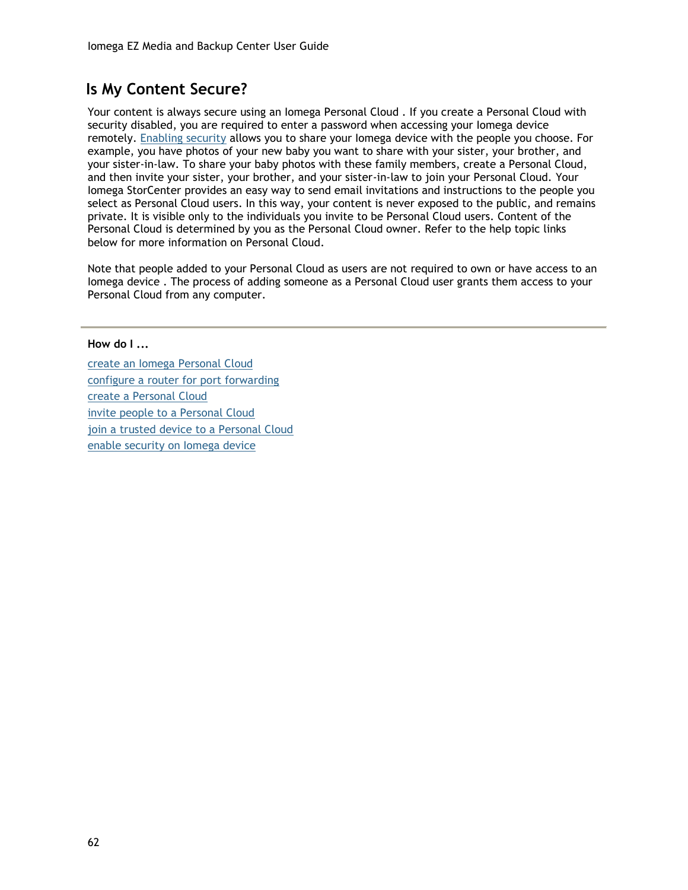## Is My Content Secure?

Your content is always secure using an Iomega Personal Cloud . If you create a Personal Cloud with security disabled, you are required to enter a password when accessing your Iomega device remotely. Enabling security allows you to share your Iomega device with the people you choose. For example, you have photos of your new baby you want to share with your sister, your brother, and your sister-in-law. To share your baby photos with these family members, create a Personal Cloud, and then invite your sister, your brother, and your sister-in-law to join your Personal Cloud. Your Iomega StorCenter provides an easy way to send email invitations and instructions to the people you select as Personal Cloud users. In this way, your content is never exposed to the public, and remains private. It is visible only to the individuals you invite to be Personal Cloud users. Content of the Personal Cloud is determined by you as the Personal Cloud owner. Refer to the help topic links below for more information on Personal Cloud.

Note that people added to your Personal Cloud as users are not required to own or have access to an Iomega device . The process of adding someone as a Personal Cloud user grants them access to your Personal Cloud from any computer.

---

**How do I ...**

create an Iomega Personal Cloud
configure a router for port forwarding
create a Personal Cloud
invite people to a Personal Cloud
join a trusted device to a Personal Cloud
enable security on Iomega device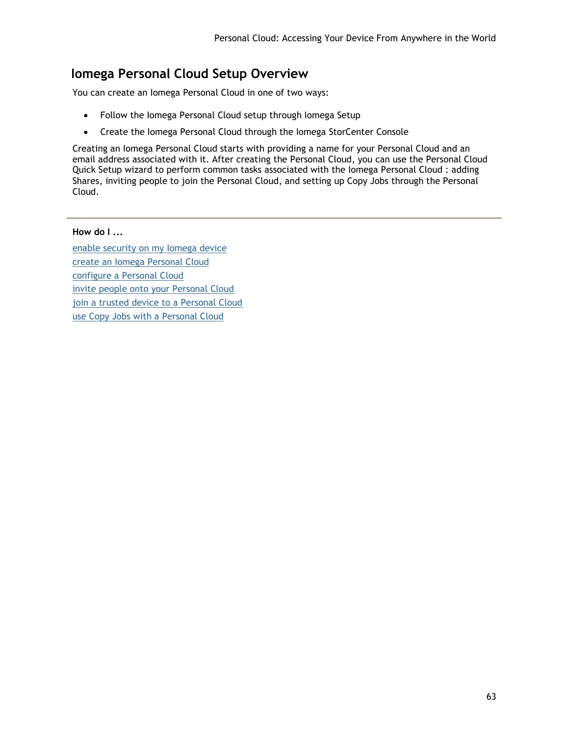## Iomega Personal Cloud Setup Overview

You can create an Iomega Personal Cloud in one of two ways:

- Follow the Iomega Personal Cloud setup through Iomega Setup
- Create the Iomega Personal Cloud through the Iomega StorCenter Console

Creating an Iomega Personal Cloud starts with providing a name for your Personal Cloud and an email address associated with it. After creating the Personal Cloud, you can use the Personal Cloud Quick Setup wizard to perform common tasks associated with the Iomega Personal Cloud : adding Shares, inviting people to join the Personal Cloud, and setting up Copy Jobs through the Personal Cloud.

---

**How do I ...**

enable security on my Iomega device
create an Iomega Personal Cloud
configure a Personal Cloud
invite people onto your Personal Cloud
join a trusted device to a Personal Cloud
use Copy Jobs with a Personal Cloud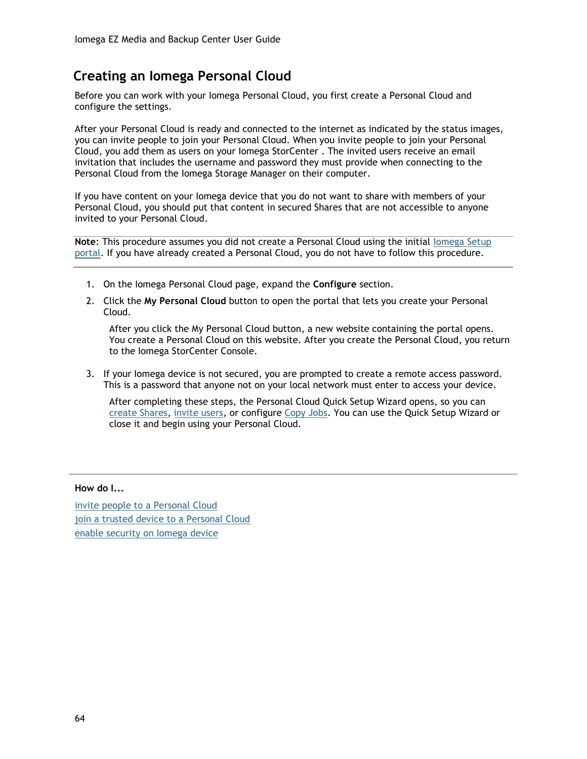## Creating an Iomega Personal Cloud

Before you can work with your Iomega Personal Cloud, you first create a Personal Cloud and configure the settings.

After your Personal Cloud is ready and connected to the internet as indicated by the status images, you can invite people to join your Personal Cloud. When you invite people to join your Personal Cloud, you add them as users on your Iomega StorCenter . The invited users receive an email invitation that includes the username and password they must provide when connecting to the Personal Cloud from the Iomega Storage Manager on their computer.

If you have content on your Iomega device that you do not want to share with members of your Personal Cloud, you should put that content in secured Shares that are not accessible to anyone invited to your Personal Cloud.

---

**Note**: This procedure assumes you did not create a Personal Cloud using the initial Iomega Setup portal. If you have already created a Personal Cloud, you do not have to follow this procedure.

---

1. On the Iomega Personal Cloud page, expand the **Configure** section.
2. Click the **My Personal Cloud** button to open the portal that lets you create your Personal Cloud.

   After you click the My Personal Cloud button, a new website containing the portal opens. You create a Personal Cloud on this website. After you create the Personal Cloud, you return to the Iomega StorCenter Console.

3. If your Iomega device is not secured, you are prompted to create a remote access password. This is a password that anyone not on your local network must enter to access your device.

   After completing these steps, the Personal Cloud Quick Setup Wizard opens, so you can create Shares, invite users, or configure Copy Jobs. You can use the Quick Setup Wizard or close it and begin using your Personal Cloud.

---

**How do I...**

invite people to a Personal Cloud
join a trusted device to a Personal Cloud
enable security on Iomega device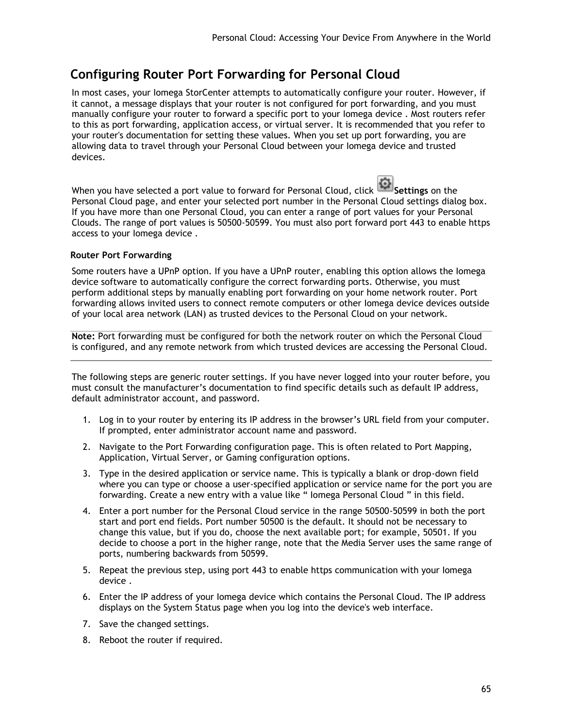# Configuring Router Port Forwarding for Personal Cloud

In most cases, your Iomega StorCenter attempts to automatically configure your router. However, if it cannot, a message displays that your router is not configured for port forwarding, and you must manually configure your router to forward a specific port to your Iomega device . Most routers refer to this as port forwarding, application access, or virtual server. It is recommended that you refer to your router's documentation for setting these values. When you set up port forwarding, you are allowing data to travel through your Personal Cloud between your Iomega device and trusted devices.

When you have selected a port value to forward for Personal Cloud, click **Settings** on the Personal Cloud page, and enter your selected port number in the Personal Cloud settings dialog box. If you have more than one Personal Cloud, you can enter a range of port values for your Personal Clouds. The range of port values is 50500-50599. You must also port forward port 443 to enable https access to your Iomega device .

### Router Port Forwarding

Some routers have a UPnP option. If you have a UPnP router, enabling this option allows the Iomega device software to automatically configure the correct forwarding ports. Otherwise, you must perform additional steps by manually enabling port forwarding on your home network router. Port forwarding allows invited users to connect remote computers or other Iomega device devices outside of your local area network (LAN) as trusted devices to the Personal Cloud on your network.

---

**Note:** Port forwarding must be configured for both the network router on which the Personal Cloud is configured, and any remote network from which trusted devices are accessing the Personal Cloud.

---

The following steps are generic router settings. If you have never logged into your router before, you must consult the manufacturer's documentation to find specific details such as default IP address, default administrator account, and password.

1. Log in to your router by entering its IP address in the browser's URL field from your computer. If prompted, enter administrator account name and password.
2. Navigate to the Port Forwarding configuration page. This is often related to Port Mapping, Application, Virtual Server, or Gaming configuration options.
3. Type in the desired application or service name. This is typically a blank or drop-down field where you can type or choose a user-specified application or service name for the port you are forwarding. Create a new entry with a value like " Iomega Personal Cloud " in this field.
4. Enter a port number for the Personal Cloud service in the range 50500-50599 in both the port start and port end fields. Port number 50500 is the default. It should not be necessary to change this value, but if you do, choose the next available port; for example, 50501. If you decide to choose a port in the higher range, note that the Media Server uses the same range of ports, numbering backwards from 50599.
5. Repeat the previous step, using port 443 to enable https communication with your Iomega device .
6. Enter the IP address of your Iomega device which contains the Personal Cloud. The IP address displays on the System Status page when you log into the device's web interface.
7. Save the changed settings.
8. Reboot the router if required.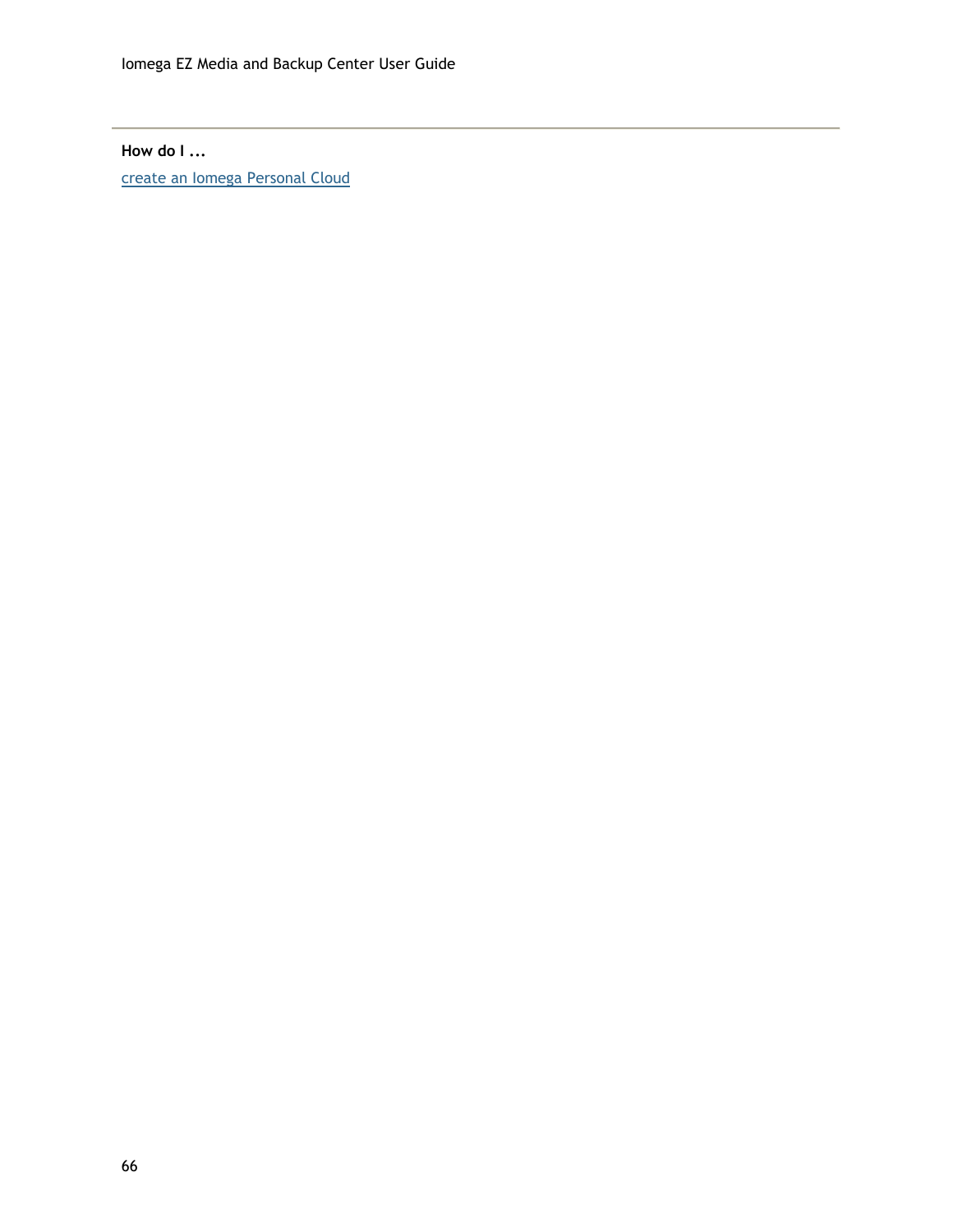**How do I ...**

create an Iomega Personal Cloud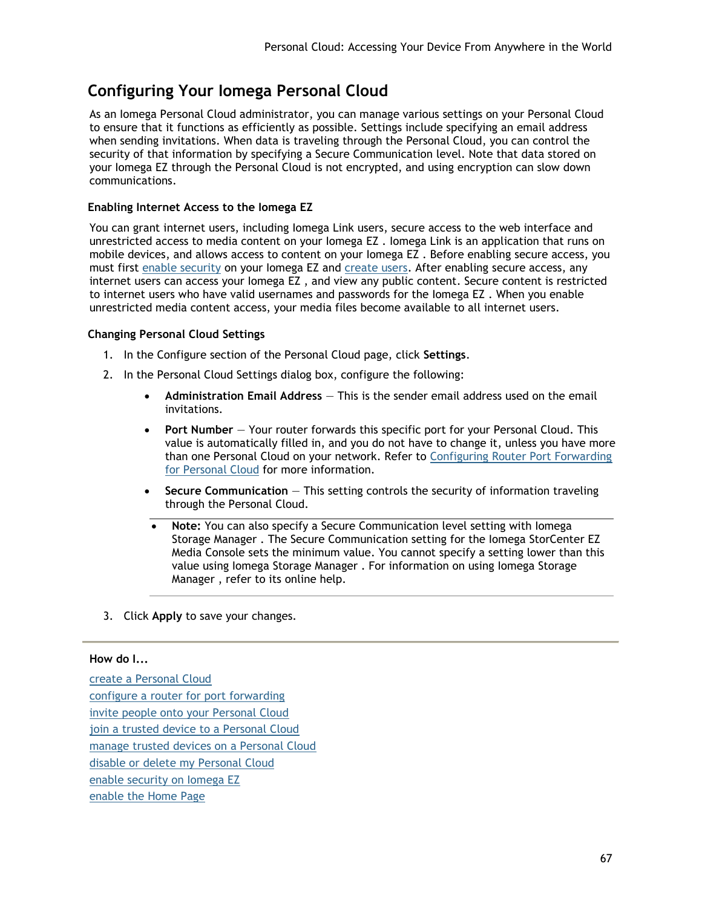## Configuring Your Iomega Personal Cloud

As an Iomega Personal Cloud administrator, you can manage various settings on your Personal Cloud to ensure that it functions as efficiently as possible. Settings include specifying an email address when sending invitations. When data is traveling through the Personal Cloud, you can control the security of that information by specifying a Secure Communication level. Note that data stored on your Iomega EZ through the Personal Cloud is not encrypted, and using encryption can slow down communications.

### Enabling Internet Access to the Iomega EZ

You can grant internet users, including Iomega Link users, secure access to the web interface and unrestricted access to media content on your Iomega EZ . Iomega Link is an application that runs on mobile devices, and allows access to content on your Iomega EZ . Before enabling secure access, you must first enable security on your Iomega EZ and create users. After enabling secure access, any internet users can access your Iomega EZ , and view any public content. Secure content is restricted to internet users who have valid usernames and passwords for the Iomega EZ . When you enable unrestricted media content access, your media files become available to all internet users.

### Changing Personal Cloud Settings

1. In the Configure section of the Personal Cloud page, click **Settings**.
2. In the Personal Cloud Settings dialog box, configure the following:
   - **Administration Email Address** — This is the sender email address used on the email invitations.
   - **Port Number** — Your router forwards this specific port for your Personal Cloud. This value is automatically filled in, and you do not have to change it, unless you have more than one Personal Cloud on your network. Refer to Configuring Router Port Forwarding for Personal Cloud for more information.
   - **Secure Communication** — This setting controls the security of information traveling through the Personal Cloud.

   - **Note:** You can also specify a Secure Communication level setting with Iomega Storage Manager . The Secure Communication setting for the Iomega StorCenter EZ Media Console sets the minimum value. You cannot specify a setting lower than this value using Iomega Storage Manager . For information on using Iomega Storage Manager , refer to its online help.

3. Click **Apply** to save your changes.

---

**How do I...**

create a Personal Cloud

configure a router for port forwarding

invite people onto your Personal Cloud

join a trusted device to a Personal Cloud

manage trusted devices on a Personal Cloud

disable or delete my Personal Cloud

enable security on Iomega EZ

enable the Home Page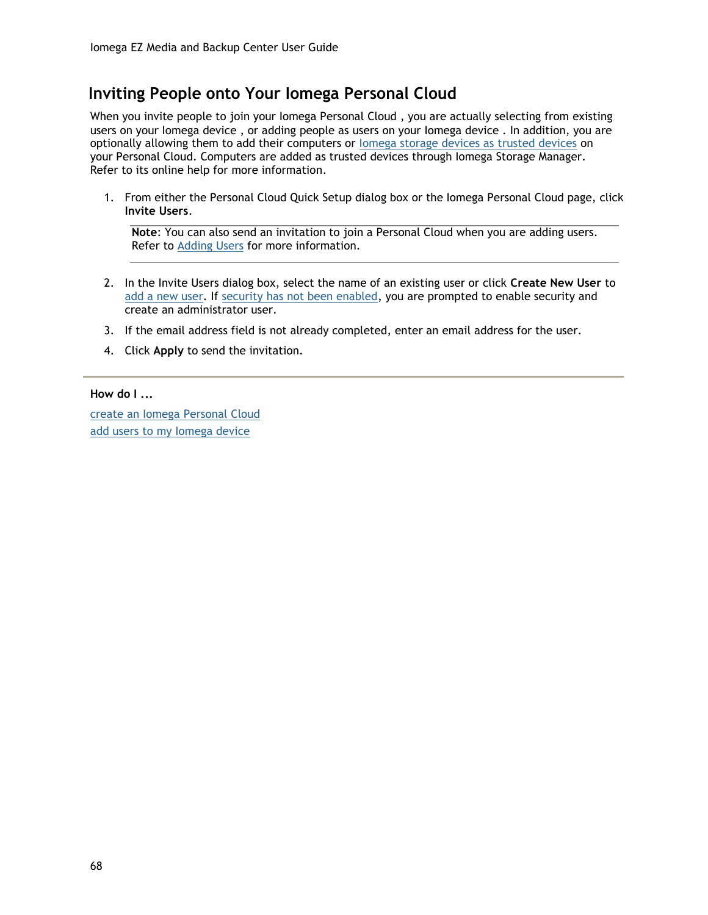## Inviting People onto Your Iomega Personal Cloud

When you invite people to join your Iomega Personal Cloud , you are actually selecting from existing users on your Iomega device , or adding people as users on your Iomega device . In addition, you are optionally allowing them to add their computers or Iomega storage devices as trusted devices on your Personal Cloud. Computers are added as trusted devices through Iomega Storage Manager. Refer to its online help for more information.

1. From either the Personal Cloud Quick Setup dialog box or the Iomega Personal Cloud page, click **Invite Users**.

   **Note**: You can also send an invitation to join a Personal Cloud when you are adding users. Refer to Adding Users for more information.

2. In the Invite Users dialog box, select the name of an existing user or click **Create New User** to add a new user. If security has not been enabled, you are prompted to enable security and create an administrator user.
3. If the email address field is not already completed, enter an email address for the user.
4. Click **Apply** to send the invitation.

---

**How do I ...**

create an Iomega Personal Cloud

add users to my Iomega device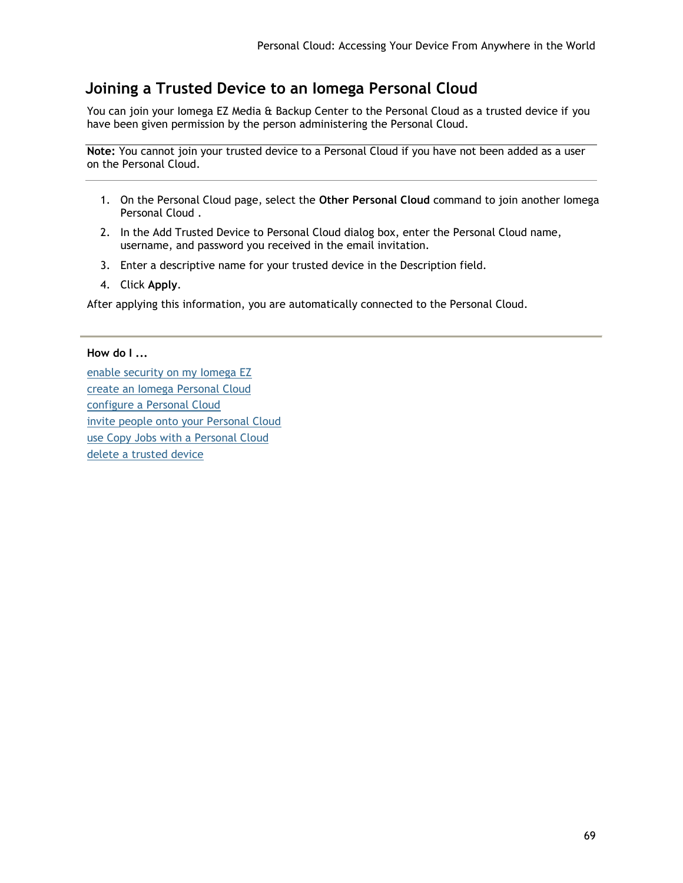## Joining a Trusted Device to an Iomega Personal Cloud

You can join your Iomega EZ Media & Backup Center to the Personal Cloud as a trusted device if you have been given permission by the person administering the Personal Cloud.

**Note:** You cannot join your trusted device to a Personal Cloud if you have not been added as a user on the Personal Cloud.

1. On the Personal Cloud page, select the **Other Personal Cloud** command to join another Iomega Personal Cloud .
2. In the Add Trusted Device to Personal Cloud dialog box, enter the Personal Cloud name, username, and password you received in the email invitation.
3. Enter a descriptive name for your trusted device in the Description field.
4. Click **Apply**.

After applying this information, you are automatically connected to the Personal Cloud.

**How do I ...**

enable security on my Iomega EZ

create an Iomega Personal Cloud

configure a Personal Cloud

invite people onto your Personal Cloud

use Copy Jobs with a Personal Cloud

delete a trusted device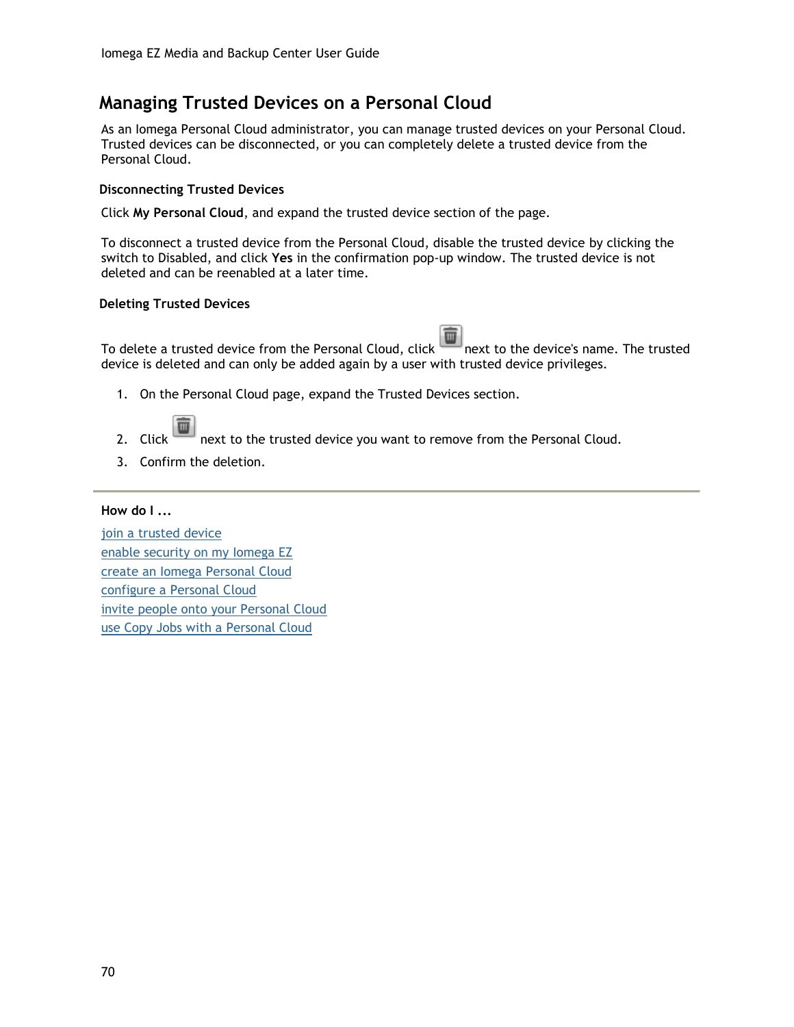# Managing Trusted Devices on a Personal Cloud

As an Iomega Personal Cloud administrator, you can manage trusted devices on your Personal Cloud. Trusted devices can be disconnected, or you can completely delete a trusted device from the Personal Cloud.

### Disconnecting Trusted Devices

Click **My Personal Cloud**, and expand the trusted device section of the page.

To disconnect a trusted device from the Personal Cloud, disable the trusted device by clicking the switch to Disabled, and click **Yes** in the confirmation pop-up window. The trusted device is not deleted and can be reenabled at a later time.

### Deleting Trusted Devices

To delete a trusted device from the Personal Cloud, click next to the device's name. The trusted device is deleted and can only be added again by a user with trusted device privileges.

1. On the Personal Cloud page, expand the Trusted Devices section.
2. Click next to the trusted device you want to remove from the Personal Cloud.
3. Confirm the deletion.

---

**How do I ...**

join a trusted device
enable security on my Iomega EZ
create an Iomega Personal Cloud
configure a Personal Cloud
invite people onto your Personal Cloud
use Copy Jobs with a Personal Cloud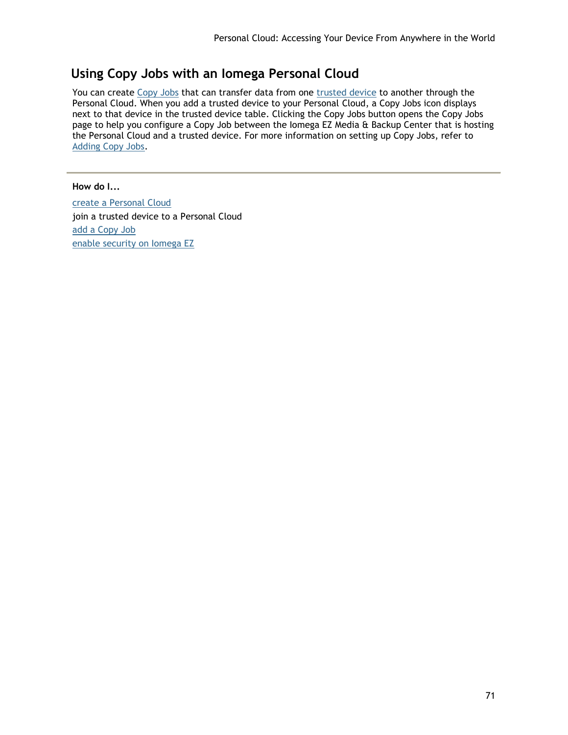## Using Copy Jobs with an Iomega Personal Cloud

You can create Copy Jobs that can transfer data from one trusted device to another through the Personal Cloud. When you add a trusted device to your Personal Cloud, a Copy Jobs icon displays next to that device in the trusted device table. Clicking the Copy Jobs button opens the Copy Jobs page to help you configure a Copy Job between the Iomega EZ Media & Backup Center that is hosting the Personal Cloud and a trusted device. For more information on setting up Copy Jobs, refer to Adding Copy Jobs.

---

**How do I...**

create a Personal Cloud
join a trusted device to a Personal Cloud
add a Copy Job
enable security on Iomega EZ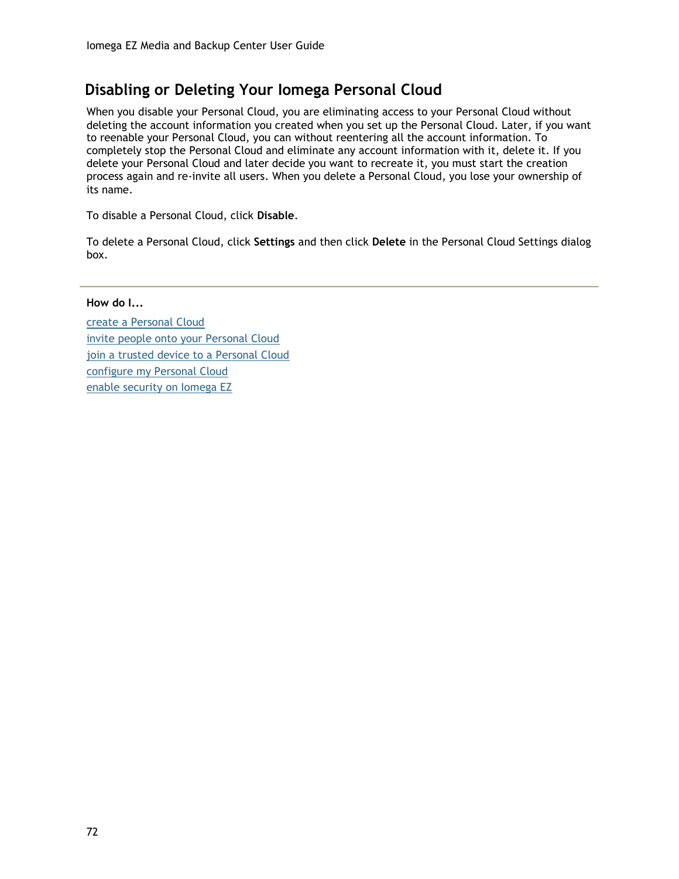## Disabling or Deleting Your Iomega Personal Cloud

When you disable your Personal Cloud, you are eliminating access to your Personal Cloud without deleting the account information you created when you set up the Personal Cloud. Later, if you want to reenable your Personal Cloud, you can without reentering all the account information. To completely stop the Personal Cloud and eliminate any account information with it, delete it. If you delete your Personal Cloud and later decide you want to recreate it, you must start the creation process again and re-invite all users. When you delete a Personal Cloud, you lose your ownership of its name.

To disable a Personal Cloud, click **Disable**.

To delete a Personal Cloud, click **Settings** and then click **Delete** in the Personal Cloud Settings dialog box.

---

**How do I...**

create a Personal Cloud
invite people onto your Personal Cloud
join a trusted device to a Personal Cloud
configure my Personal Cloud
enable security on Iomega EZ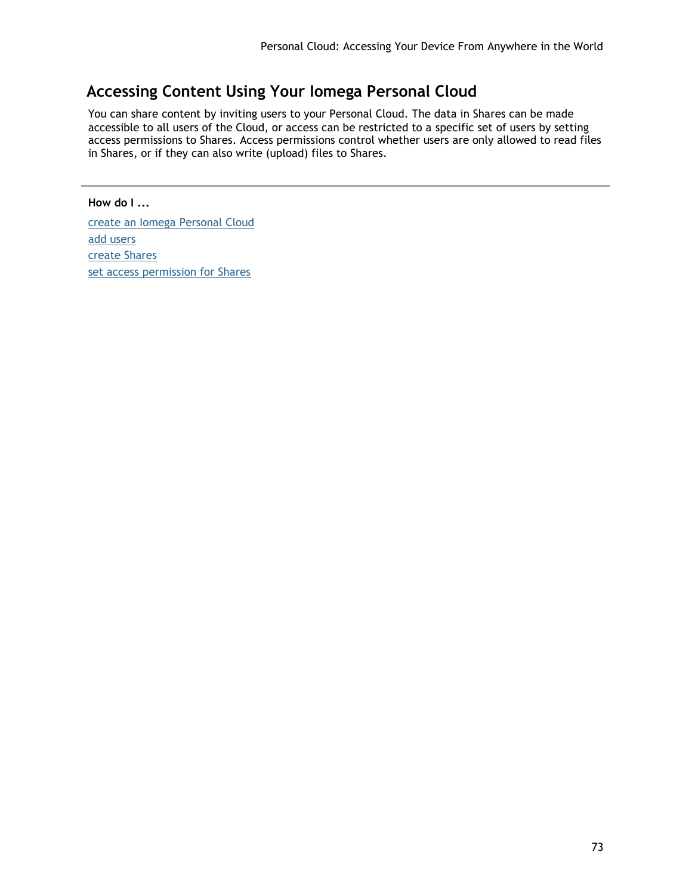## Accessing Content Using Your Iomega Personal Cloud

You can share content by inviting users to your Personal Cloud. The data in Shares can be made accessible to all users of the Cloud, or access can be restricted to a specific set of users by setting access permissions to Shares. Access permissions control whether users are only allowed to read files in Shares, or if they can also write (upload) files to Shares.

---

**How do I ...**

create an Iomega Personal Cloud
add users
create Shares
set access permission for Shares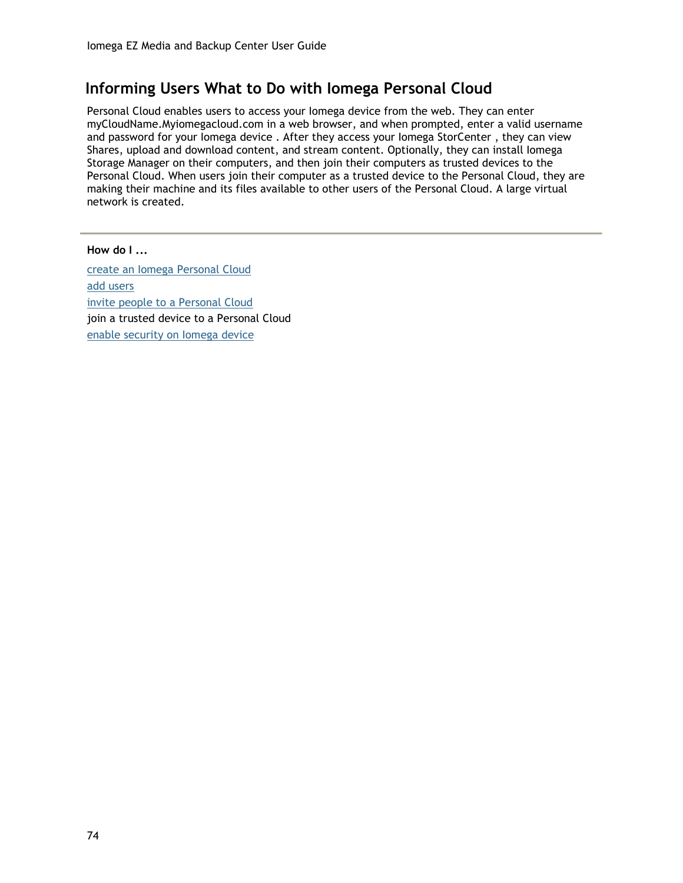## Informing Users What to Do with Iomega Personal Cloud

Personal Cloud enables users to access your Iomega device from the web. They can enter myCloudName.Myiomegacloud.com in a web browser, and when prompted, enter a valid username and password for your Iomega device . After they access your Iomega StorCenter , they can view Shares, upload and download content, and stream content. Optionally, they can install Iomega Storage Manager on their computers, and then join their computers as trusted devices to the Personal Cloud. When users join their computer as a trusted device to the Personal Cloud, they are making their machine and its files available to other users of the Personal Cloud. A large virtual network is created.

---

**How do I ...**

create an Iomega Personal Cloud
add users
invite people to a Personal Cloud
join a trusted device to a Personal Cloud
enable security on Iomega device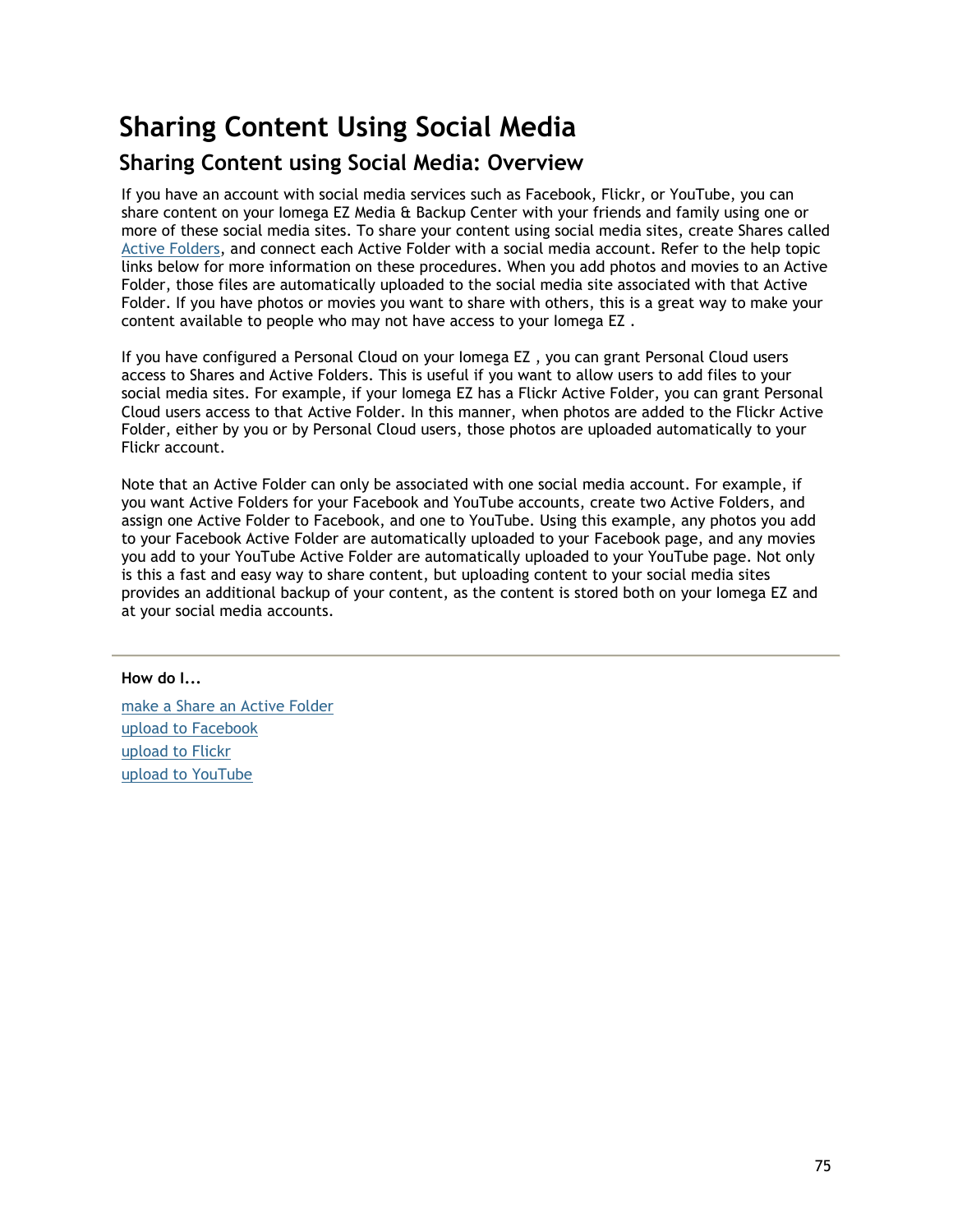# Sharing Content Using Social Media

## Sharing Content using Social Media: Overview

If you have an account with social media services such as Facebook, Flickr, or YouTube, you can share content on your Iomega EZ Media & Backup Center with your friends and family using one or more of these social media sites. To share your content using social media sites, create Shares called Active Folders, and connect each Active Folder with a social media account. Refer to the help topic links below for more information on these procedures. When you add photos and movies to an Active Folder, those files are automatically uploaded to the social media site associated with that Active Folder. If you have photos or movies you want to share with others, this is a great way to make your content available to people who may not have access to your Iomega EZ .

If you have configured a Personal Cloud on your Iomega EZ , you can grant Personal Cloud users access to Shares and Active Folders. This is useful if you want to allow users to add files to your social media sites. For example, if your Iomega EZ has a Flickr Active Folder, you can grant Personal Cloud users access to that Active Folder. In this manner, when photos are added to the Flickr Active Folder, either by you or by Personal Cloud users, those photos are uploaded automatically to your Flickr account.

Note that an Active Folder can only be associated with one social media account. For example, if you want Active Folders for your Facebook and YouTube accounts, create two Active Folders, and assign one Active Folder to Facebook, and one to YouTube. Using this example, any photos you add to your Facebook Active Folder are automatically uploaded to your Facebook page, and any movies you add to your YouTube Active Folder are automatically uploaded to your YouTube page. Not only is this a fast and easy way to share content, but uploading content to your social media sites provides an additional backup of your content, as the content is stored both on your Iomega EZ and at your social media accounts.

---

**How do I...**

make a Share an Active Folder
upload to Facebook
upload to Flickr
upload to YouTube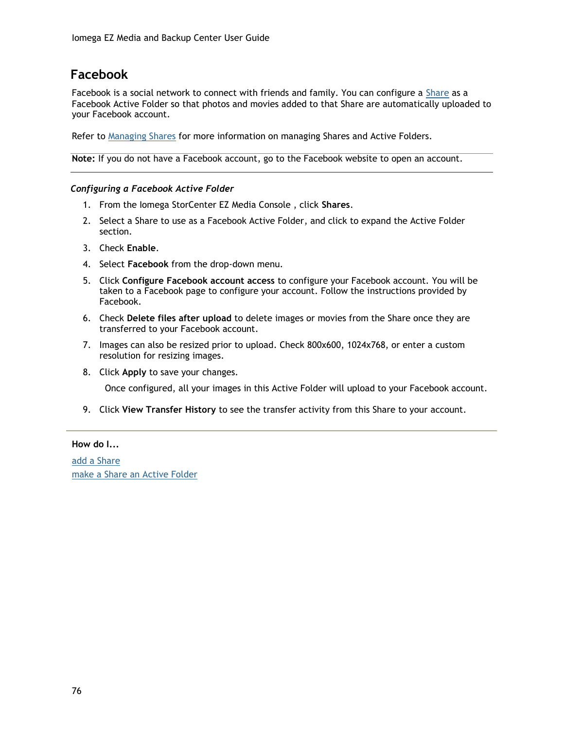## Facebook

Facebook is a social network to connect with friends and family. You can configure a Share as a Facebook Active Folder so that photos and movies added to that Share are automatically uploaded to your Facebook account.

Refer to Managing Shares for more information on managing Shares and Active Folders.

---

**Note:** If you do not have a Facebook account, go to the Facebook website to open an account.

---

### *Configuring a Facebook Active Folder*

1. From the Iomega StorCenter EZ Media Console , click **Shares**.
2. Select a Share to use as a Facebook Active Folder, and click to expand the Active Folder section.
3. Check **Enable**.
4. Select **Facebook** from the drop-down menu.
5. Click **Configure Facebook account access** to configure your Facebook account. You will be taken to a Facebook page to configure your account. Follow the instructions provided by Facebook.
6. Check **Delete files after upload** to delete images or movies from the Share once they are transferred to your Facebook account.
7. Images can also be resized prior to upload. Check 800x600, 1024x768, or enter a custom resolution for resizing images.
8. Click **Apply** to save your changes.

   Once configured, all your images in this Active Folder will upload to your Facebook account.

9. Click **View Transfer History** to see the transfer activity from this Share to your account.

---

**How do I...**

add a Share
make a Share an Active Folder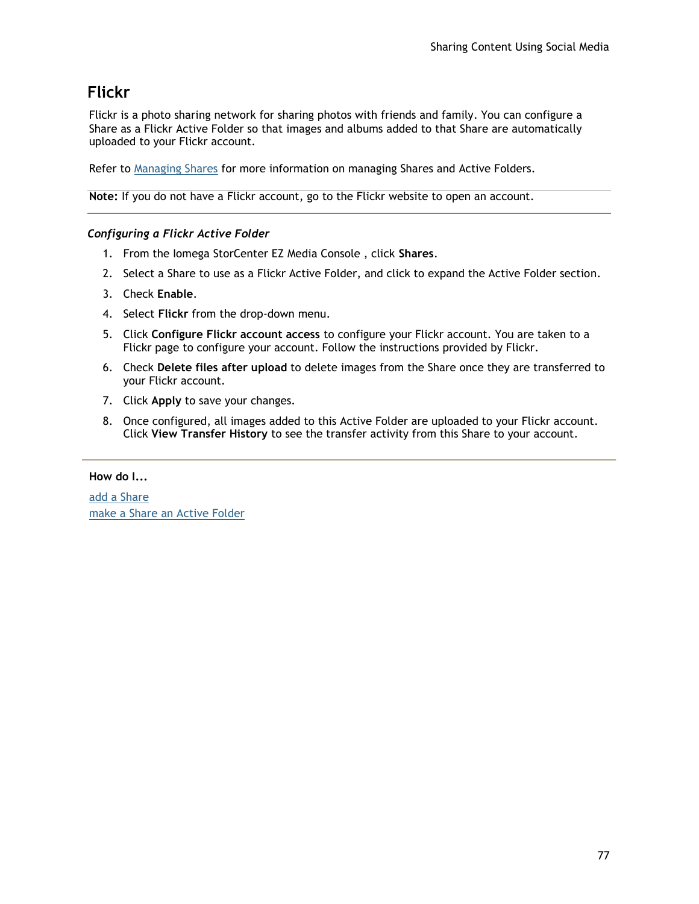# Flickr

Flickr is a photo sharing network for sharing photos with friends and family. You can configure a Share as a Flickr Active Folder so that images and albums added to that Share are automatically uploaded to your Flickr account.

Refer to Managing Shares for more information on managing Shares and Active Folders.

**Note:** If you do not have a Flickr account, go to the Flickr website to open an account.

### *Configuring a Flickr Active Folder*

1. From the Iomega StorCenter EZ Media Console , click **Shares**.
2. Select a Share to use as a Flickr Active Folder, and click to expand the Active Folder section.
3. Check **Enable**.
4. Select **Flickr** from the drop-down menu.
5. Click **Configure Flickr account access** to configure your Flickr account. You are taken to a Flickr page to configure your account. Follow the instructions provided by Flickr.
6. Check **Delete files after upload** to delete images from the Share once they are transferred to your Flickr account.
7. Click **Apply** to save your changes.
8. Once configured, all images added to this Active Folder are uploaded to your Flickr account. Click **View Transfer History** to see the transfer activity from this Share to your account.

**How do I...**

add a Share
make a Share an Active Folder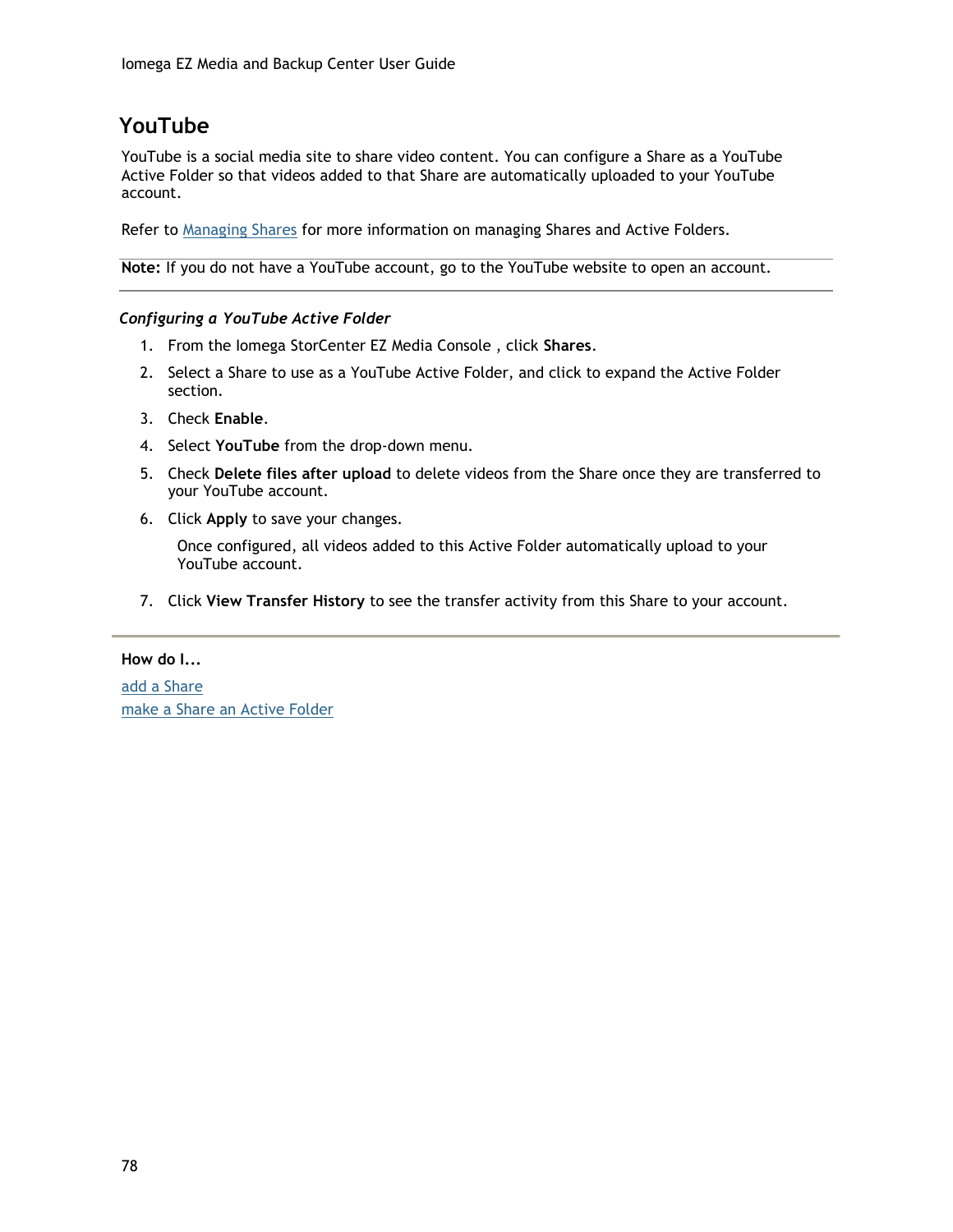# YouTube

YouTube is a social media site to share video content. You can configure a Share as a YouTube Active Folder so that videos added to that Share are automatically uploaded to your YouTube account.

Refer to Managing Shares for more information on managing Shares and Active Folders.

---

**Note:** If you do not have a YouTube account, go to the YouTube website to open an account.

---

### *Configuring a YouTube Active Folder*

1. From the Iomega StorCenter EZ Media Console , click **Shares**.
2. Select a Share to use as a YouTube Active Folder, and click to expand the Active Folder section.
3. Check **Enable**.
4. Select **YouTube** from the drop-down menu.
5. Check **Delete files after upload** to delete videos from the Share once they are transferred to your YouTube account.
6. Click **Apply** to save your changes.

   Once configured, all videos added to this Active Folder automatically upload to your YouTube account.

7. Click **View Transfer History** to see the transfer activity from this Share to your account.

---

**How do I...**

add a Share
make a Share an Active Folder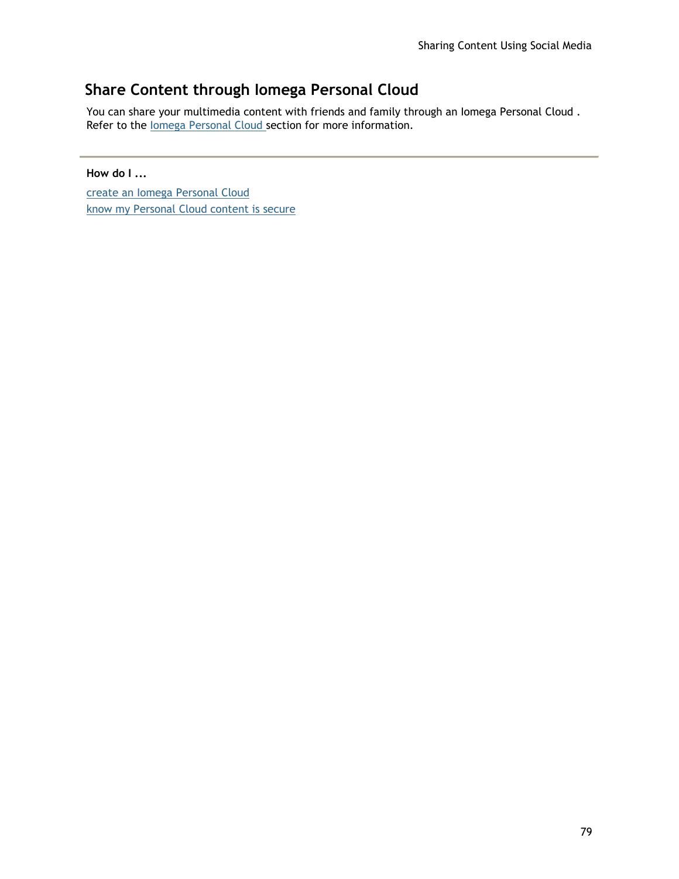## Share Content through Iomega Personal Cloud

You can share your multimedia content with friends and family through an Iomega Personal Cloud . Refer to the Iomega Personal Cloud section for more information.

---

**How do I ...**

create an Iomega Personal Cloud
know my Personal Cloud content is secure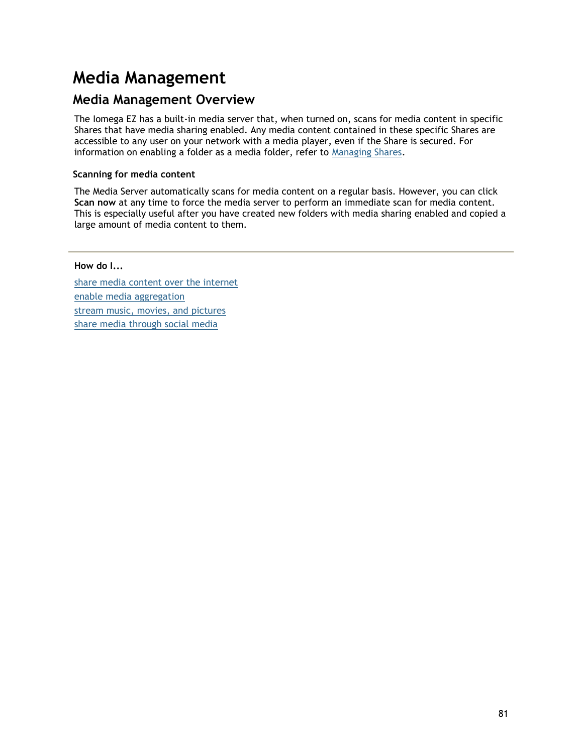# Media Management

## Media Management Overview

The Iomega EZ has a built-in media server that, when turned on, scans for media content in specific Shares that have media sharing enabled. Any media content contained in these specific Shares are accessible to any user on your network with a media player, even if the Share is secured. For information on enabling a folder as a media folder, refer to Managing Shares.

### Scanning for media content

The Media Server automatically scans for media content on a regular basis. However, you can click **Scan now** at any time to force the media server to perform an immediate scan for media content. This is especially useful after you have created new folders with media sharing enabled and copied a large amount of media content to them.

---

**How do I...**

share media content over the internet

enable media aggregation

stream music, movies, and pictures

share media through social media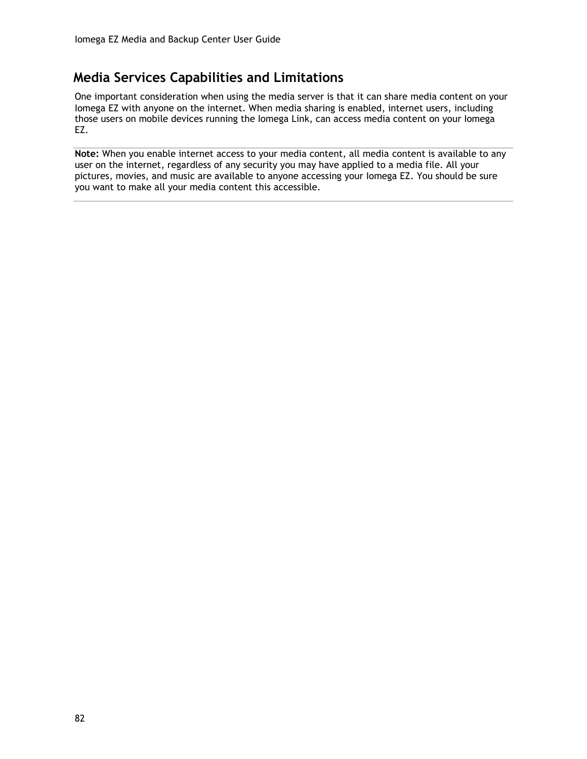## Media Services Capabilities and Limitations

One important consideration when using the media server is that it can share media content on your Iomega EZ with anyone on the internet. When media sharing is enabled, internet users, including those users on mobile devices running the Iomega Link, can access media content on your Iomega EZ.

---

**Note:** When you enable internet access to your media content, all media content is available to any user on the internet, regardless of any security you may have applied to a media file. All your pictures, movies, and music are available to anyone accessing your Iomega EZ. You should be sure you want to make all your media content this accessible.

---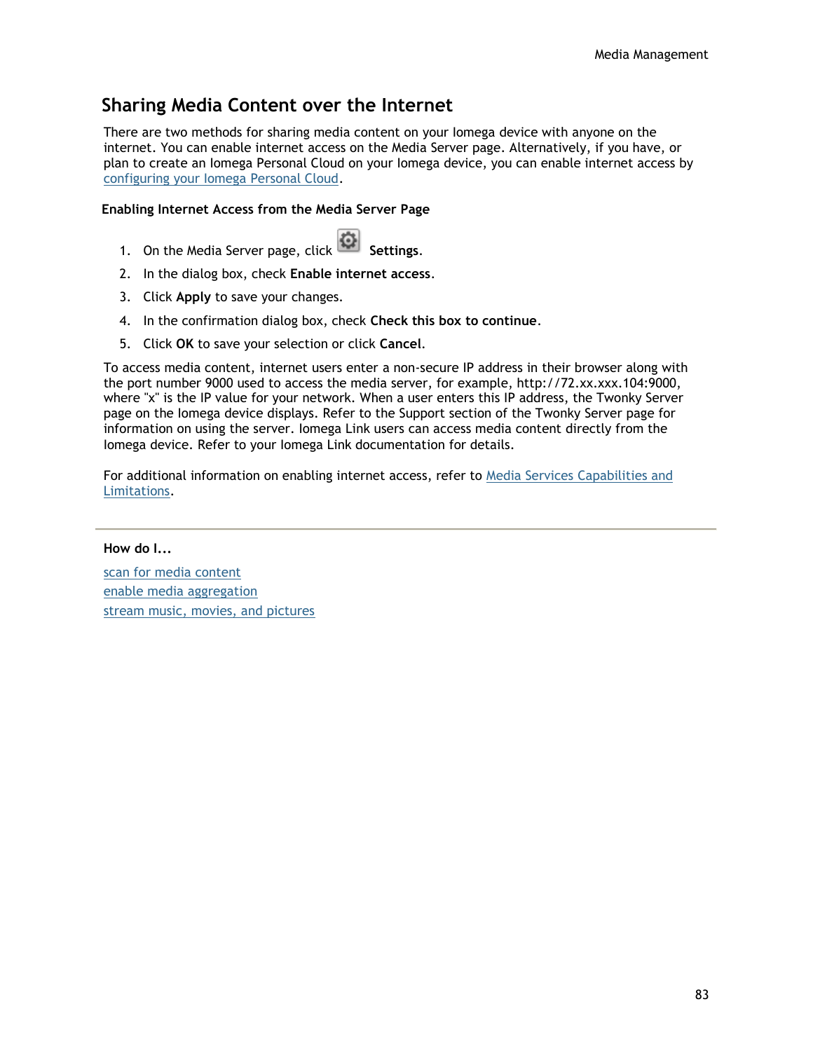## Sharing Media Content over the Internet

There are two methods for sharing media content on your Iomega device with anyone on the internet. You can enable internet access on the Media Server page. Alternatively, if you have, or plan to create an Iomega Personal Cloud on your Iomega device, you can enable internet access by configuring your Iomega Personal Cloud.

**Enabling Internet Access from the Media Server Page**

1. On the Media Server page, click **Settings**.
2. In the dialog box, check **Enable internet access**.
3. Click **Apply** to save your changes.
4. In the confirmation dialog box, check **Check this box to continue**.
5. Click **OK** to save your selection or click **Cancel**.

To access media content, internet users enter a non-secure IP address in their browser along with the port number 9000 used to access the media server, for example, http://72.xx.xxx.104:9000, where "x" is the IP value for your network. When a user enters this IP address, the Twonky Server page on the Iomega device displays. Refer to the Support section of the Twonky Server page for information on using the server. Iomega Link users can access media content directly from the Iomega device. Refer to your Iomega Link documentation for details.

For additional information on enabling internet access, refer to Media Services Capabilities and Limitations.

---

**How do I...**

scan for media content
enable media aggregation
stream music, movies, and pictures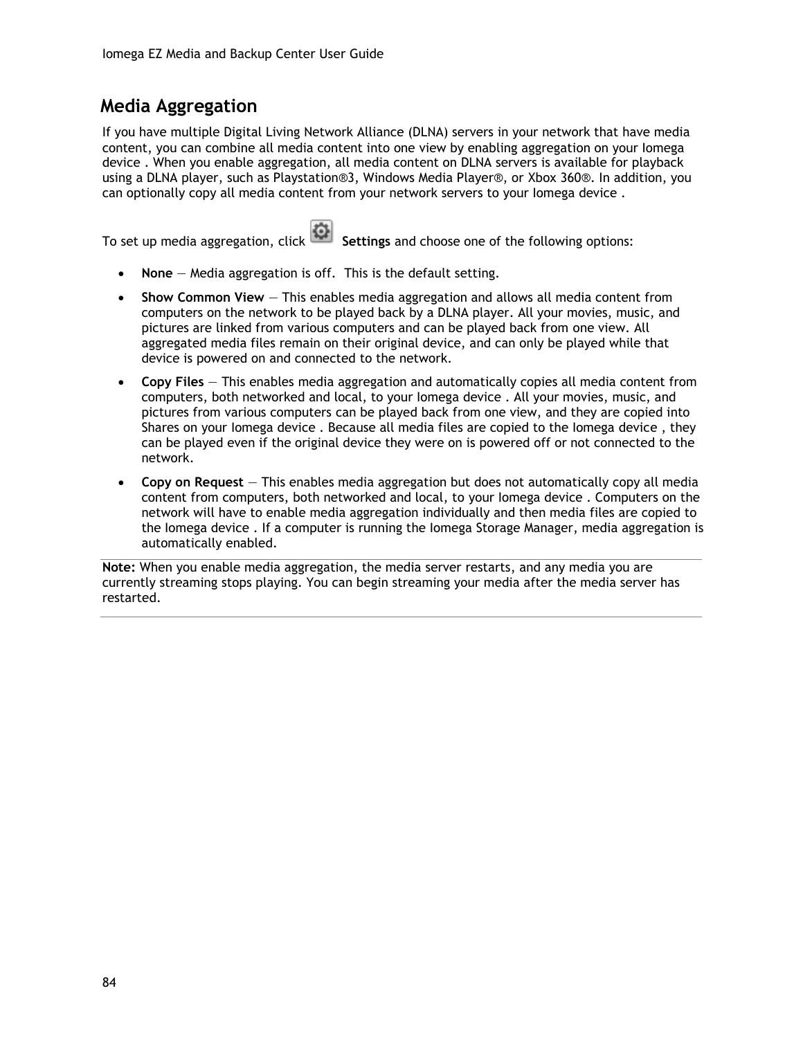# Media Aggregation

If you have multiple Digital Living Network Alliance (DLNA) servers in your network that have media content, you can combine all media content into one view by enabling aggregation on your Iomega device . When you enable aggregation, all media content on DLNA servers is available for playback using a DLNA player, such as Playstation®3, Windows Media Player®, or Xbox 360®. In addition, you can optionally copy all media content from your network servers to your Iomega device .

To set up media aggregation, click **Settings** and choose one of the following options:

- **None** — Media aggregation is off. This is the default setting.
- **Show Common View** — This enables media aggregation and allows all media content from computers on the network to be played back by a DLNA player. All your movies, music, and pictures are linked from various computers and can be played back from one view. All aggregated media files remain on their original device, and can only be played while that device is powered on and connected to the network.
- **Copy Files** — This enables media aggregation and automatically copies all media content from computers, both networked and local, to your Iomega device . All your movies, music, and pictures from various computers can be played back from one view, and they are copied into Shares on your Iomega device . Because all media files are copied to the Iomega device , they can be played even if the original device they were on is powered off or not connected to the network.
- **Copy on Request** — This enables media aggregation but does not automatically copy all media content from computers, both networked and local, to your Iomega device . Computers on the network will have to enable media aggregation individually and then media files are copied to the Iomega device . If a computer is running the Iomega Storage Manager, media aggregation is automatically enabled.

**Note:** When you enable media aggregation, the media server restarts, and any media you are currently streaming stops playing. You can begin streaming your media after the media server has restarted.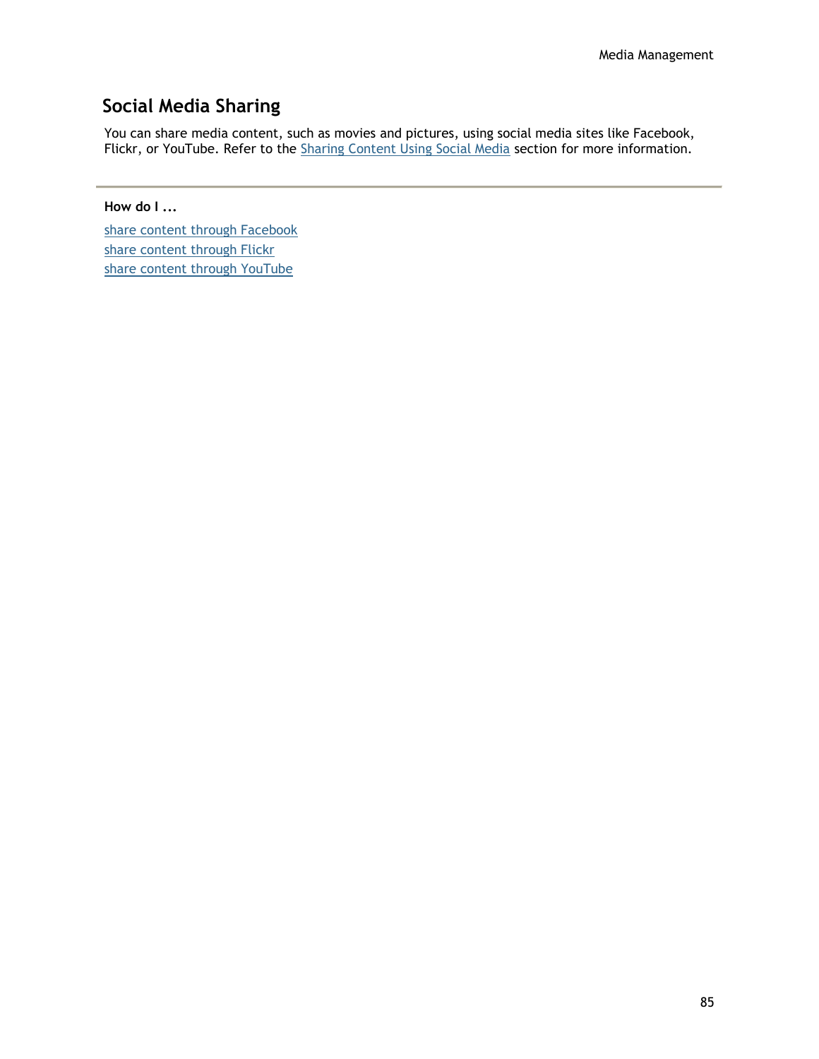## Social Media Sharing

You can share media content, such as movies and pictures, using social media sites like Facebook, Flickr, or YouTube. Refer to the Sharing Content Using Social Media section for more information.

---

**How do I ...**

share content through Facebook
share content through Flickr
share content through YouTube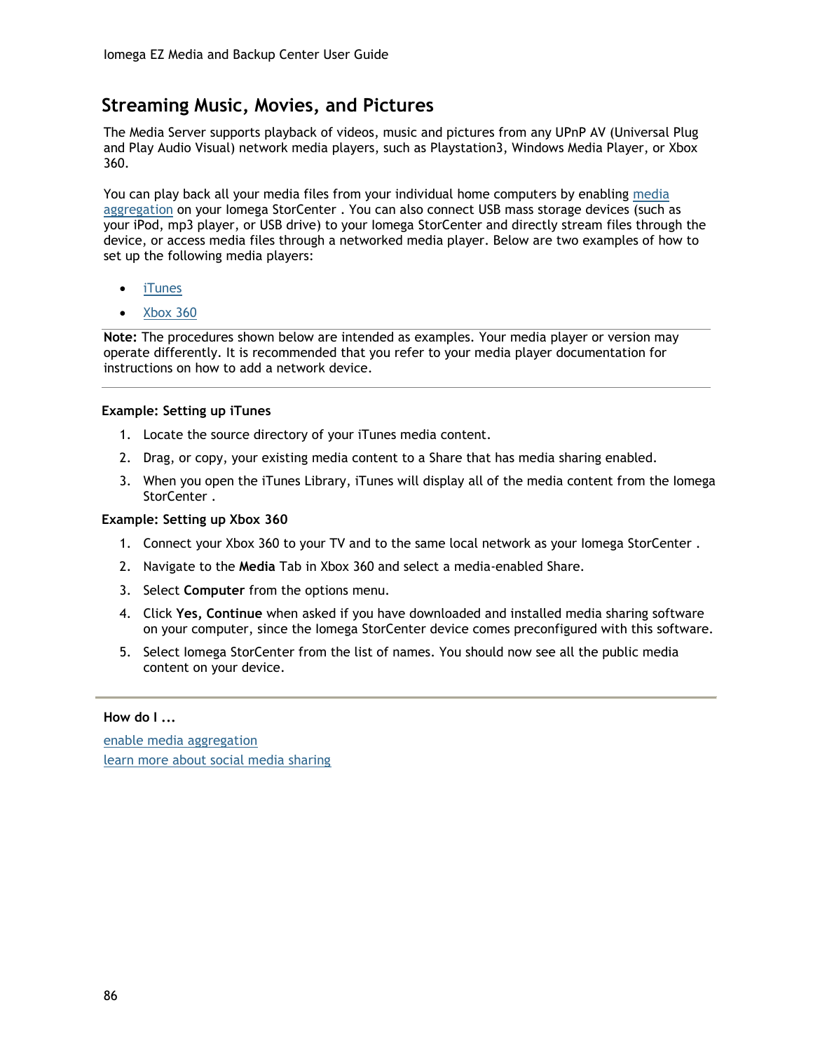## Streaming Music, Movies, and Pictures

The Media Server supports playback of videos, music and pictures from any UPnP AV (Universal Plug and Play Audio Visual) network media players, such as Playstation3, Windows Media Player, or Xbox 360.

You can play back all your media files from your individual home computers by enabling media aggregation on your Iomega StorCenter . You can also connect USB mass storage devices (such as your iPod, mp3 player, or USB drive) to your Iomega StorCenter and directly stream files through the device, or access media files through a networked media player. Below are two examples of how to set up the following media players:

- iTunes
- Xbox 360

**Note:** The procedures shown below are intended as examples. Your media player or version may operate differently. It is recommended that you refer to your media player documentation for instructions on how to add a network device.

---

**Example: Setting up iTunes**

1. Locate the source directory of your iTunes media content.
2. Drag, or copy, your existing media content to a Share that has media sharing enabled.
3. When you open the iTunes Library, iTunes will display all of the media content from the Iomega StorCenter .

**Example: Setting up Xbox 360**

1. Connect your Xbox 360 to your TV and to the same local network as your Iomega StorCenter .
2. Navigate to the **Media** Tab in Xbox 360 and select a media-enabled Share.
3. Select **Computer** from the options menu.
4. Click **Yes, Continue** when asked if you have downloaded and installed media sharing software on your computer, since the Iomega StorCenter device comes preconfigured with this software.
5. Select Iomega StorCenter from the list of names. You should now see all the public media content on your device.

---

**How do I ...**

enable media aggregation
learn more about social media sharing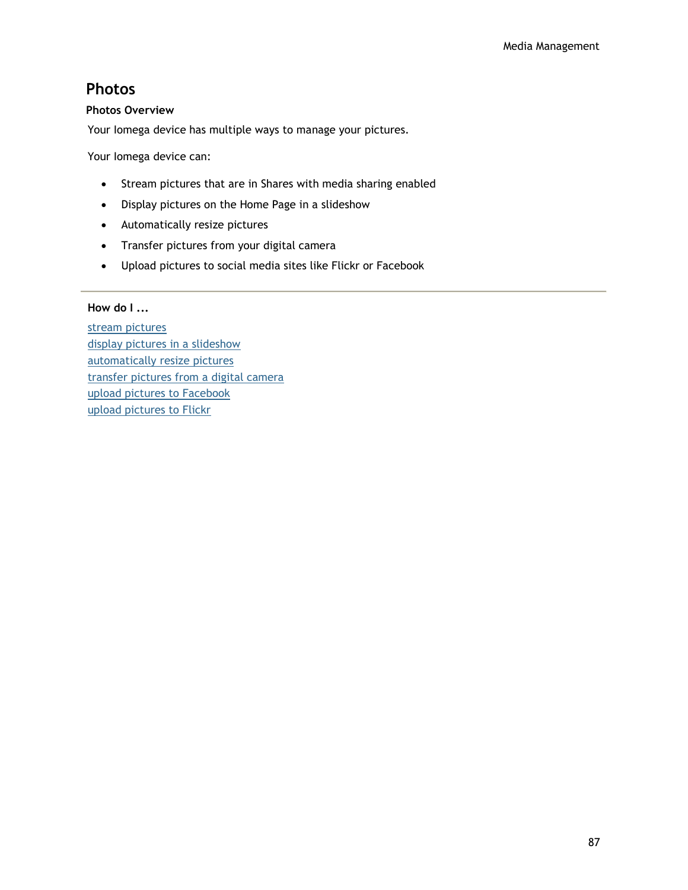# Photos

**Photos Overview**

Your Iomega device has multiple ways to manage your pictures.

Your Iomega device can:

- Stream pictures that are in Shares with media sharing enabled
- Display pictures on the Home Page in a slideshow
- Automatically resize pictures
- Transfer pictures from your digital camera
- Upload pictures to social media sites like Flickr or Facebook

---

**How do I ...**

stream pictures
display pictures in a slideshow
automatically resize pictures
transfer pictures from a digital camera
upload pictures to Facebook
upload pictures to Flickr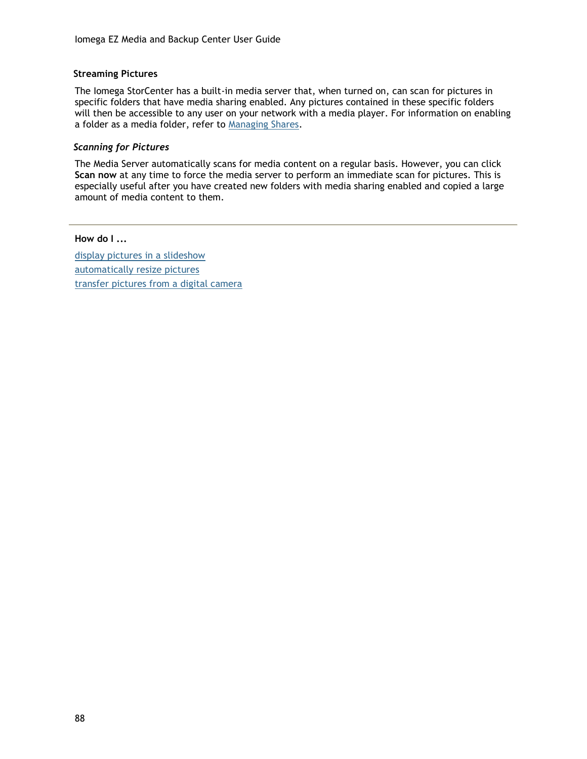## Streaming Pictures

The Iomega StorCenter has a built-in media server that, when turned on, can scan for pictures in specific folders that have media sharing enabled. Any pictures contained in these specific folders will then be accessible to any user on your network with a media player. For information on enabling a folder as a media folder, refer to Managing Shares.

### *Scanning for Pictures*

The Media Server automatically scans for media content on a regular basis. However, you can click **Scan now** at any time to force the media server to perform an immediate scan for pictures. This is especially useful after you have created new folders with media sharing enabled and copied a large amount of media content to them.

---

**How do I ...**

display pictures in a slideshow
automatically resize pictures
transfer pictures from a digital camera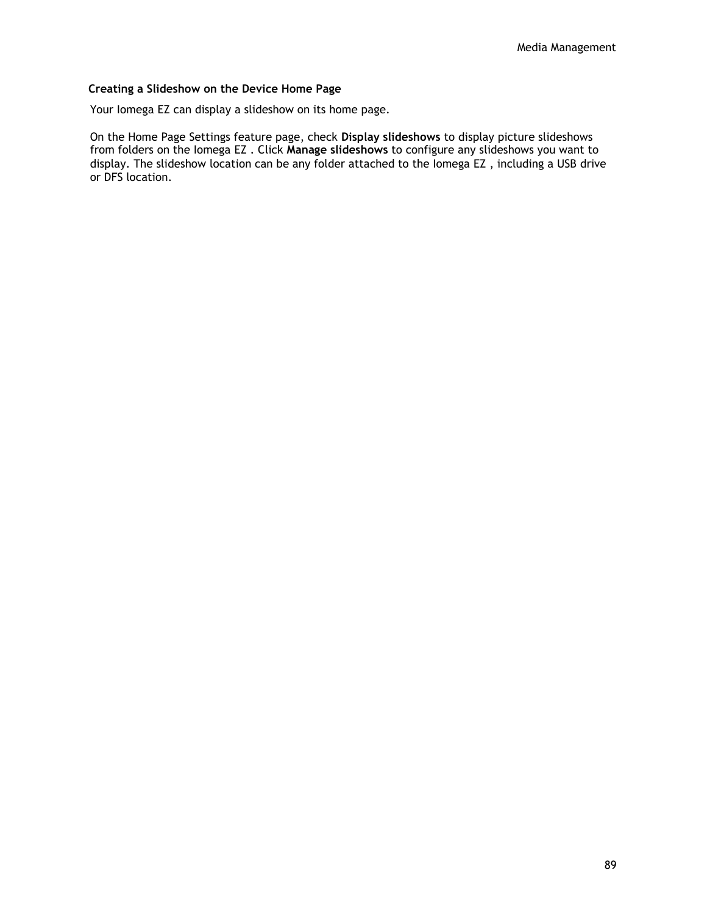### Creating a Slideshow on the Device Home Page

Your Iomega EZ can display a slideshow on its home page.

On the Home Page Settings feature page, check **Display slideshows** to display picture slideshows from folders on the Iomega EZ . Click **Manage slideshows** to configure any slideshows you want to display. The slideshow location can be any folder attached to the Iomega EZ , including a USB drive or DFS location.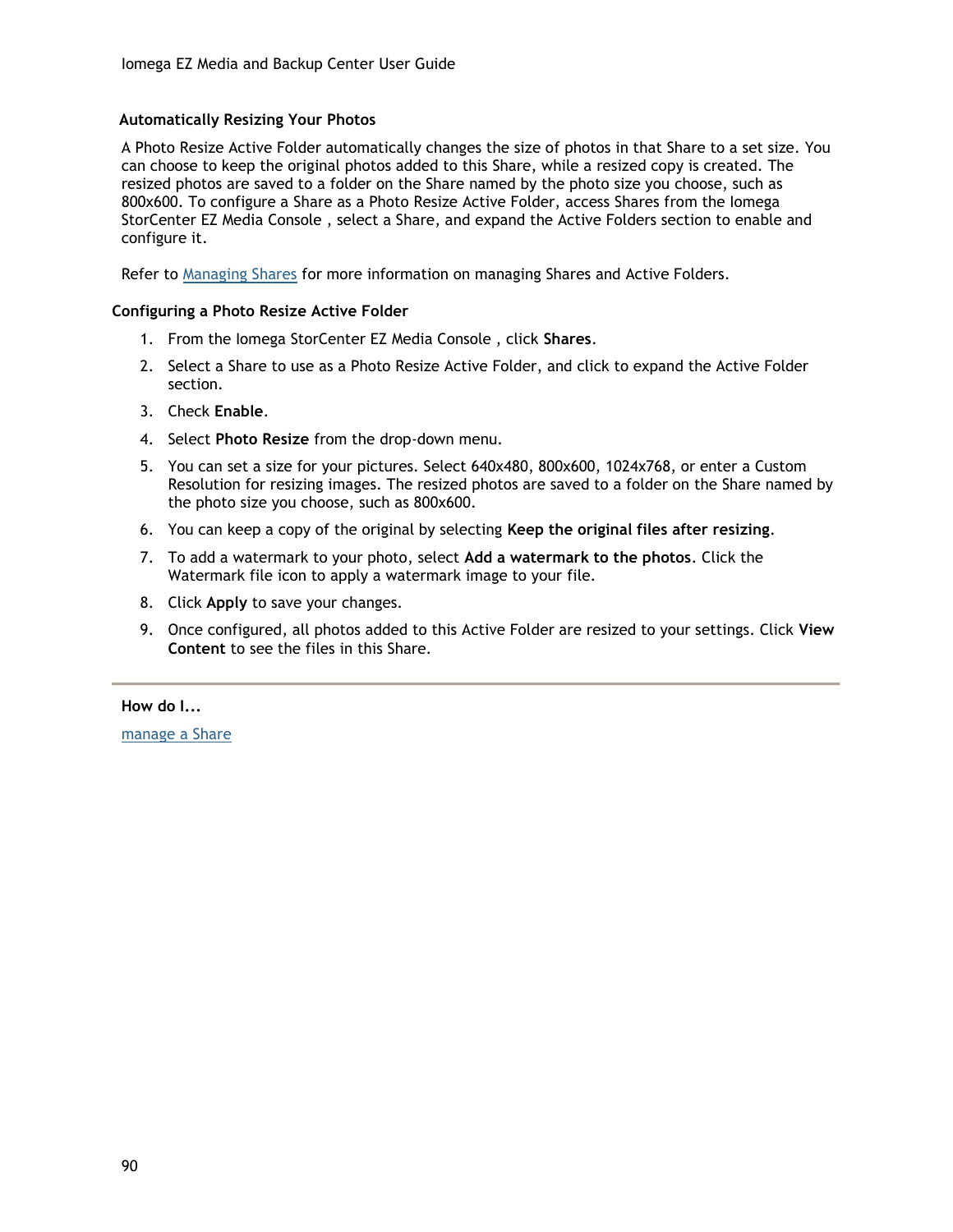## Automatically Resizing Your Photos

A Photo Resize Active Folder automatically changes the size of photos in that Share to a set size. You can choose to keep the original photos added to this Share, while a resized copy is created. The resized photos are saved to a folder on the Share named by the photo size you choose, such as 800x600. To configure a Share as a Photo Resize Active Folder, access Shares from the Iomega StorCenter EZ Media Console , select a Share, and expand the Active Folders section to enable and configure it.

Refer to Managing Shares for more information on managing Shares and Active Folders.

### Configuring a Photo Resize Active Folder

1. From the Iomega StorCenter EZ Media Console , click **Shares**.
2. Select a Share to use as a Photo Resize Active Folder, and click to expand the Active Folder section.
3. Check **Enable**.
4. Select **Photo Resize** from the drop-down menu.
5. You can set a size for your pictures. Select 640x480, 800x600, 1024x768, or enter a Custom Resolution for resizing images. The resized photos are saved to a folder on the Share named by the photo size you choose, such as 800x600.
6. You can keep a copy of the original by selecting **Keep the original files after resizing**.
7. To add a watermark to your photo, select **Add a watermark to the photos**. Click the Watermark file icon to apply a watermark image to your file.
8. Click **Apply** to save your changes.
9. Once configured, all photos added to this Active Folder are resized to your settings. Click **View Content** to see the files in this Share.

---

**How do I...**

manage a Share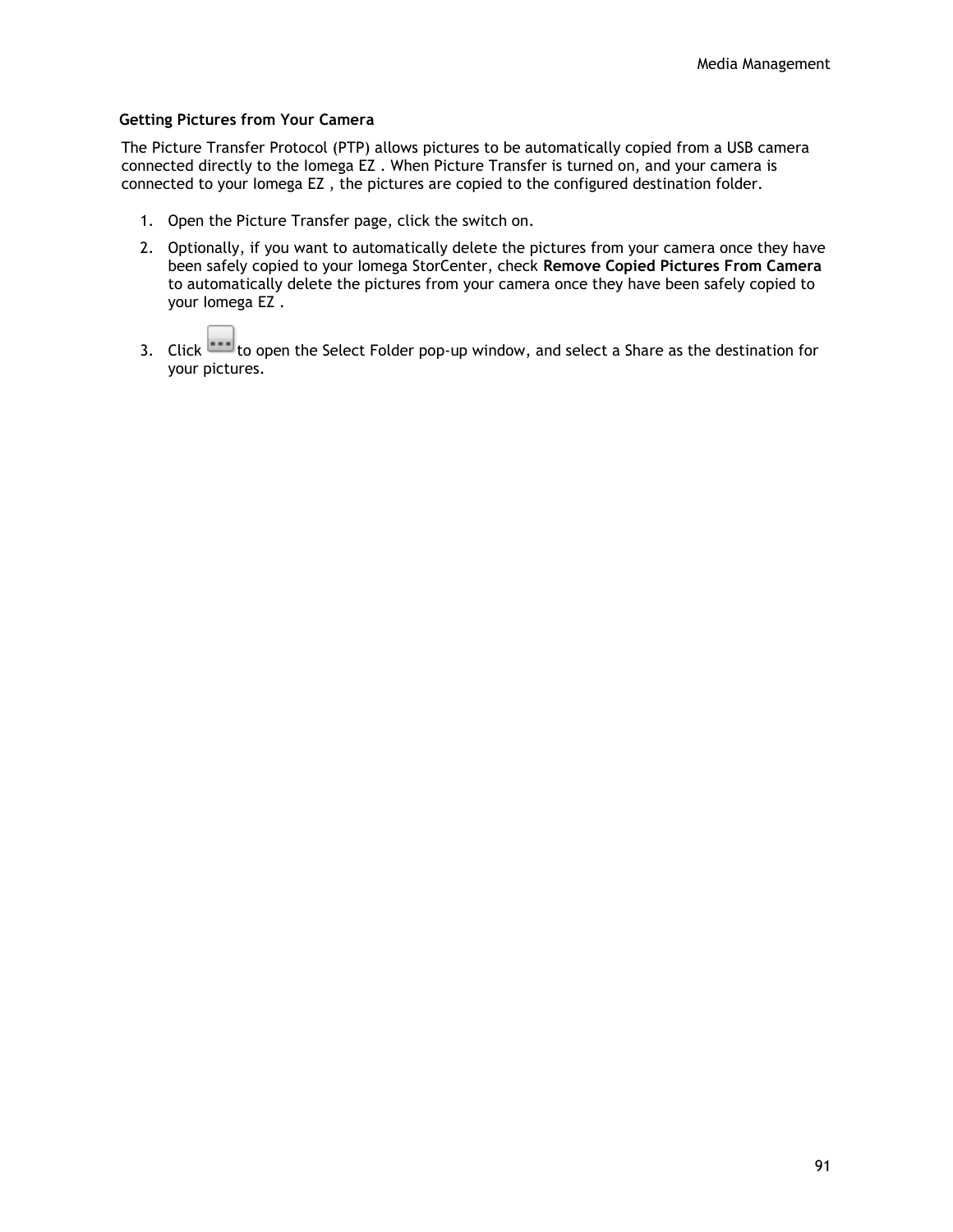### Getting Pictures from Your Camera

The Picture Transfer Protocol (PTP) allows pictures to be automatically copied from a USB camera connected directly to the Iomega EZ . When Picture Transfer is turned on, and your camera is connected to your Iomega EZ , the pictures are copied to the configured destination folder.

1. Open the Picture Transfer page, click the switch on.
2. Optionally, if you want to automatically delete the pictures from your camera once they have been safely copied to your Iomega StorCenter, check **Remove Copied Pictures From Camera** to automatically delete the pictures from your camera once they have been safely copied to your Iomega EZ .
3. Click to open the Select Folder pop-up window, and select a Share as the destination for your pictures.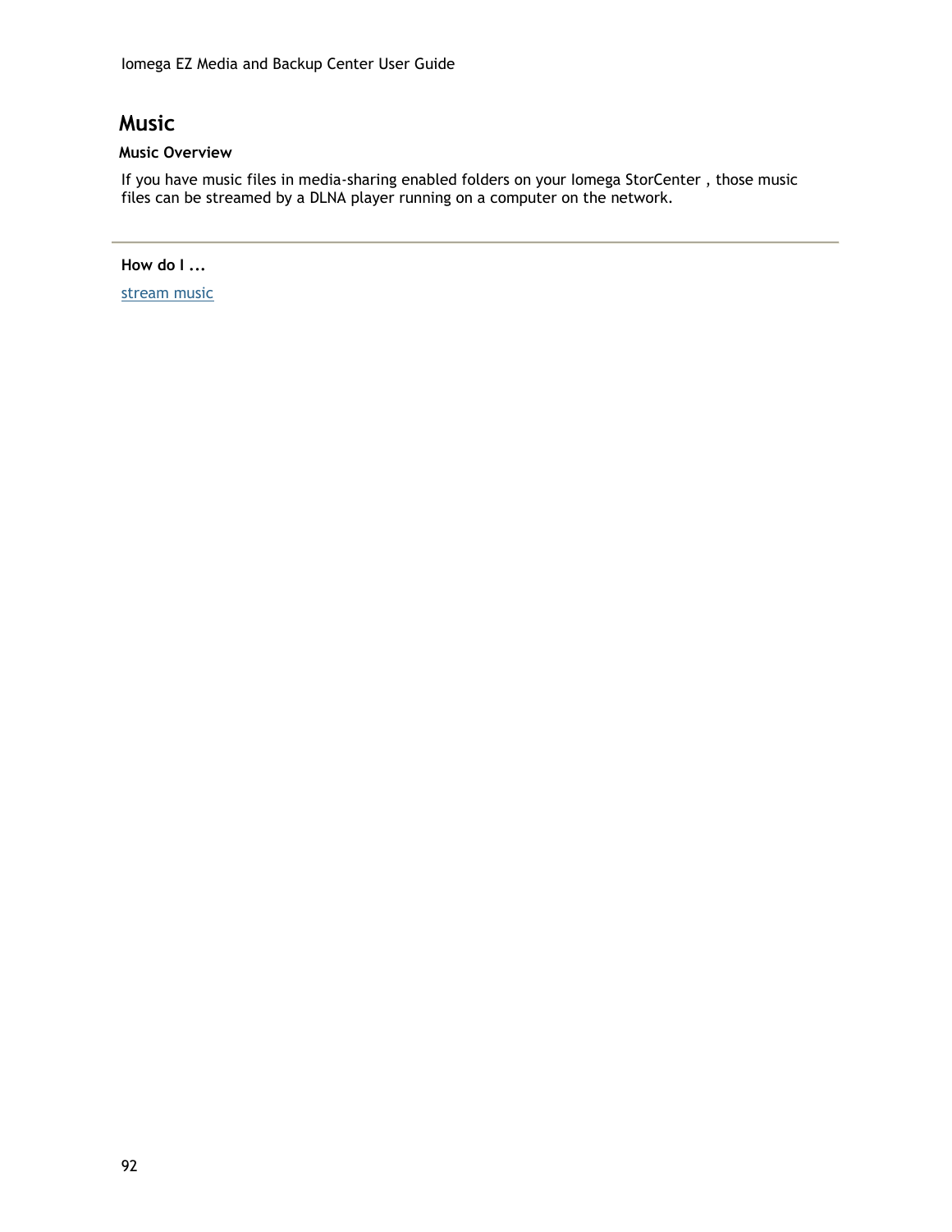# Music

### Music Overview

If you have music files in media-sharing enabled folders on your Iomega StorCenter , those music files can be streamed by a DLNA player running on a computer on the network.

---

**How do I ...**

stream music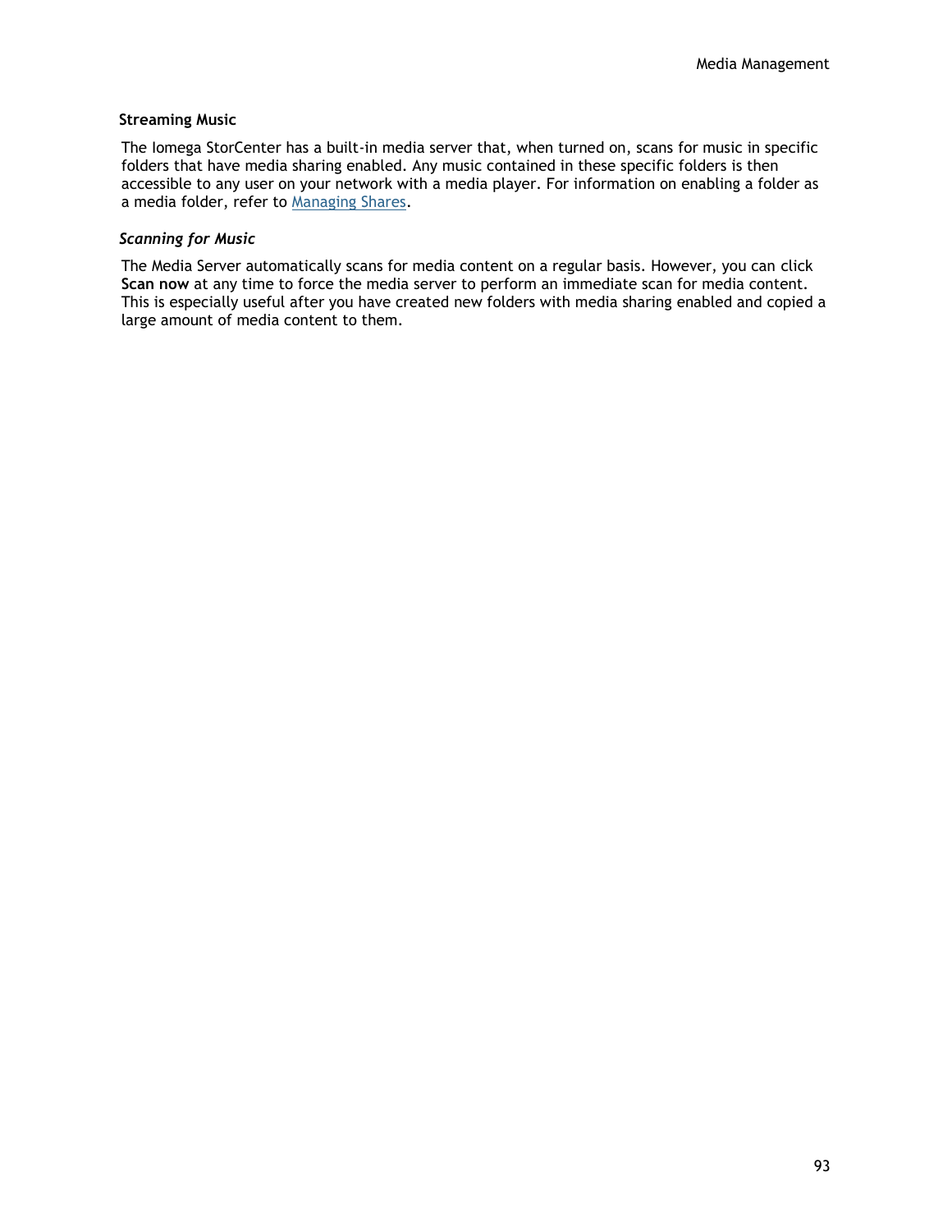### Streaming Music

The Iomega StorCenter has a built-in media server that, when turned on, scans for music in specific folders that have media sharing enabled. Any music contained in these specific folders is then accessible to any user on your network with a media player. For information on enabling a folder as a media folder, refer to Managing Shares.

#### *Scanning for Music*

The Media Server automatically scans for media content on a regular basis. However, you can click **Scan now** at any time to force the media server to perform an immediate scan for media content. This is especially useful after you have created new folders with media sharing enabled and copied a large amount of media content to them.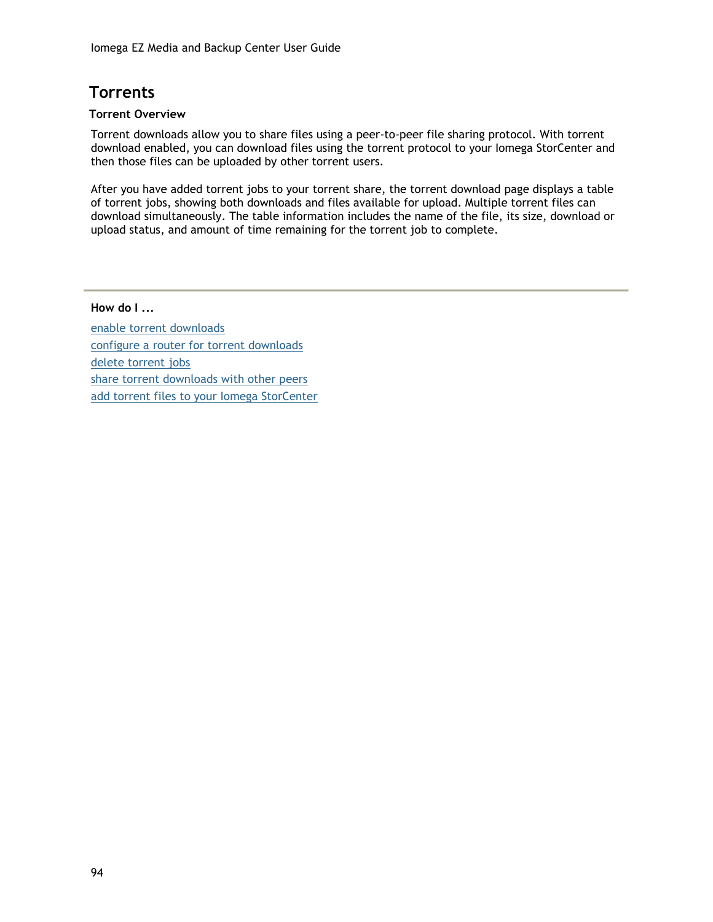# Torrents

### Torrent Overview

Torrent downloads allow you to share files using a peer-to-peer file sharing protocol. With torrent download enabled, you can download files using the torrent protocol to your Iomega StorCenter and then those files can be uploaded by other torrent users.

After you have added torrent jobs to your torrent share, the torrent download page displays a table of torrent jobs, showing both downloads and files available for upload. Multiple torrent files can download simultaneously. The table information includes the name of the file, its size, download or upload status, and amount of time remaining for the torrent job to complete.

---

**How do I ...**

enable torrent downloads

configure a router for torrent downloads

delete torrent jobs

share torrent downloads with other peers

add torrent files to your Iomega StorCenter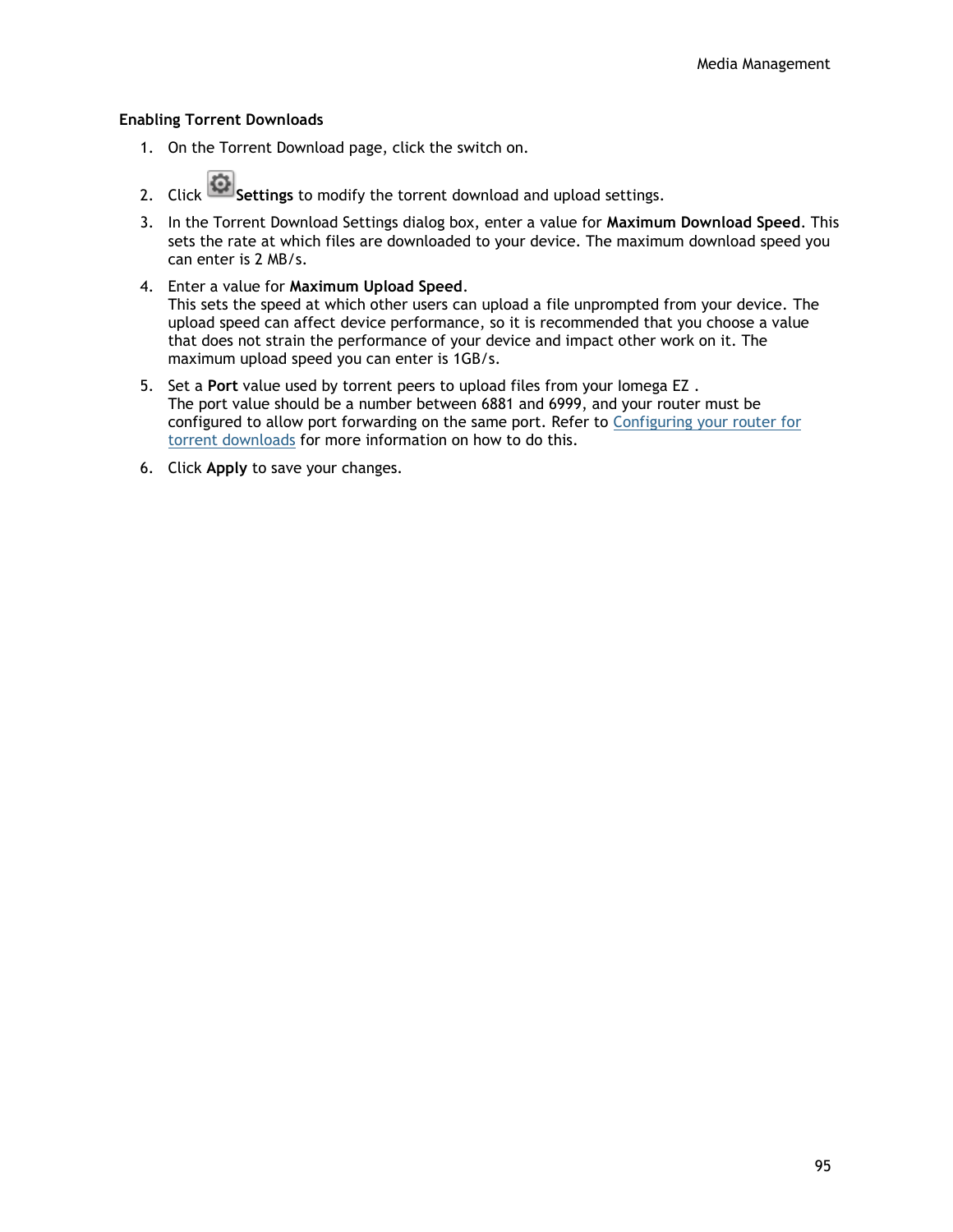### Enabling Torrent Downloads

1. On the Torrent Download page, click the switch on.
2. Click **Settings** to modify the torrent download and upload settings.
3. In the Torrent Download Settings dialog box, enter a value for **Maximum Download Speed**. This sets the rate at which files are downloaded to your device. The maximum download speed you can enter is 2 MB/s.
4. Enter a value for **Maximum Upload Speed**.
   This sets the speed at which other users can upload a file unprompted from your device. The upload speed can affect device performance, so it is recommended that you choose a value that does not strain the performance of your device and impact other work on it. The maximum upload speed you can enter is 1GB/s.
5. Set a **Port** value used by torrent peers to upload files from your Iomega EZ .
   The port value should be a number between 6881 and 6999, and your router must be configured to allow port forwarding on the same port. Refer to Configuring your router for torrent downloads for more information on how to do this.
6. Click **Apply** to save your changes.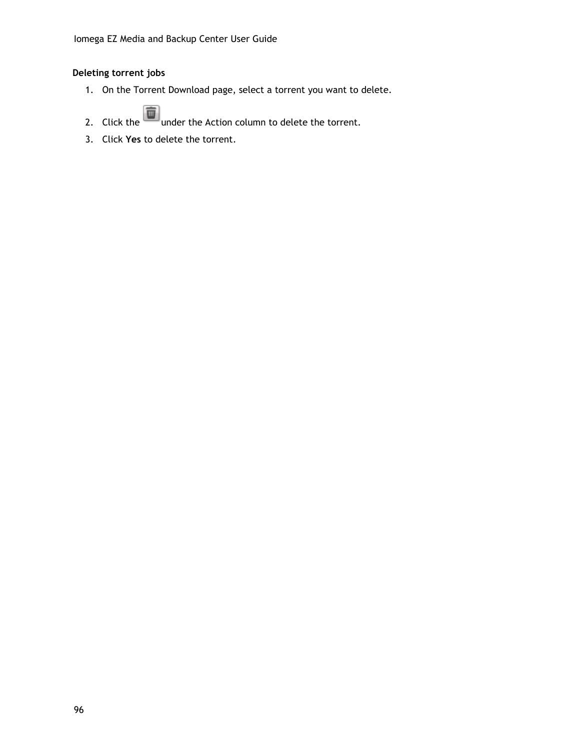**Deleting torrent jobs**

1. On the Torrent Download page, select a torrent you want to delete.
2. Click the under the Action column to delete the torrent.
3. Click **Yes** to delete the torrent.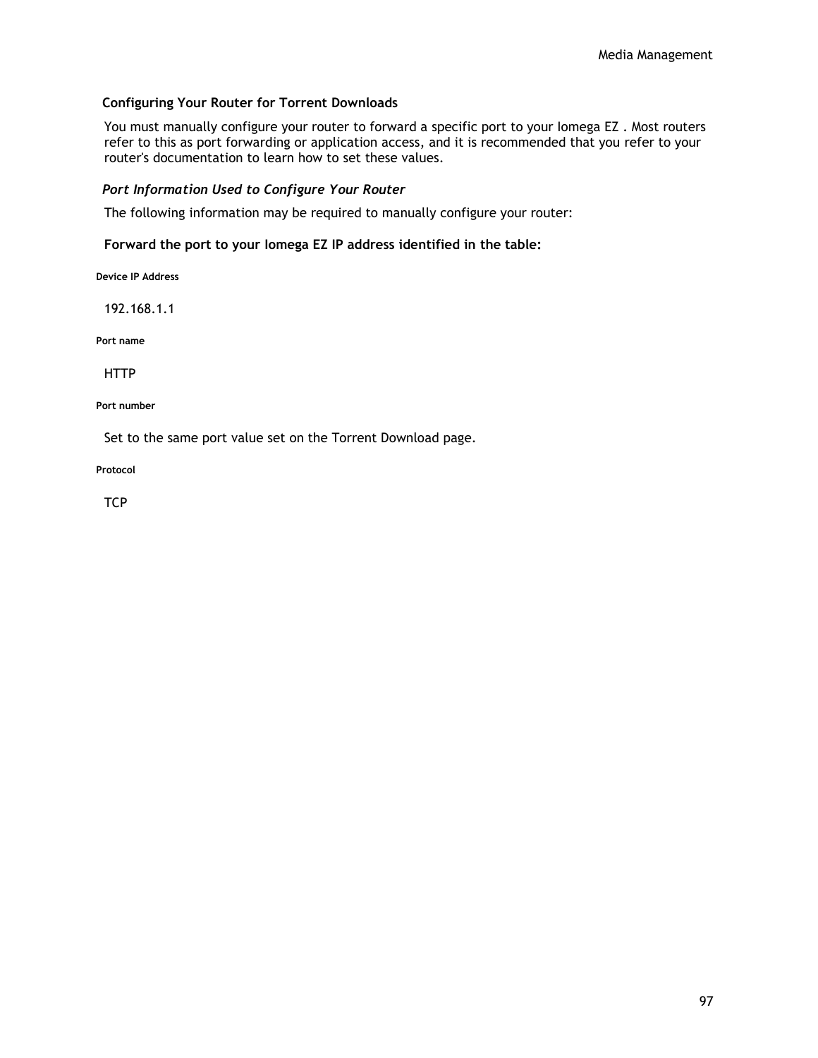### Configuring Your Router for Torrent Downloads

You must manually configure your router to forward a specific port to your Iomega EZ . Most routers refer to this as port forwarding or application access, and it is recommended that you refer to your router's documentation to learn how to set these values.

#### *Port Information Used to Configure Your Router*

The following information may be required to manually configure your router:

**Forward the port to your Iomega EZ IP address identified in the table:**

| Device IP Address | Port name | Port number | Protocol |
|---|---|---|---|
| 192.168.1.1 | HTTP | Set to the same port value set on the Torrent Download page. | TCP |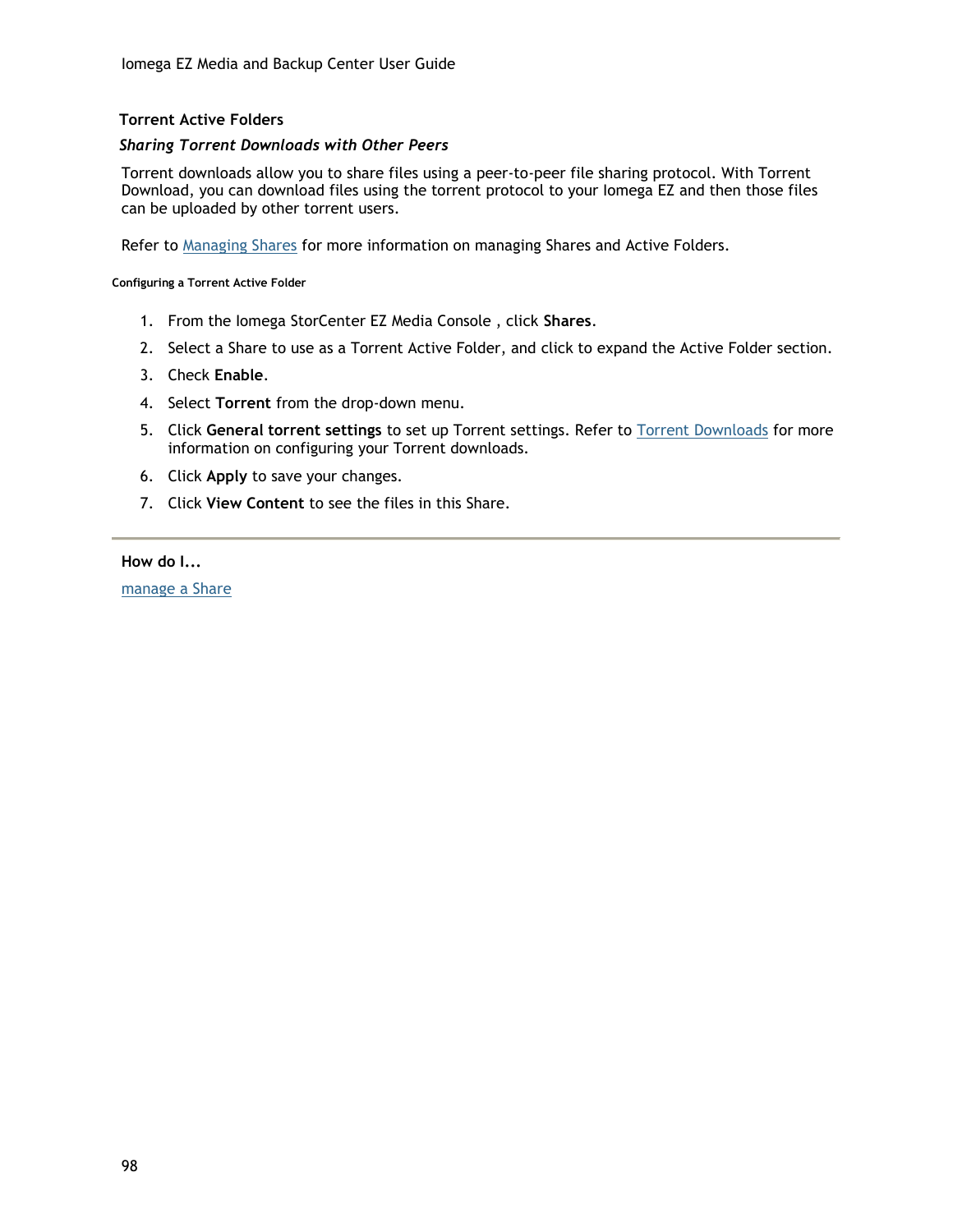## Torrent Active Folders

### *Sharing Torrent Downloads with Other Peers*

Torrent downloads allow you to share files using a peer-to-peer file sharing protocol. With Torrent Download, you can download files using the torrent protocol to your Iomega EZ and then those files can be uploaded by other torrent users.

Refer to Managing Shares for more information on managing Shares and Active Folders.

#### Configuring a Torrent Active Folder

1. From the Iomega StorCenter EZ Media Console , click **Shares**.
2. Select a Share to use as a Torrent Active Folder, and click to expand the Active Folder section.
3. Check **Enable**.
4. Select **Torrent** from the drop-down menu.
5. Click **General torrent settings** to set up Torrent settings. Refer to Torrent Downloads for more information on configuring your Torrent downloads.
6. Click **Apply** to save your changes.
7. Click **View Content** to see the files in this Share.

---

**How do I...**

manage a Share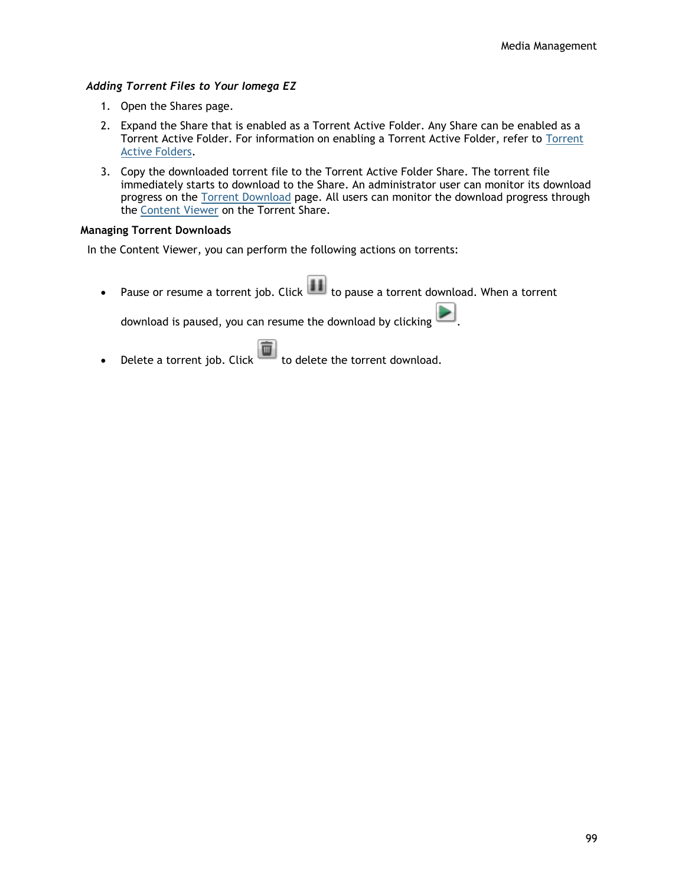*Adding Torrent Files to Your Iomega EZ*

1. Open the Shares page.
2. Expand the Share that is enabled as a Torrent Active Folder. Any Share can be enabled as a Torrent Active Folder. For information on enabling a Torrent Active Folder, refer to Torrent Active Folders.
3. Copy the downloaded torrent file to the Torrent Active Folder Share. The torrent file immediately starts to download to the Share. An administrator user can monitor its download progress on the Torrent Download page. All users can monitor the download progress through the Content Viewer on the Torrent Share.

**Managing Torrent Downloads**

In the Content Viewer, you can perform the following actions on torrents:

- Pause or resume a torrent job. Click to pause a torrent download. When a torrent download is paused, you can resume the download by clicking .
- Delete a torrent job. Click to delete the torrent download.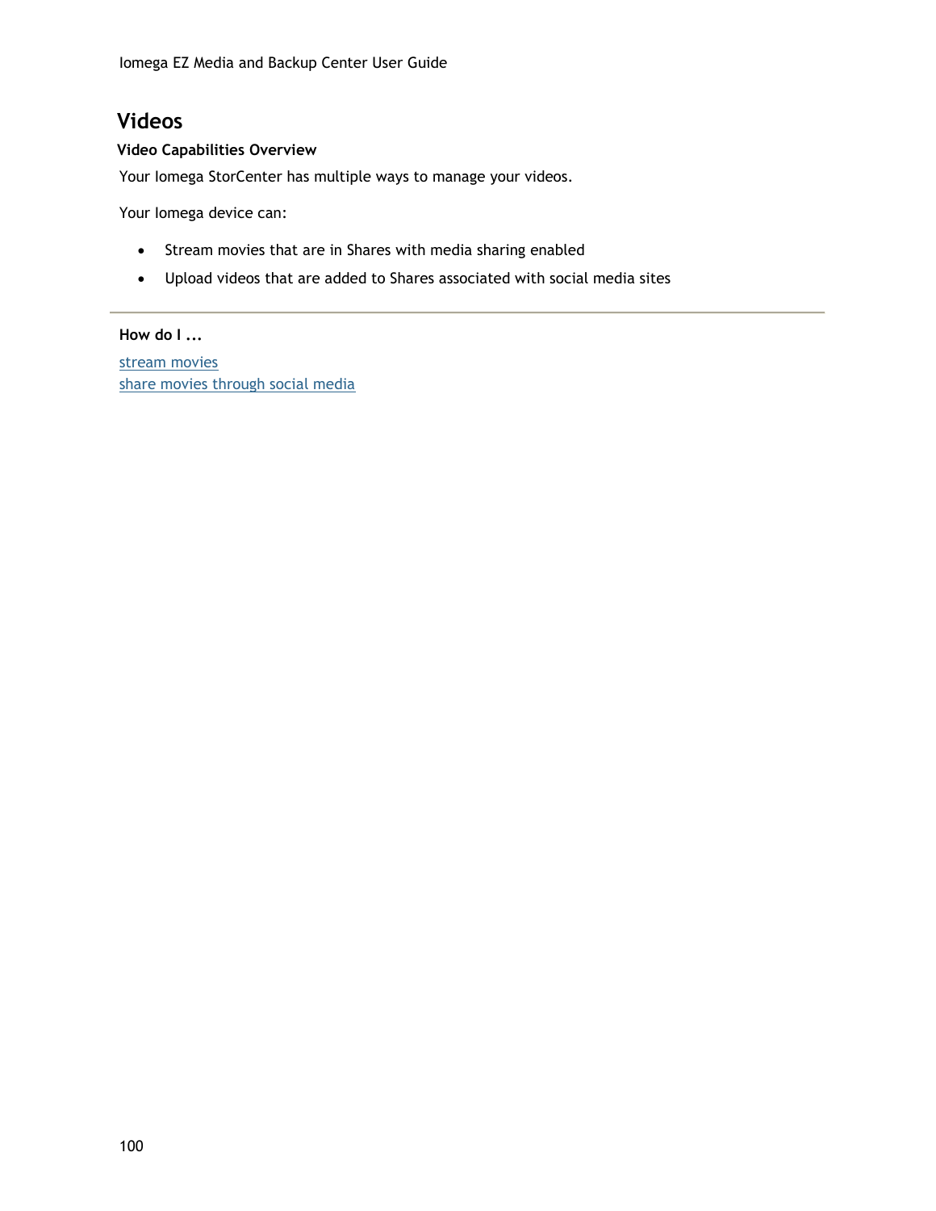# Videos

**Video Capabilities Overview**

Your Iomega StorCenter has multiple ways to manage your videos.

Your Iomega device can:

- Stream movies that are in Shares with media sharing enabled
- Upload videos that are added to Shares associated with social media sites

---

**How do I ...**

stream movies
share movies through social media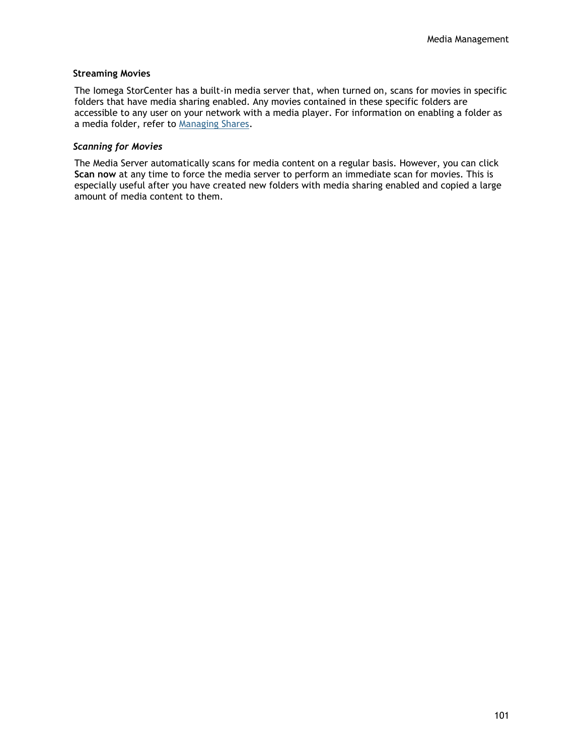### Streaming Movies

The Iomega StorCenter has a built-in media server that, when turned on, scans for movies in specific folders that have media sharing enabled. Any movies contained in these specific folders are accessible to any user on your network with a media player. For information on enabling a folder as a media folder, refer to Managing Shares.

#### *Scanning for Movies*

The Media Server automatically scans for media content on a regular basis. However, you can click **Scan now** at any time to force the media server to perform an immediate scan for movies. This is especially useful after you have created new folders with media sharing enabled and copied a large amount of media content to them.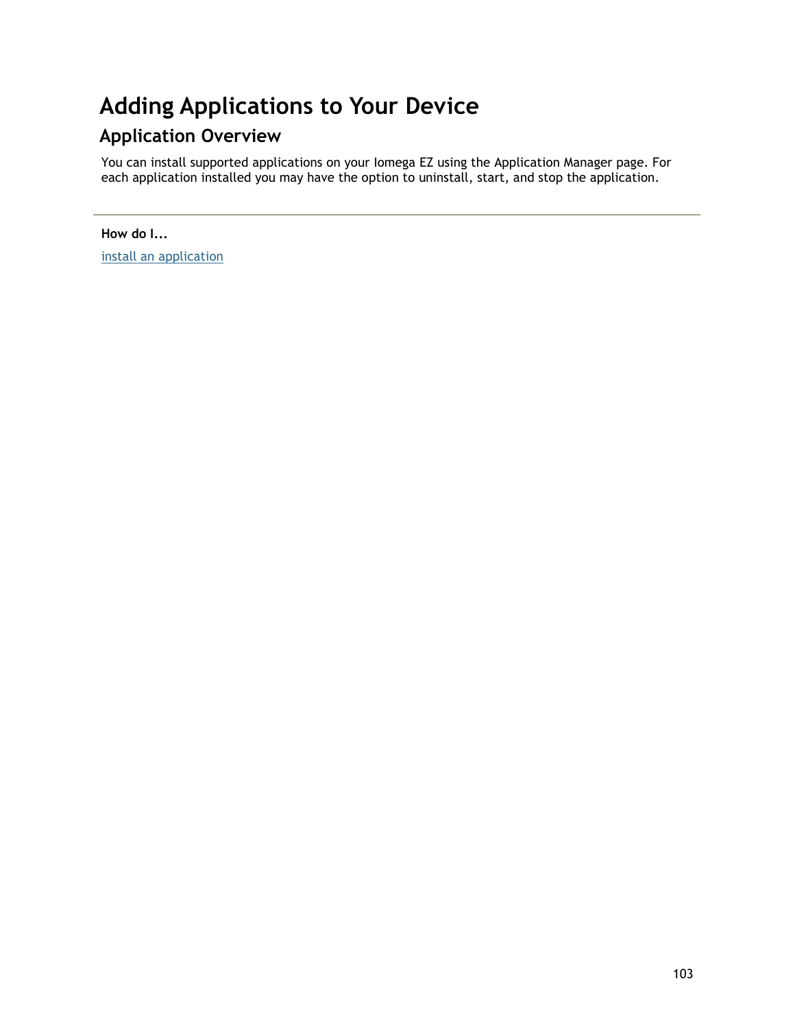# Adding Applications to Your Device

## Application Overview

You can install supported applications on your Iomega EZ using the Application Manager page. For each application installed you may have the option to uninstall, start, and stop the application.

---

**How do I...**

install an application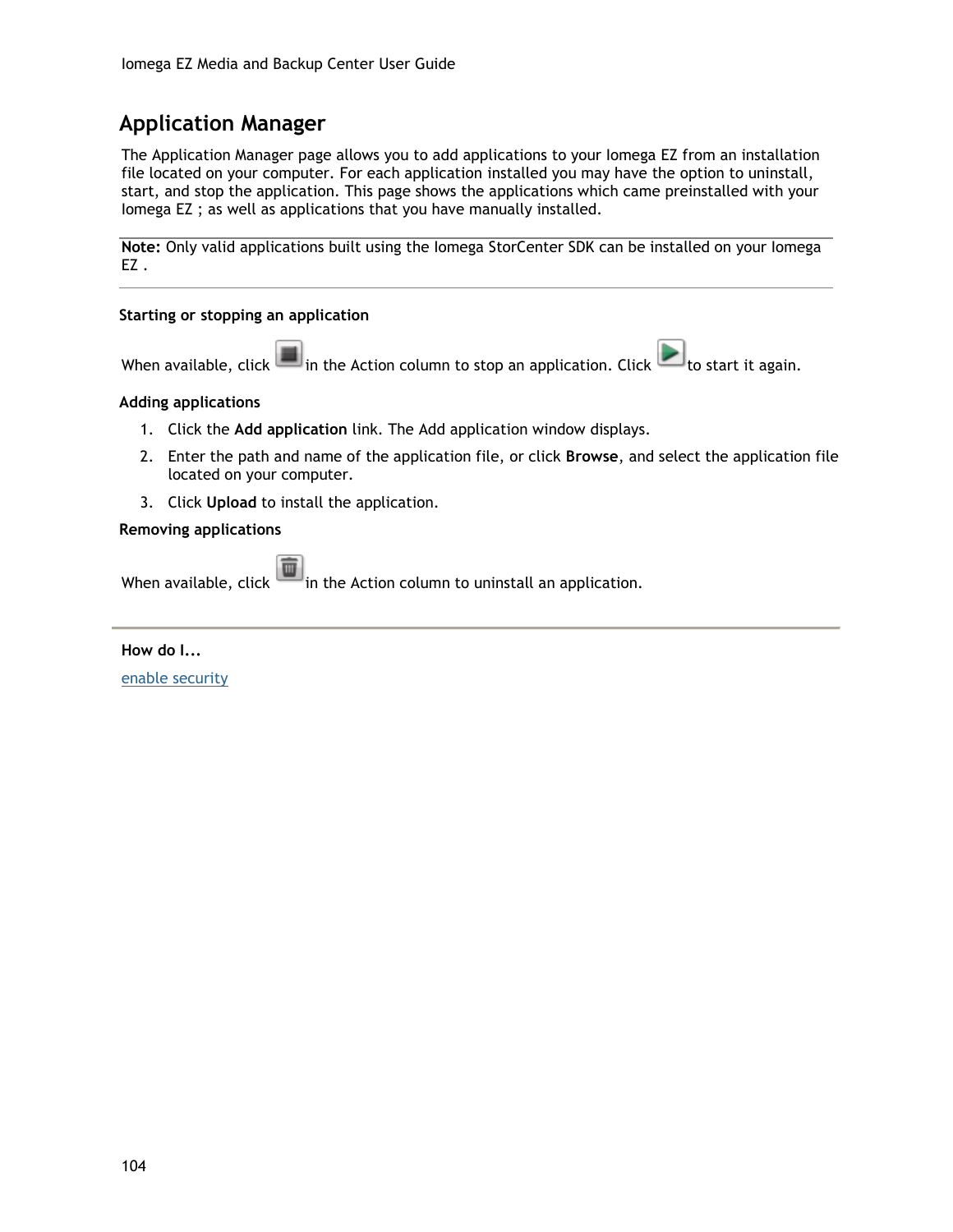# Application Manager

The Application Manager page allows you to add applications to your Iomega EZ from an installation file located on your computer. For each application installed you may have the option to uninstall, start, and stop the application. This page shows the applications which came preinstalled with your Iomega EZ ; as well as applications that you have manually installed.

---

**Note:** Only valid applications built using the Iomega StorCenter SDK can be installed on your Iomega EZ .

---

### Starting or stopping an application

When available, click in the Action column to stop an application. Click to start it again.

### Adding applications

1. Click the **Add application** link. The Add application window displays.
2. Enter the path and name of the application file, or click **Browse**, and select the application file located on your computer.
3. Click **Upload** to install the application.

### Removing applications

When available, click in the Action column to uninstall an application.

---

**How do I...**

enable security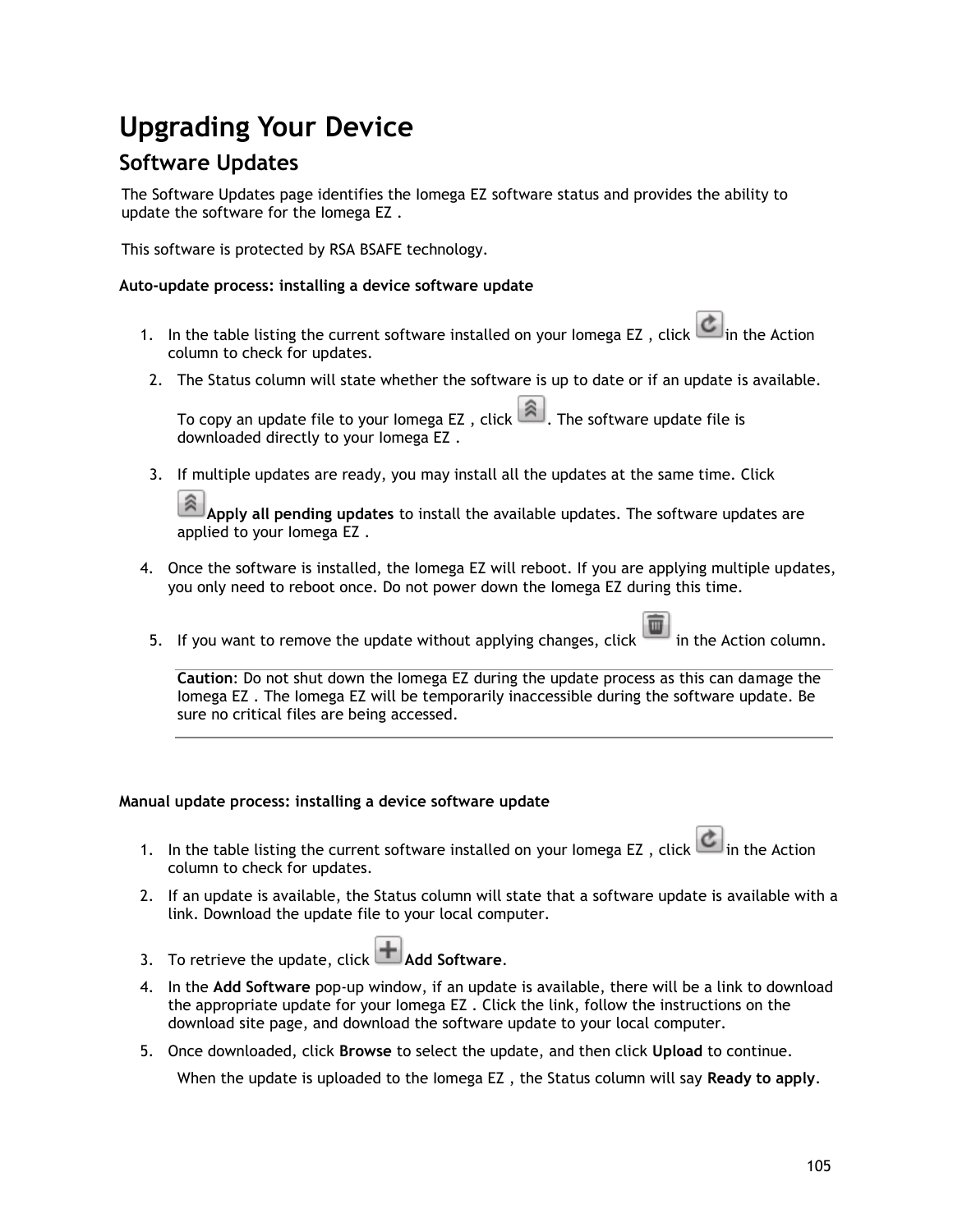# Upgrading Your Device

## Software Updates

The Software Updates page identifies the Iomega EZ software status and provides the ability to update the software for the Iomega EZ .

This software is protected by RSA BSAFE technology.

**Auto-update process: installing a device software update**

1. In the table listing the current software installed on your Iomega EZ , click in the Action column to check for updates.
2. The Status column will state whether the software is up to date or if an update is available.

   To copy an update file to your Iomega EZ , click . The software update file is downloaded directly to your Iomega EZ .
3. If multiple updates are ready, you may install all the updates at the same time. Click **Apply all pending updates** to install the available updates. The software updates are applied to your Iomega EZ .
4. Once the software is installed, the Iomega EZ will reboot. If you are applying multiple updates, you only need to reboot once. Do not power down the Iomega EZ during this time.
5. If you want to remove the update without applying changes, click in the Action column.

   **Caution**: Do not shut down the Iomega EZ during the update process as this can damage the Iomega EZ . The Iomega EZ will be temporarily inaccessible during the software update. Be sure no critical files are being accessed.

**Manual update process: installing a device software update**

1. In the table listing the current software installed on your Iomega EZ , click in the Action column to check for updates.
2. If an update is available, the Status column will state that a software update is available with a link. Download the update file to your local computer.
3. To retrieve the update, click **Add Software**.
4. In the **Add Software** pop-up window, if an update is available, there will be a link to download the appropriate update for your Iomega EZ . Click the link, follow the instructions on the download site page, and download the software update to your local computer.
5. Once downloaded, click **Browse** to select the update, and then click **Upload** to continue.

   When the update is uploaded to the Iomega EZ , the Status column will say **Ready to apply**.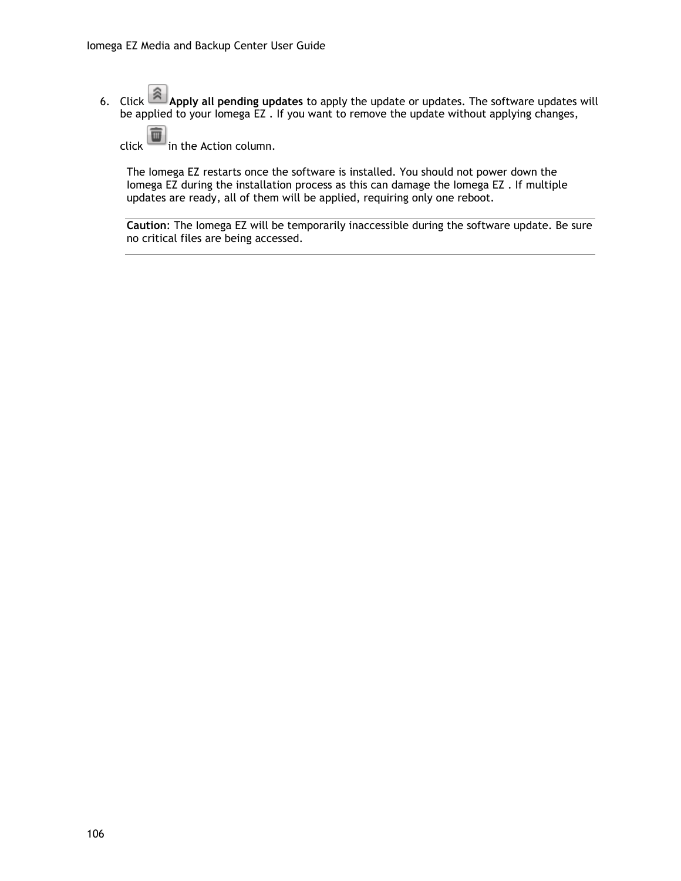6. Click **Apply all pending updates** to apply the update or updates. The software updates will be applied to your Iomega EZ . If you want to remove the update without applying changes, click in the Action column.

   The Iomega EZ restarts once the software is installed. You should not power down the Iomega EZ during the installation process as this can damage the Iomega EZ . If multiple updates are ready, all of them will be applied, requiring only one reboot.

   **Caution**: The Iomega EZ will be temporarily inaccessible during the software update. Be sure no critical files are being accessed.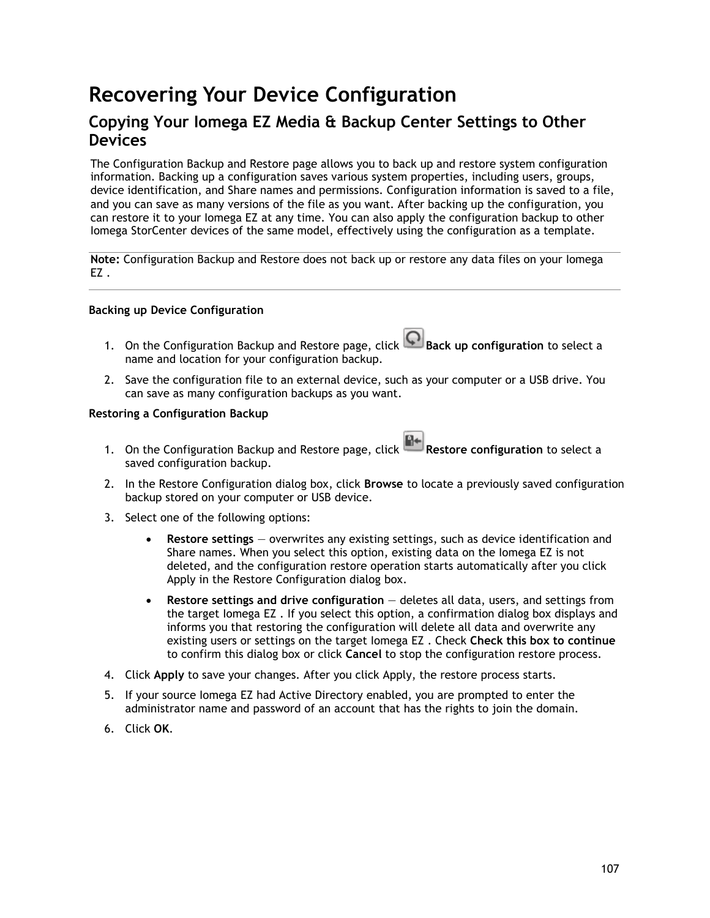# Recovering Your Device Configuration

## Copying Your Iomega EZ Media & Backup Center Settings to Other Devices

The Configuration Backup and Restore page allows you to back up and restore system configuration information. Backing up a configuration saves various system properties, including users, groups, device identification, and Share names and permissions. Configuration information is saved to a file, and you can save as many versions of the file as you want. After backing up the configuration, you can restore it to your Iomega EZ at any time. You can also apply the configuration backup to other Iomega StorCenter devices of the same model, effectively using the configuration as a template.

---

**Note:** Configuration Backup and Restore does not back up or restore any data files on your Iomega EZ .

---

**Backing up Device Configuration**

1. On the Configuration Backup and Restore page, click **Back up configuration** to select a name and location for your configuration backup.
2. Save the configuration file to an external device, such as your computer or a USB drive. You can save as many configuration backups as you want.

**Restoring a Configuration Backup**

1. On the Configuration Backup and Restore page, click **Restore configuration** to select a saved configuration backup.
2. In the Restore Configuration dialog box, click **Browse** to locate a previously saved configuration backup stored on your computer or USB device.
3. Select one of the following options:
   - **Restore settings** — overwrites any existing settings, such as device identification and Share names. When you select this option, existing data on the Iomega EZ is not deleted, and the configuration restore operation starts automatically after you click Apply in the Restore Configuration dialog box.
   - **Restore settings and drive configuration** — deletes all data, users, and settings from the target Iomega EZ . If you select this option, a confirmation dialog box displays and informs you that restoring the configuration will delete all data and overwrite any existing users or settings on the target Iomega EZ . Check **Check this box to continue** to confirm this dialog box or click **Cancel** to stop the configuration restore process.
4. Click **Apply** to save your changes. After you click Apply, the restore process starts.
5. If your source Iomega EZ had Active Directory enabled, you are prompted to enter the administrator name and password of an account that has the rights to join the domain.
6. Click **OK**.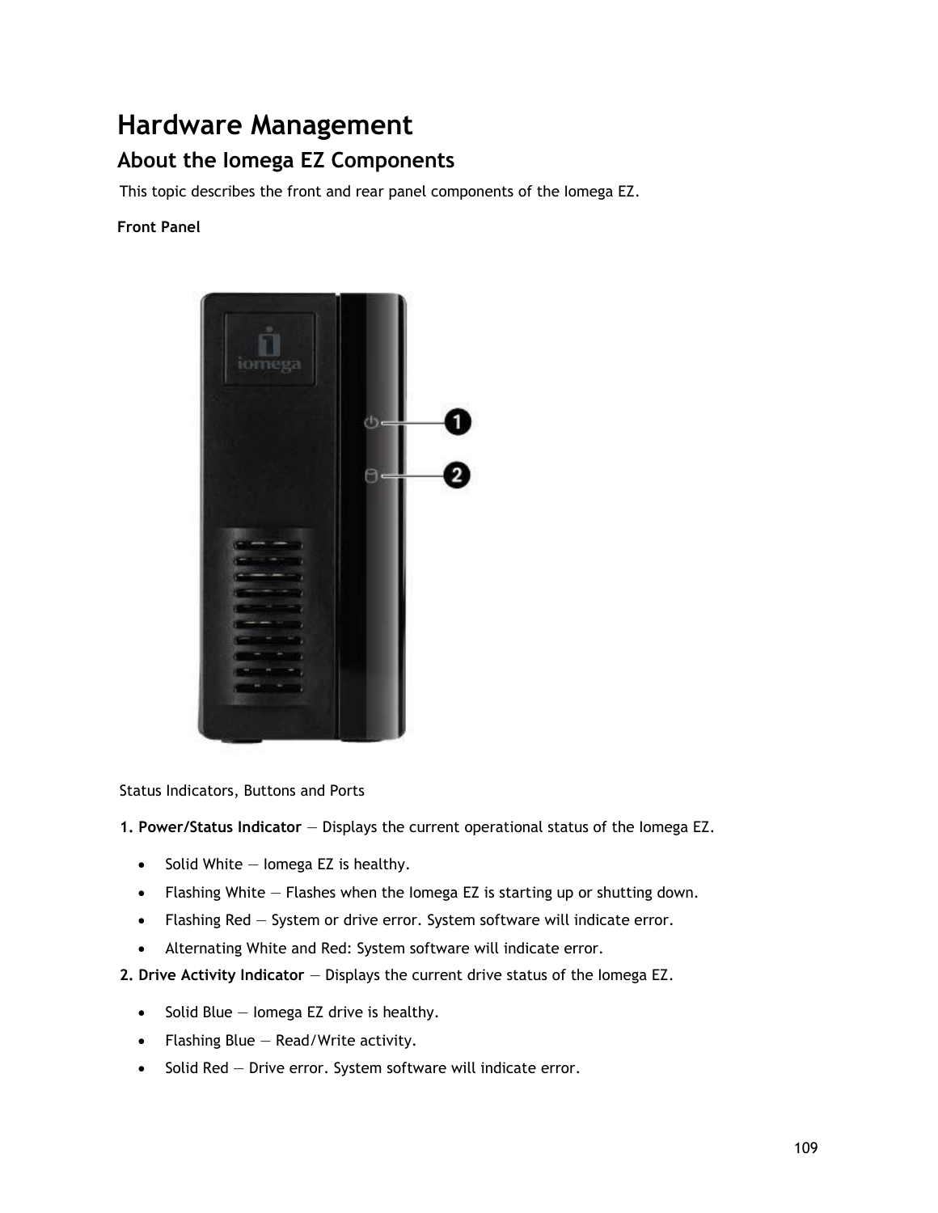# Hardware Management

## About the Iomega EZ Components

This topic describes the front and rear panel components of the Iomega EZ.

**Front Panel**

Status Indicators, Buttons and Ports

**1. Power/Status Indicator** — Displays the current operational status of the Iomega EZ.

- Solid White — Iomega EZ is healthy.
- Flashing White — Flashes when the Iomega EZ is starting up or shutting down.
- Flashing Red — System or drive error. System software will indicate error.
- Alternating White and Red: System software will indicate error.

**2. Drive Activity Indicator** — Displays the current drive status of the Iomega EZ.

- Solid Blue — Iomega EZ drive is healthy.
- Flashing Blue — Read/Write activity.
- Solid Red — Drive error. System software will indicate error.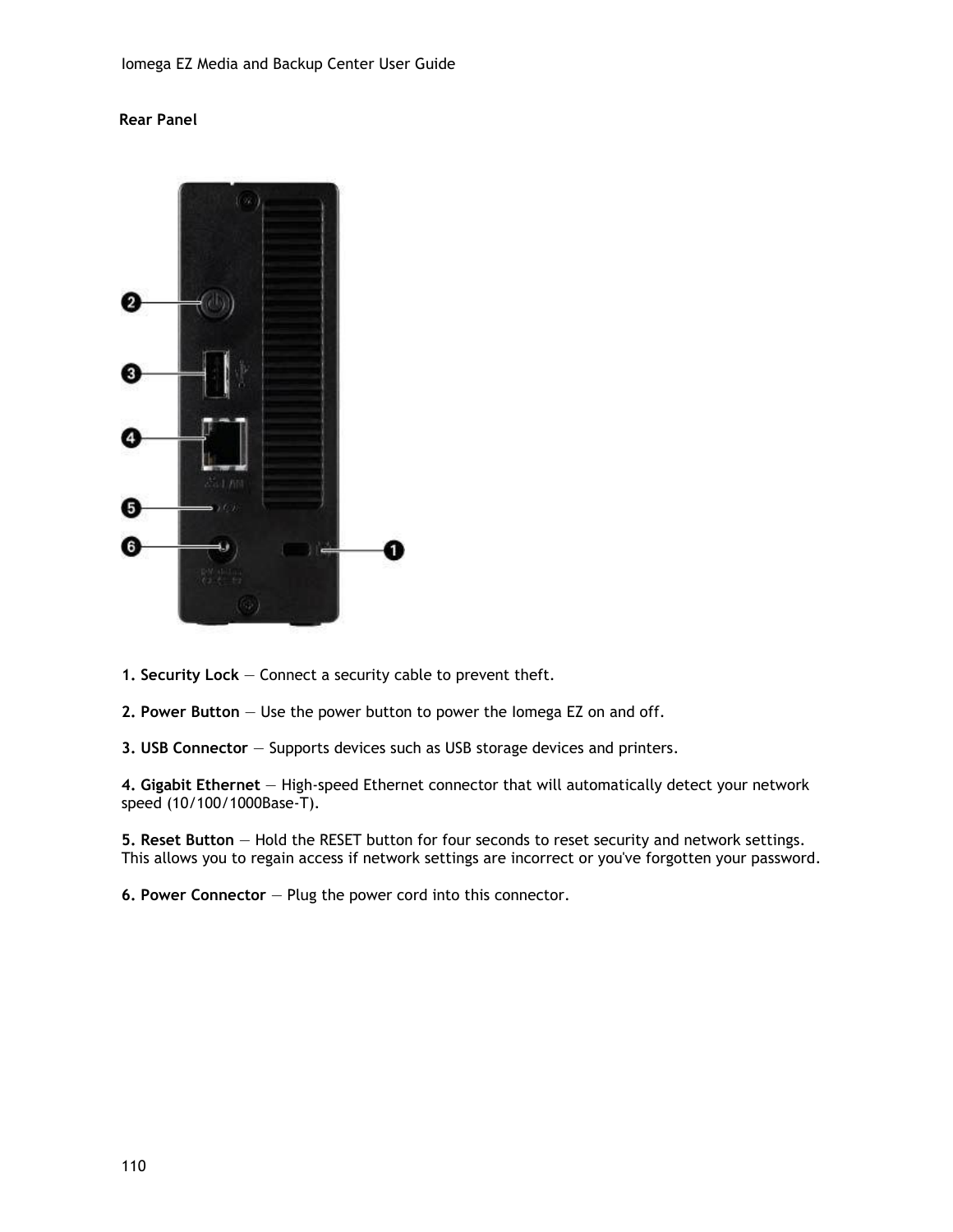**Rear Panel**

**1. Security Lock** — Connect a security cable to prevent theft.

**2. Power Button** — Use the power button to power the Iomega EZ on and off.

**3. USB Connector** — Supports devices such as USB storage devices and printers.

**4. Gigabit Ethernet** — High-speed Ethernet connector that will automatically detect your network speed (10/100/1000Base-T).

**5. Reset Button** — Hold the RESET button for four seconds to reset security and network settings. This allows you to regain access if network settings are incorrect or you've forgotten your password.

**6. Power Connector** — Plug the power cord into this connector.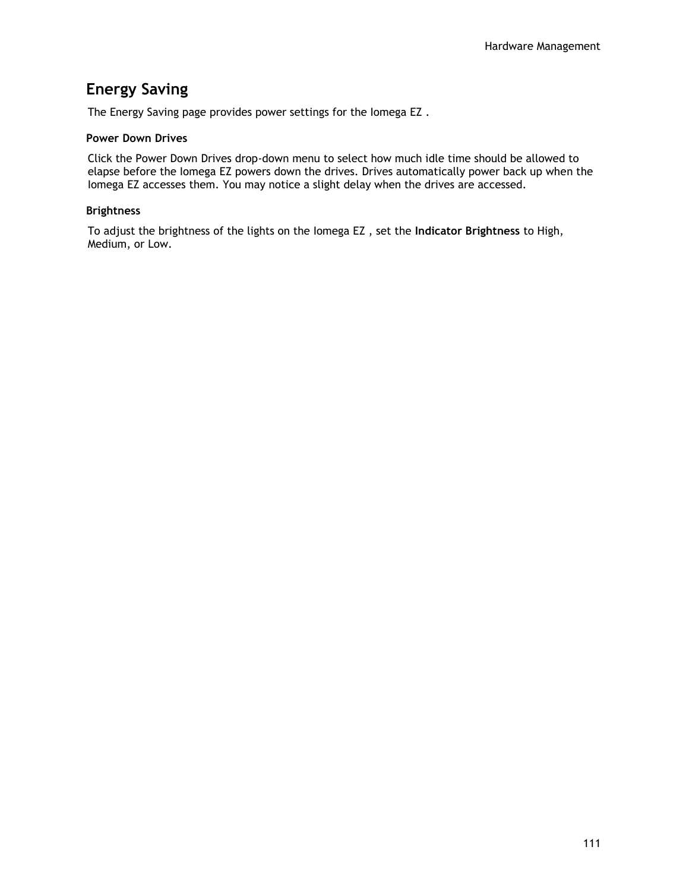## Energy Saving

The Energy Saving page provides power settings for the Iomega EZ .

### Power Down Drives

Click the Power Down Drives drop-down menu to select how much idle time should be allowed to elapse before the Iomega EZ powers down the drives. Drives automatically power back up when the Iomega EZ accesses them. You may notice a slight delay when the drives are accessed.

### Brightness

To adjust the brightness of the lights on the Iomega EZ , set the **Indicator Brightness** to High, Medium, or Low.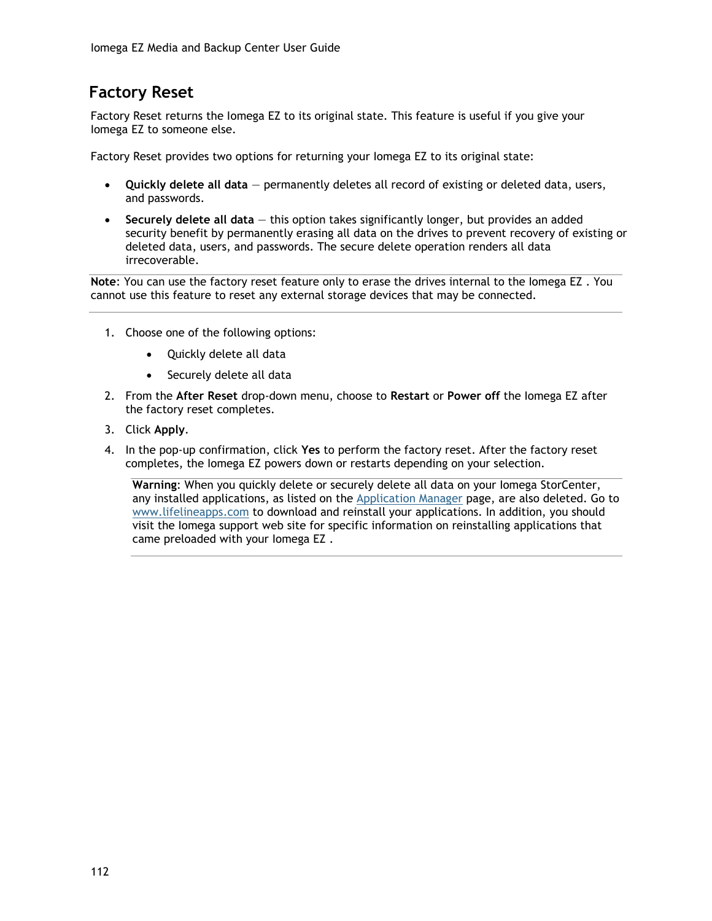## Factory Reset

Factory Reset returns the Iomega EZ to its original state. This feature is useful if you give your Iomega EZ to someone else.

Factory Reset provides two options for returning your Iomega EZ to its original state:

- **Quickly delete all data** — permanently deletes all record of existing or deleted data, users, and passwords.
- **Securely delete all data** — this option takes significantly longer, but provides an added security benefit by permanently erasing all data on the drives to prevent recovery of existing or deleted data, users, and passwords. The secure delete operation renders all data irrecoverable.

---

**Note**: You can use the factory reset feature only to erase the drives internal to the Iomega EZ . You cannot use this feature to reset any external storage devices that may be connected.

---

1. Choose one of the following options:
   - Quickly delete all data
   - Securely delete all data
2. From the **After Reset** drop-down menu, choose to **Restart** or **Power off** the Iomega EZ after the factory reset completes.
3. Click **Apply**.
4. In the pop-up confirmation, click **Yes** to perform the factory reset. After the factory reset completes, the Iomega EZ powers down or restarts depending on your selection.

   ---

   **Warning**: When you quickly delete or securely delete all data on your Iomega StorCenter, any installed applications, as listed on the Application Manager page, are also deleted. Go to www.lifelineapps.com to download and reinstall your applications. In addition, you should visit the Iomega support web site for specific information on reinstalling applications that came preloaded with your Iomega EZ .

   ---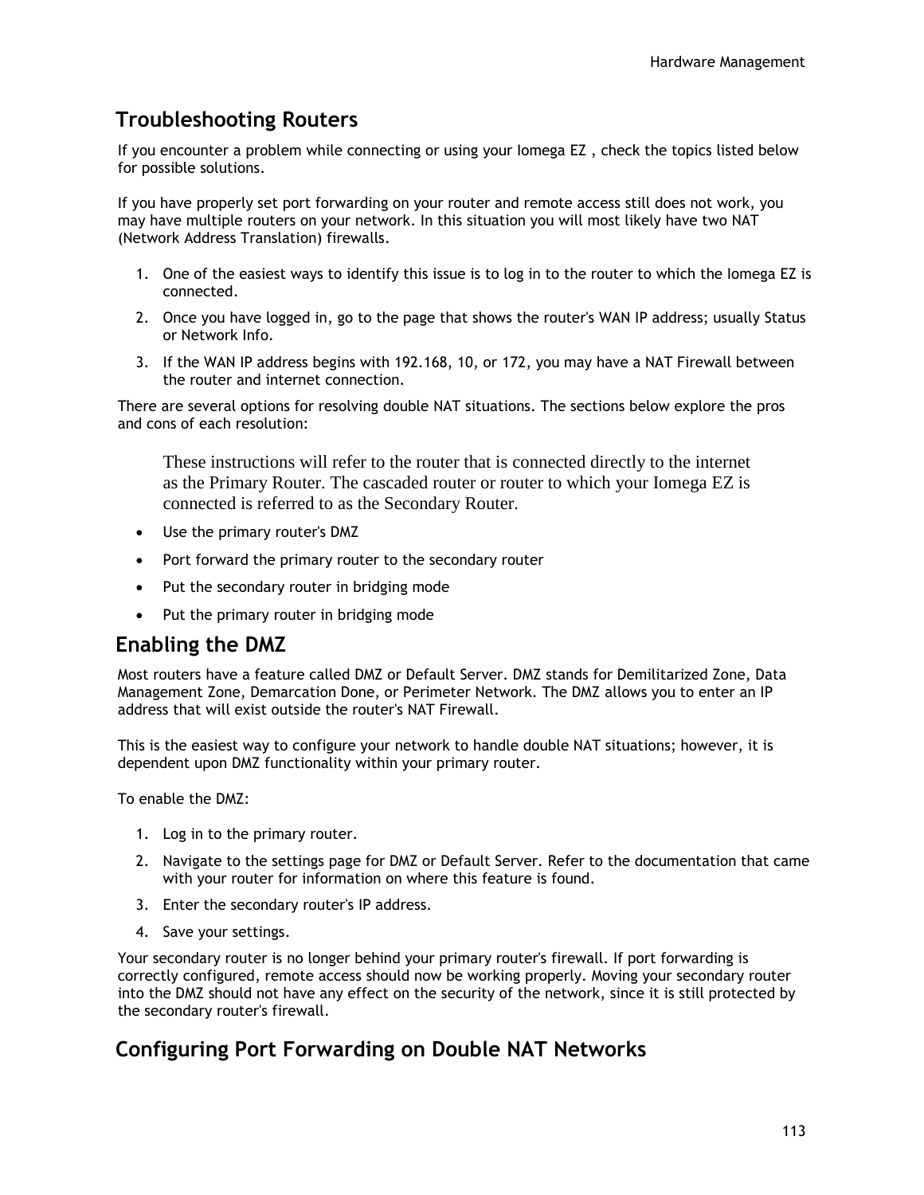## Troubleshooting Routers

If you encounter a problem while connecting or using your Iomega EZ , check the topics listed below for possible solutions.

If you have properly set port forwarding on your router and remote access still does not work, you may have multiple routers on your network. In this situation you will most likely have two NAT (Network Address Translation) firewalls.

1. One of the easiest ways to identify this issue is to log in to the router to which the Iomega EZ is connected.
2. Once you have logged in, go to the page that shows the router's WAN IP address; usually Status or Network Info.
3. If the WAN IP address begins with 192.168, 10, or 172, you may have a NAT Firewall between the router and internet connection.

There are several options for resolving double NAT situations. The sections below explore the pros and cons of each resolution:

These instructions will refer to the router that is connected directly to the internet as the Primary Router. The cascaded router or router to which your Iomega EZ is connected is referred to as the Secondary Router.

- Use the primary router's DMZ
- Port forward the primary router to the secondary router
- Put the secondary router in bridging mode
- Put the primary router in bridging mode

## Enabling the DMZ

Most routers have a feature called DMZ or Default Server. DMZ stands for Demilitarized Zone, Data Management Zone, Demarcation Done, or Perimeter Network. The DMZ allows you to enter an IP address that will exist outside the router's NAT Firewall.

This is the easiest way to configure your network to handle double NAT situations; however, it is dependent upon DMZ functionality within your primary router.

To enable the DMZ:

1. Log in to the primary router.
2. Navigate to the settings page for DMZ or Default Server. Refer to the documentation that came with your router for information on where this feature is found.
3. Enter the secondary router's IP address.
4. Save your settings.

Your secondary router is no longer behind your primary router's firewall. If port forwarding is correctly configured, remote access should now be working properly. Moving your secondary router into the DMZ should not have any effect on the security of the network, since it is still protected by the secondary router's firewall.

## Configuring Port Forwarding on Double NAT Networks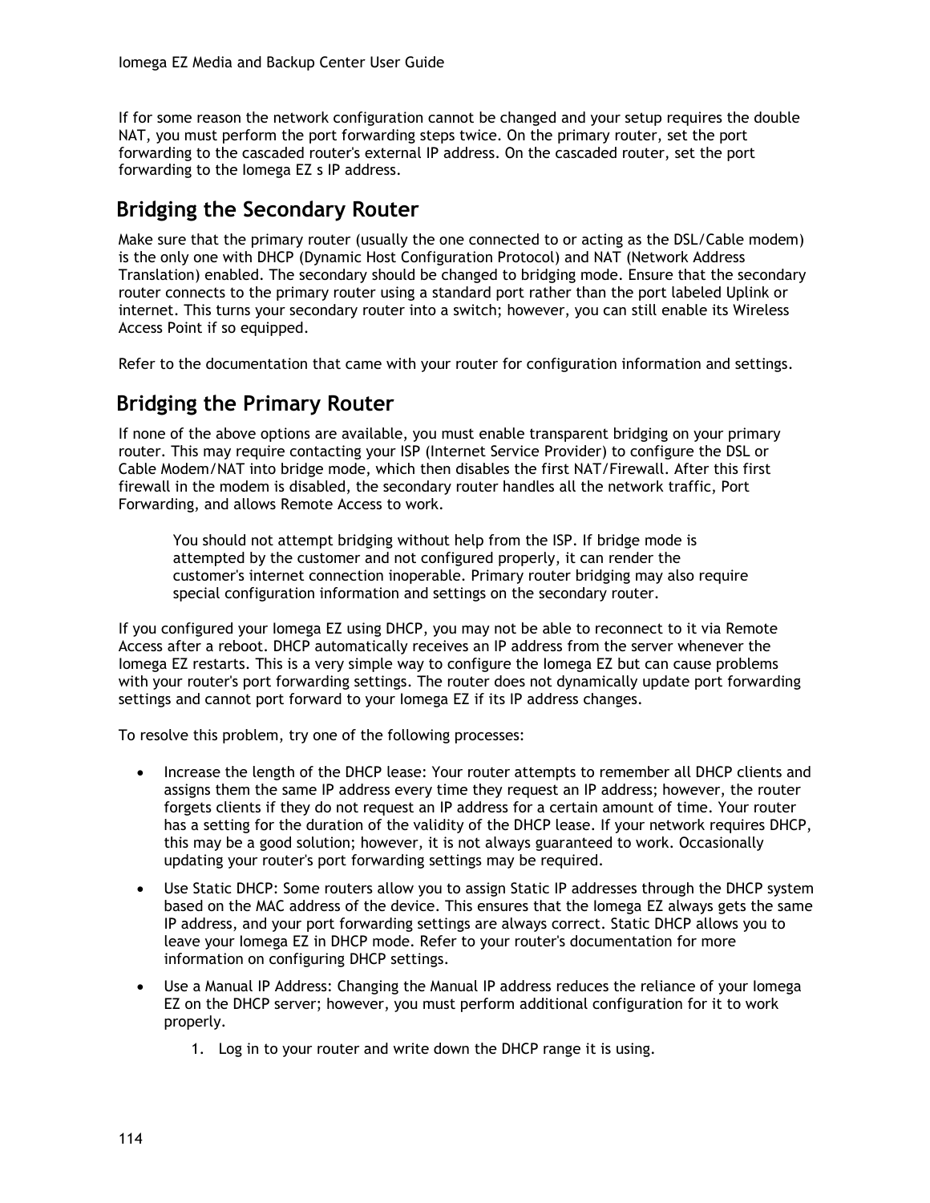If for some reason the network configuration cannot be changed and your setup requires the double NAT, you must perform the port forwarding steps twice. On the primary router, set the port forwarding to the cascaded router's external IP address. On the cascaded router, set the port forwarding to the Iomega EZ s IP address.

## Bridging the Secondary Router

Make sure that the primary router (usually the one connected to or acting as the DSL/Cable modem) is the only one with DHCP (Dynamic Host Configuration Protocol) and NAT (Network Address Translation) enabled. The secondary should be changed to bridging mode. Ensure that the secondary router connects to the primary router using a standard port rather than the port labeled Uplink or internet. This turns your secondary router into a switch; however, you can still enable its Wireless Access Point if so equipped.

Refer to the documentation that came with your router for configuration information and settings.

## Bridging the Primary Router

If none of the above options are available, you must enable transparent bridging on your primary router. This may require contacting your ISP (Internet Service Provider) to configure the DSL or Cable Modem/NAT into bridge mode, which then disables the first NAT/Firewall. After this first firewall in the modem is disabled, the secondary router handles all the network traffic, Port Forwarding, and allows Remote Access to work.

> You should not attempt bridging without help from the ISP. If bridge mode is attempted by the customer and not configured properly, it can render the customer's internet connection inoperable. Primary router bridging may also require special configuration information and settings on the secondary router.

If you configured your Iomega EZ using DHCP, you may not be able to reconnect to it via Remote Access after a reboot. DHCP automatically receives an IP address from the server whenever the Iomega EZ restarts. This is a very simple way to configure the Iomega EZ but can cause problems with your router's port forwarding settings. The router does not dynamically update port forwarding settings and cannot port forward to your Iomega EZ if its IP address changes.

To resolve this problem, try one of the following processes:

- Increase the length of the DHCP lease: Your router attempts to remember all DHCP clients and assigns them the same IP address every time they request an IP address; however, the router forgets clients if they do not request an IP address for a certain amount of time. Your router has a setting for the duration of the validity of the DHCP lease. If your network requires DHCP, this may be a good solution; however, it is not always guaranteed to work. Occasionally updating your router's port forwarding settings may be required.
- Use Static DHCP: Some routers allow you to assign Static IP addresses through the DHCP system based on the MAC address of the device. This ensures that the Iomega EZ always gets the same IP address, and your port forwarding settings are always correct. Static DHCP allows you to leave your Iomega EZ in DHCP mode. Refer to your router's documentation for more information on configuring DHCP settings.
- Use a Manual IP Address: Changing the Manual IP address reduces the reliance of your Iomega EZ on the DHCP server; however, you must perform additional configuration for it to work properly.
    1. Log in to your router and write down the DHCP range it is using.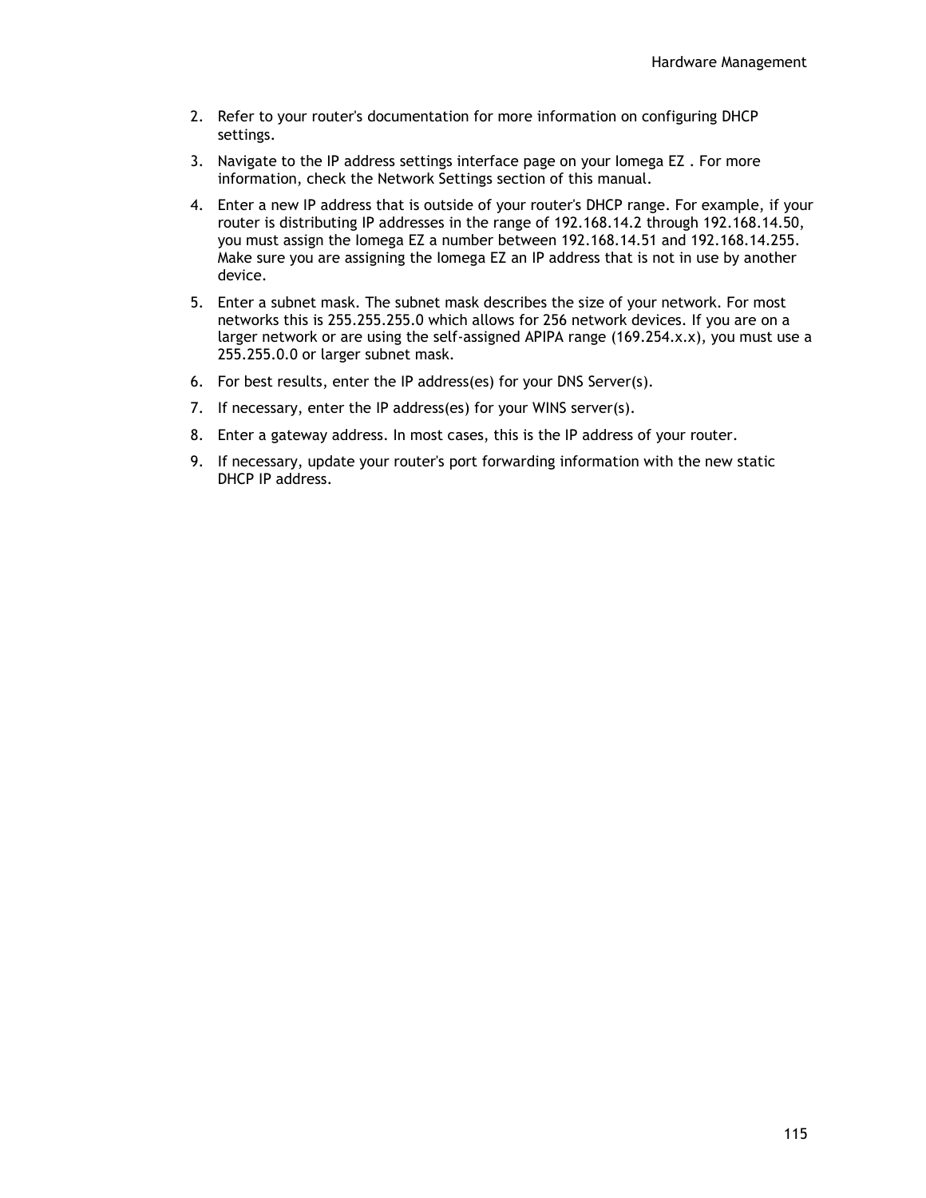2. Refer to your router's documentation for more information on configuring DHCP settings.
3. Navigate to the IP address settings interface page on your Iomega EZ . For more information, check the Network Settings section of this manual.
4. Enter a new IP address that is outside of your router's DHCP range. For example, if your router is distributing IP addresses in the range of 192.168.14.2 through 192.168.14.50, you must assign the Iomega EZ a number between 192.168.14.51 and 192.168.14.255. Make sure you are assigning the Iomega EZ an IP address that is not in use by another device.
5. Enter a subnet mask. The subnet mask describes the size of your network. For most networks this is 255.255.255.0 which allows for 256 network devices. If you are on a larger network or are using the self-assigned APIPA range (169.254.x.x), you must use a 255.255.0.0 or larger subnet mask.
6. For best results, enter the IP address(es) for your DNS Server(s).
7. If necessary, enter the IP address(es) for your WINS server(s).
8. Enter a gateway address. In most cases, this is the IP address of your router.
9. If necessary, update your router's port forwarding information with the new static DHCP IP address.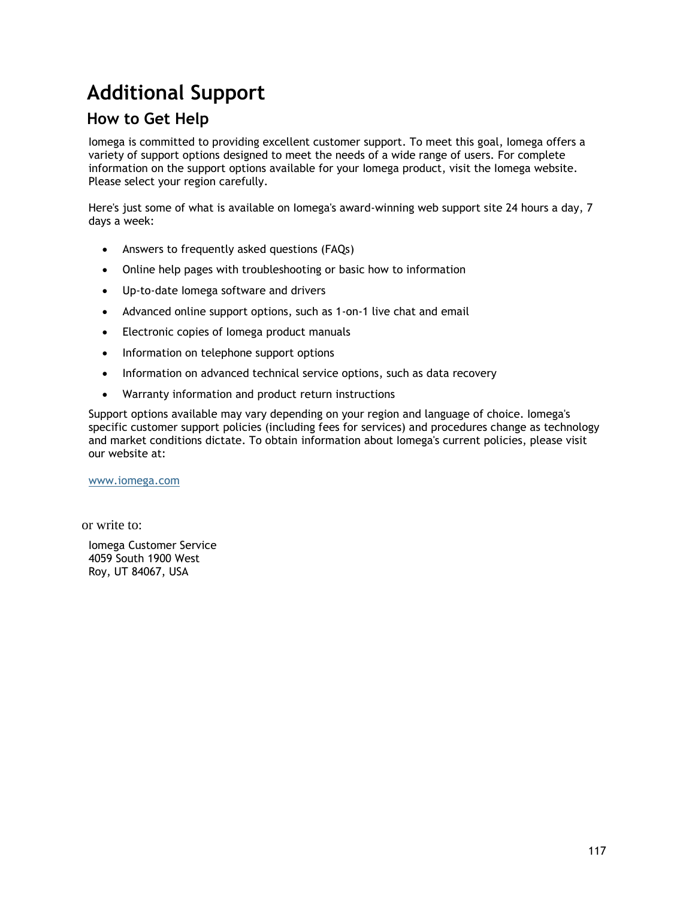# Additional Support

## How to Get Help

Iomega is committed to providing excellent customer support. To meet this goal, Iomega offers a variety of support options designed to meet the needs of a wide range of users. For complete information on the support options available for your Iomega product, visit the Iomega website. Please select your region carefully.

Here's just some of what is available on Iomega's award-winning web support site 24 hours a day, 7 days a week:

- Answers to frequently asked questions (FAQs)
- Online help pages with troubleshooting or basic how to information
- Up-to-date Iomega software and drivers
- Advanced online support options, such as 1-on-1 live chat and email
- Electronic copies of Iomega product manuals
- Information on telephone support options
- Information on advanced technical service options, such as data recovery
- Warranty information and product return instructions

Support options available may vary depending on your region and language of choice. Iomega's specific customer support policies (including fees for services) and procedures change as technology and market conditions dictate. To obtain information about Iomega's current policies, please visit our website at:

www.iomega.com

or write to:

Iomega Customer Service
4059 South 1900 West
Roy, UT 84067, USA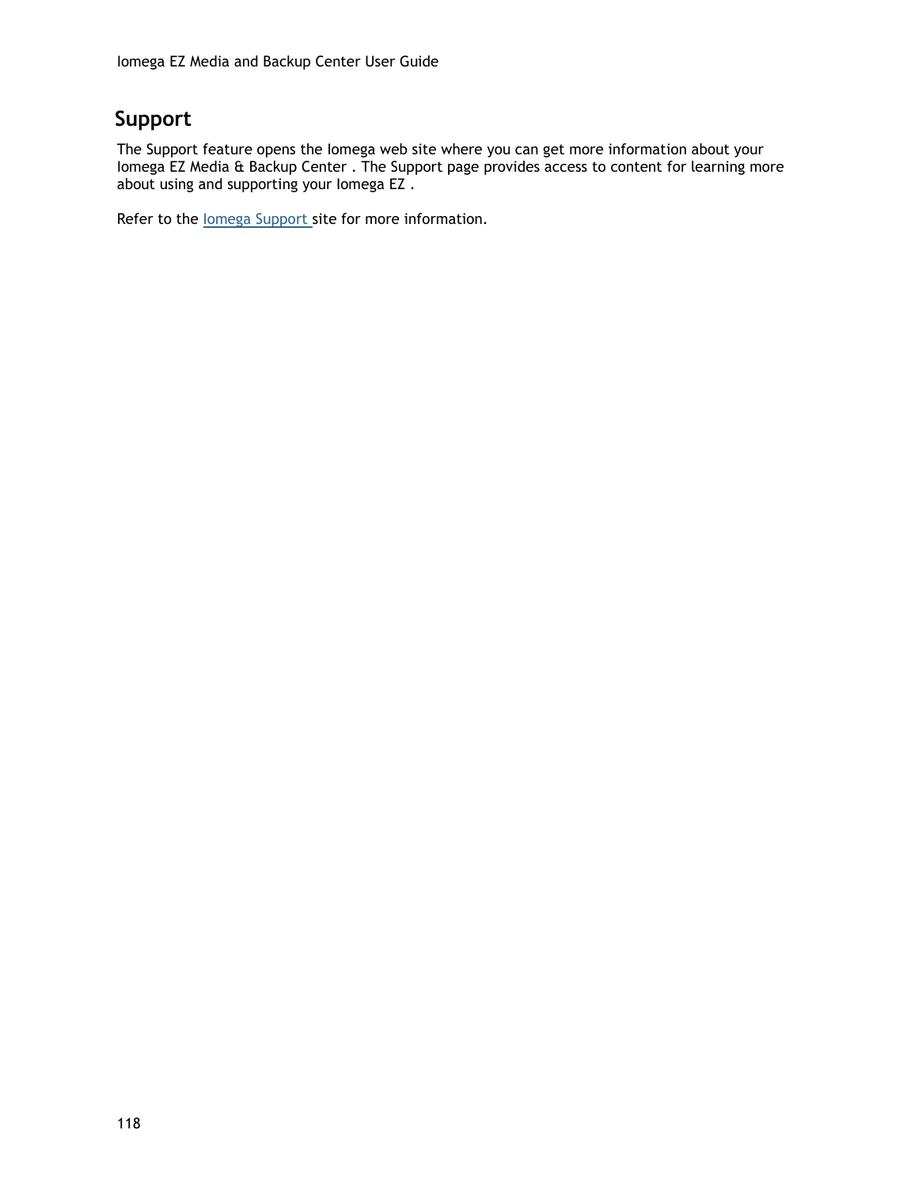## Support

The Support feature opens the Iomega web site where you can get more information about your Iomega EZ Media & Backup Center . The Support page provides access to content for learning more about using and supporting your Iomega EZ .

Refer to the Iomega Support site for more information.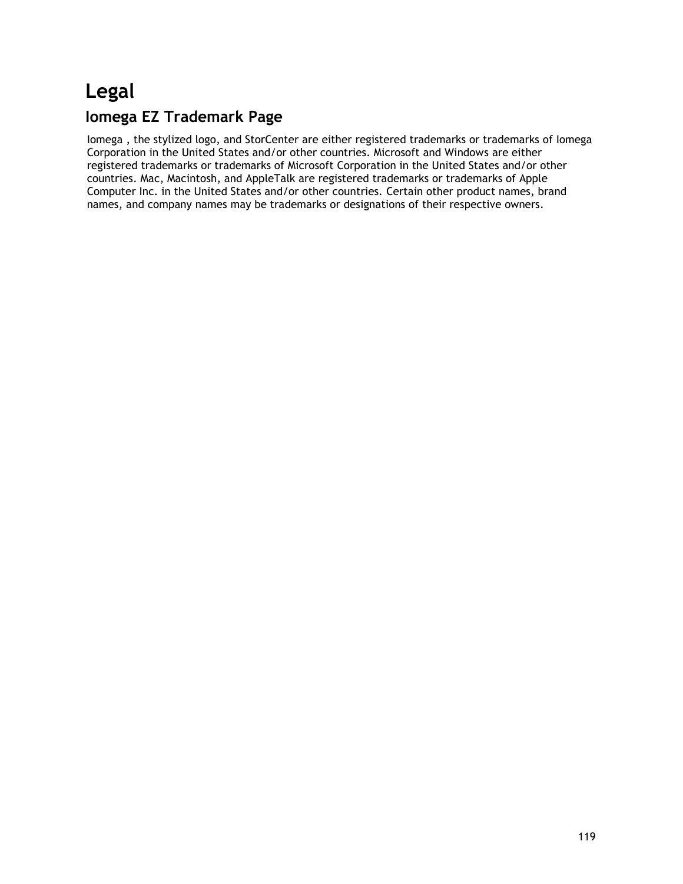# Legal

## Iomega EZ Trademark Page

Iomega , the stylized logo, and StorCenter are either registered trademarks or trademarks of Iomega Corporation in the United States and/or other countries. Microsoft and Windows are either registered trademarks or trademarks of Microsoft Corporation in the United States and/or other countries. Mac, Macintosh, and AppleTalk are registered trademarks or trademarks of Apple Computer Inc. in the United States and/or other countries. Certain other product names, brand names, and company names may be trademarks or designations of their respective owners.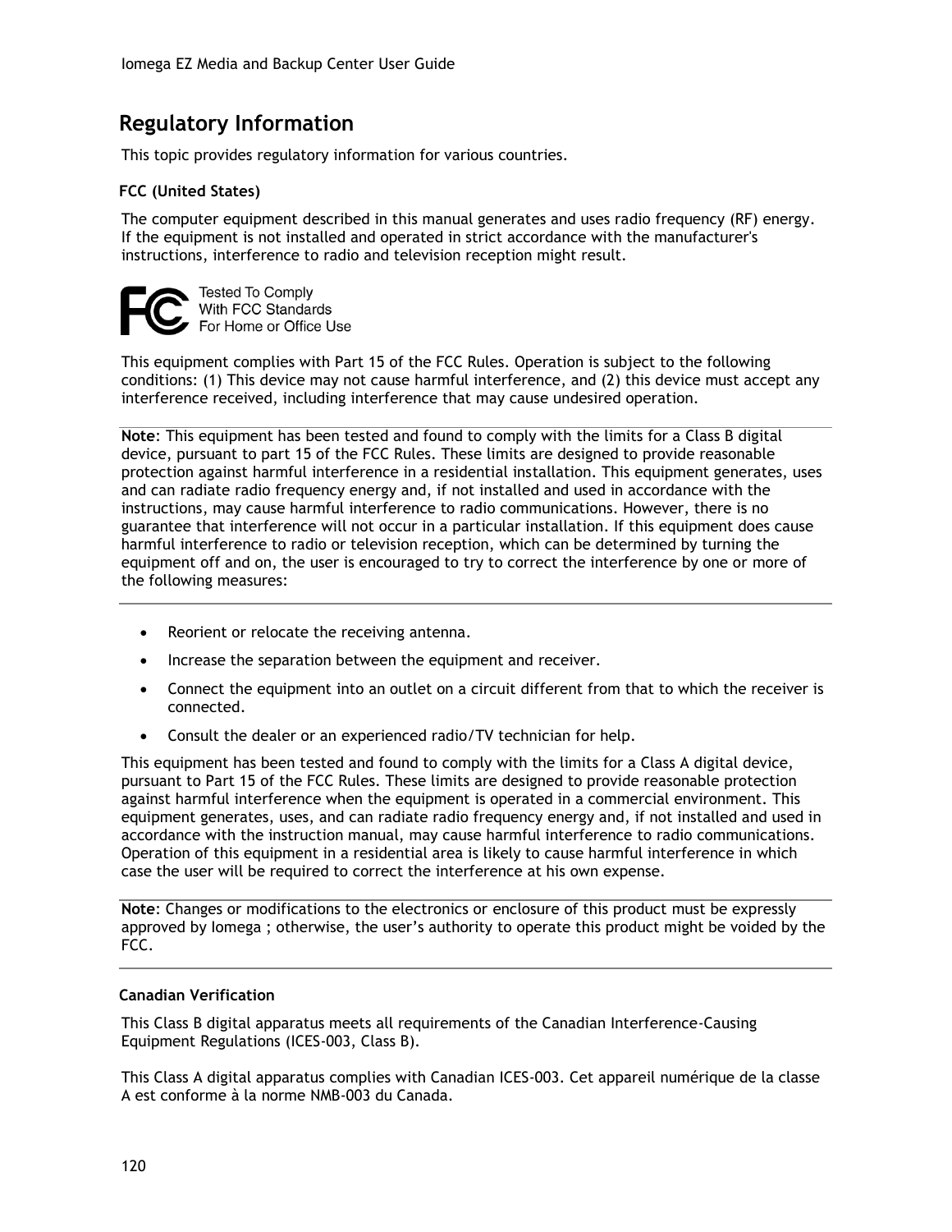## Regulatory Information

This topic provides regulatory information for various countries.

### FCC (United States)

The computer equipment described in this manual generates and uses radio frequency (RF) energy. If the equipment is not installed and operated in strict accordance with the manufacturer's instructions, interference to radio and television reception might result.

Tested To Comply
With FCC Standards
For Home or Office Use

This equipment complies with Part 15 of the FCC Rules. Operation is subject to the following conditions: (1) This device may not cause harmful interference, and (2) this device must accept any interference received, including interference that may cause undesired operation.

**Note**: This equipment has been tested and found to comply with the limits for a Class B digital device, pursuant to part 15 of the FCC Rules. These limits are designed to provide reasonable protection against harmful interference in a residential installation. This equipment generates, uses and can radiate radio frequency energy and, if not installed and used in accordance with the instructions, may cause harmful interference to radio communications. However, there is no guarantee that interference will not occur in a particular installation. If this equipment does cause harmful interference to radio or television reception, which can be determined by turning the equipment off and on, the user is encouraged to try to correct the interference by one or more of the following measures:

- Reorient or relocate the receiving antenna.
- Increase the separation between the equipment and receiver.
- Connect the equipment into an outlet on a circuit different from that to which the receiver is connected.
- Consult the dealer or an experienced radio/TV technician for help.

This equipment has been tested and found to comply with the limits for a Class A digital device, pursuant to Part 15 of the FCC Rules. These limits are designed to provide reasonable protection against harmful interference when the equipment is operated in a commercial environment. This equipment generates, uses, and can radiate radio frequency energy and, if not installed and used in accordance with the instruction manual, may cause harmful interference to radio communications. Operation of this equipment in a residential area is likely to cause harmful interference in which case the user will be required to correct the interference at his own expense.

**Note**: Changes or modifications to the electronics or enclosure of this product must be expressly approved by Iomega ; otherwise, the user's authority to operate this product might be voided by the FCC.

### Canadian Verification

This Class B digital apparatus meets all requirements of the Canadian Interference-Causing Equipment Regulations (ICES-003, Class B).

This Class A digital apparatus complies with Canadian ICES-003. Cet appareil numérique de la classe A est conforme à la norme NMB-003 du Canada.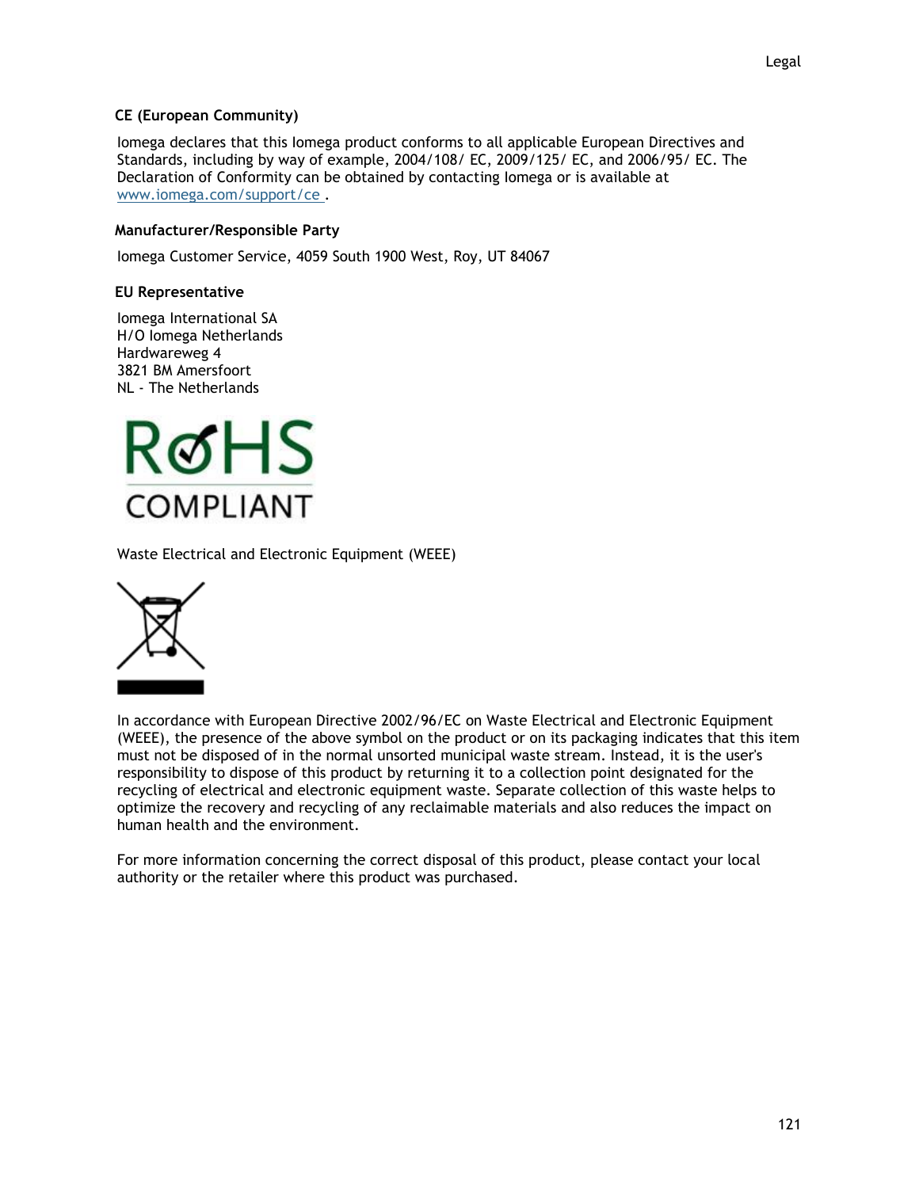### CE (European Community)

Iomega declares that this Iomega product conforms to all applicable European Directives and Standards, including by way of example, 2004/108/ EC, 2009/125/ EC, and 2006/95/ EC. The Declaration of Conformity can be obtained by contacting Iomega or is available at www.iomega.com/support/ce .

### Manufacturer/Responsible Party

Iomega Customer Service, 4059 South 1900 West, Roy, UT 84067

### EU Representative

Iomega International SA
H/O Iomega Netherlands
Hardwareweg 4
3821 BM Amersfoort
NL - The Netherlands

RoHS COMPLIANT

Waste Electrical and Electronic Equipment (WEEE)

In accordance with European Directive 2002/96/EC on Waste Electrical and Electronic Equipment (WEEE), the presence of the above symbol on the product or on its packaging indicates that this item must not be disposed of in the normal unsorted municipal waste stream. Instead, it is the user's responsibility to dispose of this product by returning it to a collection point designated for the recycling of electrical and electronic equipment waste. Separate collection of this waste helps to optimize the recovery and recycling of any reclaimable materials and also reduces the impact on human health and the environment.

For more information concerning the correct disposal of this product, please contact your local authority or the retailer where this product was purchased.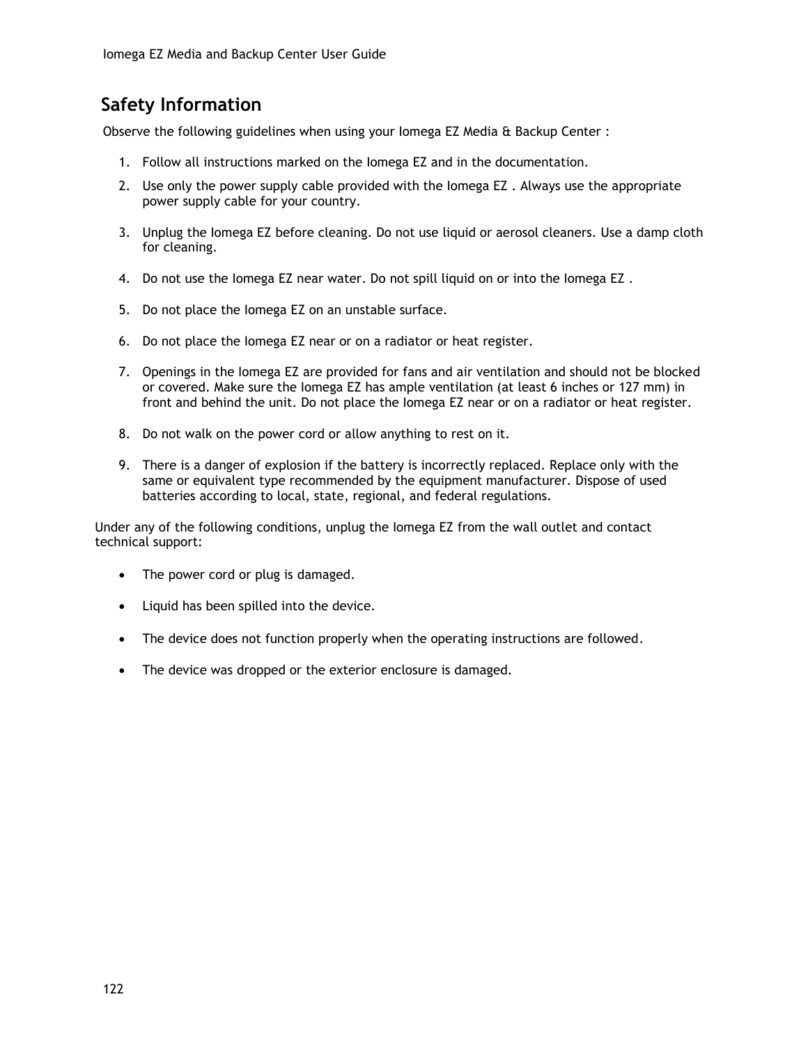## Safety Information

Observe the following guidelines when using your Iomega EZ Media & Backup Center :

1. Follow all instructions marked on the Iomega EZ and in the documentation.
2. Use only the power supply cable provided with the Iomega EZ . Always use the appropriate power supply cable for your country.
3. Unplug the Iomega EZ before cleaning. Do not use liquid or aerosol cleaners. Use a damp cloth for cleaning.
4. Do not use the Iomega EZ near water. Do not spill liquid on or into the Iomega EZ .
5. Do not place the Iomega EZ on an unstable surface.
6. Do not place the Iomega EZ near or on a radiator or heat register.
7. Openings in the Iomega EZ are provided for fans and air ventilation and should not be blocked or covered. Make sure the Iomega EZ has ample ventilation (at least 6 inches or 127 mm) in front and behind the unit. Do not place the Iomega EZ near or on a radiator or heat register.
8. Do not walk on the power cord or allow anything to rest on it.
9. There is a danger of explosion if the battery is incorrectly replaced. Replace only with the same or equivalent type recommended by the equipment manufacturer. Dispose of used batteries according to local, state, regional, and federal regulations.

Under any of the following conditions, unplug the Iomega EZ from the wall outlet and contact technical support:

- The power cord or plug is damaged.
- Liquid has been spilled into the device.
- The device does not function properly when the operating instructions are followed.
- The device was dropped or the exterior enclosure is damaged.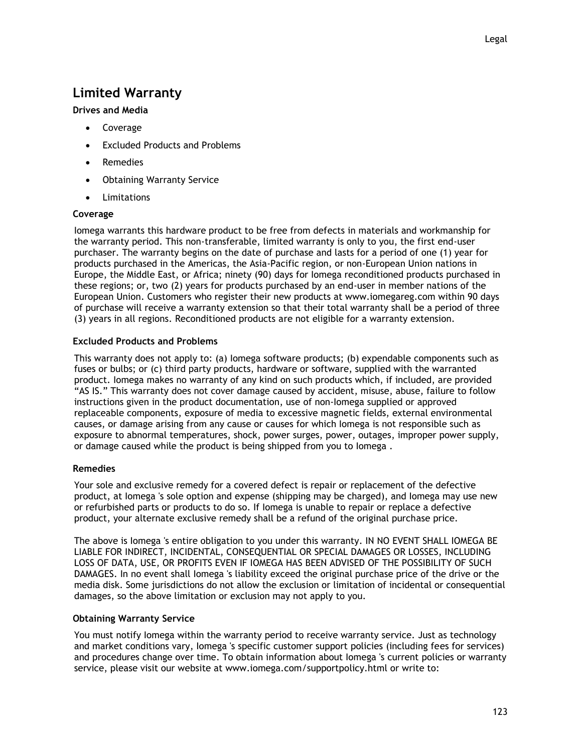## Limited Warranty

**Drives and Media**

- Coverage
- Excluded Products and Problems
- Remedies
- Obtaining Warranty Service
- Limitations

### Coverage

Iomega warrants this hardware product to be free from defects in materials and workmanship for the warranty period. This non-transferable, limited warranty is only to you, the first end-user purchaser. The warranty begins on the date of purchase and lasts for a period of one (1) year for products purchased in the Americas, the Asia-Pacific region, or non-European Union nations in Europe, the Middle East, or Africa; ninety (90) days for Iomega reconditioned products purchased in these regions; or, two (2) years for products purchased by an end-user in member nations of the European Union. Customers who register their new products at www.iomegareg.com within 90 days of purchase will receive a warranty extension so that their total warranty shall be a period of three (3) years in all regions. Reconditioned products are not eligible for a warranty extension.

### Excluded Products and Problems

This warranty does not apply to: (a) Iomega software products; (b) expendable components such as fuses or bulbs; or (c) third party products, hardware or software, supplied with the warranted product. Iomega makes no warranty of any kind on such products which, if included, are provided "AS IS." This warranty does not cover damage caused by accident, misuse, abuse, failure to follow instructions given in the product documentation, use of non-Iomega supplied or approved replaceable components, exposure of media to excessive magnetic fields, external environmental causes, or damage arising from any cause or causes for which Iomega is not responsible such as exposure to abnormal temperatures, shock, power surges, power, outages, improper power supply, or damage caused while the product is being shipped from you to Iomega .

### Remedies

Your sole and exclusive remedy for a covered defect is repair or replacement of the defective product, at Iomega 's sole option and expense (shipping may be charged), and Iomega may use new or refurbished parts or products to do so. If Iomega is unable to repair or replace a defective product, your alternate exclusive remedy shall be a refund of the original purchase price.

The above is Iomega 's entire obligation to you under this warranty. IN NO EVENT SHALL IOMEGA BE LIABLE FOR INDIRECT, INCIDENTAL, CONSEQUENTIAL OR SPECIAL DAMAGES OR LOSSES, INCLUDING LOSS OF DATA, USE, OR PROFITS EVEN IF IOMEGA HAS BEEN ADVISED OF THE POSSIBILITY OF SUCH DAMAGES. In no event shall Iomega 's liability exceed the original purchase price of the drive or the media disk. Some jurisdictions do not allow the exclusion or limitation of incidental or consequential damages, so the above limitation or exclusion may not apply to you.

### Obtaining Warranty Service

You must notify Iomega within the warranty period to receive warranty service. Just as technology and market conditions vary, Iomega 's specific customer support policies (including fees for services) and procedures change over time. To obtain information about Iomega 's current policies or warranty service, please visit our website at www.iomega.com/supportpolicy.html or write to: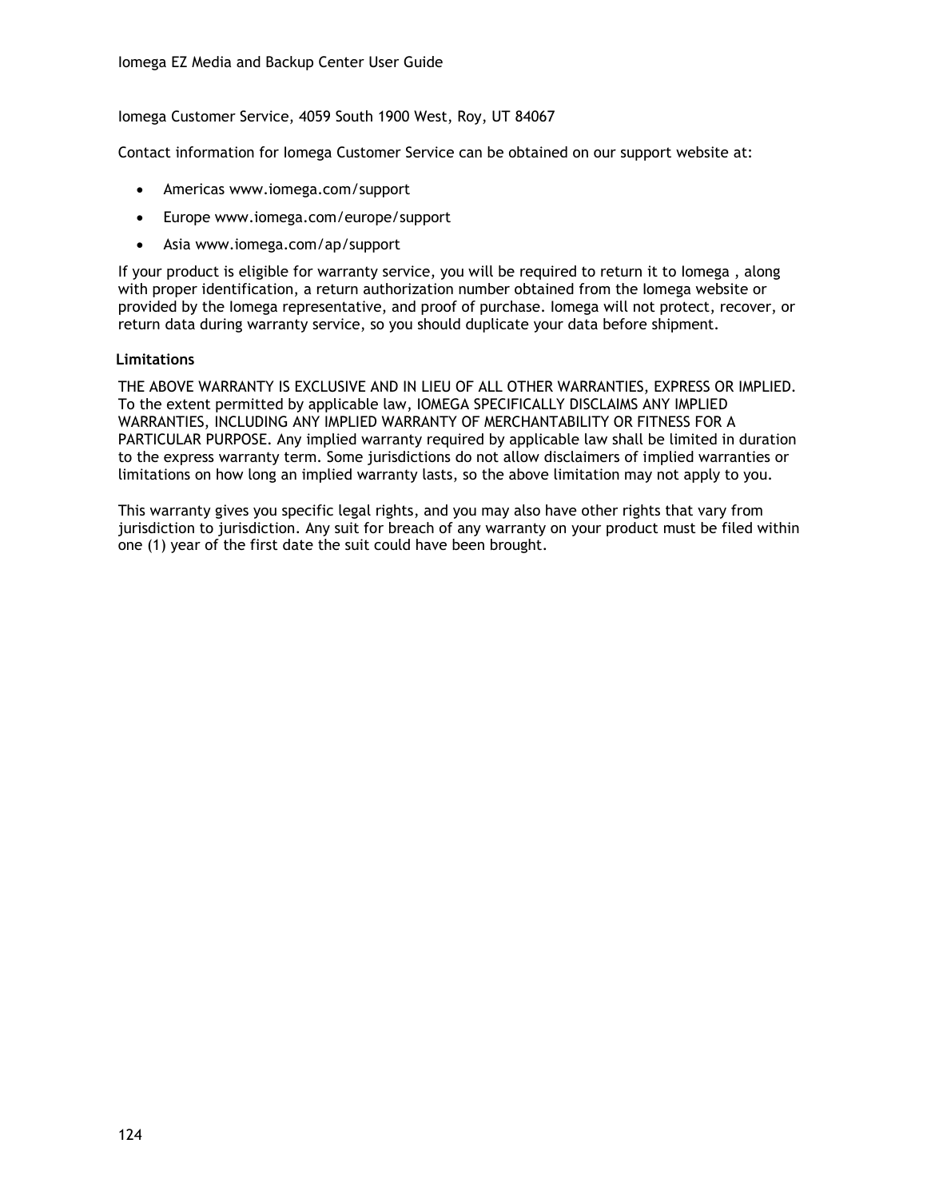Iomega Customer Service, 4059 South 1900 West, Roy, UT 84067

Contact information for Iomega Customer Service can be obtained on our support website at:

- Americas www.iomega.com/support
- Europe www.iomega.com/europe/support
- Asia www.iomega.com/ap/support

If your product is eligible for warranty service, you will be required to return it to Iomega , along with proper identification, a return authorization number obtained from the Iomega website or provided by the Iomega representative, and proof of purchase. Iomega will not protect, recover, or return data during warranty service, so you should duplicate your data before shipment.

**Limitations**

THE ABOVE WARRANTY IS EXCLUSIVE AND IN LIEU OF ALL OTHER WARRANTIES, EXPRESS OR IMPLIED. To the extent permitted by applicable law, IOMEGA SPECIFICALLY DISCLAIMS ANY IMPLIED WARRANTIES, INCLUDING ANY IMPLIED WARRANTY OF MERCHANTABILITY OR FITNESS FOR A PARTICULAR PURPOSE. Any implied warranty required by applicable law shall be limited in duration to the express warranty term. Some jurisdictions do not allow disclaimers of implied warranties or limitations on how long an implied warranty lasts, so the above limitation may not apply to you.

This warranty gives you specific legal rights, and you may also have other rights that vary from jurisdiction to jurisdiction. Any suit for breach of any warranty on your product must be filed within one (1) year of the first date the suit could have been brought.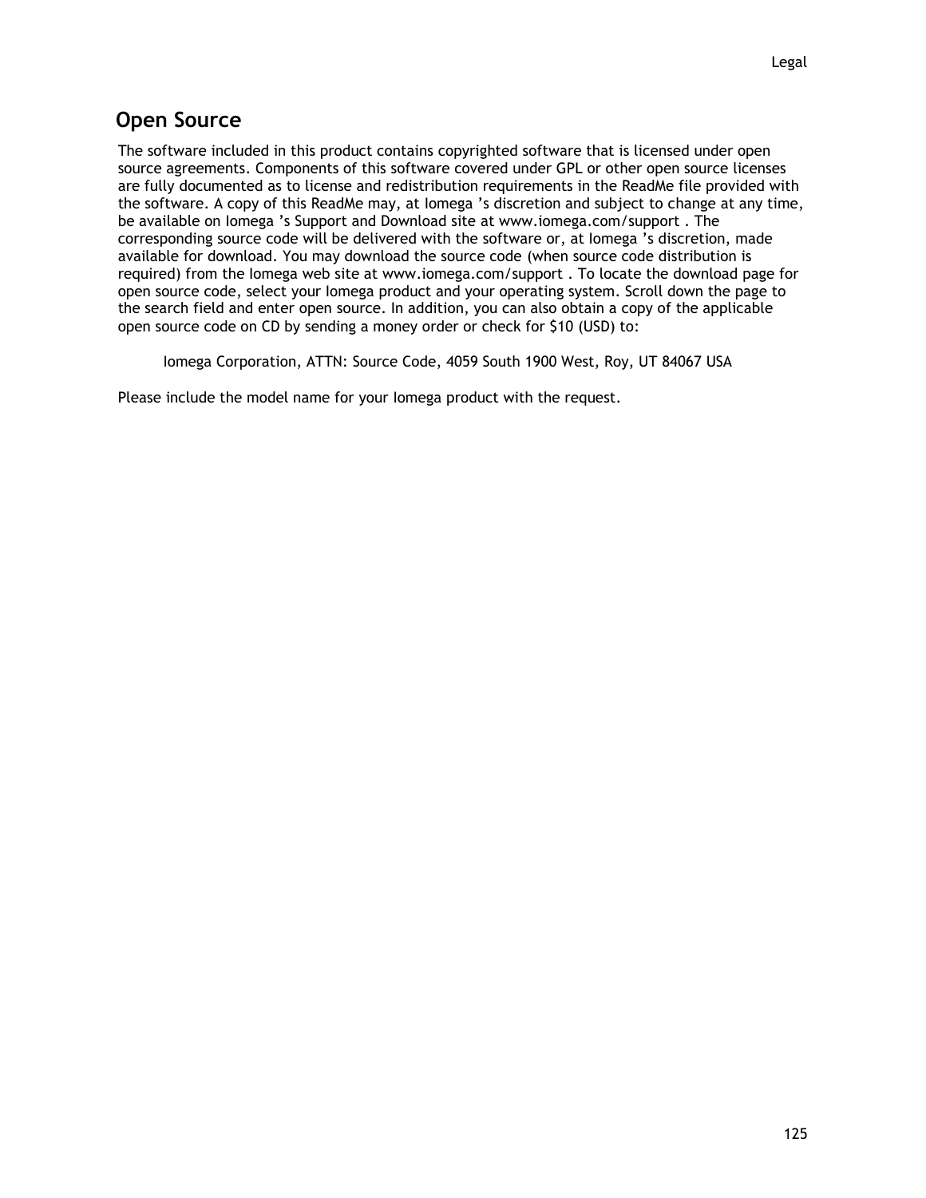## Open Source

The software included in this product contains copyrighted software that is licensed under open source agreements. Components of this software covered under GPL or other open source licenses are fully documented as to license and redistribution requirements in the ReadMe file provided with the software. A copy of this ReadMe may, at Iomega 's discretion and subject to change at any time, be available on Iomega 's Support and Download site at www.iomega.com/support . The corresponding source code will be delivered with the software or, at Iomega 's discretion, made available for download. You may download the source code (when source code distribution is required) from the Iomega web site at www.iomega.com/support . To locate the download page for open source code, select your Iomega product and your operating system. Scroll down the page to the search field and enter open source. In addition, you can also obtain a copy of the applicable open source code on CD by sending a money order or check for $10 (USD) to:

Iomega Corporation, ATTN: Source Code, 4059 South 1900 West, Roy, UT 84067 USA

Please include the model name for your Iomega product with the request.